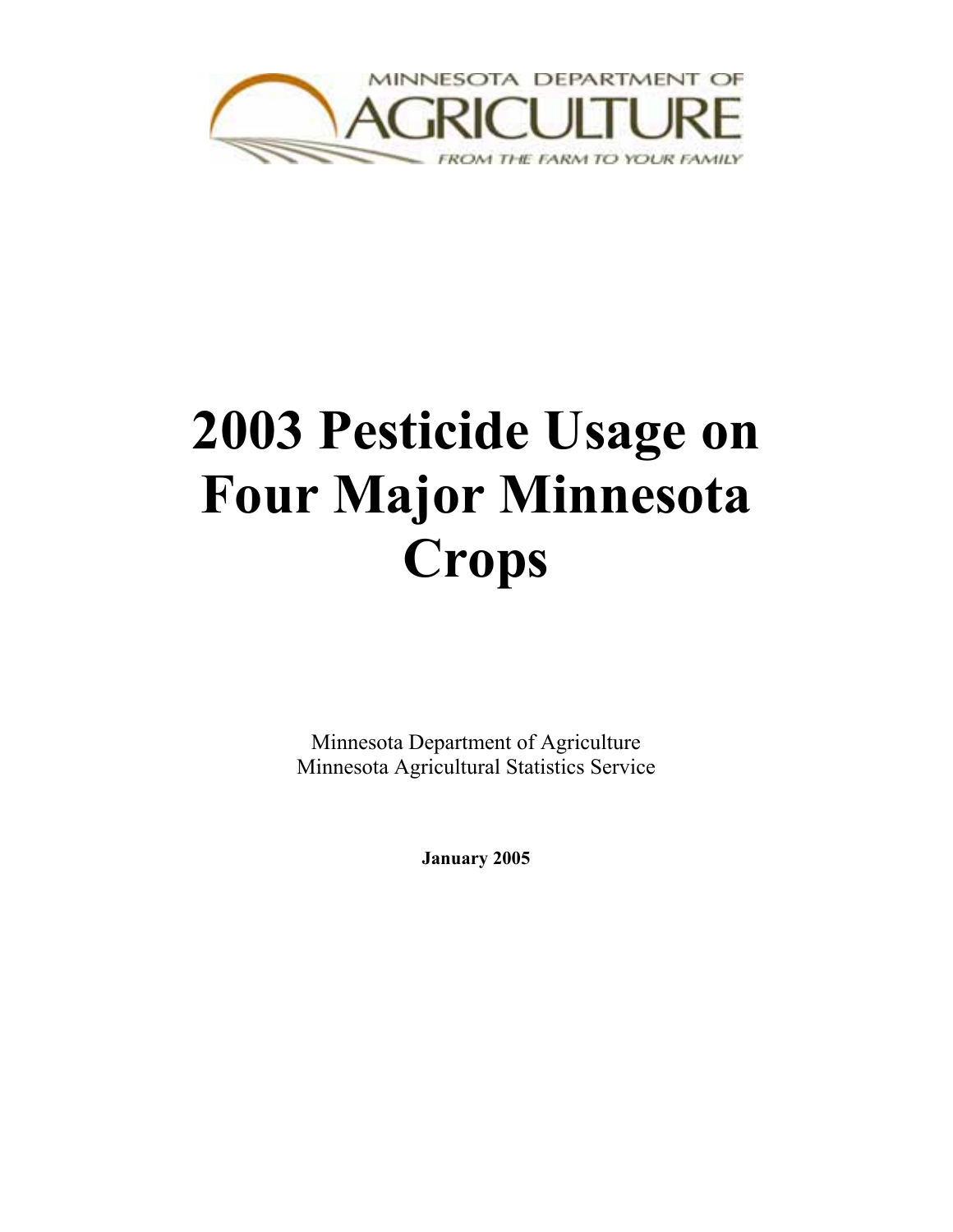MINNESOTA DEPARTMENT OF AGRICULTURE

FROM THE FARM TO YOUR FAMILY

# 2003 Pesticide Usage on Four Major Minnesota Crops

Minnesota Department of Agriculture
Minnesota Agricultural Statistics Service

**January 2005**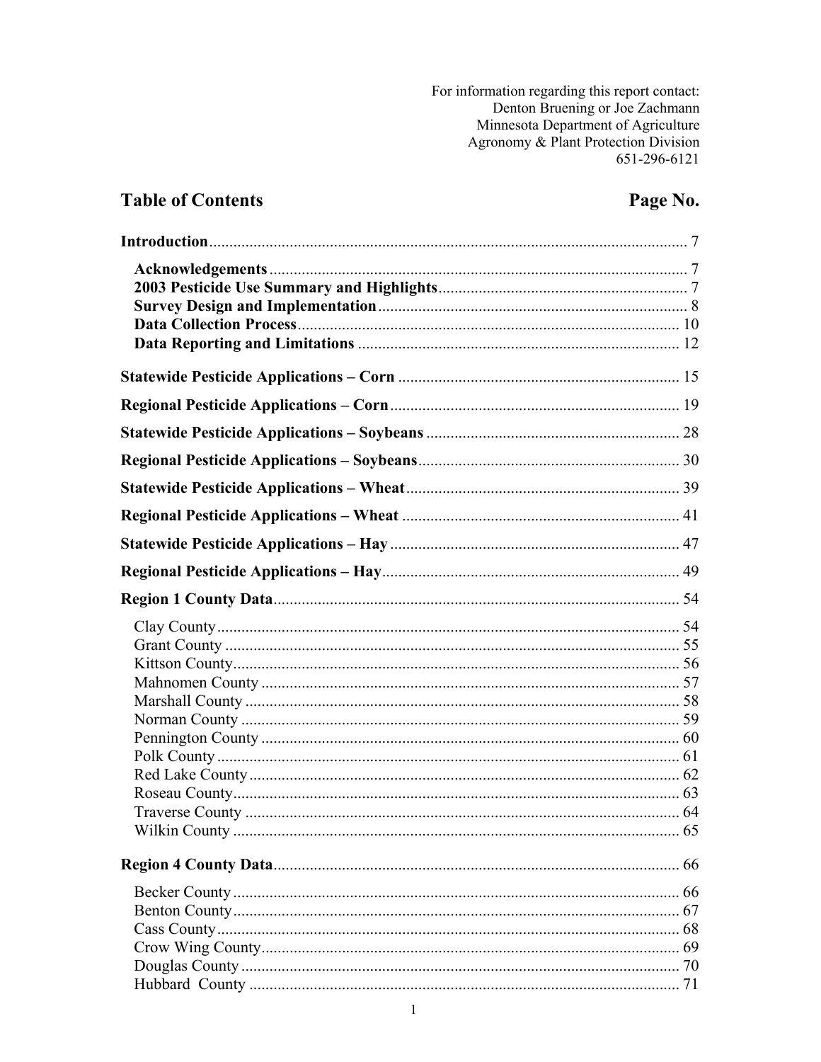For information regarding this report contact:
Denton Bruening or Joe Zachmann
Minnesota Department of Agriculture
Agronomy & Plant Protection Division
651-296-6121

## Table of Contents

| | Page No. |
|---|---|
| **Introduction** | 7 |
| **Acknowledgements** | 7 |
| **2003 Pesticide Use Summary and Highlights** | 7 |
| **Survey Design and Implementation** | 8 |
| **Data Collection Process** | 10 |
| **Data Reporting and Limitations** | 12 |
| **Statewide Pesticide Applications – Corn** | 15 |
| **Regional Pesticide Applications – Corn** | 19 |
| **Statewide Pesticide Applications – Soybeans** | 28 |
| **Regional Pesticide Applications – Soybeans** | 30 |
| **Statewide Pesticide Applications – Wheat** | 39 |
| **Regional Pesticide Applications – Wheat** | 41 |
| **Statewide Pesticide Applications – Hay** | 47 |
| **Regional Pesticide Applications – Hay** | 49 |
| **Region 1 County Data** | 54 |
| Clay County | 54 |
| Grant County | 55 |
| Kittson County | 56 |
| Mahnomen County | 57 |
| Marshall County | 58 |
| Norman County | 59 |
| Pennington County | 60 |
| Polk County | 61 |
| Red Lake County | 62 |
| Roseau County | 63 |
| Traverse County | 64 |
| Wilkin County | 65 |
| **Region 4 County Data** | 66 |
| Becker County | 66 |
| Benton County | 67 |
| Cass County | 68 |
| Crow Wing County | 69 |
| Douglas County | 70 |
| Hubbard County | 71 |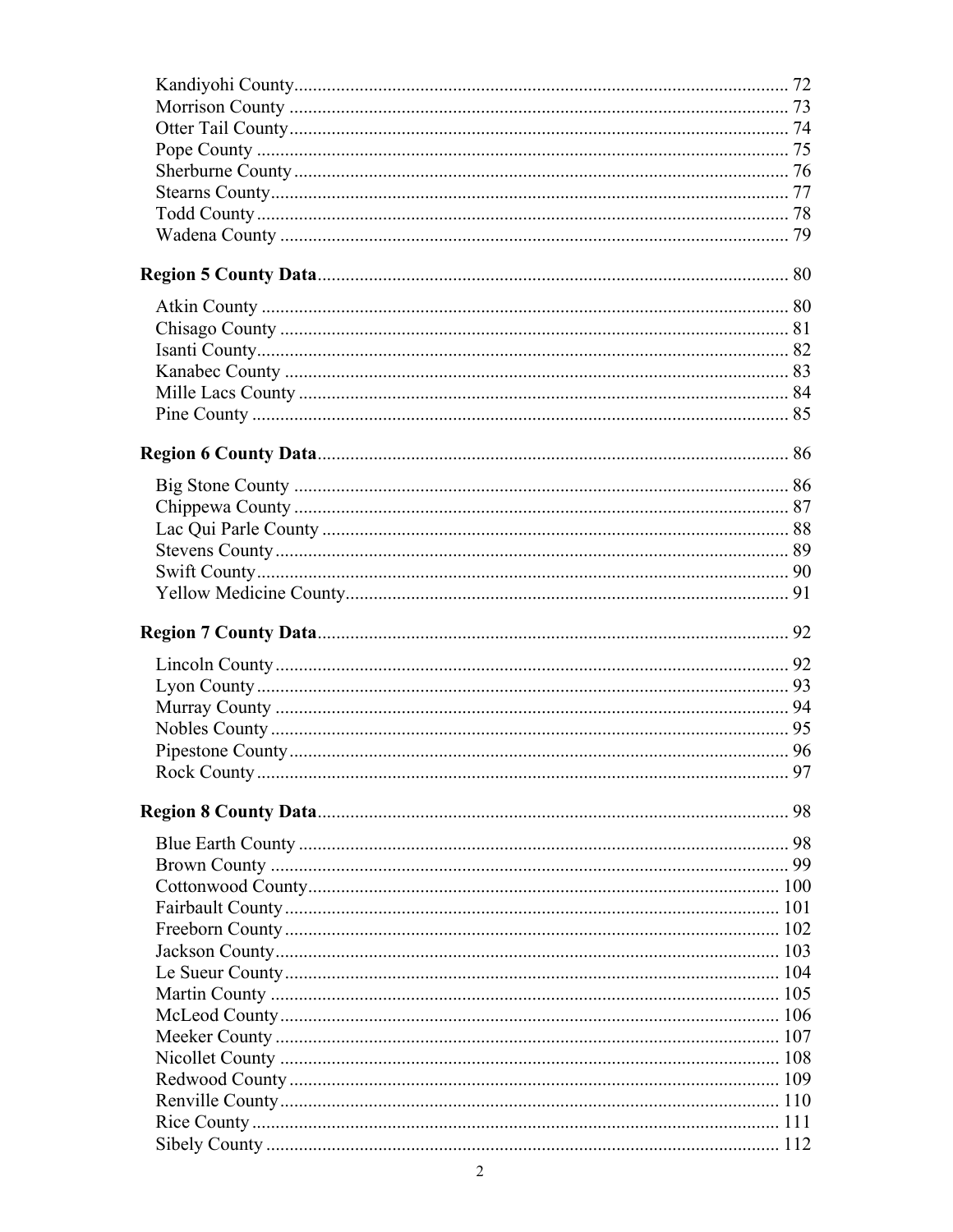Kandiyohi County ........................................................................................................ 72
Morrison County ......................................................................................................... 73
Otter Tail County ........................................................................................................ 74
Pope County ............................................................................................................... 75
Sherburne County ....................................................................................................... 76
Stearns County ............................................................................................................ 77
Todd County ............................................................................................................... 78
Wadena County ........................................................................................................... 79

**Region 5 County Data** .................................................................................................. 80

Atkin County ............................................................................................................... 80
Chisago County ........................................................................................................... 81
Isanti County ................................................................................................................ 82
Kanabec County .......................................................................................................... 83
Mille Lacs County ....................................................................................................... 84
Pine County ................................................................................................................. 85

**Region 6 County Data** .................................................................................................. 86

Big Stone County ........................................................................................................ 86
Chippewa County ........................................................................................................ 87
Lac Qui Parle County .................................................................................................. 88
Stevens County ............................................................................................................ 89
Swift County ................................................................................................................ 90
Yellow Medicine County ............................................................................................. 91

**Region 7 County Data** .................................................................................................. 92

Lincoln County ............................................................................................................ 92
Lyon County ................................................................................................................ 93
Murray County ............................................................................................................ 94
Nobles County ............................................................................................................. 95
Pipestone County ......................................................................................................... 96
Rock County ................................................................................................................ 97

**Region 8 County Data** .................................................................................................. 98

Blue Earth County ....................................................................................................... 98
Brown County ............................................................................................................. 99
Cottonwood County .................................................................................................... 100
Fairbault County ......................................................................................................... 101
Freeborn County ......................................................................................................... 102
Jackson County ........................................................................................................... 103
Le Sueur County ......................................................................................................... 104
Martin County ............................................................................................................ 105
McLeod County .......................................................................................................... 106
Meeker County ........................................................................................................... 107
Nicollet County .......................................................................................................... 108
Redwood County ........................................................................................................ 109
Renville County .......................................................................................................... 110
Rice County ................................................................................................................ 111
Sibely County ............................................................................................................. 112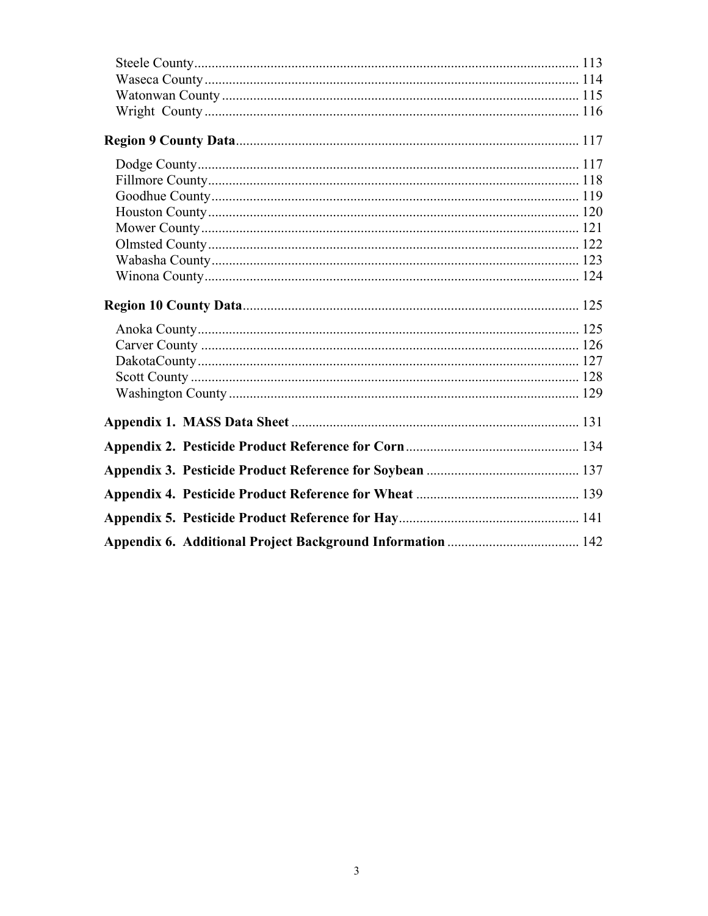Steele County ... 113
Waseca County ... 114
Watonwan County ... 115
Wright County ... 116

**Region 9 County Data** ... 117

Dodge County ... 117
Fillmore County ... 118
Goodhue County ... 119
Houston County ... 120
Mower County ... 121
Olmsted County ... 122
Wabasha County ... 123
Winona County ... 124

**Region 10 County Data** ... 125

Anoka County ... 125
Carver County ... 126
DakotaCounty ... 127
Scott County ... 128
Washington County ... 129

**Appendix 1. MASS Data Sheet** ... 131

**Appendix 2. Pesticide Product Reference for Corn** ... 134

**Appendix 3. Pesticide Product Reference for Soybean** ... 137

**Appendix 4. Pesticide Product Reference for Wheat** ... 139

**Appendix 5. Pesticide Product Reference for Hay** ... 141

**Appendix 6. Additional Project Background Information** ... 142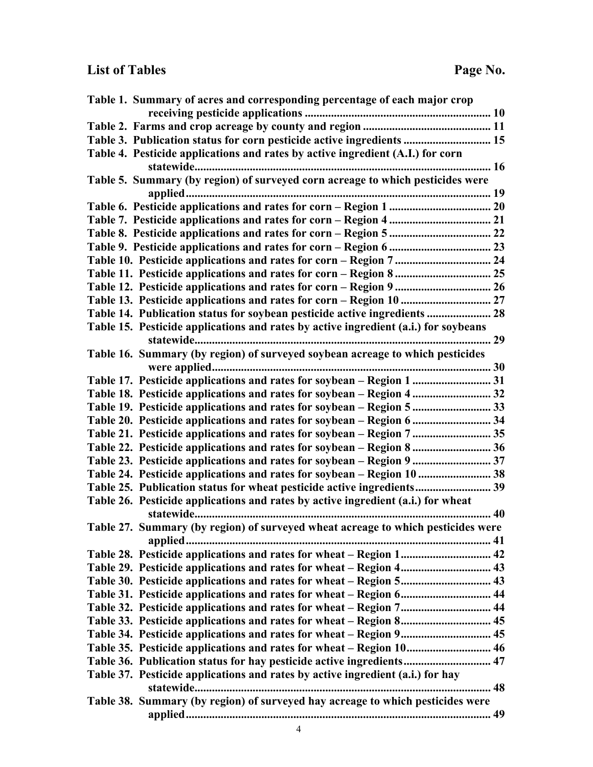## List of Tables

| | Page No. |
|---|---|
| Table 1. Summary of acres and corresponding percentage of each major crop receiving pesticide applications | 10 |
| Table 2. Farms and crop acreage by county and region | 11 |
| Table 3. Publication status for corn pesticide active ingredients | 15 |
| Table 4. Pesticide applications and rates by active ingredient (A.I.) for corn statewide | 16 |
| Table 5. Summary (by region) of surveyed corn acreage to which pesticides were applied | 19 |
| Table 6. Pesticide applications and rates for corn – Region 1 | 20 |
| Table 7. Pesticide applications and rates for corn – Region 4 | 21 |
| Table 8. Pesticide applications and rates for corn – Region 5 | 22 |
| Table 9. Pesticide applications and rates for corn – Region 6 | 23 |
| Table 10. Pesticide applications and rates for corn – Region 7 | 24 |
| Table 11. Pesticide applications and rates for corn – Region 8 | 25 |
| Table 12. Pesticide applications and rates for corn – Region 9 | 26 |
| Table 13. Pesticide applications and rates for corn – Region 10 | 27 |
| Table 14. Publication status for soybean pesticide active ingredients | 28 |
| Table 15. Pesticide applications and rates by active ingredient (a.i.) for soybeans statewide | 29 |
| Table 16. Summary (by region) of surveyed soybean acreage to which pesticides were applied | 30 |
| Table 17. Pesticide applications and rates for soybean – Region 1 | 31 |
| Table 18. Pesticide applications and rates for soybean – Region 4 | 32 |
| Table 19. Pesticide applications and rates for soybean – Region 5 | 33 |
| Table 20. Pesticide applications and rates for soybean – Region 6 | 34 |
| Table 21. Pesticide applications and rates for soybean – Region 7 | 35 |
| Table 22. Pesticide applications and rates for soybean – Region 8 | 36 |
| Table 23. Pesticide applications and rates for soybean – Region 9 | 37 |
| Table 24. Pesticide applications and rates for soybean – Region 10 | 38 |
| Table 25. Publication status for wheat pesticide active ingredients | 39 |
| Table 26. Pesticide applications and rates by active ingredient (a.i.) for wheat statewide | 40 |
| Table 27. Summary (by region) of surveyed wheat acreage to which pesticides were applied | 41 |
| Table 28. Pesticide applications and rates for wheat – Region 1 | 42 |
| Table 29. Pesticide applications and rates for wheat – Region 4 | 43 |
| Table 30. Pesticide applications and rates for wheat – Region 5 | 43 |
| Table 31. Pesticide applications and rates for wheat – Region 6 | 44 |
| Table 32. Pesticide applications and rates for wheat – Region 7 | 44 |
| Table 33. Pesticide applications and rates for wheat – Region 8 | 45 |
| Table 34. Pesticide applications and rates for wheat – Region 9 | 45 |
| Table 35. Pesticide applications and rates for wheat – Region 10 | 46 |
| Table 36. Publication status for hay pesticide active ingredients | 47 |
| Table 37. Pesticide applications and rates by active ingredient (a.i.) for hay statewide | 48 |
| Table 38. Summary (by region) of surveyed hay acreage to which pesticides were applied | 49 |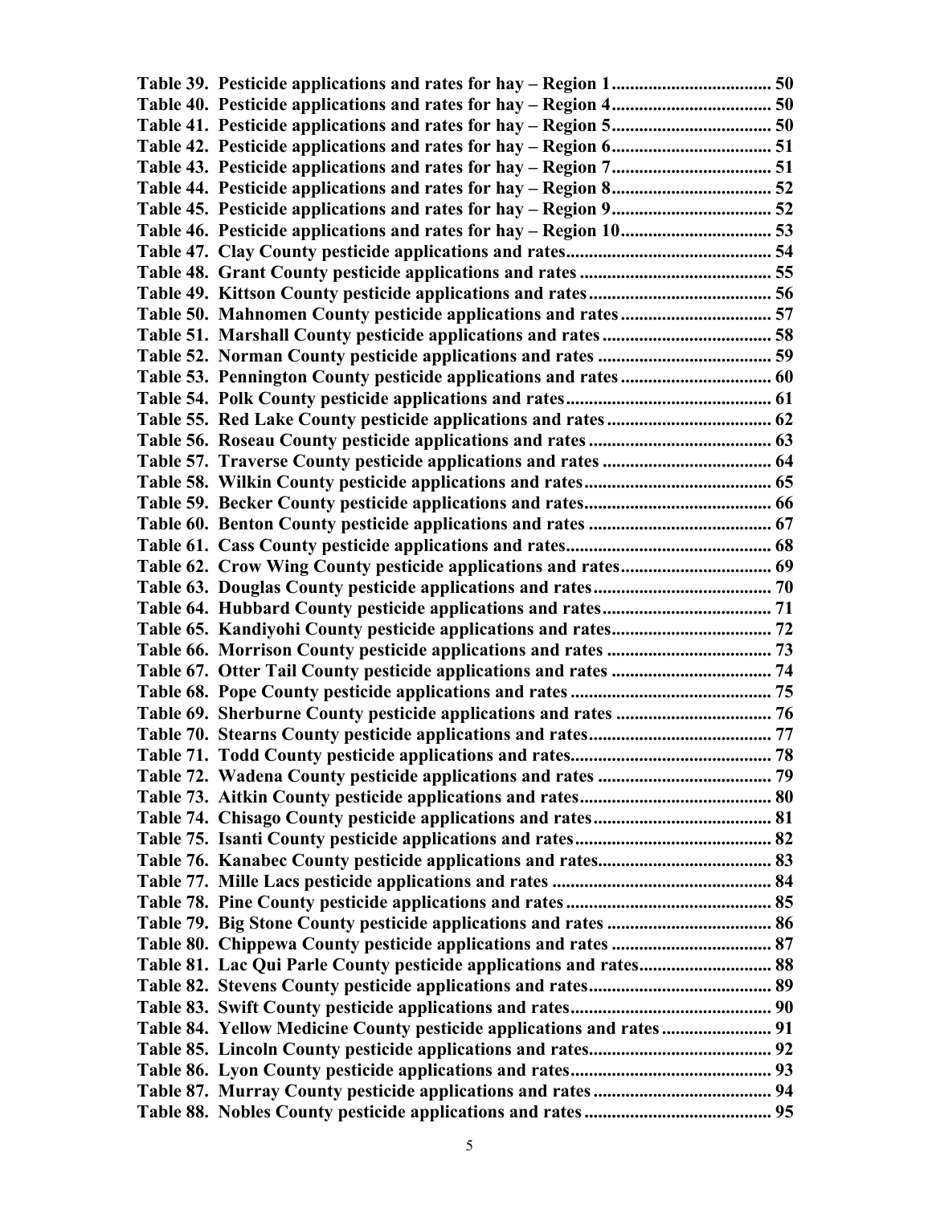**Table 39. Pesticide applications and rates for hay – Region 1 .................................. 50**
**Table 40. Pesticide applications and rates for hay – Region 4 .................................. 50**
**Table 41. Pesticide applications and rates for hay – Region 5 .................................. 50**
**Table 42. Pesticide applications and rates for hay – Region 6 .................................. 51**
**Table 43. Pesticide applications and rates for hay – Region 7 .................................. 51**
**Table 44. Pesticide applications and rates for hay – Region 8 .................................. 52**
**Table 45. Pesticide applications and rates for hay – Region 9 .................................. 52**
**Table 46. Pesticide applications and rates for hay – Region 10 ................................ 53**
**Table 47. Clay County pesticide applications and rates ............................................ 54**
**Table 48. Grant County pesticide applications and rates .......................................... 55**
**Table 49. Kittson County pesticide applications and rates ........................................ 56**
**Table 50. Mahnomen County pesticide applications and rates ................................. 57**
**Table 51. Marshall County pesticide applications and rates ..................................... 58**
**Table 52. Norman County pesticide applications and rates ...................................... 59**
**Table 53. Pennington County pesticide applications and rates ................................. 60**
**Table 54. Polk County pesticide applications and rates ............................................ 61**
**Table 55. Red Lake County pesticide applications and rates .................................... 62**
**Table 56. Roseau County pesticide applications and rates ........................................ 63**
**Table 57. Traverse County pesticide applications and rates ..................................... 64**
**Table 58. Wilkin County pesticide applications and rates ......................................... 65**
**Table 59. Becker County pesticide applications and rates ......................................... 66**
**Table 60. Benton County pesticide applications and rates ........................................ 67**
**Table 61. Cass County pesticide applications and rates ............................................. 68**
**Table 62. Crow Wing County pesticide applications and rates ................................. 69**
**Table 63. Douglas County pesticide applications and rates ....................................... 70**
**Table 64. Hubbard County pesticide applications and rates ...................................... 71**
**Table 65. Kandiyohi County pesticide applications and rates ................................... 72**
**Table 66. Morrison County pesticide applications and rates ..................................... 73**
**Table 67. Otter Tail County pesticide applications and rates .................................... 74**
**Table 68. Pope County pesticide applications and rates ............................................ 75**
**Table 69. Sherburne County pesticide applications and rates ................................... 76**
**Table 70. Stearns County pesticide applications and rates ........................................ 77**
**Table 71. Todd County pesticide applications and rates ............................................ 78**
**Table 72. Wadena County pesticide applications and rates ....................................... 79**
**Table 73. Aitkin County pesticide applications and rates .......................................... 80**
**Table 74. Chisago County pesticide applications and rates ....................................... 81**
**Table 75. Isanti County pesticide applications and rates ........................................... 82**
**Table 76. Kanabec County pesticide applications and rates ...................................... 83**
**Table 77. Mille Lacs pesticide applications and rates ................................................ 84**
**Table 78. Pine County pesticide applications and rates ............................................. 85**
**Table 79. Big Stone County pesticide applications and rates .................................... 86**
**Table 80. Chippewa County pesticide applications and rates ................................... 87**
**Table 81. Lac Qui Parle County pesticide applications and rates ............................. 88**
**Table 82. Stevens County pesticide applications and rates ........................................ 89**
**Table 83. Swift County pesticide applications and rates ............................................ 90**
**Table 84. Yellow Medicine County pesticide applications and rates ........................ 91**
**Table 85. Lincoln County pesticide applications and rates ........................................ 92**
**Table 86. Lyon County pesticide applications and rates ............................................ 93**
**Table 87. Murray County pesticide applications and rates ....................................... 94**
**Table 88. Nobles County pesticide applications and rates ......................................... 95**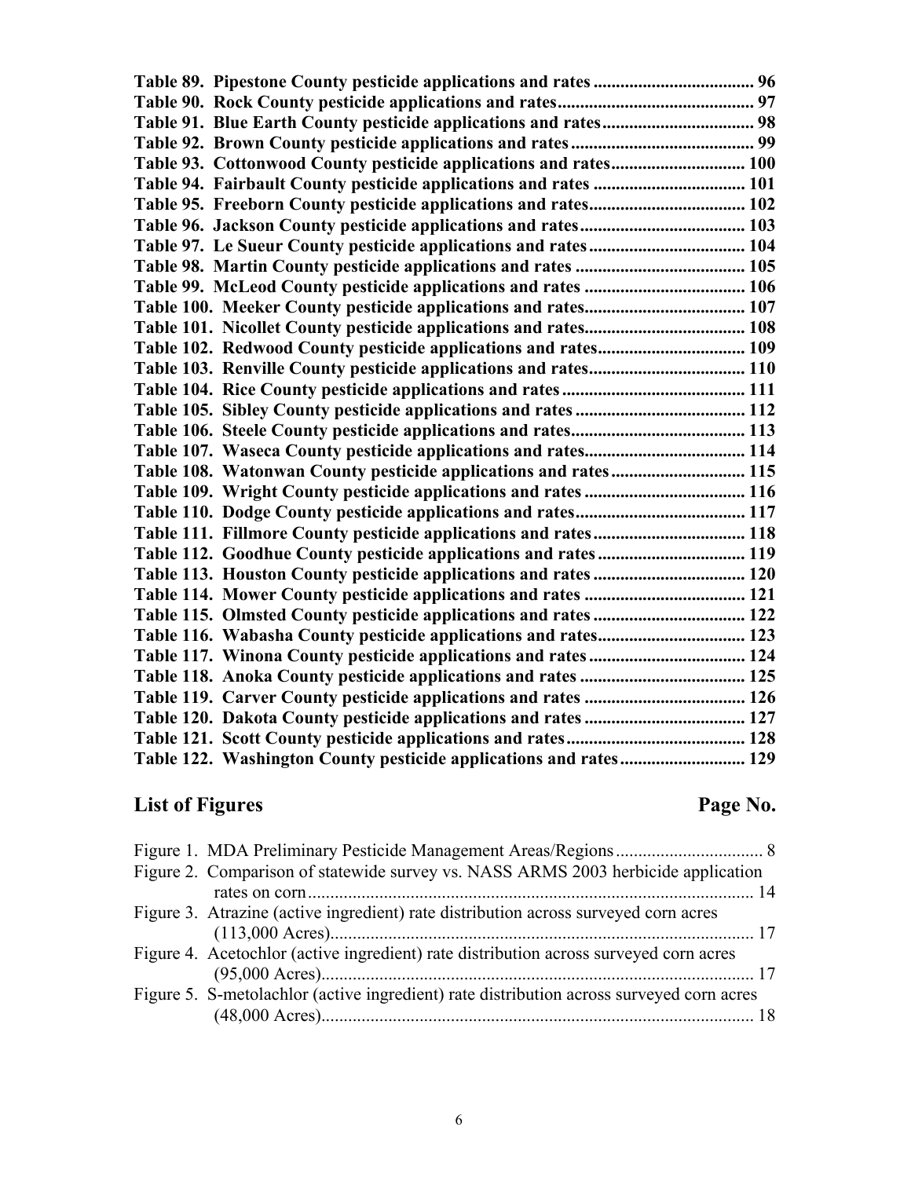**Table 89. Pipestone County pesticide applications and rates .................................... 96**
**Table 90. Rock County pesticide applications and rates............................................ 97**
**Table 91. Blue Earth County pesticide applications and rates.................................. 98**
**Table 92. Brown County pesticide applications and rates......................................... 99**
**Table 93. Cottonwood County pesticide applications and rates.............................. 100**
**Table 94. Fairbault County pesticide applications and rates .................................. 101**
**Table 95. Freeborn County pesticide applications and rates................................... 102**
**Table 96. Jackson County pesticide applications and rates..................................... 103**
**Table 97. Le Sueur County pesticide applications and rates................................... 104**
**Table 98. Martin County pesticide applications and rates ...................................... 105**
**Table 99. McLeod County pesticide applications and rates .................................... 106**
**Table 100. Meeker County pesticide applications and rates.................................... 107**
**Table 101. Nicollet County pesticide applications and rates.................................... 108**
**Table 102. Redwood County pesticide applications and rates................................. 109**
**Table 103. Renville County pesticide applications and rates................................... 110**
**Table 104. Rice County pesticide applications and rates......................................... 111**
**Table 105. Sibley County pesticide applications and rates...................................... 112**
**Table 106. Steele County pesticide applications and rates....................................... 113**
**Table 107. Waseca County pesticide applications and rates.................................... 114**
**Table 108. Watonwan County pesticide applications and rates.............................. 115**
**Table 109. Wright County pesticide applications and rates .................................... 116**
**Table 110. Dodge County pesticide applications and rates...................................... 117**
**Table 111. Fillmore County pesticide applications and rates.................................. 118**
**Table 112. Goodhue County pesticide applications and rates................................. 119**
**Table 113. Houston County pesticide applications and rates.................................. 120**
**Table 114. Mower County pesticide applications and rates .................................... 121**
**Table 115. Olmsted County pesticide applications and rates.................................. 122**
**Table 116. Wabasha County pesticide applications and rates................................. 123**
**Table 117. Winona County pesticide applications and rates................................... 124**
**Table 118. Anoka County pesticide applications and rates ..................................... 125**
**Table 119. Carver County pesticide applications and rates .................................... 126**
**Table 120. Dakota County pesticide applications and rates .................................... 127**
**Table 121. Scott County pesticide applications and rates........................................ 128**
**Table 122. Washington County pesticide applications and rates............................ 129**

## List of Figures — Page No.

Figure 1. MDA Preliminary Pesticide Management Areas/Regions................................. 8
Figure 2. Comparison of statewide survey vs. NASS ARMS 2003 herbicide application rates on corn.................................................................................................... 14
Figure 3. Atrazine (active ingredient) rate distribution across surveyed corn acres (113,000 Acres)............................................................................................... 17
Figure 4. Acetochlor (active ingredient) rate distribution across surveyed corn acres (95,000 Acres)................................................................................................. 17
Figure 5. S-metolachlor (active ingredient) rate distribution across surveyed corn acres (48,000 Acres)................................................................................................. 18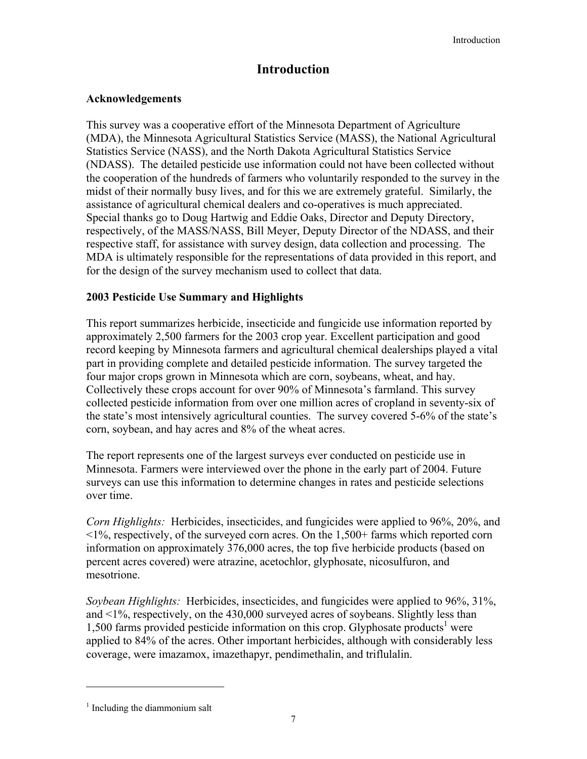# Introduction

## Acknowledgements

This survey was a cooperative effort of the Minnesota Department of Agriculture (MDA), the Minnesota Agricultural Statistics Service (MASS), the National Agricultural Statistics Service (NASS), and the North Dakota Agricultural Statistics Service (NDASS). The detailed pesticide use information could not have been collected without the cooperation of the hundreds of farmers who voluntarily responded to the survey in the midst of their normally busy lives, and for this we are extremely grateful. Similarly, the assistance of agricultural chemical dealers and co-operatives is much appreciated. Special thanks go to Doug Hartwig and Eddie Oaks, Director and Deputy Directory, respectively, of the MASS/NASS, Bill Meyer, Deputy Director of the NDASS, and their respective staff, for assistance with survey design, data collection and processing. The MDA is ultimately responsible for the representations of data provided in this report, and for the design of the survey mechanism used to collect that data.

## 2003 Pesticide Use Summary and Highlights

This report summarizes herbicide, insecticide and fungicide use information reported by approximately 2,500 farmers for the 2003 crop year. Excellent participation and good record keeping by Minnesota farmers and agricultural chemical dealerships played a vital part in providing complete and detailed pesticide information. The survey targeted the four major crops grown in Minnesota which are corn, soybeans, wheat, and hay. Collectively these crops account for over 90% of Minnesota's farmland. This survey collected pesticide information from over one million acres of cropland in seventy-six of the state's most intensively agricultural counties. The survey covered 5-6% of the state's corn, soybean, and hay acres and 8% of the wheat acres.

The report represents one of the largest surveys ever conducted on pesticide use in Minnesota. Farmers were interviewed over the phone in the early part of 2004. Future surveys can use this information to determine changes in rates and pesticide selections over time.

*Corn Highlights:* Herbicides, insecticides, and fungicides were applied to 96%, 20%, and <1%, respectively, of the surveyed corn acres. On the 1,500+ farms which reported corn information on approximately 376,000 acres, the top five herbicide products (based on percent acres covered) were atrazine, acetochlor, glyphosate, nicosulfuron, and mesotrione.

*Soybean Highlights:* Herbicides, insecticides, and fungicides were applied to 96%, 31%, and <1%, respectively, on the 430,000 surveyed acres of soybeans. Slightly less than 1,500 farms provided pesticide information on this crop. Glyphosate products[1] were applied to 84% of the acres. Other important herbicides, although with considerably less coverage, were imazamox, imazethapyr, pendimethalin, and triflulalin.

[1] Including the diammonium salt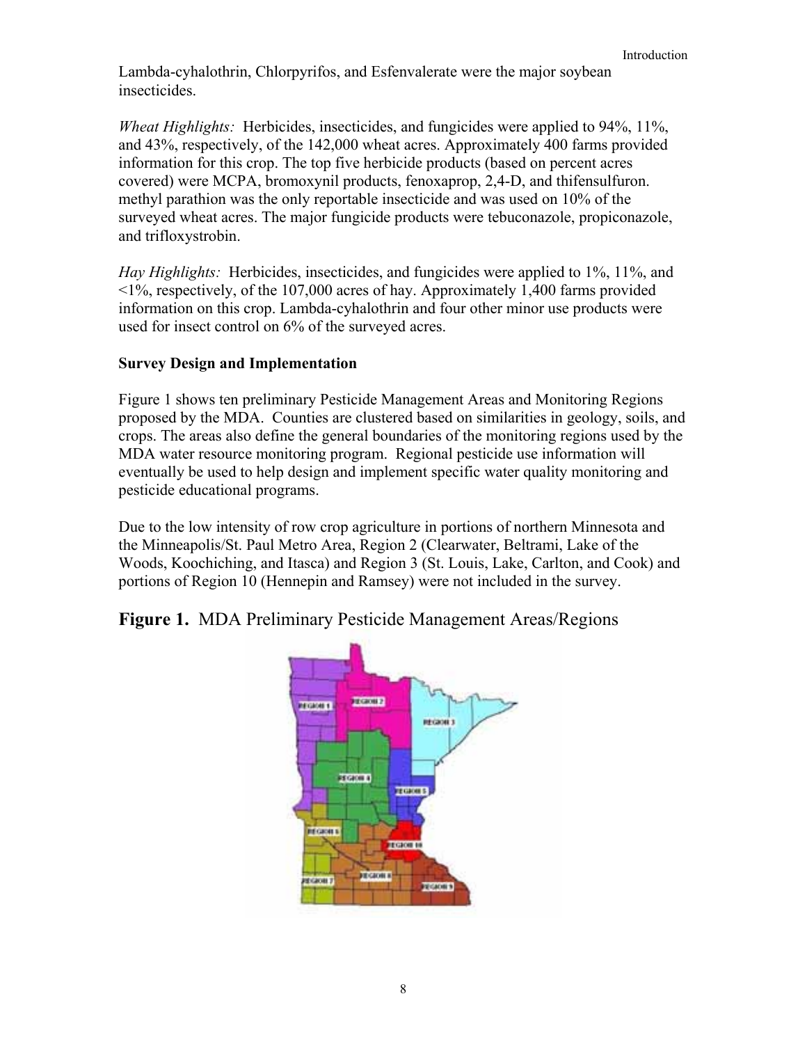Lambda-cyhalothrin, Chlorpyrifos, and Esfenvalerate were the major soybean insecticides.

*Wheat Highlights:* Herbicides, insecticides, and fungicides were applied to 94%, 11%, and 43%, respectively, of the 142,000 wheat acres. Approximately 400 farms provided information for this crop. The top five herbicide products (based on percent acres covered) were MCPA, bromoxynil products, fenoxaprop, 2,4-D, and thifensulfuron. methyl parathion was the only reportable insecticide and was used on 10% of the surveyed wheat acres. The major fungicide products were tebuconazole, propiconazole, and trifloxystrobin.

*Hay Highlights:* Herbicides, insecticides, and fungicides were applied to 1%, 11%, and <1%, respectively, of the 107,000 acres of hay. Approximately 1,400 farms provided information on this crop. Lambda-cyhalothrin and four other minor use products were used for insect control on 6% of the surveyed acres.

**Survey Design and Implementation**

Figure 1 shows ten preliminary Pesticide Management Areas and Monitoring Regions proposed by the MDA. Counties are clustered based on similarities in geology, soils, and crops. The areas also define the general boundaries of the monitoring regions used by the MDA water resource monitoring program. Regional pesticide use information will eventually be used to help design and implement specific water quality monitoring and pesticide educational programs.

Due to the low intensity of row crop agriculture in portions of northern Minnesota and the Minneapolis/St. Paul Metro Area, Region 2 (Clearwater, Beltrami, Lake of the Woods, Koochiching, and Itasca) and Region 3 (St. Louis, Lake, Carlton, and Cook) and portions of Region 10 (Hennepin and Ramsey) were not included in the survey.

**Figure 1.** MDA Preliminary Pesticide Management Areas/Regions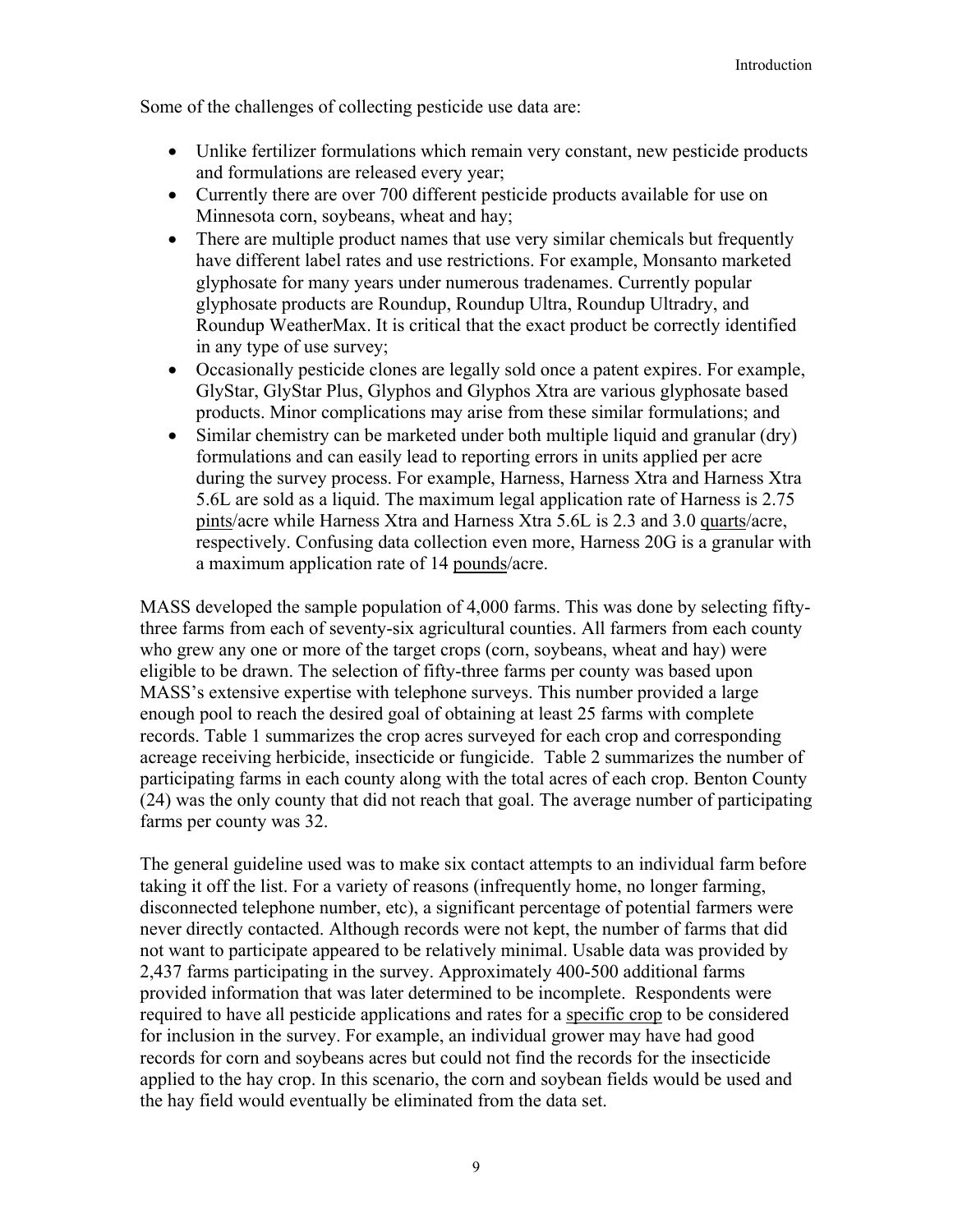Some of the challenges of collecting pesticide use data are:

- Unlike fertilizer formulations which remain very constant, new pesticide products and formulations are released every year;
- Currently there are over 700 different pesticide products available for use on Minnesota corn, soybeans, wheat and hay;
- There are multiple product names that use very similar chemicals but frequently have different label rates and use restrictions. For example, Monsanto marketed glyphosate for many years under numerous tradenames. Currently popular glyphosate products are Roundup, Roundup Ultra, Roundup Ultradry, and Roundup WeatherMax. It is critical that the exact product be correctly identified in any type of use survey;
- Occasionally pesticide clones are legally sold once a patent expires. For example, GlyStar, GlyStar Plus, Glyphos and Glyphos Xtra are various glyphosate based products. Minor complications may arise from these similar formulations; and
- Similar chemistry can be marketed under both multiple liquid and granular (dry) formulations and can easily lead to reporting errors in units applied per acre during the survey process. For example, Harness, Harness Xtra and Harness Xtra 5.6L are sold as a liquid. The maximum legal application rate of Harness is 2.75 pints/acre while Harness Xtra and Harness Xtra 5.6L is 2.3 and 3.0 quarts/acre, respectively. Confusing data collection even more, Harness 20G is a granular with a maximum application rate of 14 pounds/acre.

MASS developed the sample population of 4,000 farms. This was done by selecting fifty-three farms from each of seventy-six agricultural counties. All farmers from each county who grew any one or more of the target crops (corn, soybeans, wheat and hay) were eligible to be drawn. The selection of fifty-three farms per county was based upon MASS's extensive expertise with telephone surveys. This number provided a large enough pool to reach the desired goal of obtaining at least 25 farms with complete records. Table 1 summarizes the crop acres surveyed for each crop and corresponding acreage receiving herbicide, insecticide or fungicide. Table 2 summarizes the number of participating farms in each county along with the total acres of each crop. Benton County (24) was the only county that did not reach that goal. The average number of participating farms per county was 32.

The general guideline used was to make six contact attempts to an individual farm before taking it off the list. For a variety of reasons (infrequently home, no longer farming, disconnected telephone number, etc), a significant percentage of potential farmers were never directly contacted. Although records were not kept, the number of farms that did not want to participate appeared to be relatively minimal. Usable data was provided by 2,437 farms participating in the survey. Approximately 400-500 additional farms provided information that was later determined to be incomplete. Respondents were required to have all pesticide applications and rates for a specific crop to be considered for inclusion in the survey. For example, an individual grower may have had good records for corn and soybeans acres but could not find the records for the insecticide applied to the hay crop. In this scenario, the corn and soybean fields would be used and the hay field would eventually be eliminated from the data set.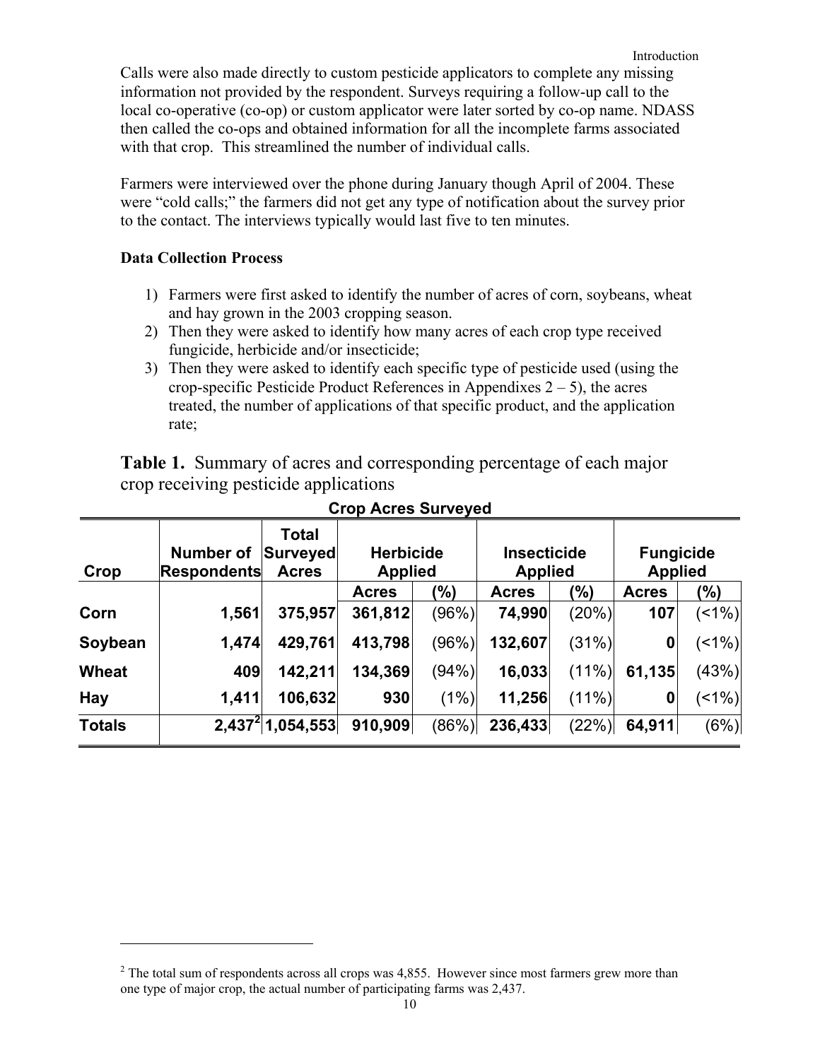Calls were also made directly to custom pesticide applicators to complete any missing information not provided by the respondent. Surveys requiring a follow-up call to the local co-operative (co-op) or custom applicator were later sorted by co-op name. NDASS then called the co-ops and obtained information for all the incomplete farms associated with that crop. This streamlined the number of individual calls.

Farmers were interviewed over the phone during January though April of 2004. These were "cold calls;" the farmers did not get any type of notification about the survey prior to the contact. The interviews typically would last five to ten minutes.

**Data Collection Process**

1) Farmers were first asked to identify the number of acres of corn, soybeans, wheat and hay grown in the 2003 cropping season.
2) Then they were asked to identify how many acres of each crop type received fungicide, herbicide and/or insecticide;
3) Then they were asked to identify each specific type of pesticide used (using the crop-specific Pesticide Product References in Appendixes 2 – 5), the acres treated, the number of applications of that specific product, and the application rate;

**Table 1.** Summary of acres and corresponding percentage of each major crop receiving pesticide applications

**Crop Acres Surveyed**

| Crop | Number of Respondents | Total Surveyed Acres | Herbicide Applied | | Insecticide Applied | | Fungicide Applied | |
|---|---|---|---|---|---|---|---|---|
| | | | Acres | (%) | Acres | (%) | Acres | (%) |
| **Corn** | **1,561** | **375,957** | **361,812** | (96%) | **74,990** | (20%) | **107** | (<1%) |
| **Soybean** | **1,474** | **429,761** | **413,798** | (96%) | **132,607** | (31%) | **0** | (<1%) |
| **Wheat** | **409** | **142,211** | **134,369** | (94%) | **16,033** | (11%) | **61,135** | (43%) |
| **Hay** | **1,411** | **106,632** | **930** | (1%) | **11,256** | (11%) | **0** | (<1%) |
| **Totals** | **2,437**[2] | **1,054,553** | **910,909** | (86%) | **236,433** | (22%) | **64,911** | (6%) |

[2] The total sum of respondents across all crops was 4,855. However since most farmers grew more than one type of major crop, the actual number of participating farms was 2,437.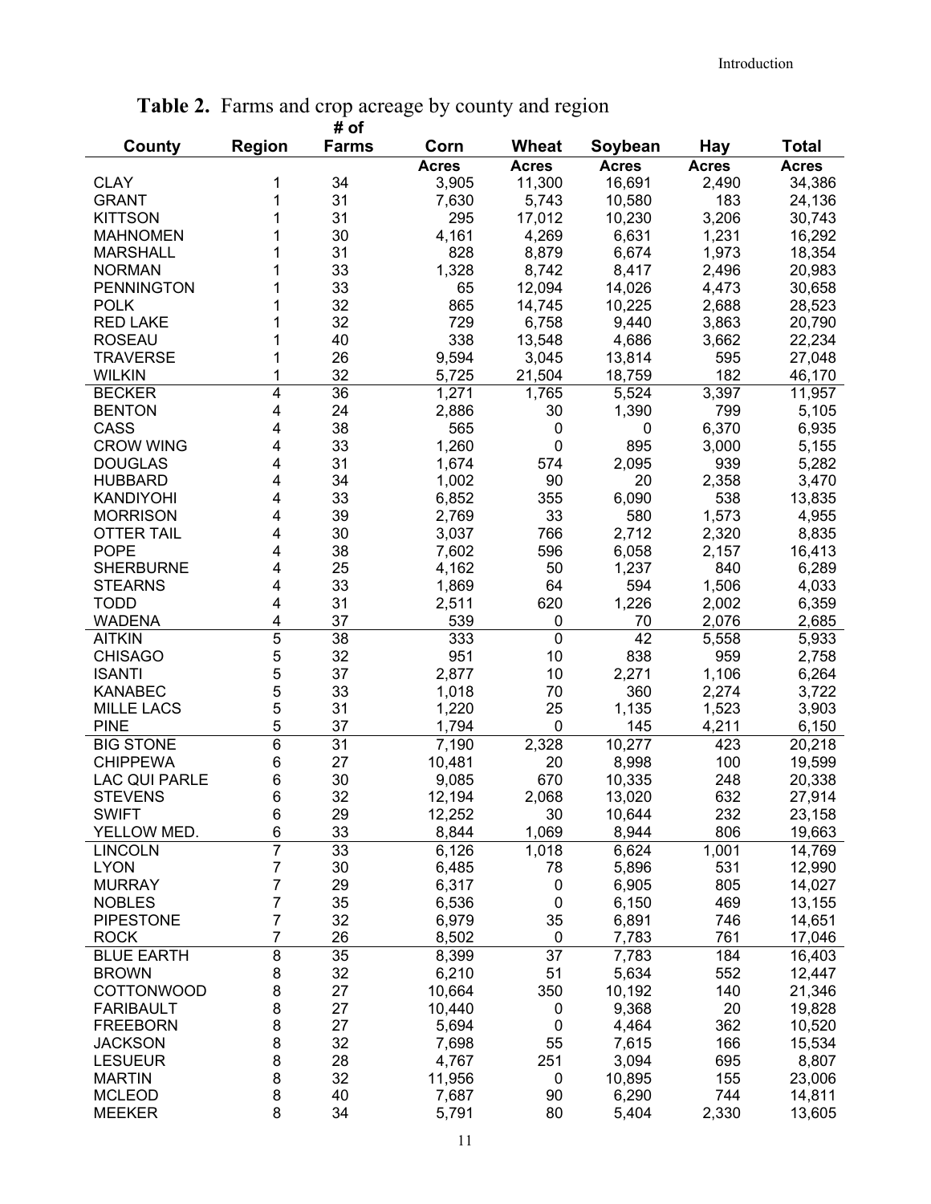**Table 2.** Farms and crop acreage by county and region

| County | Region | # of Farms | Corn | Wheat | Soybean | Hay | Total |
|---|---|---|---|---|---|---|---|
| | | | Acres | Acres | Acres | Acres | Acres |
| CLAY | 1 | 34 | 3,905 | 11,300 | 16,691 | 2,490 | 34,386 |
| GRANT | 1 | 31 | 7,630 | 5,743 | 10,580 | 183 | 24,136 |
| KITTSON | 1 | 31 | 295 | 17,012 | 10,230 | 3,206 | 30,743 |
| MAHNOMEN | 1 | 30 | 4,161 | 4,269 | 6,631 | 1,231 | 16,292 |
| MARSHALL | 1 | 31 | 828 | 8,879 | 6,674 | 1,973 | 18,354 |
| NORMAN | 1 | 33 | 1,328 | 8,742 | 8,417 | 2,496 | 20,983 |
| PENNINGTON | 1 | 33 | 65 | 12,094 | 14,026 | 4,473 | 30,658 |
| POLK | 1 | 32 | 865 | 14,745 | 10,225 | 2,688 | 28,523 |
| RED LAKE | 1 | 32 | 729 | 6,758 | 9,440 | 3,863 | 20,790 |
| ROSEAU | 1 | 40 | 338 | 13,548 | 4,686 | 3,662 | 22,234 |
| TRAVERSE | 1 | 26 | 9,594 | 3,045 | 13,814 | 595 | 27,048 |
| WILKIN | 1 | 32 | 5,725 | 21,504 | 18,759 | 182 | 46,170 |
| BECKER | 4 | 36 | 1,271 | 1,765 | 5,524 | 3,397 | 11,957 |
| BENTON | 4 | 24 | 2,886 | 30 | 1,390 | 799 | 5,105 |
| CASS | 4 | 38 | 565 | 0 | 0 | 6,370 | 6,935 |
| CROW WING | 4 | 33 | 1,260 | 0 | 895 | 3,000 | 5,155 |
| DOUGLAS | 4 | 31 | 1,674 | 574 | 2,095 | 939 | 5,282 |
| HUBBARD | 4 | 34 | 1,002 | 90 | 20 | 2,358 | 3,470 |
| KANDIYOHI | 4 | 33 | 6,852 | 355 | 6,090 | 538 | 13,835 |
| MORRISON | 4 | 39 | 2,769 | 33 | 580 | 1,573 | 4,955 |
| OTTER TAIL | 4 | 30 | 3,037 | 766 | 2,712 | 2,320 | 8,835 |
| POPE | 4 | 38 | 7,602 | 596 | 6,058 | 2,157 | 16,413 |
| SHERBURNE | 4 | 25 | 4,162 | 50 | 1,237 | 840 | 6,289 |
| STEARNS | 4 | 33 | 1,869 | 64 | 594 | 1,506 | 4,033 |
| TODD | 4 | 31 | 2,511 | 620 | 1,226 | 2,002 | 6,359 |
| WADENA | 4 | 37 | 539 | 0 | 70 | 2,076 | 2,685 |
| AITKIN | 5 | 38 | 333 | 0 | 42 | 5,558 | 5,933 |
| CHISAGO | 5 | 32 | 951 | 10 | 838 | 959 | 2,758 |
| ISANTI | 5 | 37 | 2,877 | 10 | 2,271 | 1,106 | 6,264 |
| KANABEC | 5 | 33 | 1,018 | 70 | 360 | 2,274 | 3,722 |
| MILLE LACS | 5 | 31 | 1,220 | 25 | 1,135 | 1,523 | 3,903 |
| PINE | 5 | 37 | 1,794 | 0 | 145 | 4,211 | 6,150 |
| BIG STONE | 6 | 31 | 7,190 | 2,328 | 10,277 | 423 | 20,218 |
| CHIPPEWA | 6 | 27 | 10,481 | 20 | 8,998 | 100 | 19,599 |
| LAC QUI PARLE | 6 | 30 | 9,085 | 670 | 10,335 | 248 | 20,338 |
| STEVENS | 6 | 32 | 12,194 | 2,068 | 13,020 | 632 | 27,914 |
| SWIFT | 6 | 29 | 12,252 | 30 | 10,644 | 232 | 23,158 |
| YELLOW MED. | 6 | 33 | 8,844 | 1,069 | 8,944 | 806 | 19,663 |
| LINCOLN | 7 | 33 | 6,126 | 1,018 | 6,624 | 1,001 | 14,769 |
| LYON | 7 | 30 | 6,485 | 78 | 5,896 | 531 | 12,990 |
| MURRAY | 7 | 29 | 6,317 | 0 | 6,905 | 805 | 14,027 |
| NOBLES | 7 | 35 | 6,536 | 0 | 6,150 | 469 | 13,155 |
| PIPESTONE | 7 | 32 | 6,979 | 35 | 6,891 | 746 | 14,651 |
| ROCK | 7 | 26 | 8,502 | 0 | 7,783 | 761 | 17,046 |
| BLUE EARTH | 8 | 35 | 8,399 | 37 | 7,783 | 184 | 16,403 |
| BROWN | 8 | 32 | 6,210 | 51 | 5,634 | 552 | 12,447 |
| COTTONWOOD | 8 | 27 | 10,664 | 350 | 10,192 | 140 | 21,346 |
| FARIBAULT | 8 | 27 | 10,440 | 0 | 9,368 | 20 | 19,828 |
| FREEBORN | 8 | 27 | 5,694 | 0 | 4,464 | 362 | 10,520 |
| JACKSON | 8 | 32 | 7,698 | 55 | 7,615 | 166 | 15,534 |
| LESUEUR | 8 | 28 | 4,767 | 251 | 3,094 | 695 | 8,807 |
| MARTIN | 8 | 32 | 11,956 | 0 | 10,895 | 155 | 23,006 |
| MCLEOD | 8 | 40 | 7,687 | 90 | 6,290 | 744 | 14,811 |
| MEEKER | 8 | 34 | 5,791 | 80 | 5,404 | 2,330 | 13,605 |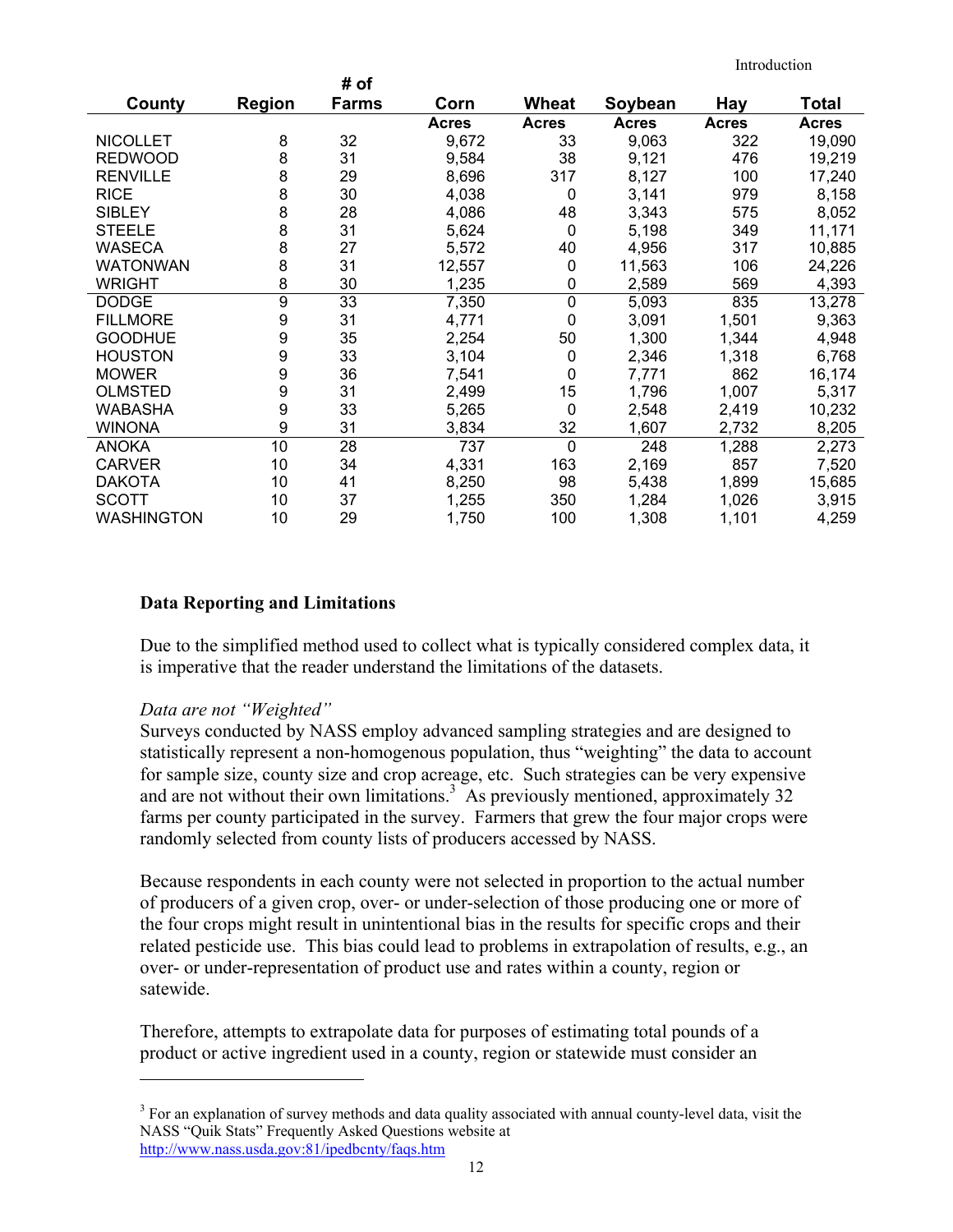| County | Region | # of Farms | Corn | Wheat | Soybean | Hay | Total |
|---|---|---|---|---|---|---|---|
| | | | Acres | Acres | Acres | Acres | Acres |
| NICOLLET | 8 | 32 | 9,672 | 33 | 9,063 | 322 | 19,090 |
| REDWOOD | 8 | 31 | 9,584 | 38 | 9,121 | 476 | 19,219 |
| RENVILLE | 8 | 29 | 8,696 | 317 | 8,127 | 100 | 17,240 |
| RICE | 8 | 30 | 4,038 | 0 | 3,141 | 979 | 8,158 |
| SIBLEY | 8 | 28 | 4,086 | 48 | 3,343 | 575 | 8,052 |
| STEELE | 8 | 31 | 5,624 | 0 | 5,198 | 349 | 11,171 |
| WASECA | 8 | 27 | 5,572 | 40 | 4,956 | 317 | 10,885 |
| WATONWAN | 8 | 31 | 12,557 | 0 | 11,563 | 106 | 24,226 |
| WRIGHT | 8 | 30 | 1,235 | 0 | 2,589 | 569 | 4,393 |
| DODGE | 9 | 33 | 7,350 | 0 | 5,093 | 835 | 13,278 |
| FILLMORE | 9 | 31 | 4,771 | 0 | 3,091 | 1,501 | 9,363 |
| GOODHUE | 9 | 35 | 2,254 | 50 | 1,300 | 1,344 | 4,948 |
| HOUSTON | 9 | 33 | 3,104 | 0 | 2,346 | 1,318 | 6,768 |
| MOWER | 9 | 36 | 7,541 | 0 | 7,771 | 862 | 16,174 |
| OLMSTED | 9 | 31 | 2,499 | 15 | 1,796 | 1,007 | 5,317 |
| WABASHA | 9 | 33 | 5,265 | 0 | 2,548 | 2,419 | 10,232 |
| WINONA | 9 | 31 | 3,834 | 32 | 1,607 | 2,732 | 8,205 |
| ANOKA | 10 | 28 | 737 | 0 | 248 | 1,288 | 2,273 |
| CARVER | 10 | 34 | 4,331 | 163 | 2,169 | 857 | 7,520 |
| DAKOTA | 10 | 41 | 8,250 | 98 | 5,438 | 1,899 | 15,685 |
| SCOTT | 10 | 37 | 1,255 | 350 | 1,284 | 1,026 | 3,915 |
| WASHINGTON | 10 | 29 | 1,750 | 100 | 1,308 | 1,101 | 4,259 |

### Data Reporting and Limitations

Due to the simplified method used to collect what is typically considered complex data, it is imperative that the reader understand the limitations of the datasets.

*Data are not "Weighted"*
Surveys conducted by NASS employ advanced sampling strategies and are designed to statistically represent a non-homogenous population, thus "weighting" the data to account for sample size, county size and crop acreage, etc. Such strategies can be very expensive and are not without their own limitations.[3] As previously mentioned, approximately 32 farms per county participated in the survey. Farmers that grew the four major crops were randomly selected from county lists of producers accessed by NASS.

Because respondents in each county were not selected in proportion to the actual number of producers of a given crop, over- or under-selection of those producing one or more of the four crops might result in unintentional bias in the results for specific crops and their related pesticide use. This bias could lead to problems in extrapolation of results, e.g., an over- or under-representation of product use and rates within a county, region or satewide.

Therefore, attempts to extrapolate data for purposes of estimating total pounds of a product or active ingredient used in a county, region or statewide must consider an

---

[3] For an explanation of survey methods and data quality associated with annual county-level data, visit the NASS "Quik Stats" Frequently Asked Questions website at http://www.nass.usda.gov:81/ipedbcnty/faqs.htm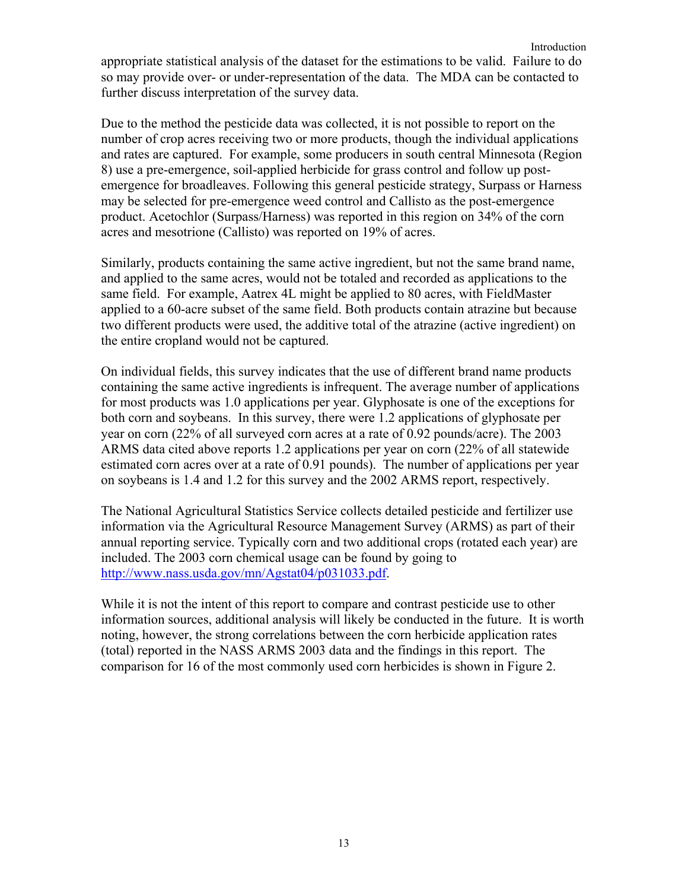appropriate statistical analysis of the dataset for the estimations to be valid. Failure to do so may provide over- or under-representation of the data. The MDA can be contacted to further discuss interpretation of the survey data.

Due to the method the pesticide data was collected, it is not possible to report on the number of crop acres receiving two or more products, though the individual applications and rates are captured. For example, some producers in south central Minnesota (Region 8) use a pre-emergence, soil-applied herbicide for grass control and follow up post-emergence for broadleaves. Following this general pesticide strategy, Surpass or Harness may be selected for pre-emergence weed control and Callisto as the post-emergence product. Acetochlor (Surpass/Harness) was reported in this region on 34% of the corn acres and mesotrione (Callisto) was reported on 19% of acres.

Similarly, products containing the same active ingredient, but not the same brand name, and applied to the same acres, would not be totaled and recorded as applications to the same field. For example, Aatrex 4L might be applied to 80 acres, with FieldMaster applied to a 60-acre subset of the same field. Both products contain atrazine but because two different products were used, the additive total of the atrazine (active ingredient) on the entire cropland would not be captured.

On individual fields, this survey indicates that the use of different brand name products containing the same active ingredients is infrequent. The average number of applications for most products was 1.0 applications per year. Glyphosate is one of the exceptions for both corn and soybeans. In this survey, there were 1.2 applications of glyphosate per year on corn (22% of all surveyed corn acres at a rate of 0.92 pounds/acre). The 2003 ARMS data cited above reports 1.2 applications per year on corn (22% of all statewide estimated corn acres over at a rate of 0.91 pounds). The number of applications per year on soybeans is 1.4 and 1.2 for this survey and the 2002 ARMS report, respectively.

The National Agricultural Statistics Service collects detailed pesticide and fertilizer use information via the Agricultural Resource Management Survey (ARMS) as part of their annual reporting service. Typically corn and two additional crops (rotated each year) are included. The 2003 corn chemical usage can be found by going to http://www.nass.usda.gov/mn/Agstat04/p031033.pdf.

While it is not the intent of this report to compare and contrast pesticide use to other information sources, additional analysis will likely be conducted in the future. It is worth noting, however, the strong correlations between the corn herbicide application rates (total) reported in the NASS ARMS 2003 data and the findings in this report. The comparison for 16 of the most commonly used corn herbicides is shown in Figure 2.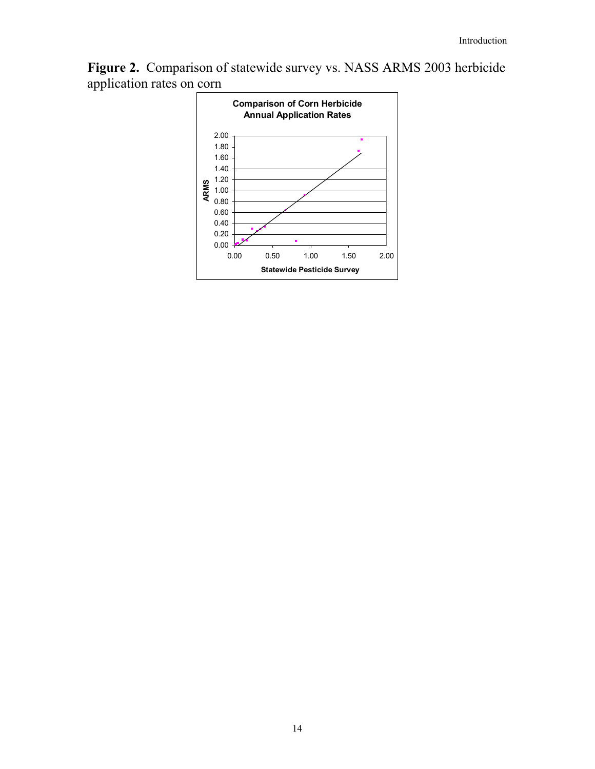**Figure 2.** Comparison of statewide survey vs. NASS ARMS 2003 herbicide application rates on corn

**Comparison of Corn Herbicide Annual Application Rates**

ARMS

2.00
1.80
1.60
1.40
1.20
1.00
0.80
0.60
0.40
0.20
0.00

0.00 0.50 1.00 1.50 2.00

Statewide Pesticide Survey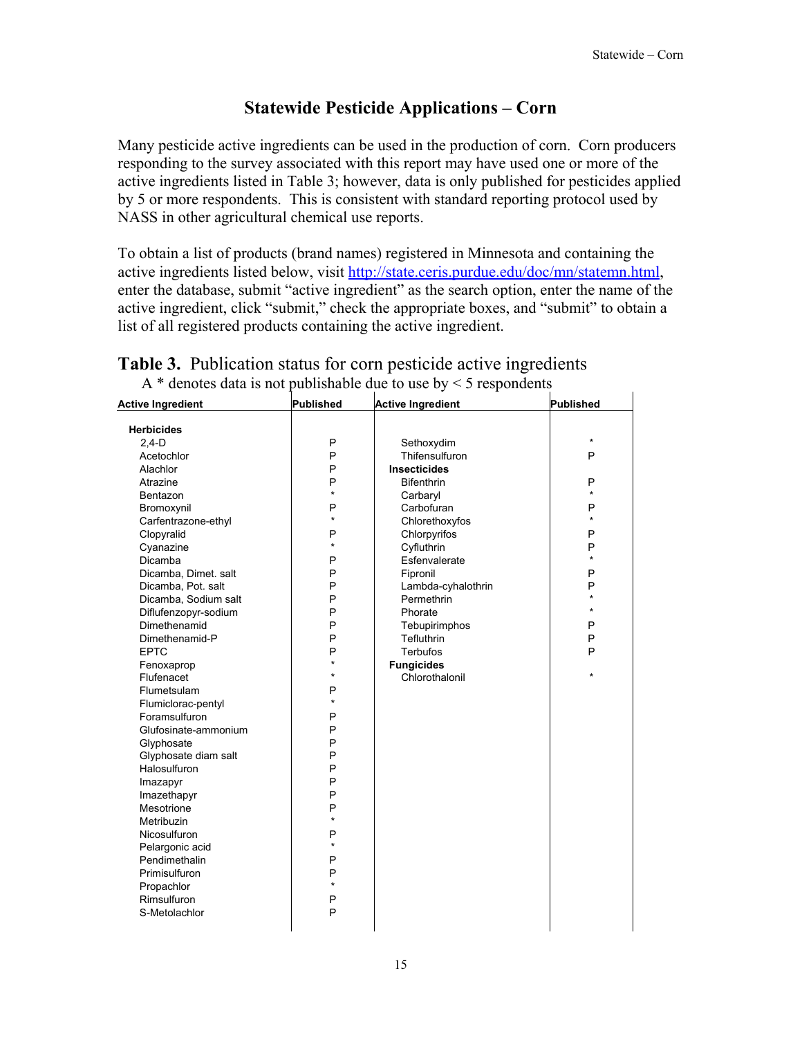# Statewide Pesticide Applications – Corn

Many pesticide active ingredients can be used in the production of corn. Corn producers responding to the survey associated with this report may have used one or more of the active ingredients listed in Table 3; however, data is only published for pesticides applied by 5 or more respondents. This is consistent with standard reporting protocol used by NASS in other agricultural chemical use reports.

To obtain a list of products (brand names) registered in Minnesota and containing the active ingredients listed below, visit http://state.ceris.purdue.edu/doc/mn/statemn.html, enter the database, submit "active ingredient" as the search option, enter the name of the active ingredient, click "submit," check the appropriate boxes, and "submit" to obtain a list of all registered products containing the active ingredient.

**Table 3.** Publication status for corn pesticide active ingredients

A * denotes data is not publishable due to use by < 5 respondents

| Active Ingredient | Published | Active Ingredient | Published |
|---|---|---|---|
| **Herbicides** | | | |
| 2,4-D | P | Sethoxydim | * |
| Acetochlor | P | Thifensulfuron | P |
| Alachlor | P | **Insecticides** | |
| Atrazine | P | Bifenthrin | P |
| Bentazon | * | Carbaryl | * |
| Bromoxynil | P | Carbofuran | P |
| Carfentrazone-ethyl | * | Chlorethoxyfos | * |
| Clopyralid | P | Chlorpyrifos | P |
| Cyanazine | * | Cyfluthrin | P |
| Dicamba | P | Esfenvalerate | * |
| Dicamba, Dimet. salt | P | Fipronil | P |
| Dicamba, Pot. salt | P | Lambda-cyhalothrin | P |
| Dicamba, Sodium salt | P | Permethrin | * |
| Diflufenzopyr-sodium | P | Phorate | * |
| Dimethenamid | P | Tebupirimphos | P |
| Dimethenamid-P | P | Tefluthrin | P |
| EPTC | P | Terbufos | P |
| Fenoxaprop | * | **Fungicides** | |
| Flufenacet | * | Chlorothalonil | * |
| Flumetsulam | P | | |
| Flumiclorac-pentyl | * | | |
| Foramsulfuron | P | | |
| Glufosinate-ammonium | P | | |
| Glyphosate | P | | |
| Glyphosate diam salt | P | | |
| Halosulfuron | P | | |
| Imazapyr | P | | |
| Imazethapyr | P | | |
| Mesotrione | P | | |
| Metribuzin | * | | |
| Nicosulfuron | P | | |
| Pelargonic acid | * | | |
| Pendimethalin | P | | |
| Primisulfuron | P | | |
| Propachlor | * | | |
| Rimsulfuron | P | | |
| S-Metolachlor | P | | |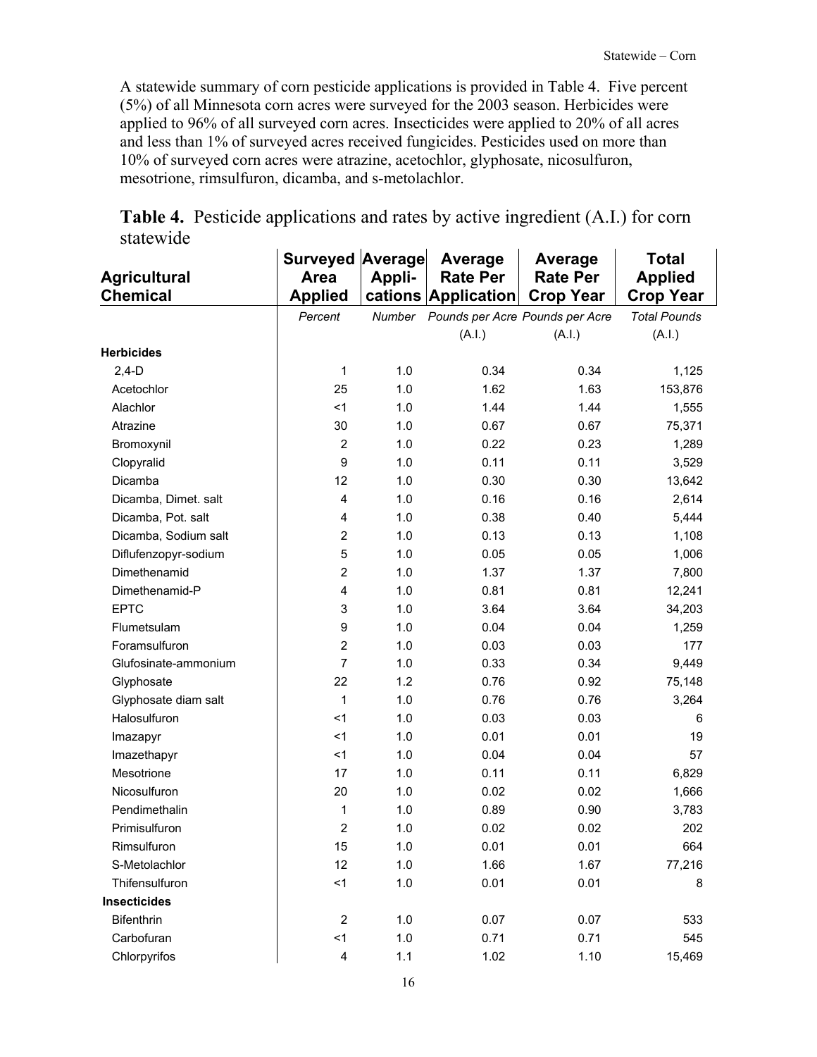A statewide summary of corn pesticide applications is provided in Table 4. Five percent (5%) of all Minnesota corn acres were surveyed for the 2003 season. Herbicides were applied to 96% of all surveyed corn acres. Insecticides were applied to 20% of all acres and less than 1% of surveyed acres received fungicides. Pesticides used on more than 10% of surveyed corn acres were atrazine, acetochlor, glyphosate, nicosulfuron, mesotrione, rimsulfuron, dicamba, and s-metolachlor.

**Table 4.** Pesticide applications and rates by active ingredient (A.I.) for corn statewide

| Agricultural Chemical | Surveyed Area Applied | Average Appli-cations | Average Rate Per Application | Average Rate Per Crop Year | Total Applied Crop Year |
|---|---|---|---|---|---|
| | *Percent* | *Number* | *Pounds per Acre (A.I.)* | *Pounds per Acre (A.I.)* | *Total Pounds (A.I.)* |
| **Herbicides** | | | | | |
| 2,4-D | 1 | 1.0 | 0.34 | 0.34 | 1,125 |
| Acetochlor | 25 | 1.0 | 1.62 | 1.63 | 153,876 |
| Alachlor | <1 | 1.0 | 1.44 | 1.44 | 1,555 |
| Atrazine | 30 | 1.0 | 0.67 | 0.67 | 75,371 |
| Bromoxynil | 2 | 1.0 | 0.22 | 0.23 | 1,289 |
| Clopyralid | 9 | 1.0 | 0.11 | 0.11 | 3,529 |
| Dicamba | 12 | 1.0 | 0.30 | 0.30 | 13,642 |
| Dicamba, Dimet. salt | 4 | 1.0 | 0.16 | 0.16 | 2,614 |
| Dicamba, Pot. salt | 4 | 1.0 | 0.38 | 0.40 | 5,444 |
| Dicamba, Sodium salt | 2 | 1.0 | 0.13 | 0.13 | 1,108 |
| Diflufenzopyr-sodium | 5 | 1.0 | 0.05 | 0.05 | 1,006 |
| Dimethenamid | 2 | 1.0 | 1.37 | 1.37 | 7,800 |
| Dimethenamid-P | 4 | 1.0 | 0.81 | 0.81 | 12,241 |
| EPTC | 3 | 1.0 | 3.64 | 3.64 | 34,203 |
| Flumetsulam | 9 | 1.0 | 0.04 | 0.04 | 1,259 |
| Foramsulfuron | 2 | 1.0 | 0.03 | 0.03 | 177 |
| Glufosinate-ammonium | 7 | 1.0 | 0.33 | 0.34 | 9,449 |
| Glyphosate | 22 | 1.2 | 0.76 | 0.92 | 75,148 |
| Glyphosate diam salt | 1 | 1.0 | 0.76 | 0.76 | 3,264 |
| Halosulfuron | <1 | 1.0 | 0.03 | 0.03 | 6 |
| Imazapyr | <1 | 1.0 | 0.01 | 0.01 | 19 |
| Imazethapyr | <1 | 1.0 | 0.04 | 0.04 | 57 |
| Mesotrione | 17 | 1.0 | 0.11 | 0.11 | 6,829 |
| Nicosulfuron | 20 | 1.0 | 0.02 | 0.02 | 1,666 |
| Pendimethalin | 1 | 1.0 | 0.89 | 0.90 | 3,783 |
| Primisulfuron | 2 | 1.0 | 0.02 | 0.02 | 202 |
| Rimsulfuron | 15 | 1.0 | 0.01 | 0.01 | 664 |
| S-Metolachlor | 12 | 1.0 | 1.66 | 1.67 | 77,216 |
| Thifensulfuron | <1 | 1.0 | 0.01 | 0.01 | 8 |
| **Insecticides** | | | | | |
| Bifenthrin | 2 | 1.0 | 0.07 | 0.07 | 533 |
| Carbofuran | <1 | 1.0 | 0.71 | 0.71 | 545 |
| Chlorpyrifos | 4 | 1.1 | 1.02 | 1.10 | 15,469 |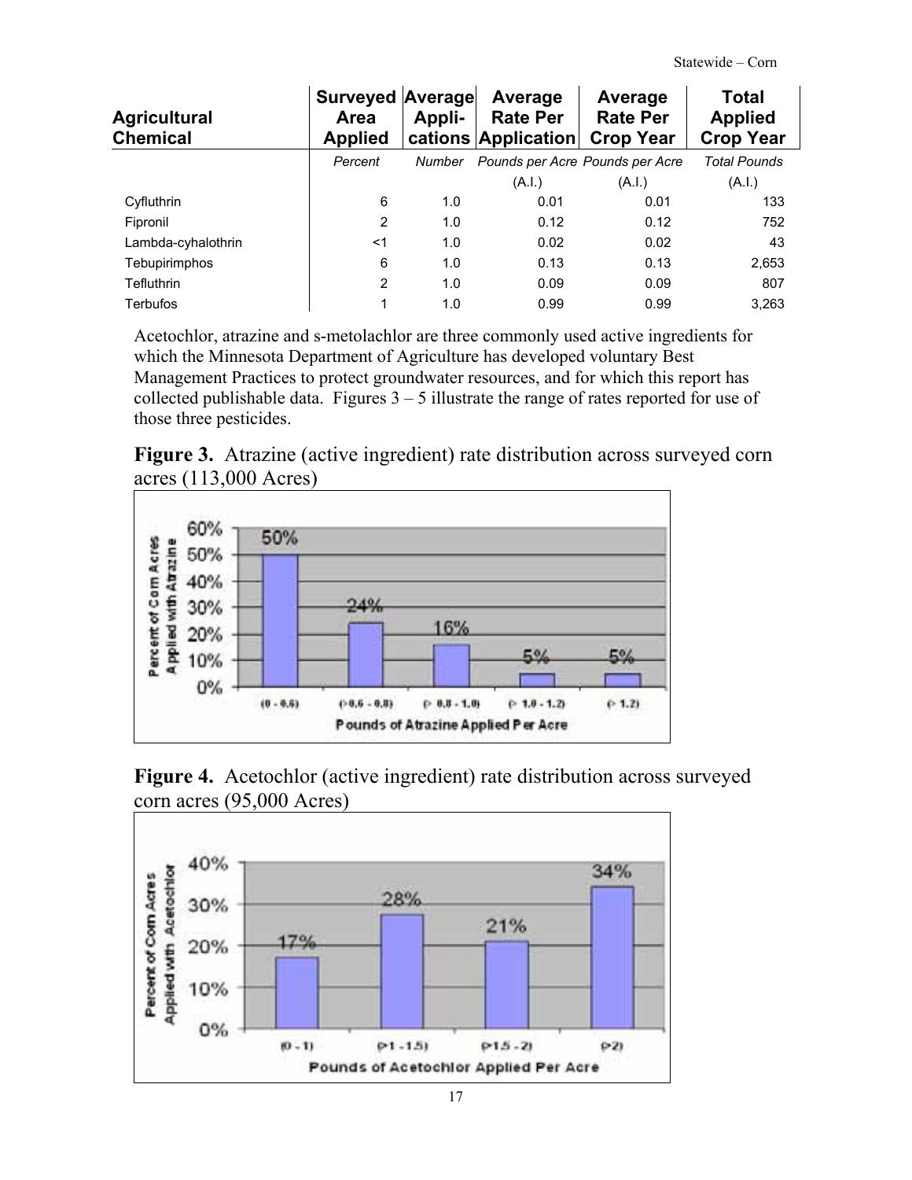| Agricultural Chemical | Surveyed Area Applied | Average Appli-cations | Average Rate Per Application | Average Rate Per Crop Year | Total Applied Crop Year |
|---|---|---|---|---|---|
| | *Percent* | *Number* | *Pounds per Acre* (A.I.) | *Pounds per Acre* (A.I.) | *Total Pounds* (A.I.) |
| Cyfluthrin | 6 | 1.0 | 0.01 | 0.01 | 133 |
| Fipronil | 2 | 1.0 | 0.12 | 0.12 | 752 |
| Lambda-cyhalothrin | <1 | 1.0 | 0.02 | 0.02 | 43 |
| Tebupirimphos | 6 | 1.0 | 0.13 | 0.13 | 2,653 |
| Tefluthrin | 2 | 1.0 | 0.09 | 0.09 | 807 |
| Terbufos | 1 | 1.0 | 0.99 | 0.99 | 3,263 |

Acetochlor, atrazine and s-metolachlor are three commonly used active ingredients for which the Minnesota Department of Agriculture has developed voluntary Best Management Practices to protect groundwater resources, and for which this report has collected publishable data. Figures 3 – 5 illustrate the range of rates reported for use of those three pesticides.

**Figure 3.** Atrazine (active ingredient) rate distribution across surveyed corn acres (113,000 Acres)

| Pounds of Atrazine Applied Per Acre | Percent of Corn Acres Applied with Atrazine |
|---|---|
| (0 - 0.6) | 50% |
| (>0.6 - 0.8) | 24% |
| (> 0.8 - 1.0) | 16% |
| (> 1.0 - 1.2) | 5% |
| (> 1.2) | 5% |

**Figure 4.** Acetochlor (active ingredient) rate distribution across surveyed corn acres (95,000 Acres)

| Pounds of Acetochlor Applied Per Acre | Percent of Corn Acres Applied with Acetochlor |
|---|---|
| (0 - 1) | 17% |
| (>1 - 1.5) | 28% |
| (>1.5 - 2) | 21% |
| (>2) | 34% |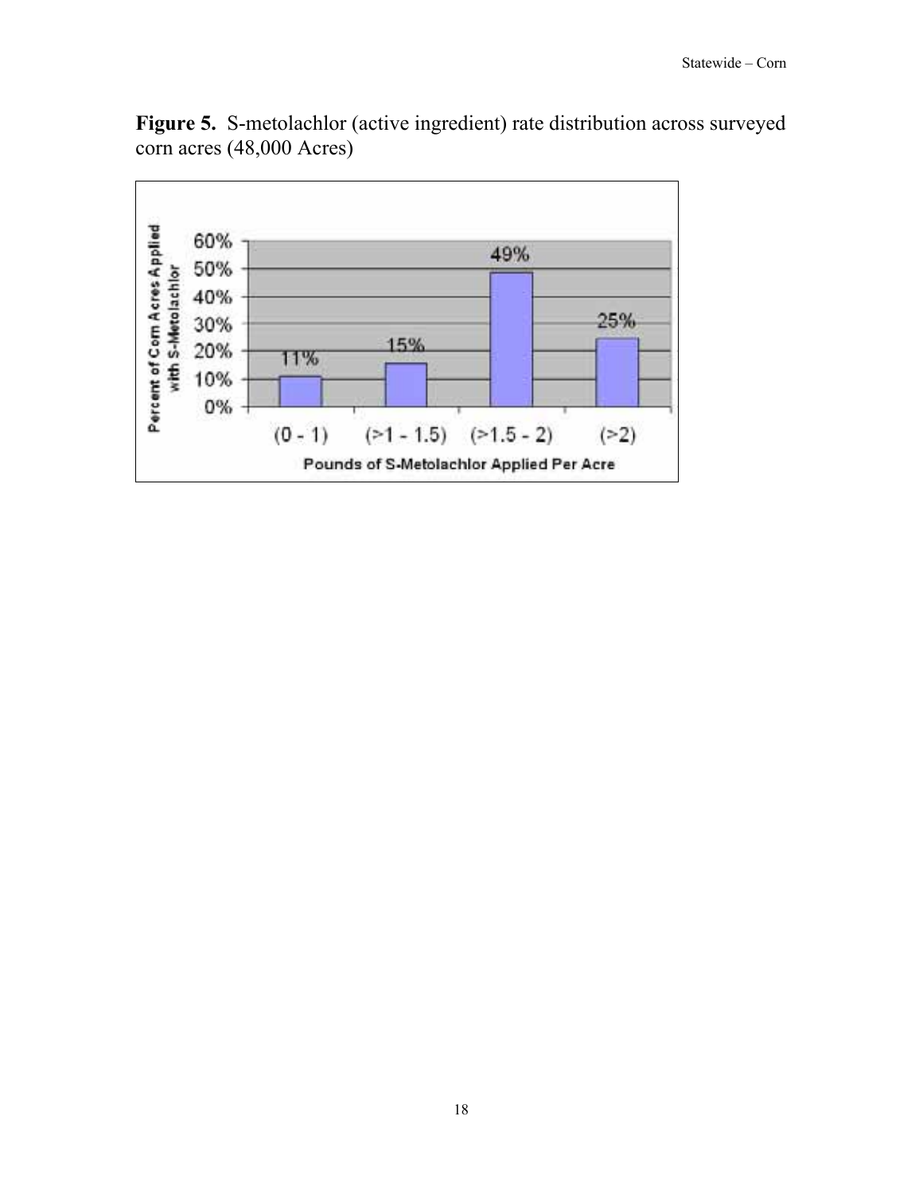**Figure 5.** S-metolachlor (active ingredient) rate distribution across surveyed corn acres (48,000 Acres)

| Pounds of S-Metolachlor Applied Per Acre | Percent of Corn Acres Applied with S-Metolachlor |
|---|---|
| (0 - 1) | 11% |
| (>1 - 1.5) | 15% |
| (>1.5 - 2) | 49% |
| (>2) | 25% |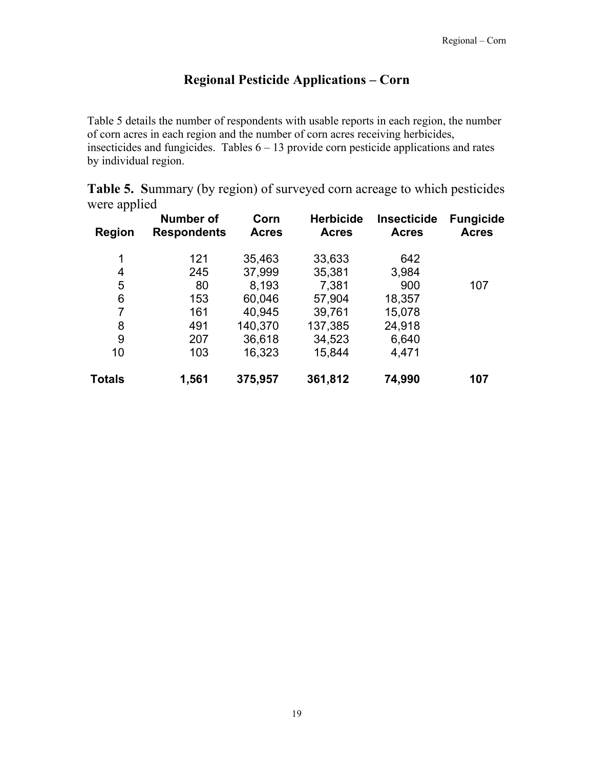# Regional Pesticide Applications – Corn

Table 5 details the number of respondents with usable reports in each region, the number of corn acres in each region and the number of corn acres receiving herbicides, insecticides and fungicides. Tables 6 – 13 provide corn pesticide applications and rates by individual region.

**Table 5. S**ummary (by region) of surveyed corn acreage to which pesticides were applied

| Region | Number of Respondents | Corn Acres | Herbicide Acres | Insecticide Acres | Fungicide Acres |
|---|---|---|---|---|---|
| 1 | 121 | 35,463 | 33,633 | 642 | |
| 4 | 245 | 37,999 | 35,381 | 3,984 | |
| 5 | 80 | 8,193 | 7,381 | 900 | 107 |
| 6 | 153 | 60,046 | 57,904 | 18,357 | |
| 7 | 161 | 40,945 | 39,761 | 15,078 | |
| 8 | 491 | 140,370 | 137,385 | 24,918 | |
| 9 | 207 | 36,618 | 34,523 | 6,640 | |
| 10 | 103 | 16,323 | 15,844 | 4,471 | |
| **Totals** | **1,561** | **375,957** | **361,812** | **74,990** | **107** |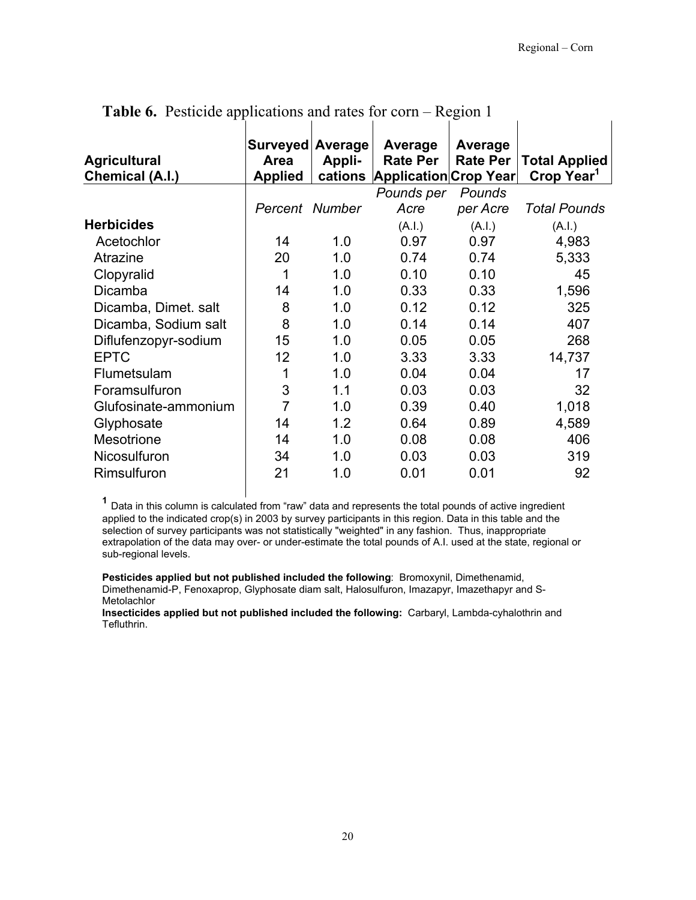**Table 6.** Pesticide applications and rates for corn – Region 1

| Agricultural Chemical (A.I.) | Surveyed Area Applied | Average Appli-cations | Average Rate Per Application | Average Rate Per Crop Year | Total Applied Crop Year[1] |
|---|---|---|---|---|---|
| | *Percent* | *Number* | *Pounds per Acre* (A.I.) | *Pounds per Acre* (A.I.) | *Total Pounds* (A.I.) |
| **Herbicides** | | | | | |
| Acetochlor | 14 | 1.0 | 0.97 | 0.97 | 4,983 |
| Atrazine | 20 | 1.0 | 0.74 | 0.74 | 5,333 |
| Clopyralid | 1 | 1.0 | 0.10 | 0.10 | 45 |
| Dicamba | 14 | 1.0 | 0.33 | 0.33 | 1,596 |
| Dicamba, Dimet. salt | 8 | 1.0 | 0.12 | 0.12 | 325 |
| Dicamba, Sodium salt | 8 | 1.0 | 0.14 | 0.14 | 407 |
| Diflufenzopyr-sodium | 15 | 1.0 | 0.05 | 0.05 | 268 |
| EPTC | 12 | 1.0 | 3.33 | 3.33 | 14,737 |
| Flumetsulam | 1 | 1.0 | 0.04 | 0.04 | 17 |
| Foramsulfuron | 3 | 1.1 | 0.03 | 0.03 | 32 |
| Glufosinate-ammonium | 7 | 1.0 | 0.39 | 0.40 | 1,018 |
| Glyphosate | 14 | 1.2 | 0.64 | 0.89 | 4,589 |
| Mesotrione | 14 | 1.0 | 0.08 | 0.08 | 406 |
| Nicosulfuron | 34 | 1.0 | 0.03 | 0.03 | 319 |
| Rimsulfuron | 21 | 1.0 | 0.01 | 0.01 | 92 |

[1] Data in this column is calculated from "raw" data and represents the total pounds of active ingredient applied to the indicated crop(s) in 2003 by survey participants in this region. Data in this table and the selection of survey participants was not statistically "weighted" in any fashion. Thus, inappropriate extrapolation of the data may over- or under-estimate the total pounds of A.I. used at the state, regional or sub-regional levels.

**Pesticides applied but not published included the following**: Bromoxynil, Dimethenamid, Dimethenamid-P, Fenoxaprop, Glyphosate diam salt, Halosulfuron, Imazapyr, Imazethapyr and S-Metolachlor

**Insecticides applied but not published included the following:** Carbaryl, Lambda-cyhalothrin and Tefluthrin.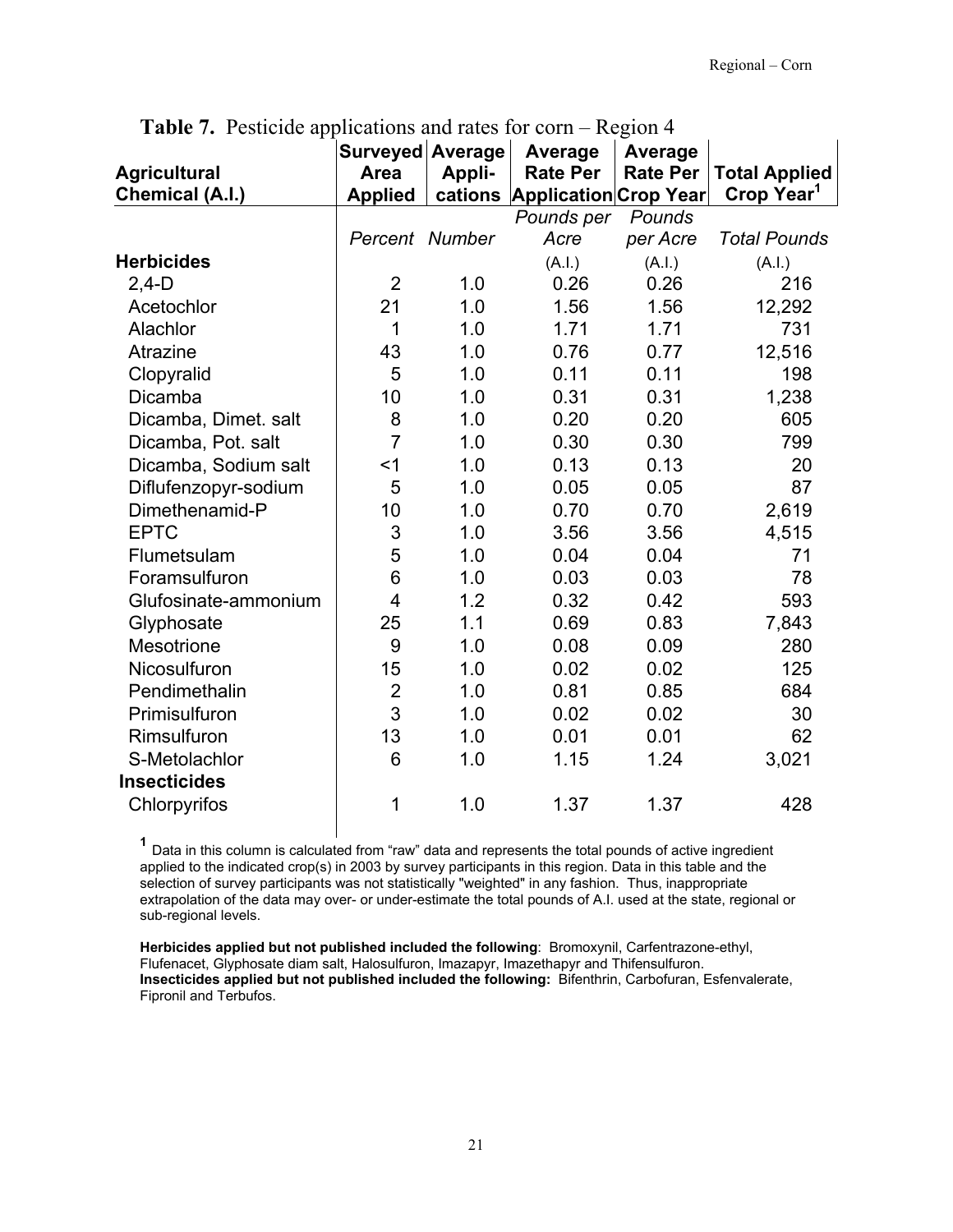**Table 7.** Pesticide applications and rates for corn – Region 4

| Agricultural Chemical (A.I.) | Surveyed Area Applied | Average Appli-cations | Average Rate Per Application | Average Rate Per Crop Year | Total Applied Crop Year[1] |
|---|---|---|---|---|---|
| | *Percent* | *Number* | *Pounds per Acre* (A.I.) | *Pounds per Acre* (A.I.) | *Total Pounds* (A.I.) |
| **Herbicides** | | | | | |
| 2,4-D | 2 | 1.0 | 0.26 | 0.26 | 216 |
| Acetochlor | 21 | 1.0 | 1.56 | 1.56 | 12,292 |
| Alachlor | 1 | 1.0 | 1.71 | 1.71 | 731 |
| Atrazine | 43 | 1.0 | 0.76 | 0.77 | 12,516 |
| Clopyralid | 5 | 1.0 | 0.11 | 0.11 | 198 |
| Dicamba | 10 | 1.0 | 0.31 | 0.31 | 1,238 |
| Dicamba, Dimet. salt | 8 | 1.0 | 0.20 | 0.20 | 605 |
| Dicamba, Pot. salt | 7 | 1.0 | 0.30 | 0.30 | 799 |
| Dicamba, Sodium salt | <1 | 1.0 | 0.13 | 0.13 | 20 |
| Diflufenzopyr-sodium | 5 | 1.0 | 0.05 | 0.05 | 87 |
| Dimethenamid-P | 10 | 1.0 | 0.70 | 0.70 | 2,619 |
| EPTC | 3 | 1.0 | 3.56 | 3.56 | 4,515 |
| Flumetsulam | 5 | 1.0 | 0.04 | 0.04 | 71 |
| Foramsulfuron | 6 | 1.0 | 0.03 | 0.03 | 78 |
| Glufosinate-ammonium | 4 | 1.2 | 0.32 | 0.42 | 593 |
| Glyphosate | 25 | 1.1 | 0.69 | 0.83 | 7,843 |
| Mesotrione | 9 | 1.0 | 0.08 | 0.09 | 280 |
| Nicosulfuron | 15 | 1.0 | 0.02 | 0.02 | 125 |
| Pendimethalin | 2 | 1.0 | 0.81 | 0.85 | 684 |
| Primisulfuron | 3 | 1.0 | 0.02 | 0.02 | 30 |
| Rimsulfuron | 13 | 1.0 | 0.01 | 0.01 | 62 |
| S-Metolachlor | 6 | 1.0 | 1.15 | 1.24 | 3,021 |
| **Insecticides** | | | | | |
| Chlorpyrifos | 1 | 1.0 | 1.37 | 1.37 | 428 |

[1] Data in this column is calculated from "raw" data and represents the total pounds of active ingredient applied to the indicated crop(s) in 2003 by survey participants in this region. Data in this table and the selection of survey participants was not statistically "weighted" in any fashion. Thus, inappropriate extrapolation of the data may over- or under-estimate the total pounds of A.I. used at the state, regional or sub-regional levels.

**Herbicides applied but not published included the following**: Bromoxynil, Carfentrazone-ethyl, Flufenacet, Glyphosate diam salt, Halosulfuron, Imazapyr, Imazethapyr and Thifensulfuron.
**Insecticides applied but not published included the following:** Bifenthrin, Carbofuran, Esfenvalerate, Fipronil and Terbufos.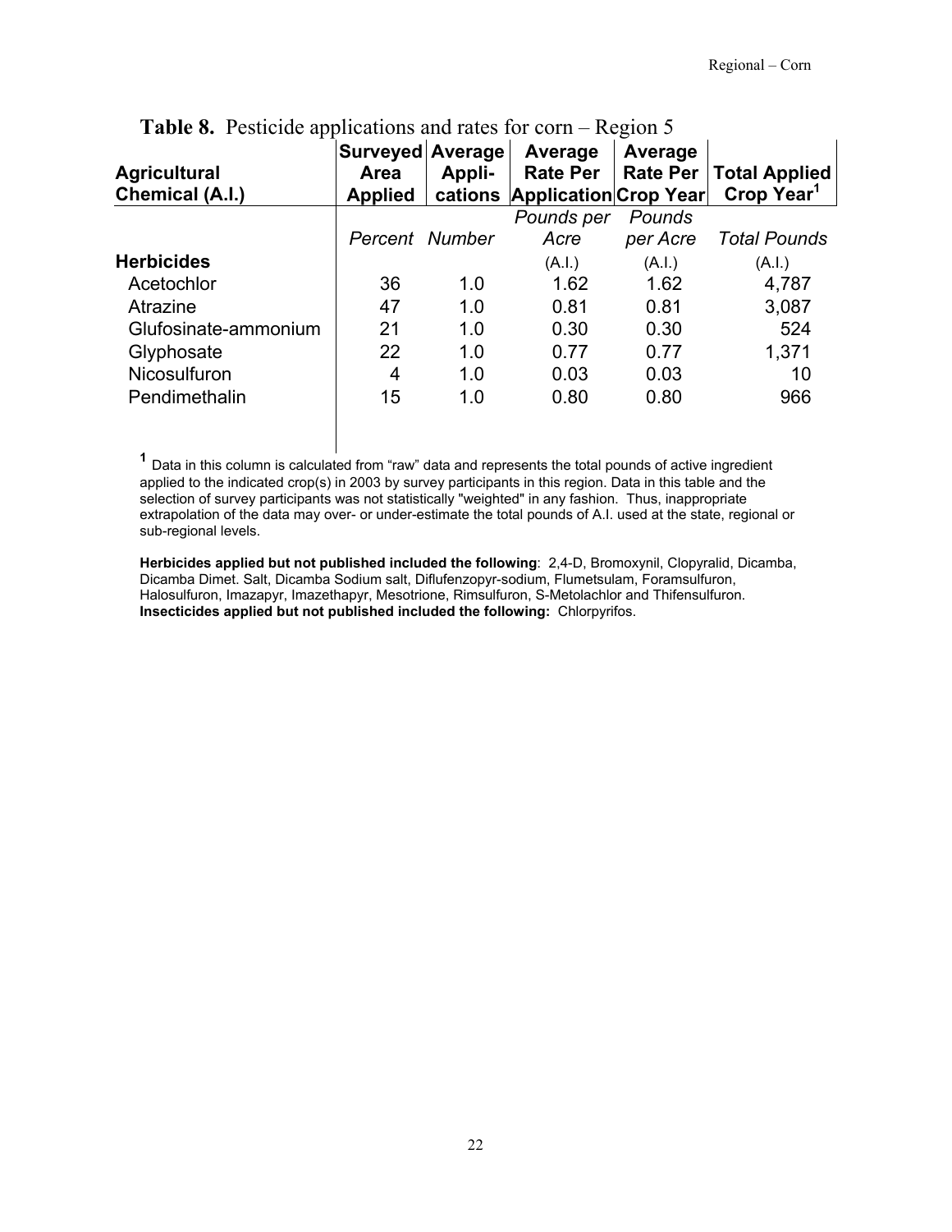**Table 8.** Pesticide applications and rates for corn – Region 5

| Agricultural Chemical (A.I.) | Surveyed Area Applied | Average Appli-cations | Average Rate Per Application | Average Rate Per Crop Year | Total Applied Crop Year[1] |
|---|---|---|---|---|---|
| | *Percent* | *Number* | *Pounds per Acre* (A.I.) | *Pounds per Acre* (A.I.) | *Total Pounds* (A.I.) |
| **Herbicides** | | | | | |
| Acetochlor | 36 | 1.0 | 1.62 | 1.62 | 4,787 |
| Atrazine | 47 | 1.0 | 0.81 | 0.81 | 3,087 |
| Glufosinate-ammonium | 21 | 1.0 | 0.30 | 0.30 | 524 |
| Glyphosate | 22 | 1.0 | 0.77 | 0.77 | 1,371 |
| Nicosulfuron | 4 | 1.0 | 0.03 | 0.03 | 10 |
| Pendimethalin | 15 | 1.0 | 0.80 | 0.80 | 966 |

[1] Data in this column is calculated from "raw" data and represents the total pounds of active ingredient applied to the indicated crop(s) in 2003 by survey participants in this region. Data in this table and the selection of survey participants was not statistically "weighted" in any fashion. Thus, inappropriate extrapolation of the data may over- or under-estimate the total pounds of A.I. used at the state, regional or sub-regional levels.

**Herbicides applied but not published included the following**: 2,4-D, Bromoxynil, Clopyralid, Dicamba, Dicamba Dimet. Salt, Dicamba Sodium salt, Diflufenzopyr-sodium, Flumetsulam, Foramsulfuron, Halosulfuron, Imazapyr, Imazethapyr, Mesotrione, Rimsulfuron, S-Metolachlor and Thifensulfuron.
**Insecticides applied but not published included the following:** Chlorpyrifos.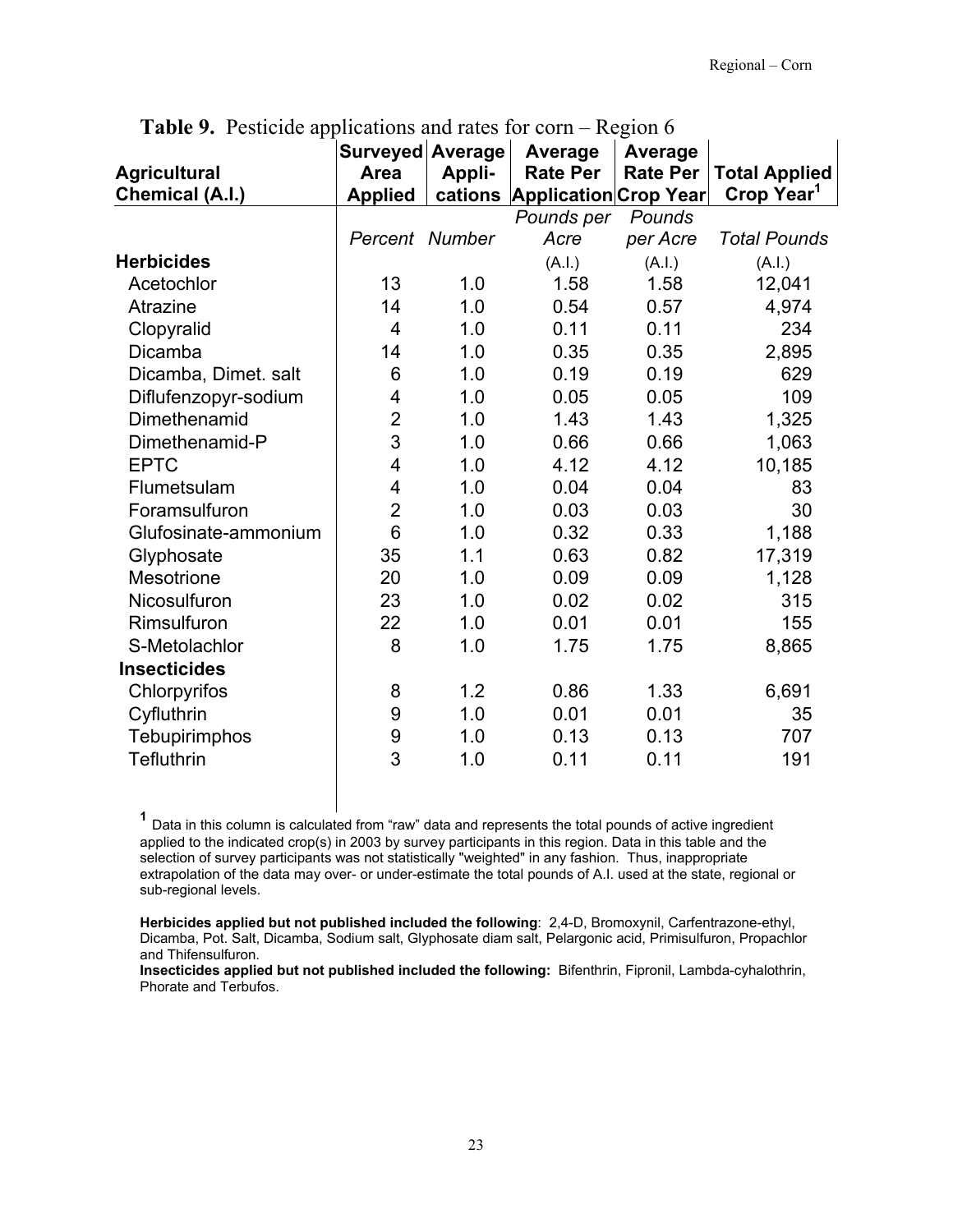**Table 9.** Pesticide applications and rates for corn – Region 6

| Agricultural Chemical (A.I.) | Surveyed Area Applied | Average Appli-cations | Average Rate Per Application | Average Rate Per Crop Year | Total Applied Crop Year[1] |
|---|---|---|---|---|---|
| | *Percent* | *Number* | *Pounds per Acre* (A.I.) | *Pounds per Acre* (A.I.) | *Total Pounds* (A.I.) |
| **Herbicides** | | | | | |
| Acetochlor | 13 | 1.0 | 1.58 | 1.58 | 12,041 |
| Atrazine | 14 | 1.0 | 0.54 | 0.57 | 4,974 |
| Clopyralid | 4 | 1.0 | 0.11 | 0.11 | 234 |
| Dicamba | 14 | 1.0 | 0.35 | 0.35 | 2,895 |
| Dicamba, Dimet. salt | 6 | 1.0 | 0.19 | 0.19 | 629 |
| Diflufenzopyr-sodium | 4 | 1.0 | 0.05 | 0.05 | 109 |
| Dimethenamid | 2 | 1.0 | 1.43 | 1.43 | 1,325 |
| Dimethenamid-P | 3 | 1.0 | 0.66 | 0.66 | 1,063 |
| EPTC | 4 | 1.0 | 4.12 | 4.12 | 10,185 |
| Flumetsulam | 4 | 1.0 | 0.04 | 0.04 | 83 |
| Foramsulfuron | 2 | 1.0 | 0.03 | 0.03 | 30 |
| Glufosinate-ammonium | 6 | 1.0 | 0.32 | 0.33 | 1,188 |
| Glyphosate | 35 | 1.1 | 0.63 | 0.82 | 17,319 |
| Mesotrione | 20 | 1.0 | 0.09 | 0.09 | 1,128 |
| Nicosulfuron | 23 | 1.0 | 0.02 | 0.02 | 315 |
| Rimsulfuron | 22 | 1.0 | 0.01 | 0.01 | 155 |
| S-Metolachlor | 8 | 1.0 | 1.75 | 1.75 | 8,865 |
| **Insecticides** | | | | | |
| Chlorpyrifos | 8 | 1.2 | 0.86 | 1.33 | 6,691 |
| Cyfluthrin | 9 | 1.0 | 0.01 | 0.01 | 35 |
| Tebupirimphos | 9 | 1.0 | 0.13 | 0.13 | 707 |
| Tefluthrin | 3 | 1.0 | 0.11 | 0.11 | 191 |

[1] Data in this column is calculated from "raw" data and represents the total pounds of active ingredient applied to the indicated crop(s) in 2003 by survey participants in this region. Data in this table and the selection of survey participants was not statistically "weighted" in any fashion. Thus, inappropriate extrapolation of the data may over- or under-estimate the total pounds of A.I. used at the state, regional or sub-regional levels.

**Herbicides applied but not published included the following**: 2,4-D, Bromoxynil, Carfentrazone-ethyl, Dicamba, Pot. Salt, Dicamba, Sodium salt, Glyphosate diam salt, Pelargonic acid, Primisulfuron, Propachlor and Thifensulfuron.

**Insecticides applied but not published included the following:** Bifenthrin, Fipronil, Lambda-cyhalothrin, Phorate and Terbufos.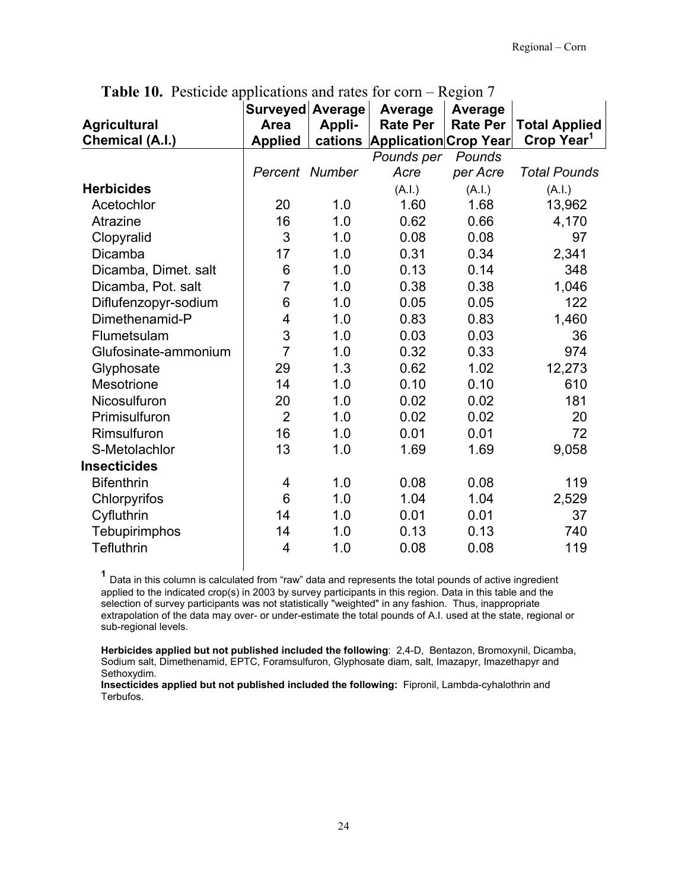**Table 10.** Pesticide applications and rates for corn – Region 7

| Agricultural Chemical (A.I.) | Surveyed Area Applied | Average Appli-cations | Average Rate Per Application | Average Rate Per Crop Year | Total Applied Crop Year[1] |
|---|---|---|---|---|---|
| | *Percent* | *Number* | *Pounds per Acre* (A.I.) | *Pounds per Acre* (A.I.) | *Total Pounds* (A.I.) |
| **Herbicides** | | | | | |
| Acetochlor | 20 | 1.0 | 1.60 | 1.68 | 13,962 |
| Atrazine | 16 | 1.0 | 0.62 | 0.66 | 4,170 |
| Clopyralid | 3 | 1.0 | 0.08 | 0.08 | 97 |
| Dicamba | 17 | 1.0 | 0.31 | 0.34 | 2,341 |
| Dicamba, Dimet. salt | 6 | 1.0 | 0.13 | 0.14 | 348 |
| Dicamba, Pot. salt | 7 | 1.0 | 0.38 | 0.38 | 1,046 |
| Diflufenzopyr-sodium | 6 | 1.0 | 0.05 | 0.05 | 122 |
| Dimethenamid-P | 4 | 1.0 | 0.83 | 0.83 | 1,460 |
| Flumetsulam | 3 | 1.0 | 0.03 | 0.03 | 36 |
| Glufosinate-ammonium | 7 | 1.0 | 0.32 | 0.33 | 974 |
| Glyphosate | 29 | 1.3 | 0.62 | 1.02 | 12,273 |
| Mesotrione | 14 | 1.0 | 0.10 | 0.10 | 610 |
| Nicosulfuron | 20 | 1.0 | 0.02 | 0.02 | 181 |
| Primisulfuron | 2 | 1.0 | 0.02 | 0.02 | 20 |
| Rimsulfuron | 16 | 1.0 | 0.01 | 0.01 | 72 |
| S-Metolachlor | 13 | 1.0 | 1.69 | 1.69 | 9,058 |
| **Insecticides** | | | | | |
| Bifenthrin | 4 | 1.0 | 0.08 | 0.08 | 119 |
| Chlorpyrifos | 6 | 1.0 | 1.04 | 1.04 | 2,529 |
| Cyfluthrin | 14 | 1.0 | 0.01 | 0.01 | 37 |
| Tebupirimphos | 14 | 1.0 | 0.13 | 0.13 | 740 |
| Tefluthrin | 4 | 1.0 | 0.08 | 0.08 | 119 |

[1] Data in this column is calculated from "raw" data and represents the total pounds of active ingredient applied to the indicated crop(s) in 2003 by survey participants in this region. Data in this table and the selection of survey participants was not statistically "weighted" in any fashion. Thus, inappropriate extrapolation of the data may over- or under-estimate the total pounds of A.I. used at the state, regional or sub-regional levels.

**Herbicides applied but not published included the following**: 2,4-D, Bentazon, Bromoxynil, Dicamba, Sodium salt, Dimethenamid, EPTC, Foramsulfuron, Glyphosate diam, salt, Imazapyr, Imazethapyr and Sethoxydim.

**Insecticides applied but not published included the following:** Fipronil, Lambda-cyhalothrin and Terbufos.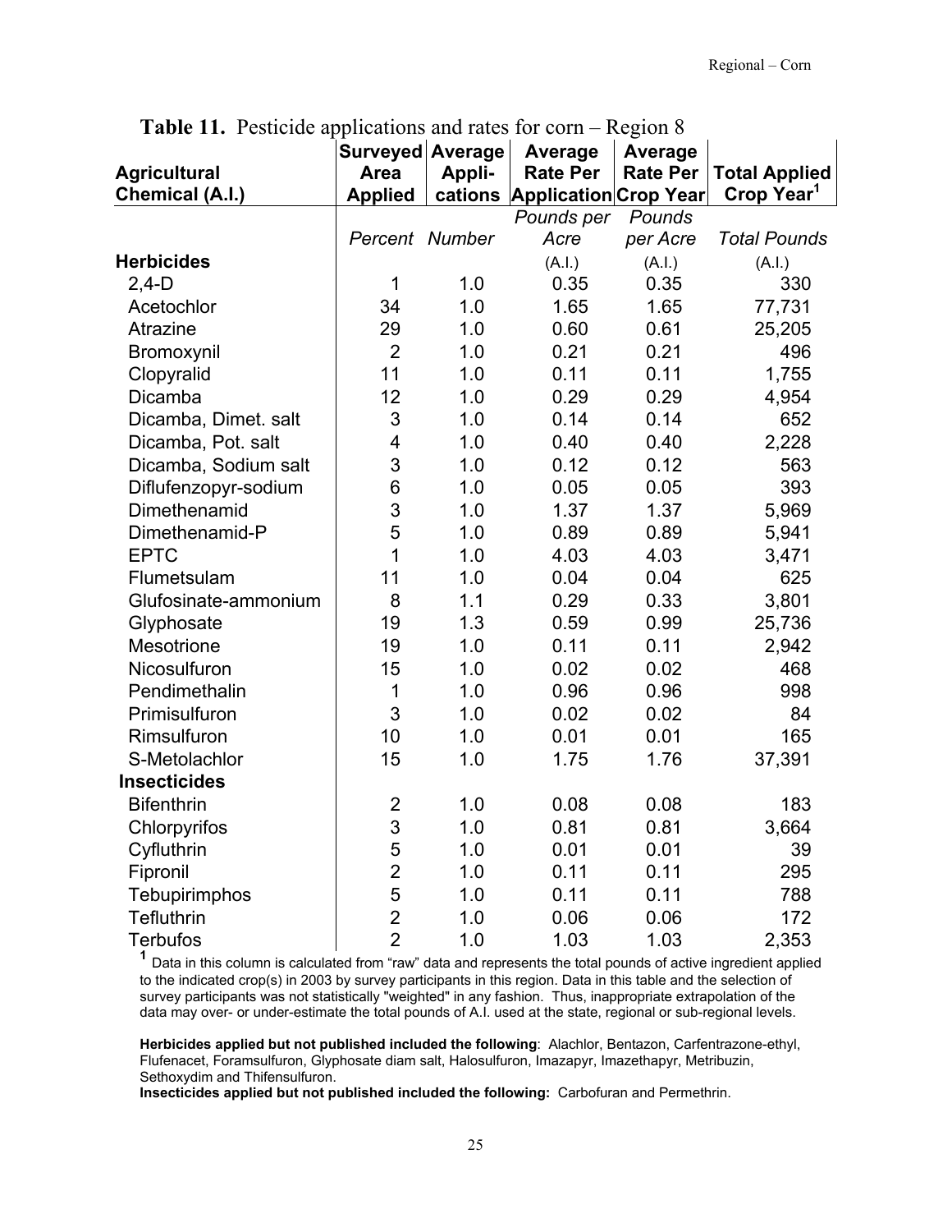**Table 11.** Pesticide applications and rates for corn – Region 8

| Agricultural Chemical (A.I.) | Surveyed Area Applied | Average Appli-cations | Average Rate Per Application | Average Rate Per Crop Year | Total Applied Crop Year[1] |
|---|---|---|---|---|---|
| | *Percent* | *Number* | *Pounds per Acre* (A.I.) | *Pounds per Acre* (A.I.) | *Total Pounds* (A.I.) |
| **Herbicides** | | | | | |
| 2,4-D | 1 | 1.0 | 0.35 | 0.35 | 330 |
| Acetochlor | 34 | 1.0 | 1.65 | 1.65 | 77,731 |
| Atrazine | 29 | 1.0 | 0.60 | 0.61 | 25,205 |
| Bromoxynil | 2 | 1.0 | 0.21 | 0.21 | 496 |
| Clopyralid | 11 | 1.0 | 0.11 | 0.11 | 1,755 |
| Dicamba | 12 | 1.0 | 0.29 | 0.29 | 4,954 |
| Dicamba, Dimet. salt | 3 | 1.0 | 0.14 | 0.14 | 652 |
| Dicamba, Pot. salt | 4 | 1.0 | 0.40 | 0.40 | 2,228 |
| Dicamba, Sodium salt | 3 | 1.0 | 0.12 | 0.12 | 563 |
| Diflufenzopyr-sodium | 6 | 1.0 | 0.05 | 0.05 | 393 |
| Dimethenamid | 3 | 1.0 | 1.37 | 1.37 | 5,969 |
| Dimethenamid-P | 5 | 1.0 | 0.89 | 0.89 | 5,941 |
| EPTC | 1 | 1.0 | 4.03 | 4.03 | 3,471 |
| Flumetsulam | 11 | 1.0 | 0.04 | 0.04 | 625 |
| Glufosinate-ammonium | 8 | 1.1 | 0.29 | 0.33 | 3,801 |
| Glyphosate | 19 | 1.3 | 0.59 | 0.99 | 25,736 |
| Mesotrione | 19 | 1.0 | 0.11 | 0.11 | 2,942 |
| Nicosulfuron | 15 | 1.0 | 0.02 | 0.02 | 468 |
| Pendimethalin | 1 | 1.0 | 0.96 | 0.96 | 998 |
| Primisulfuron | 3 | 1.0 | 0.02 | 0.02 | 84 |
| Rimsulfuron | 10 | 1.0 | 0.01 | 0.01 | 165 |
| S-Metolachlor | 15 | 1.0 | 1.75 | 1.76 | 37,391 |
| **Insecticides** | | | | | |
| Bifenthrin | 2 | 1.0 | 0.08 | 0.08 | 183 |
| Chlorpyrifos | 3 | 1.0 | 0.81 | 0.81 | 3,664 |
| Cyfluthrin | 5 | 1.0 | 0.01 | 0.01 | 39 |
| Fipronil | 2 | 1.0 | 0.11 | 0.11 | 295 |
| Tebupirimphos | 5 | 1.0 | 0.11 | 0.11 | 788 |
| Tefluthrin | 2 | 1.0 | 0.06 | 0.06 | 172 |
| Terbufos | 2 | 1.0 | 1.03 | 1.03 | 2,353 |

[1] Data in this column is calculated from "raw" data and represents the total pounds of active ingredient applied to the indicated crop(s) in 2003 by survey participants in this region. Data in this table and the selection of survey participants was not statistically "weighted" in any fashion. Thus, inappropriate extrapolation of the data may over- or under-estimate the total pounds of A.I. used at the state, regional or sub-regional levels.

**Herbicides applied but not published included the following**: Alachlor, Bentazon, Carfentrazone-ethyl, Flufenacet, Foramsulfuron, Glyphosate diam salt, Halosulfuron, Imazapyr, Imazethapyr, Metribuzin, Sethoxydim and Thifensulfuron.

**Insecticides applied but not published included the following:** Carbofuran and Permethrin.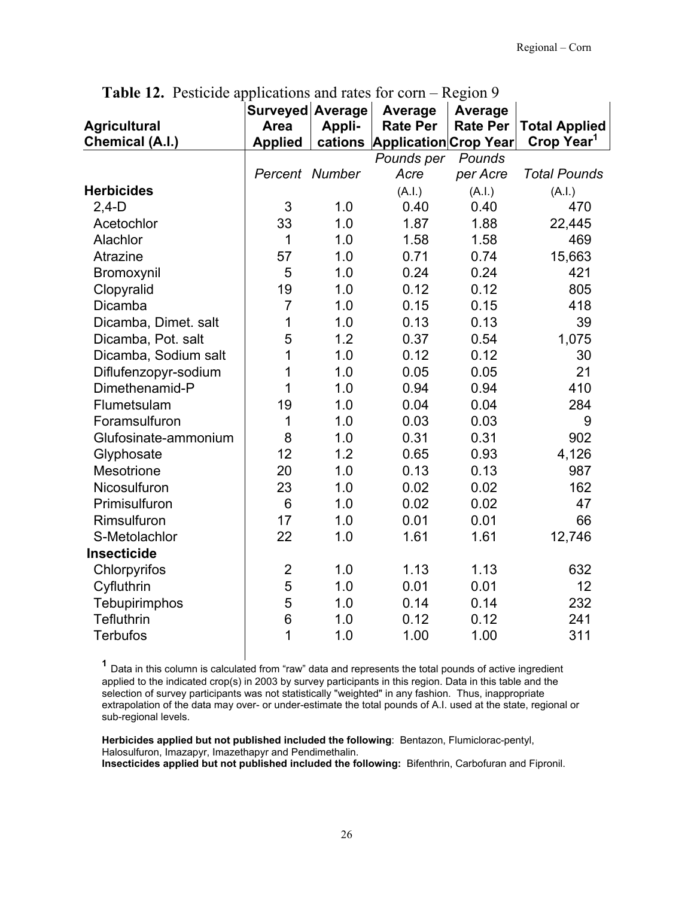**Table 12.** Pesticide applications and rates for corn – Region 9

| Agricultural Chemical (A.I.) | Surveyed Area Applied | Average Appli-cations | Average Rate Per Application | Average Rate Per Crop Year | Total Applied Crop Year[1] |
|---|---|---|---|---|---|
| | *Percent* | *Number* | *Pounds per Acre* (A.I.) | *Pounds per Acre* (A.I.) | *Total Pounds* (A.I.) |
| **Herbicides** | | | | | |
| 2,4-D | 3 | 1.0 | 0.40 | 0.40 | 470 |
| Acetochlor | 33 | 1.0 | 1.87 | 1.88 | 22,445 |
| Alachlor | 1 | 1.0 | 1.58 | 1.58 | 469 |
| Atrazine | 57 | 1.0 | 0.71 | 0.74 | 15,663 |
| Bromoxynil | 5 | 1.0 | 0.24 | 0.24 | 421 |
| Clopyralid | 19 | 1.0 | 0.12 | 0.12 | 805 |
| Dicamba | 7 | 1.0 | 0.15 | 0.15 | 418 |
| Dicamba, Dimet. salt | 1 | 1.0 | 0.13 | 0.13 | 39 |
| Dicamba, Pot. salt | 5 | 1.2 | 0.37 | 0.54 | 1,075 |
| Dicamba, Sodium salt | 1 | 1.0 | 0.12 | 0.12 | 30 |
| Diflufenzopyr-sodium | 1 | 1.0 | 0.05 | 0.05 | 21 |
| Dimethenamid-P | 1 | 1.0 | 0.94 | 0.94 | 410 |
| Flumetsulam | 19 | 1.0 | 0.04 | 0.04 | 284 |
| Foramsulfuron | 1 | 1.0 | 0.03 | 0.03 | 9 |
| Glufosinate-ammonium | 8 | 1.0 | 0.31 | 0.31 | 902 |
| Glyphosate | 12 | 1.2 | 0.65 | 0.93 | 4,126 |
| Mesotrione | 20 | 1.0 | 0.13 | 0.13 | 987 |
| Nicosulfuron | 23 | 1.0 | 0.02 | 0.02 | 162 |
| Primisulfuron | 6 | 1.0 | 0.02 | 0.02 | 47 |
| Rimsulfuron | 17 | 1.0 | 0.01 | 0.01 | 66 |
| S-Metolachlor | 22 | 1.0 | 1.61 | 1.61 | 12,746 |
| **Insecticide** | | | | | |
| Chlorpyrifos | 2 | 1.0 | 1.13 | 1.13 | 632 |
| Cyfluthrin | 5 | 1.0 | 0.01 | 0.01 | 12 |
| Tebupirimphos | 5 | 1.0 | 0.14 | 0.14 | 232 |
| Tefluthrin | 6 | 1.0 | 0.12 | 0.12 | 241 |
| Terbufos | 1 | 1.0 | 1.00 | 1.00 | 311 |

[1] Data in this column is calculated from "raw" data and represents the total pounds of active ingredient applied to the indicated crop(s) in 2003 by survey participants in this region. Data in this table and the selection of survey participants was not statistically "weighted" in any fashion. Thus, inappropriate extrapolation of the data may over- or under-estimate the total pounds of A.I. used at the state, regional or sub-regional levels.

**Herbicides applied but not published included the following**: Bentazon, Flumiclorac-pentyl, Halosulfuron, Imazapyr, Imazethapyr and Pendimethalin.
**Insecticides applied but not published included the following:** Bifenthrin, Carbofuran and Fipronil.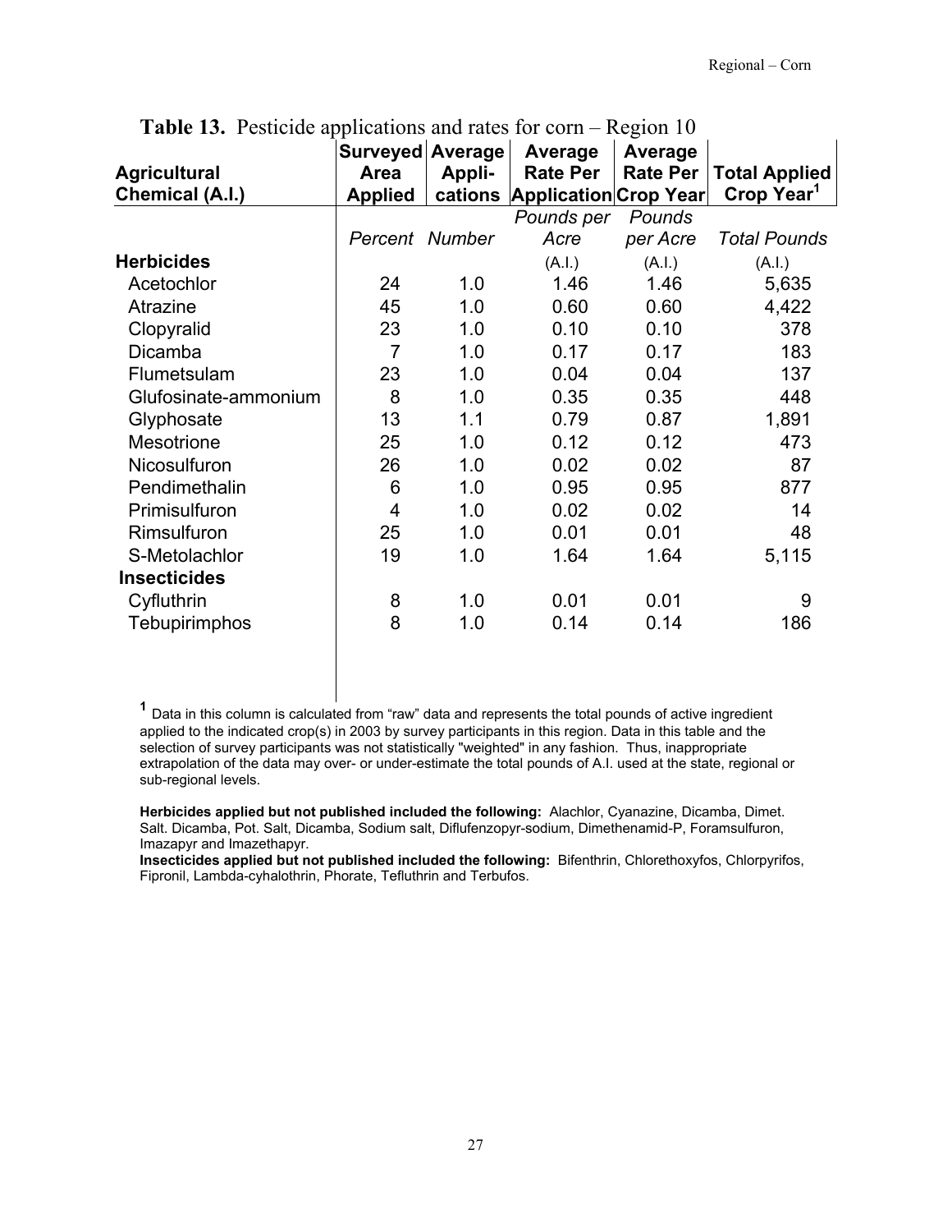**Table 13.** Pesticide applications and rates for corn – Region 10

| Agricultural Chemical (A.I.) | Surveyed Area Applied | Average Appli-cations | Average Rate Per Application | Average Rate Per Crop Year | Total Applied Crop Year[1] |
|---|---|---|---|---|---|
| | *Percent* | *Number* | *Pounds per Acre* (A.I.) | *Pounds per Acre* (A.I.) | *Total Pounds* (A.I.) |
| **Herbicides** | | | | | |
| Acetochlor | 24 | 1.0 | 1.46 | 1.46 | 5,635 |
| Atrazine | 45 | 1.0 | 0.60 | 0.60 | 4,422 |
| Clopyralid | 23 | 1.0 | 0.10 | 0.10 | 378 |
| Dicamba | 7 | 1.0 | 0.17 | 0.17 | 183 |
| Flumetsulam | 23 | 1.0 | 0.04 | 0.04 | 137 |
| Glufosinate-ammonium | 8 | 1.0 | 0.35 | 0.35 | 448 |
| Glyphosate | 13 | 1.1 | 0.79 | 0.87 | 1,891 |
| Mesotrione | 25 | 1.0 | 0.12 | 0.12 | 473 |
| Nicosulfuron | 26 | 1.0 | 0.02 | 0.02 | 87 |
| Pendimethalin | 6 | 1.0 | 0.95 | 0.95 | 877 |
| Primisulfuron | 4 | 1.0 | 0.02 | 0.02 | 14 |
| Rimsulfuron | 25 | 1.0 | 0.01 | 0.01 | 48 |
| S-Metolachlor | 19 | 1.0 | 1.64 | 1.64 | 5,115 |
| **Insecticides** | | | | | |
| Cyfluthrin | 8 | 1.0 | 0.01 | 0.01 | 9 |
| Tebupirimphos | 8 | 1.0 | 0.14 | 0.14 | 186 |

[1] Data in this column is calculated from "raw" data and represents the total pounds of active ingredient applied to the indicated crop(s) in 2003 by survey participants in this region. Data in this table and the selection of survey participants was not statistically "weighted" in any fashion. Thus, inappropriate extrapolation of the data may over- or under-estimate the total pounds of A.I. used at the state, regional or sub-regional levels.

**Herbicides applied but not published included the following:** Alachlor, Cyanazine, Dicamba, Dimet. Salt. Dicamba, Pot. Salt, Dicamba, Sodium salt, Diflufenzopyr-sodium, Dimethenamid-P, Foramsulfuron, Imazapyr and Imazethapyr.

**Insecticides applied but not published included the following:** Bifenthrin, Chlorethoxyfos, Chlorpyrifos, Fipronil, Lambda-cyhalothrin, Phorate, Tefluthrin and Terbufos.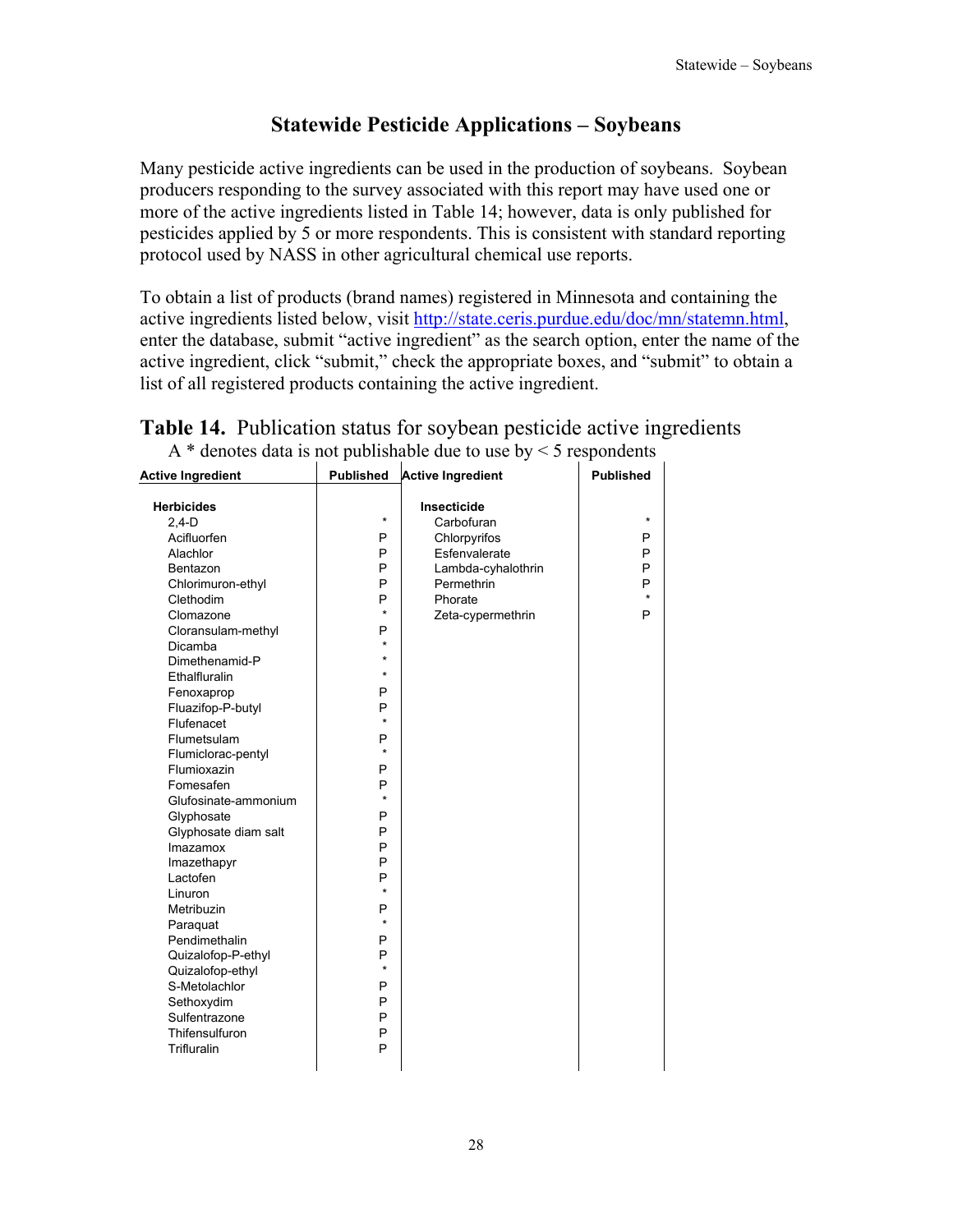# Statewide Pesticide Applications – Soybeans

Many pesticide active ingredients can be used in the production of soybeans. Soybean producers responding to the survey associated with this report may have used one or more of the active ingredients listed in Table 14; however, data is only published for pesticides applied by 5 or more respondents. This is consistent with standard reporting protocol used by NASS in other agricultural chemical use reports.

To obtain a list of products (brand names) registered in Minnesota and containing the active ingredients listed below, visit http://state.ceris.purdue.edu/doc/mn/statemn.html, enter the database, submit "active ingredient" as the search option, enter the name of the active ingredient, click "submit," check the appropriate boxes, and "submit" to obtain a list of all registered products containing the active ingredient.

**Table 14.** Publication status for soybean pesticide active ingredients

A * denotes data is not publishable due to use by < 5 respondents

| Active Ingredient | Published | Active Ingredient | Published |
|---|---|---|---|
| **Herbicides** | | **Insecticide** | |
| 2,4-D | * | Carbofuran | * |
| Acifluorfen | P | Chlorpyrifos | P |
| Alachlor | P | Esfenvalerate | P |
| Bentazon | P | Lambda-cyhalothrin | P |
| Chlorimuron-ethyl | P | Permethrin | P |
| Clethodim | P | Phorate | * |
| Clomazone | * | Zeta-cypermethrin | P |
| Cloransulam-methyl | P | | |
| Dicamba | * | | |
| Dimethenamid-P | * | | |
| Ethalfluralin | * | | |
| Fenoxaprop | P | | |
| Fluazifop-P-butyl | P | | |
| Flufenacet | * | | |
| Flumetsulam | P | | |
| Flumiclorac-pentyl | * | | |
| Flumioxazin | P | | |
| Fomesafen | P | | |
| Glufosinate-ammonium | * | | |
| Glyphosate | P | | |
| Glyphosate diam salt | P | | |
| Imazamox | P | | |
| Imazethapyr | P | | |
| Lactofen | P | | |
| Linuron | * | | |
| Metribuzin | P | | |
| Paraquat | * | | |
| Pendimethalin | P | | |
| Quizalofop-P-ethyl | P | | |
| Quizalofop-ethyl | * | | |
| S-Metolachlor | P | | |
| Sethoxydim | P | | |
| Sulfentrazone | P | | |
| Thifensulfuron | P | | |
| Trifluralin | P | | |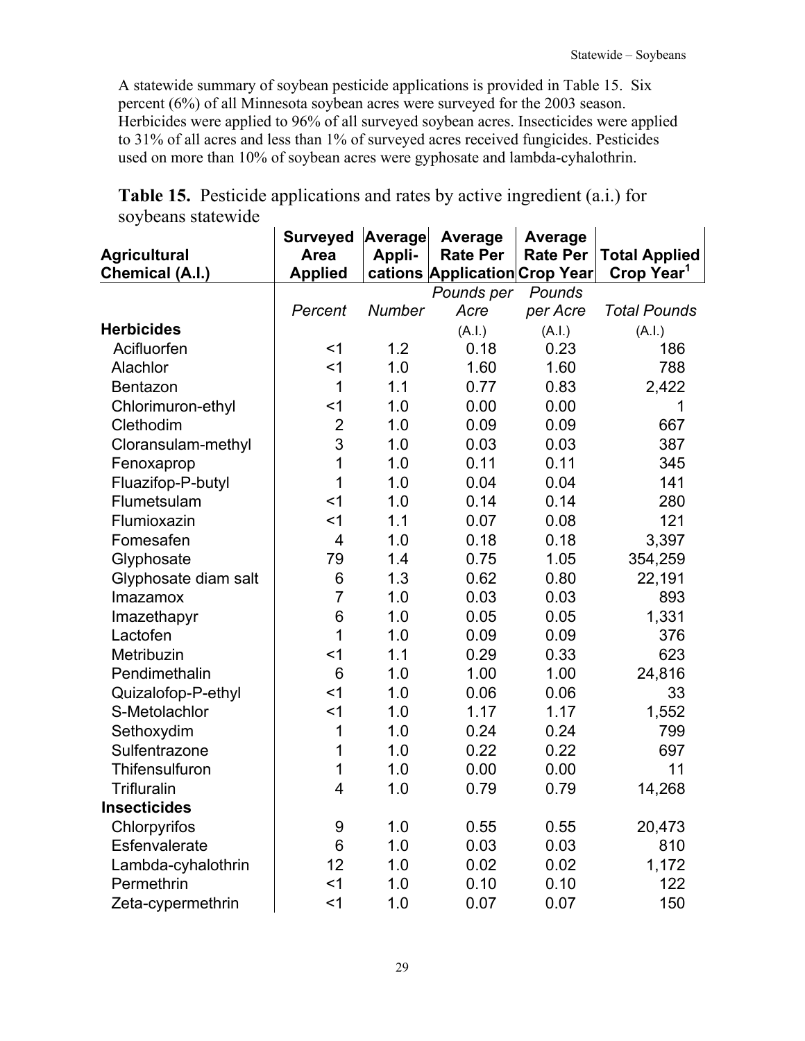A statewide summary of soybean pesticide applications is provided in Table 15. Six percent (6%) of all Minnesota soybean acres were surveyed for the 2003 season. Herbicides were applied to 96% of all surveyed soybean acres. Insecticides were applied to 31% of all acres and less than 1% of surveyed acres received fungicides. Pesticides used on more than 10% of soybean acres were gyphosate and lambda-cyhalothrin.

**Table 15.** Pesticide applications and rates by active ingredient (a.i.) for soybeans statewide

| Agricultural Chemical (A.I.) | Surveyed Area Applied | Average Appli-cations | Average Rate Per Application | Average Rate Per Crop Year | Total Applied Crop Year[1] |
|---|---|---|---|---|---|
| | *Percent* | *Number* | *Pounds per Acre* | *Pounds per Acre* | *Total Pounds* |
| **Herbicides** | | | (A.I.) | (A.I.) | (A.I.) |
| Acifluorfen | <1 | 1.2 | 0.18 | 0.23 | 186 |
| Alachlor | <1 | 1.0 | 1.60 | 1.60 | 788 |
| Bentazon | 1 | 1.1 | 0.77 | 0.83 | 2,422 |
| Chlorimuron-ethyl | <1 | 1.0 | 0.00 | 0.00 | 1 |
| Clethodim | 2 | 1.0 | 0.09 | 0.09 | 667 |
| Cloransulam-methyl | 3 | 1.0 | 0.03 | 0.03 | 387 |
| Fenoxaprop | 1 | 1.0 | 0.11 | 0.11 | 345 |
| Fluazifop-P-butyl | 1 | 1.0 | 0.04 | 0.04 | 141 |
| Flumetsulam | <1 | 1.0 | 0.14 | 0.14 | 280 |
| Flumioxazin | <1 | 1.1 | 0.07 | 0.08 | 121 |
| Fomesafen | 4 | 1.0 | 0.18 | 0.18 | 3,397 |
| Glyphosate | 79 | 1.4 | 0.75 | 1.05 | 354,259 |
| Glyphosate diam salt | 6 | 1.3 | 0.62 | 0.80 | 22,191 |
| Imazamox | 7 | 1.0 | 0.03 | 0.03 | 893 |
| Imazethapyr | 6 | 1.0 | 0.05 | 0.05 | 1,331 |
| Lactofen | 1 | 1.0 | 0.09 | 0.09 | 376 |
| Metribuzin | <1 | 1.1 | 0.29 | 0.33 | 623 |
| Pendimethalin | 6 | 1.0 | 1.00 | 1.00 | 24,816 |
| Quizalofop-P-ethyl | <1 | 1.0 | 0.06 | 0.06 | 33 |
| S-Metolachlor | <1 | 1.0 | 1.17 | 1.17 | 1,552 |
| Sethoxydim | 1 | 1.0 | 0.24 | 0.24 | 799 |
| Sulfentrazone | 1 | 1.0 | 0.22 | 0.22 | 697 |
| Thifensulfuron | 1 | 1.0 | 0.00 | 0.00 | 11 |
| Trifluralin | 4 | 1.0 | 0.79 | 0.79 | 14,268 |
| **Insecticides** | | | | | |
| Chlorpyrifos | 9 | 1.0 | 0.55 | 0.55 | 20,473 |
| Esfenvalerate | 6 | 1.0 | 0.03 | 0.03 | 810 |
| Lambda-cyhalothrin | 12 | 1.0 | 0.02 | 0.02 | 1,172 |
| Permethrin | <1 | 1.0 | 0.10 | 0.10 | 122 |
| Zeta-cypermethrin | <1 | 1.0 | 0.07 | 0.07 | 150 |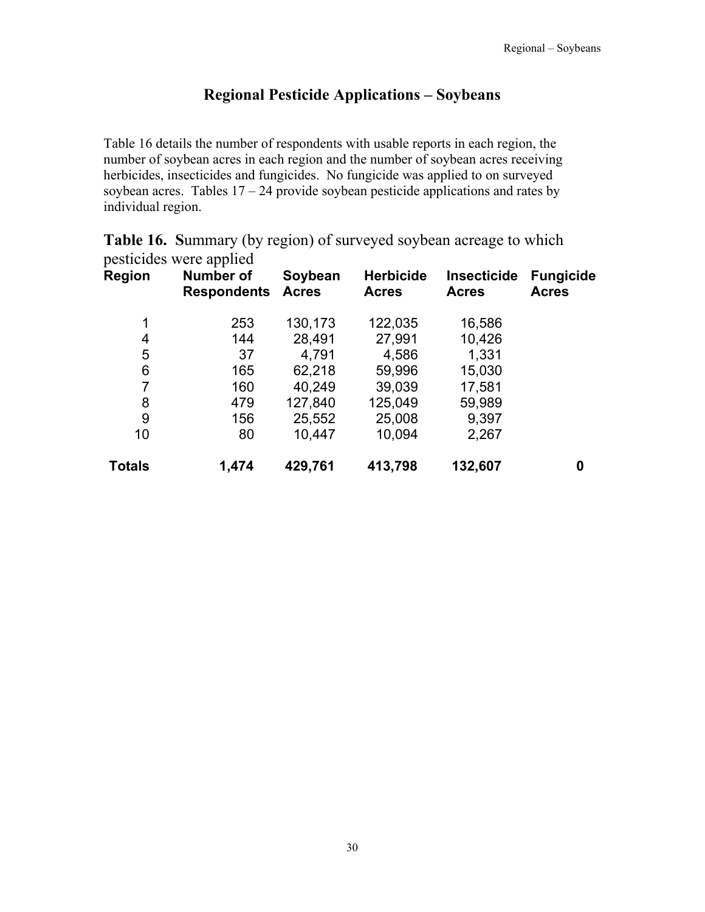# Regional Pesticide Applications – Soybeans

Table 16 details the number of respondents with usable reports in each region, the number of soybean acres in each region and the number of soybean acres receiving herbicides, insecticides and fungicides. No fungicide was applied to on surveyed soybean acres. Tables 17 – 24 provide soybean pesticide applications and rates by individual region.

**Table 16. S**ummary (by region) of surveyed soybean acreage to which pesticides were applied

| Region | Number of Respondents | Soybean Acres | Herbicide Acres | Insecticide Acres | Fungicide Acres |
|---|---|---|---|---|---|
| 1 | 253 | 130,173 | 122,035 | 16,586 | |
| 4 | 144 | 28,491 | 27,991 | 10,426 | |
| 5 | 37 | 4,791 | 4,586 | 1,331 | |
| 6 | 165 | 62,218 | 59,996 | 15,030 | |
| 7 | 160 | 40,249 | 39,039 | 17,581 | |
| 8 | 479 | 127,840 | 125,049 | 59,989 | |
| 9 | 156 | 25,552 | 25,008 | 9,397 | |
| 10 | 80 | 10,447 | 10,094 | 2,267 | |
| **Totals** | **1,474** | **429,761** | **413,798** | **132,607** | **0** |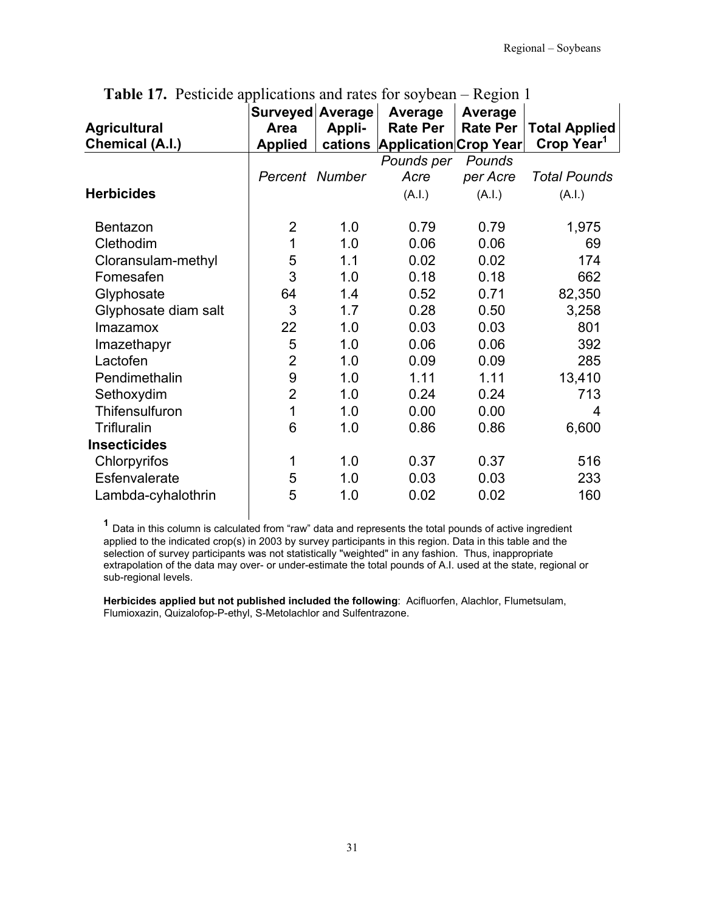**Table 17.** Pesticide applications and rates for soybean – Region 1

| Agricultural Chemical (A.I.) | Surveyed Area Applied | Average Appli-cations | Average Rate Per Application | Average Rate Per Crop Year | Total Applied Crop Year[1] |
|---|---|---|---|---|---|
| | *Percent* | *Number* | *Pounds per Acre* (A.I.) | *Pounds per Acre* (A.I.) | *Total Pounds* (A.I.) |
| **Herbicides** | | | | | |
| Bentazon | 2 | 1.0 | 0.79 | 0.79 | 1,975 |
| Clethodim | 1 | 1.0 | 0.06 | 0.06 | 69 |
| Cloransulam-methyl | 5 | 1.1 | 0.02 | 0.02 | 174 |
| Fomesafen | 3 | 1.0 | 0.18 | 0.18 | 662 |
| Glyphosate | 64 | 1.4 | 0.52 | 0.71 | 82,350 |
| Glyphosate diam salt | 3 | 1.7 | 0.28 | 0.50 | 3,258 |
| Imazamox | 22 | 1.0 | 0.03 | 0.03 | 801 |
| Imazethapyr | 5 | 1.0 | 0.06 | 0.06 | 392 |
| Lactofen | 2 | 1.0 | 0.09 | 0.09 | 285 |
| Pendimethalin | 9 | 1.0 | 1.11 | 1.11 | 13,410 |
| Sethoxydim | 2 | 1.0 | 0.24 | 0.24 | 713 |
| Thifensulfuron | 1 | 1.0 | 0.00 | 0.00 | 4 |
| Trifluralin | 6 | 1.0 | 0.86 | 0.86 | 6,600 |
| **Insecticides** | | | | | |
| Chlorpyrifos | 1 | 1.0 | 0.37 | 0.37 | 516 |
| Esfenvalerate | 5 | 1.0 | 0.03 | 0.03 | 233 |
| Lambda-cyhalothrin | 5 | 1.0 | 0.02 | 0.02 | 160 |

[1] Data in this column is calculated from "raw" data and represents the total pounds of active ingredient applied to the indicated crop(s) in 2003 by survey participants in this region. Data in this table and the selection of survey participants was not statistically "weighted" in any fashion. Thus, inappropriate extrapolation of the data may over- or under-estimate the total pounds of A.I. used at the state, regional or sub-regional levels.

**Herbicides applied but not published included the following**: Acifluorfen, Alachlor, Flumetsulam, Flumioxazin, Quizalofop-P-ethyl, S-Metolachlor and Sulfentrazone.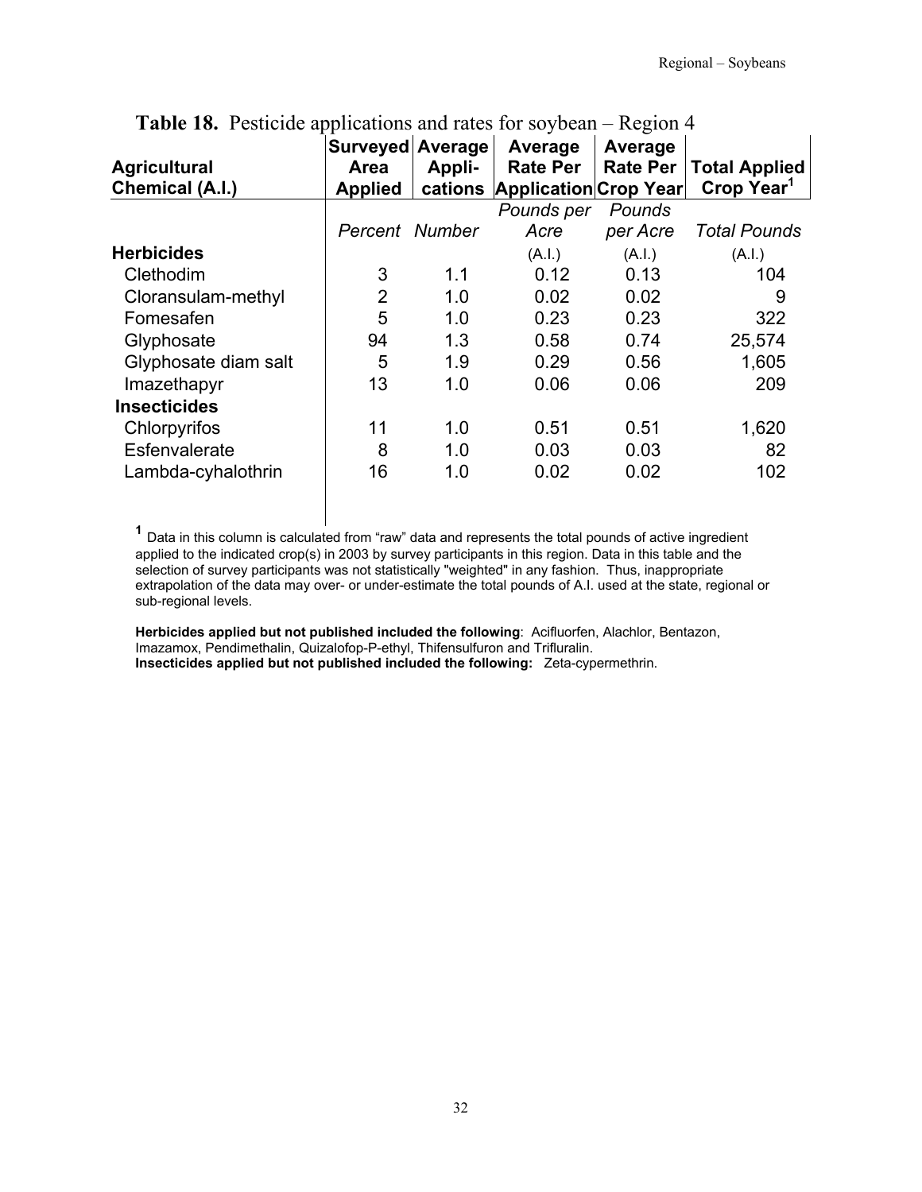**Table 18.** Pesticide applications and rates for soybean – Region 4

| Agricultural Chemical (A.I.) | Surveyed Area Applied | Average Appli-cations | Average Rate Per Application | Average Rate Per Crop Year | Total Applied Crop Year[1] |
|---|---|---|---|---|---|
| | *Percent* | *Number* | *Pounds per Acre* (A.I.) | *Pounds per Acre* (A.I.) | *Total Pounds* (A.I.) |
| **Herbicides** | | | | | |
| Clethodim | 3 | 1.1 | 0.12 | 0.13 | 104 |
| Cloransulam-methyl | 2 | 1.0 | 0.02 | 0.02 | 9 |
| Fomesafen | 5 | 1.0 | 0.23 | 0.23 | 322 |
| Glyphosate | 94 | 1.3 | 0.58 | 0.74 | 25,574 |
| Glyphosate diam salt | 5 | 1.9 | 0.29 | 0.56 | 1,605 |
| Imazethapyr | 13 | 1.0 | 0.06 | 0.06 | 209 |
| **Insecticides** | | | | | |
| Chlorpyrifos | 11 | 1.0 | 0.51 | 0.51 | 1,620 |
| Esfenvalerate | 8 | 1.0 | 0.03 | 0.03 | 82 |
| Lambda-cyhalothrin | 16 | 1.0 | 0.02 | 0.02 | 102 |

[1] Data in this column is calculated from "raw" data and represents the total pounds of active ingredient applied to the indicated crop(s) in 2003 by survey participants in this region. Data in this table and the selection of survey participants was not statistically "weighted" in any fashion. Thus, inappropriate extrapolation of the data may over- or under-estimate the total pounds of A.I. used at the state, regional or sub-regional levels.

**Herbicides applied but not published included the following**: Acifluorfen, Alachlor, Bentazon, Imazamox, Pendimethalin, Quizalofop-P-ethyl, Thifensulfuron and Trifluralin.
**Insecticides applied but not published included the following:** Zeta-cypermethrin.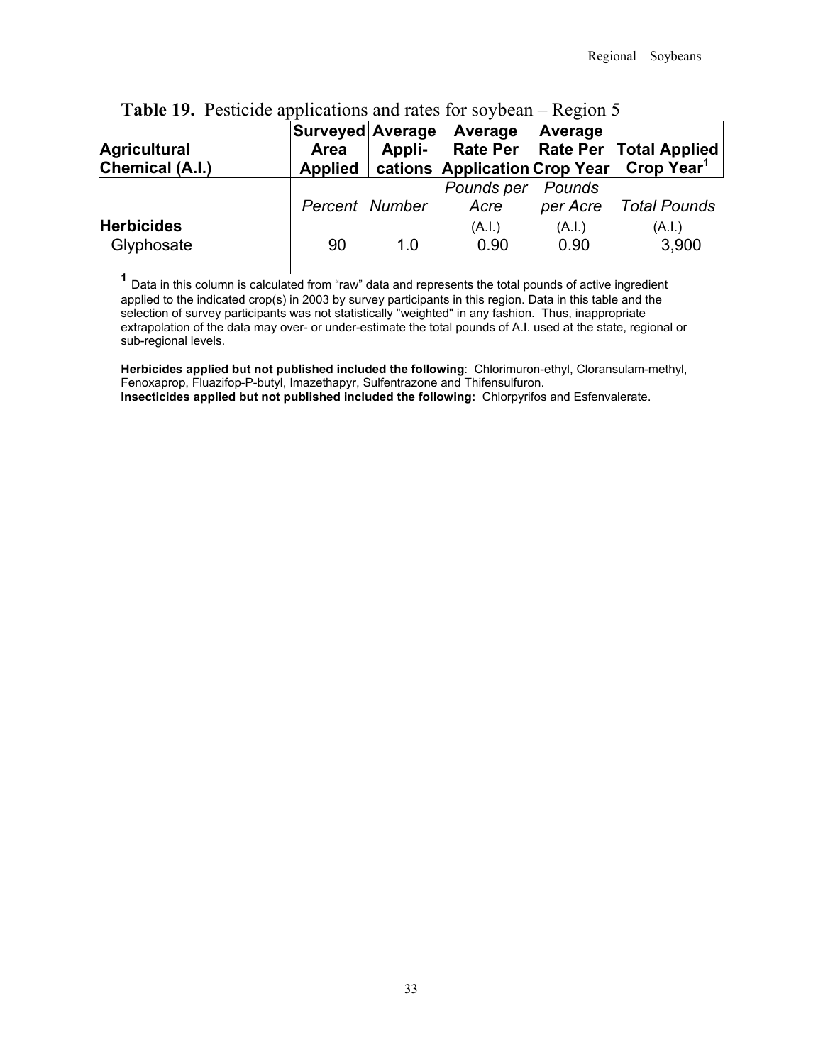**Table 19.** Pesticide applications and rates for soybean – Region 5

| Agricultural Chemical (A.I.) | Surveyed Area Applied | Average Appli-cations | Average Rate Per Application | Average Rate Per Crop Year | Total Applied Crop Year[1] |
|---|---|---|---|---|---|
| | *Percent* | *Number* | *Pounds per Acre* (A.I.) | *Pounds per Acre* (A.I.) | *Total Pounds* (A.I.) |
| **Herbicides** | | | | | |
| Glyphosate | 90 | 1.0 | 0.90 | 0.90 | 3,900 |

[1] Data in this column is calculated from "raw" data and represents the total pounds of active ingredient applied to the indicated crop(s) in 2003 by survey participants in this region. Data in this table and the selection of survey participants was not statistically "weighted" in any fashion. Thus, inappropriate extrapolation of the data may over- or under-estimate the total pounds of A.I. used at the state, regional or sub-regional levels.

**Herbicides applied but not published included the following**: Chlorimuron-ethyl, Cloransulam-methyl, Fenoxaprop, Fluazifop-P-butyl, Imazethapyr, Sulfentrazone and Thifensulfuron.
**Insecticides applied but not published included the following:** Chlorpyrifos and Esfenvalerate.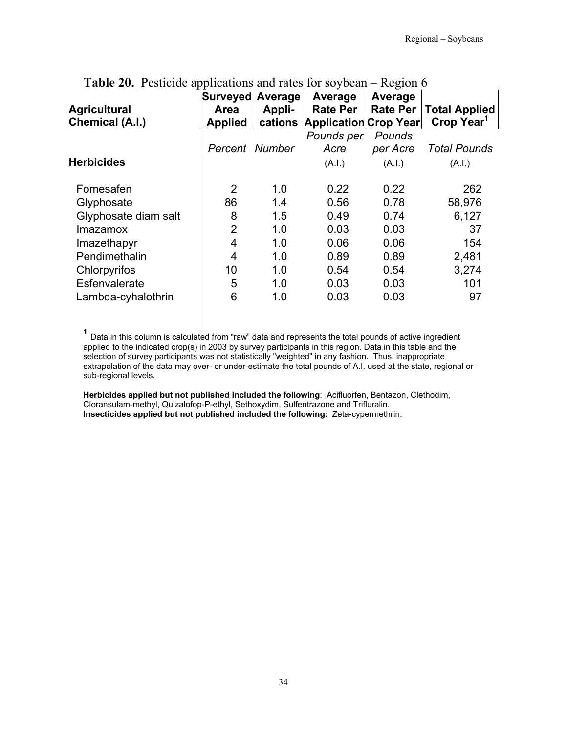**Table 20.** Pesticide applications and rates for soybean – Region 6

| Agricultural Chemical (A.I.) | Surveyed Area Applied | Average Appli-cations | Average Rate Per Application | Average Rate Per Crop Year | Total Applied Crop Year[1] |
|---|---|---|---|---|---|
| | *Percent* | *Number* | *Pounds per Acre* (A.I.) | *Pounds per Acre* (A.I.) | *Total Pounds* (A.I.) |
| **Herbicides** | | | | | |
| Fomesafen | 2 | 1.0 | 0.22 | 0.22 | 262 |
| Glyphosate | 86 | 1.4 | 0.56 | 0.78 | 58,976 |
| Glyphosate diam salt | 8 | 1.5 | 0.49 | 0.74 | 6,127 |
| Imazamox | 2 | 1.0 | 0.03 | 0.03 | 37 |
| Imazethapyr | 4 | 1.0 | 0.06 | 0.06 | 154 |
| Pendimethalin | 4 | 1.0 | 0.89 | 0.89 | 2,481 |
| Chlorpyrifos | 10 | 1.0 | 0.54 | 0.54 | 3,274 |
| Esfenvalerate | 5 | 1.0 | 0.03 | 0.03 | 101 |
| Lambda-cyhalothrin | 6 | 1.0 | 0.03 | 0.03 | 97 |

[1] Data in this column is calculated from "raw" data and represents the total pounds of active ingredient applied to the indicated crop(s) in 2003 by survey participants in this region. Data in this table and the selection of survey participants was not statistically "weighted" in any fashion. Thus, inappropriate extrapolation of the data may over- or under-estimate the total pounds of A.I. used at the state, regional or sub-regional levels.

**Herbicides applied but not published included the following**: Acifluorfen, Bentazon, Clethodim, Cloransulam-methyl, Quizalofop-P-ethyl, Sethoxydim, Sulfentrazone and Trifluralin.
**Insecticides applied but not published included the following:** Zeta-cypermethrin.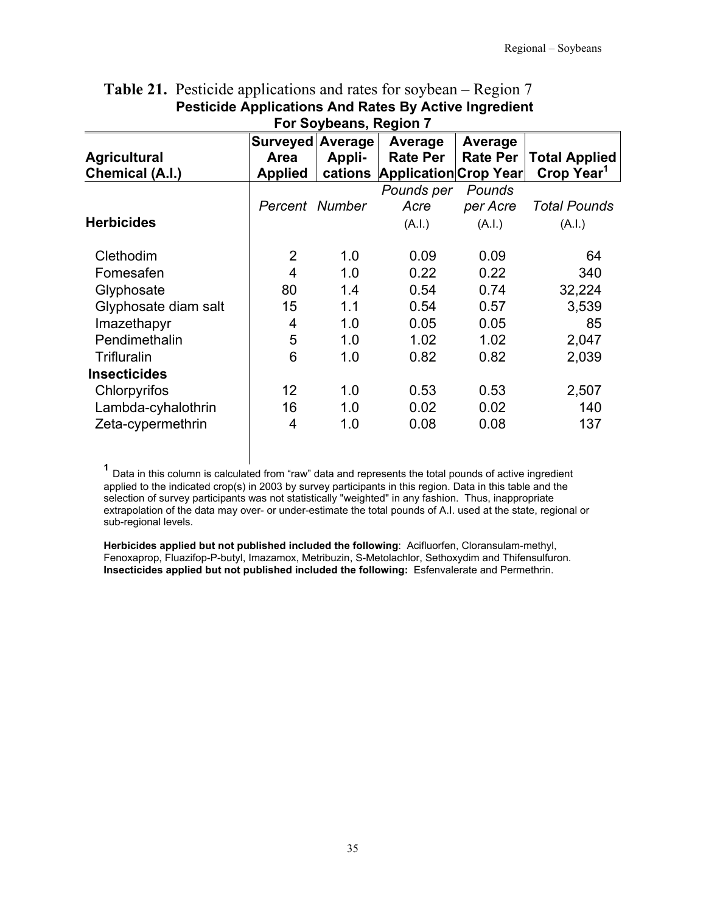**Table 21.** Pesticide applications and rates for soybean – Region 7

**Pesticide Applications And Rates By Active Ingredient For Soybeans, Region 7**

| Agricultural Chemical (A.I.) | Surveyed Area Applied | Average Appli-cations | Average Rate Per Application | Average Rate Per Crop Year | Total Applied Crop Year[1] |
|---|---|---|---|---|---|
| | *Percent* | *Number* | *Pounds per Acre* (A.I.) | *Pounds per Acre* (A.I.) | *Total Pounds* (A.I.) |
| **Herbicides** | | | | | |
| Clethodim | 2 | 1.0 | 0.09 | 0.09 | 64 |
| Fomesafen | 4 | 1.0 | 0.22 | 0.22 | 340 |
| Glyphosate | 80 | 1.4 | 0.54 | 0.74 | 32,224 |
| Glyphosate diam salt | 15 | 1.1 | 0.54 | 0.57 | 3,539 |
| Imazethapyr | 4 | 1.0 | 0.05 | 0.05 | 85 |
| Pendimethalin | 5 | 1.0 | 1.02 | 1.02 | 2,047 |
| Trifluralin | 6 | 1.0 | 0.82 | 0.82 | 2,039 |
| **Insecticides** | | | | | |
| Chlorpyrifos | 12 | 1.0 | 0.53 | 0.53 | 2,507 |
| Lambda-cyhalothrin | 16 | 1.0 | 0.02 | 0.02 | 140 |
| Zeta-cypermethrin | 4 | 1.0 | 0.08 | 0.08 | 137 |

[1] Data in this column is calculated from "raw" data and represents the total pounds of active ingredient applied to the indicated crop(s) in 2003 by survey participants in this region. Data in this table and the selection of survey participants was not statistically "weighted" in any fashion. Thus, inappropriate extrapolation of the data may over- or under-estimate the total pounds of A.I. used at the state, regional or sub-regional levels.

**Herbicides applied but not published included the following**: Acifluorfen, Cloransulam-methyl, Fenoxaprop, Fluazifop-P-butyl, Imazamox, Metribuzin, S-Metolachlor, Sethoxydim and Thifensulfuron.
**Insecticides applied but not published included the following:** Esfenvalerate and Permethrin.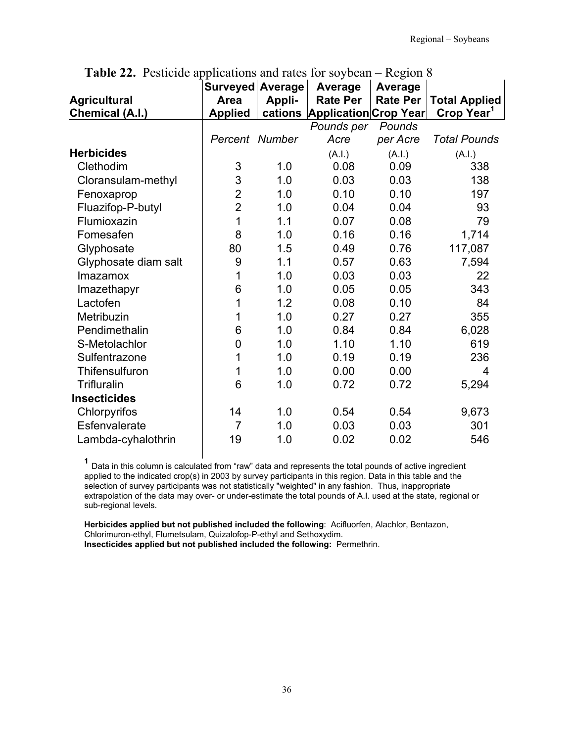**Table 22.** Pesticide applications and rates for soybean – Region 8

| Agricultural Chemical (A.I.) | Surveyed Area Applied | Average Appli-cations | Average Rate Per Application | Average Rate Per Crop Year | Total Applied Crop Year[1] |
|---|---|---|---|---|---|
| | *Percent* | *Number* | *Pounds per Acre* | *Pounds per Acre* | *Total Pounds* |
| **Herbicides** | | | (A.I.) | (A.I.) | (A.I.) |
| Clethodim | 3 | 1.0 | 0.08 | 0.09 | 338 |
| Cloransulam-methyl | 3 | 1.0 | 0.03 | 0.03 | 138 |
| Fenoxaprop | 2 | 1.0 | 0.10 | 0.10 | 197 |
| Fluazifop-P-butyl | 2 | 1.0 | 0.04 | 0.04 | 93 |
| Flumioxazin | 1 | 1.1 | 0.07 | 0.08 | 79 |
| Fomesafen | 8 | 1.0 | 0.16 | 0.16 | 1,714 |
| Glyphosate | 80 | 1.5 | 0.49 | 0.76 | 117,087 |
| Glyphosate diam salt | 9 | 1.1 | 0.57 | 0.63 | 7,594 |
| Imazamox | 1 | 1.0 | 0.03 | 0.03 | 22 |
| Imazethapyr | 6 | 1.0 | 0.05 | 0.05 | 343 |
| Lactofen | 1 | 1.2 | 0.08 | 0.10 | 84 |
| Metribuzin | 1 | 1.0 | 0.27 | 0.27 | 355 |
| Pendimethalin | 6 | 1.0 | 0.84 | 0.84 | 6,028 |
| S-Metolachlor | 0 | 1.0 | 1.10 | 1.10 | 619 |
| Sulfentrazone | 1 | 1.0 | 0.19 | 0.19 | 236 |
| Thifensulfuron | 1 | 1.0 | 0.00 | 0.00 | 4 |
| Trifluralin | 6 | 1.0 | 0.72 | 0.72 | 5,294 |
| **Insecticides** | | | | | |
| Chlorpyrifos | 14 | 1.0 | 0.54 | 0.54 | 9,673 |
| Esfenvalerate | 7 | 1.0 | 0.03 | 0.03 | 301 |
| Lambda-cyhalothrin | 19 | 1.0 | 0.02 | 0.02 | 546 |

[1] Data in this column is calculated from "raw" data and represents the total pounds of active ingredient applied to the indicated crop(s) in 2003 by survey participants in this region. Data in this table and the selection of survey participants was not statistically "weighted" in any fashion. Thus, inappropriate extrapolation of the data may over- or under-estimate the total pounds of A.I. used at the state, regional or sub-regional levels.

**Herbicides applied but not published included the following**: Acifluorfen, Alachlor, Bentazon, Chlorimuron-ethyl, Flumetsulam, Quizalofop-P-ethyl and Sethoxydim.
**Insecticides applied but not published included the following:** Permethrin.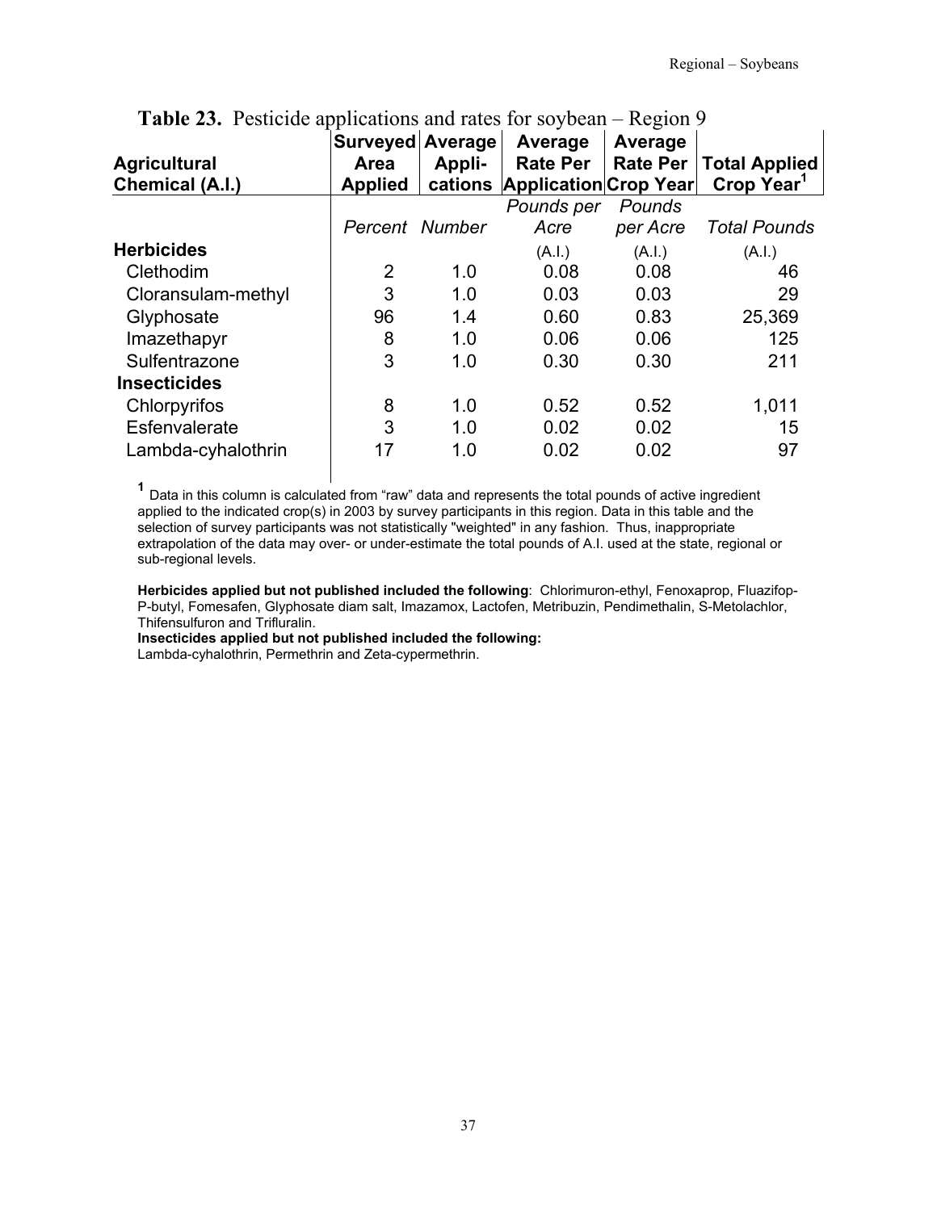**Table 23.** Pesticide applications and rates for soybean – Region 9

| Agricultural Chemical (A.I.) | Surveyed Area Applied | Average Appli-cations | Average Rate Per Application | Average Rate Per Crop Year | Total Applied Crop Year[1] |
|---|---|---|---|---|---|
| | *Percent* | *Number* | *Pounds per Acre* (A.I.) | *Pounds per Acre* (A.I.) | *Total Pounds* (A.I.) |
| **Herbicides** | | | | | |
| Clethodim | 2 | 1.0 | 0.08 | 0.08 | 46 |
| Cloransulam-methyl | 3 | 1.0 | 0.03 | 0.03 | 29 |
| Glyphosate | 96 | 1.4 | 0.60 | 0.83 | 25,369 |
| Imazethapyr | 8 | 1.0 | 0.06 | 0.06 | 125 |
| Sulfentrazone | 3 | 1.0 | 0.30 | 0.30 | 211 |
| **Insecticides** | | | | | |
| Chlorpyrifos | 8 | 1.0 | 0.52 | 0.52 | 1,011 |
| Esfenvalerate | 3 | 1.0 | 0.02 | 0.02 | 15 |
| Lambda-cyhalothrin | 17 | 1.0 | 0.02 | 0.02 | 97 |

[1] Data in this column is calculated from "raw" data and represents the total pounds of active ingredient applied to the indicated crop(s) in 2003 by survey participants in this region. Data in this table and the selection of survey participants was not statistically "weighted" in any fashion. Thus, inappropriate extrapolation of the data may over- or under-estimate the total pounds of A.I. used at the state, regional or sub-regional levels.

**Herbicides applied but not published included the following**: Chlorimuron-ethyl, Fenoxaprop, Fluazifop-P-butyl, Fomesafen, Glyphosate diam salt, Imazamox, Lactofen, Metribuzin, Pendimethalin, S-Metolachlor, Thifensulfuron and Trifluralin.

**Insecticides applied but not published included the following:**
Lambda-cyhalothrin, Permethrin and Zeta-cypermethrin.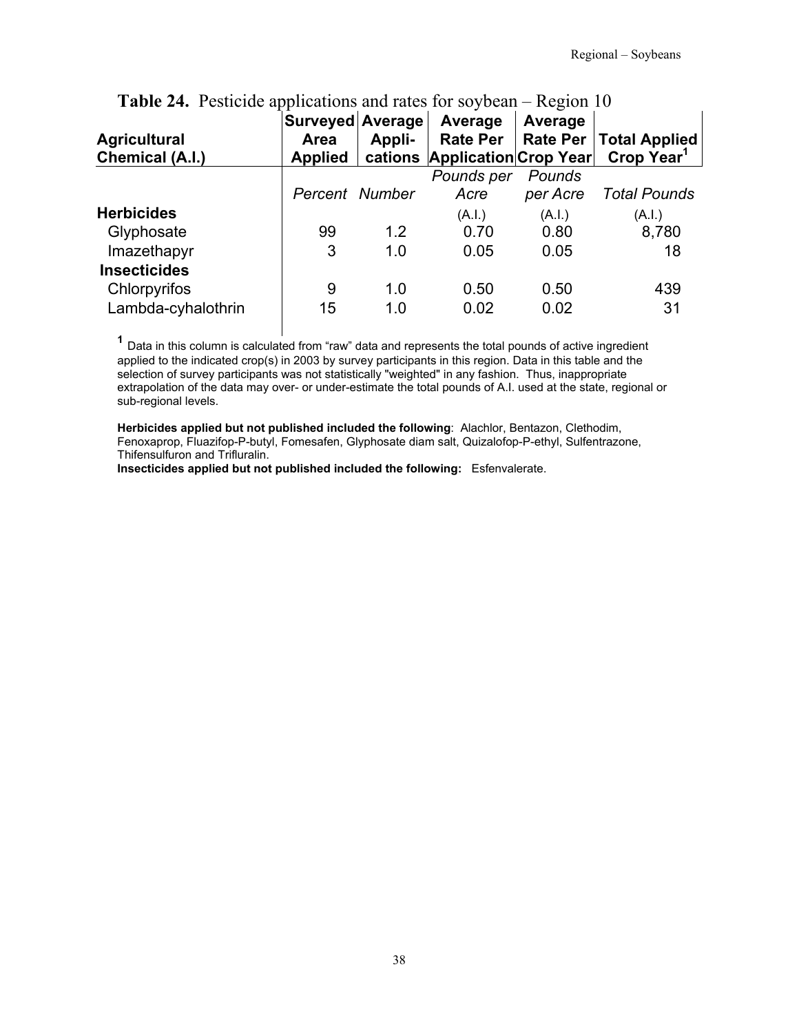**Table 24.** Pesticide applications and rates for soybean – Region 10

| Agricultural Chemical (A.I.) | Surveyed Area Applied | Average Appli-cations | Average Rate Per Application | Average Rate Per Crop Year | Total Applied Crop Year[1] |
|---|---|---|---|---|---|
| | *Percent* | *Number* | *Pounds per Acre* | *Pounds per Acre* | *Total Pounds* |
| **Herbicides** | | | (A.I.) | (A.I.) | (A.I.) |
| Glyphosate | 99 | 1.2 | 0.70 | 0.80 | 8,780 |
| Imazethapyr | 3 | 1.0 | 0.05 | 0.05 | 18 |
| **Insecticides** | | | | | |
| Chlorpyrifos | 9 | 1.0 | 0.50 | 0.50 | 439 |
| Lambda-cyhalothrin | 15 | 1.0 | 0.02 | 0.02 | 31 |

[1] Data in this column is calculated from "raw" data and represents the total pounds of active ingredient applied to the indicated crop(s) in 2003 by survey participants in this region. Data in this table and the selection of survey participants was not statistically "weighted" in any fashion. Thus, inappropriate extrapolation of the data may over- or under-estimate the total pounds of A.I. used at the state, regional or sub-regional levels.

**Herbicides applied but not published included the following**: Alachlor, Bentazon, Clethodim, Fenoxaprop, Fluazifop-P-butyl, Fomesafen, Glyphosate diam salt, Quizalofop-P-ethyl, Sulfentrazone, Thifensulfuron and Trifluralin.

**Insecticides applied but not published included the following:** Esfenvalerate.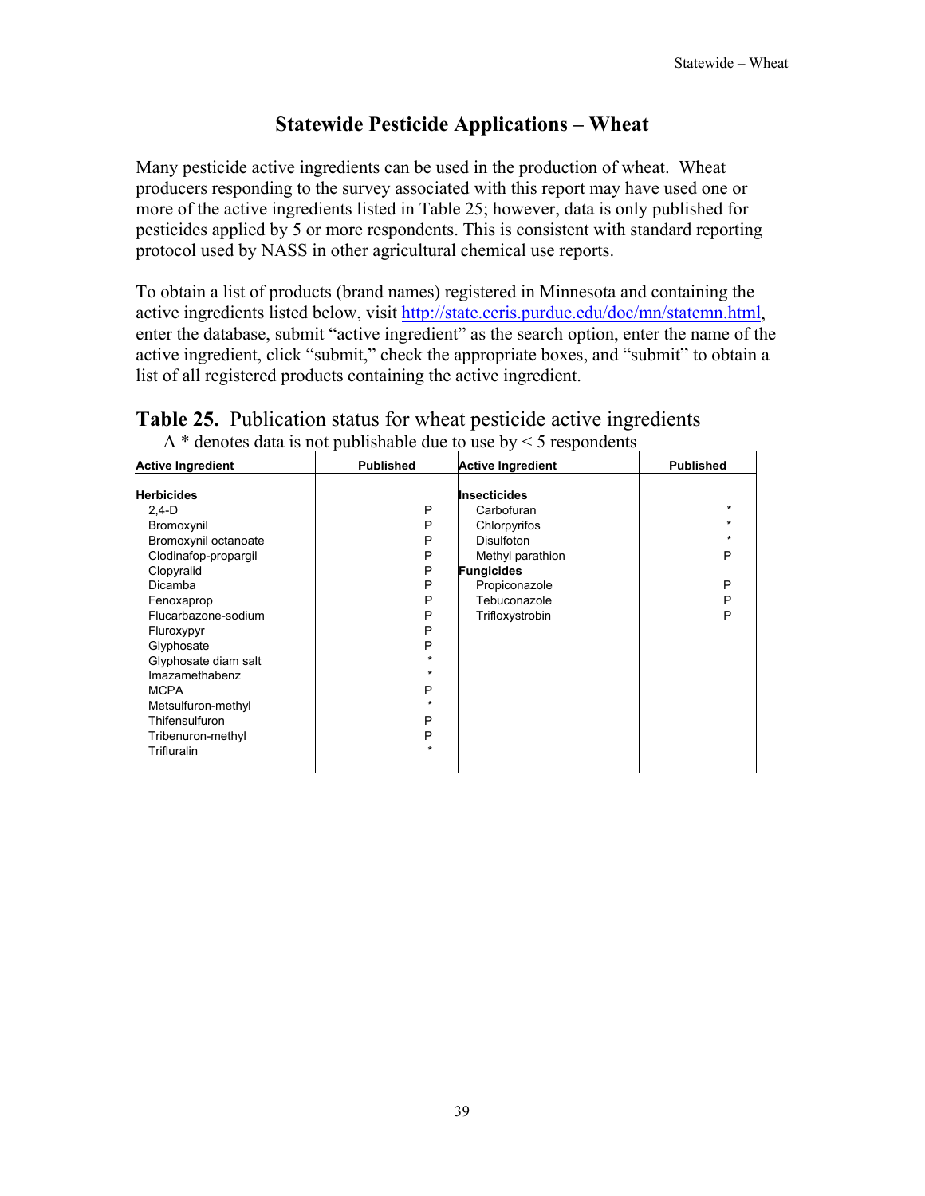# Statewide Pesticide Applications – Wheat

Many pesticide active ingredients can be used in the production of wheat. Wheat producers responding to the survey associated with this report may have used one or more of the active ingredients listed in Table 25; however, data is only published for pesticides applied by 5 or more respondents. This is consistent with standard reporting protocol used by NASS in other agricultural chemical use reports.

To obtain a list of products (brand names) registered in Minnesota and containing the active ingredients listed below, visit http://state.ceris.purdue.edu/doc/mn/statemn.html, enter the database, submit "active ingredient" as the search option, enter the name of the active ingredient, click "submit," check the appropriate boxes, and "submit" to obtain a list of all registered products containing the active ingredient.

**Table 25.** Publication status for wheat pesticide active ingredients

A * denotes data is not publishable due to use by < 5 respondents

| Active Ingredient | Published | Active Ingredient | Published |
|---|---|---|---|
| **Herbicides** | | **Insecticides** | |
| 2,4-D | P | Carbofuran | * |
| Bromoxynil | P | Chlorpyrifos | * |
| Bromoxynil octanoate | P | Disulfoton | * |
| Clodinafop-propargil | P | Methyl parathion | P |
| Clopyralid | P | **Fungicides** | |
| Dicamba | P | Propiconazole | P |
| Fenoxaprop | P | Tebuconazole | P |
| Flucarbazone-sodium | P | Trifloxystrobin | P |
| Fluroxypyr | P | | |
| Glyphosate | P | | |
| Glyphosate diam salt | * | | |
| Imazamethabenz | * | | |
| MCPA | P | | |
| Metsulfuron-methyl | * | | |
| Thifensulfuron | P | | |
| Tribenuron-methyl | P | | |
| Trifluralin | * | | |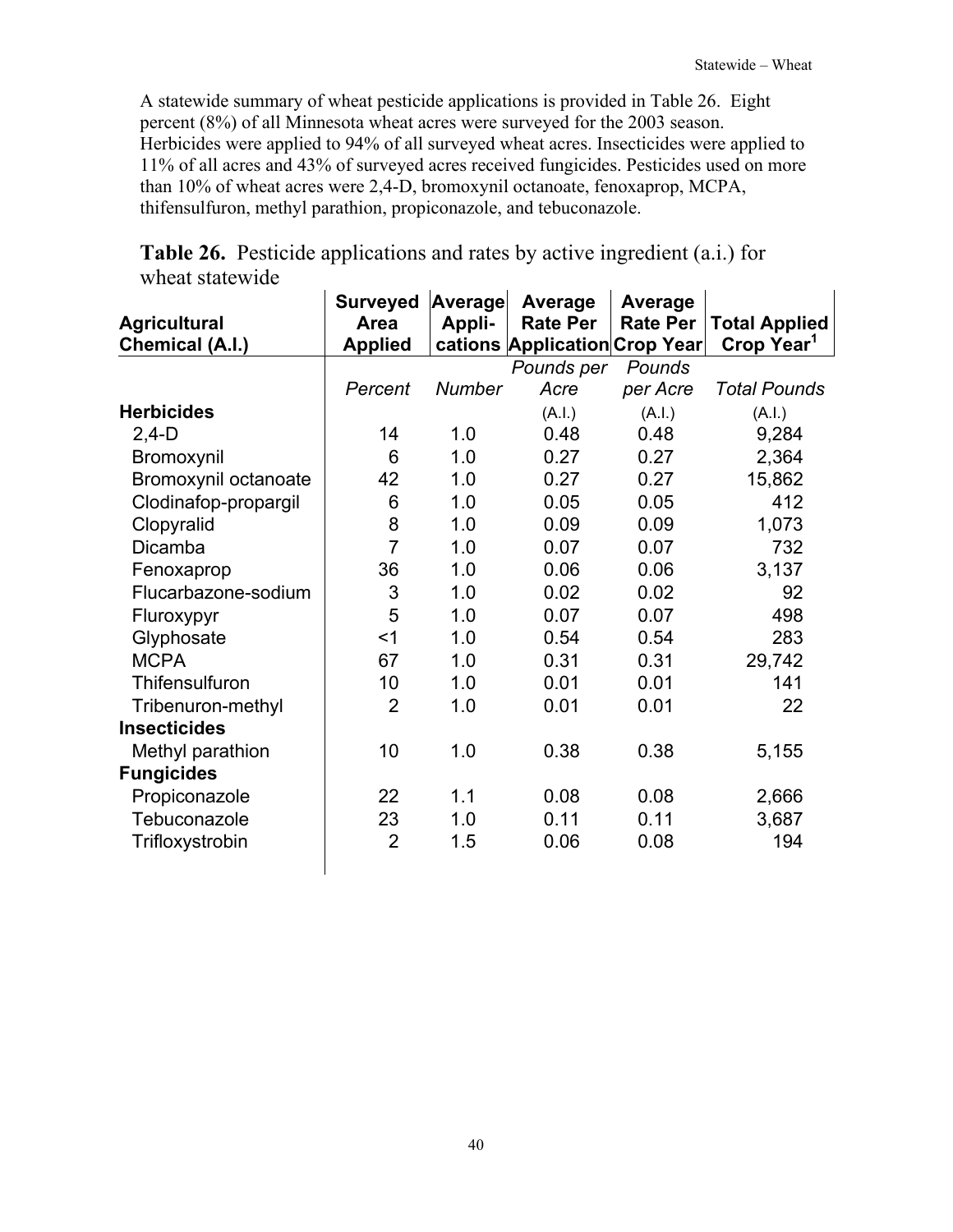A statewide summary of wheat pesticide applications is provided in Table 26. Eight percent (8%) of all Minnesota wheat acres were surveyed for the 2003 season. Herbicides were applied to 94% of all surveyed wheat acres. Insecticides were applied to 11% of all acres and 43% of surveyed acres received fungicides. Pesticides used on more than 10% of wheat acres were 2,4-D, bromoxynil octanoate, fenoxaprop, MCPA, thifensulfuron, methyl parathion, propiconazole, and tebuconazole.

**Table 26.** Pesticide applications and rates by active ingredient (a.i.) for wheat statewide

| Agricultural Chemical (A.I.) | Surveyed Area Applied | Average Appli-cations | Average Rate Per Application | Average Rate Per Crop Year | Total Applied Crop Year[1] |
|---|---|---|---|---|---|
| | *Percent* | *Number* | *Pounds per Acre* (A.I.) | *Pounds per Acre* (A.I.) | *Total Pounds* (A.I.) |
| **Herbicides** | | | | | |
| 2,4-D | 14 | 1.0 | 0.48 | 0.48 | 9,284 |
| Bromoxynil | 6 | 1.0 | 0.27 | 0.27 | 2,364 |
| Bromoxynil octanoate | 42 | 1.0 | 0.27 | 0.27 | 15,862 |
| Clodinafop-propargil | 6 | 1.0 | 0.05 | 0.05 | 412 |
| Clopyralid | 8 | 1.0 | 0.09 | 0.09 | 1,073 |
| Dicamba | 7 | 1.0 | 0.07 | 0.07 | 732 |
| Fenoxaprop | 36 | 1.0 | 0.06 | 0.06 | 3,137 |
| Flucarbazone-sodium | 3 | 1.0 | 0.02 | 0.02 | 92 |
| Fluroxypyr | 5 | 1.0 | 0.07 | 0.07 | 498 |
| Glyphosate | <1 | 1.0 | 0.54 | 0.54 | 283 |
| MCPA | 67 | 1.0 | 0.31 | 0.31 | 29,742 |
| Thifensulfuron | 10 | 1.0 | 0.01 | 0.01 | 141 |
| Tribenuron-methyl | 2 | 1.0 | 0.01 | 0.01 | 22 |
| **Insecticides** | | | | | |
| Methyl parathion | 10 | 1.0 | 0.38 | 0.38 | 5,155 |
| **Fungicides** | | | | | |
| Propiconazole | 22 | 1.1 | 0.08 | 0.08 | 2,666 |
| Tebuconazole | 23 | 1.0 | 0.11 | 0.11 | 3,687 |
| Trifloxystrobin | 2 | 1.5 | 0.06 | 0.08 | 194 |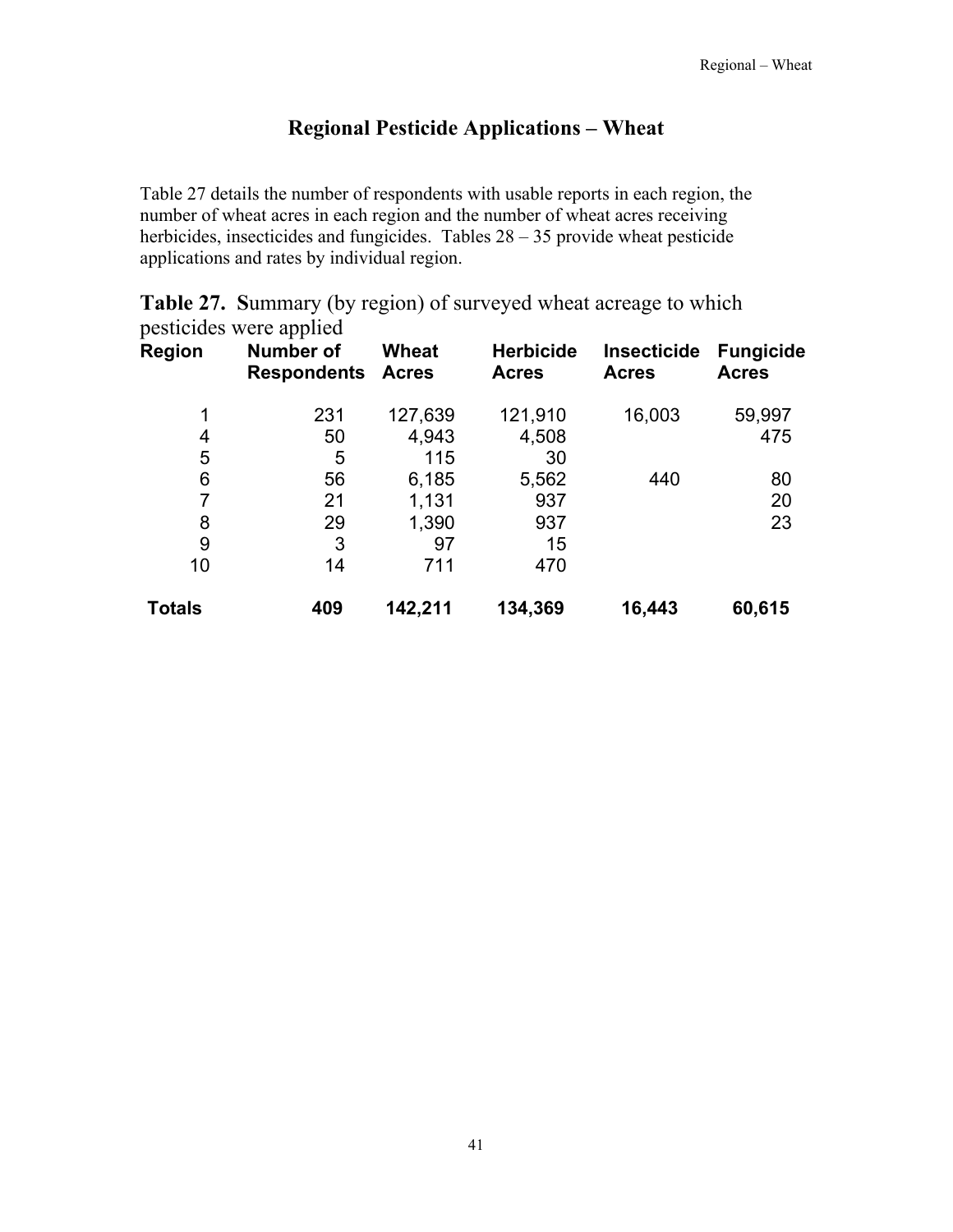# Regional Pesticide Applications – Wheat

Table 27 details the number of respondents with usable reports in each region, the number of wheat acres in each region and the number of wheat acres receiving herbicides, insecticides and fungicides. Tables 28 – 35 provide wheat pesticide applications and rates by individual region.

**Table 27.** **S**ummary (by region) of surveyed wheat acreage to which pesticides were applied

| Region | Number of Respondents | Wheat Acres | Herbicide Acres | Insecticide Acres | Fungicide Acres |
|---|---|---|---|---|---|
| 1 | 231 | 127,639 | 121,910 | 16,003 | 59,997 |
| 4 | 50 | 4,943 | 4,508 | | 475 |
| 5 | 5 | 115 | 30 | | |
| 6 | 56 | 6,185 | 5,562 | 440 | 80 |
| 7 | 21 | 1,131 | 937 | | 20 |
| 8 | 29 | 1,390 | 937 | | 23 |
| 9 | 3 | 97 | 15 | | |
| 10 | 14 | 711 | 470 | | |
| **Totals** | **409** | **142,211** | **134,369** | **16,443** | **60,615** |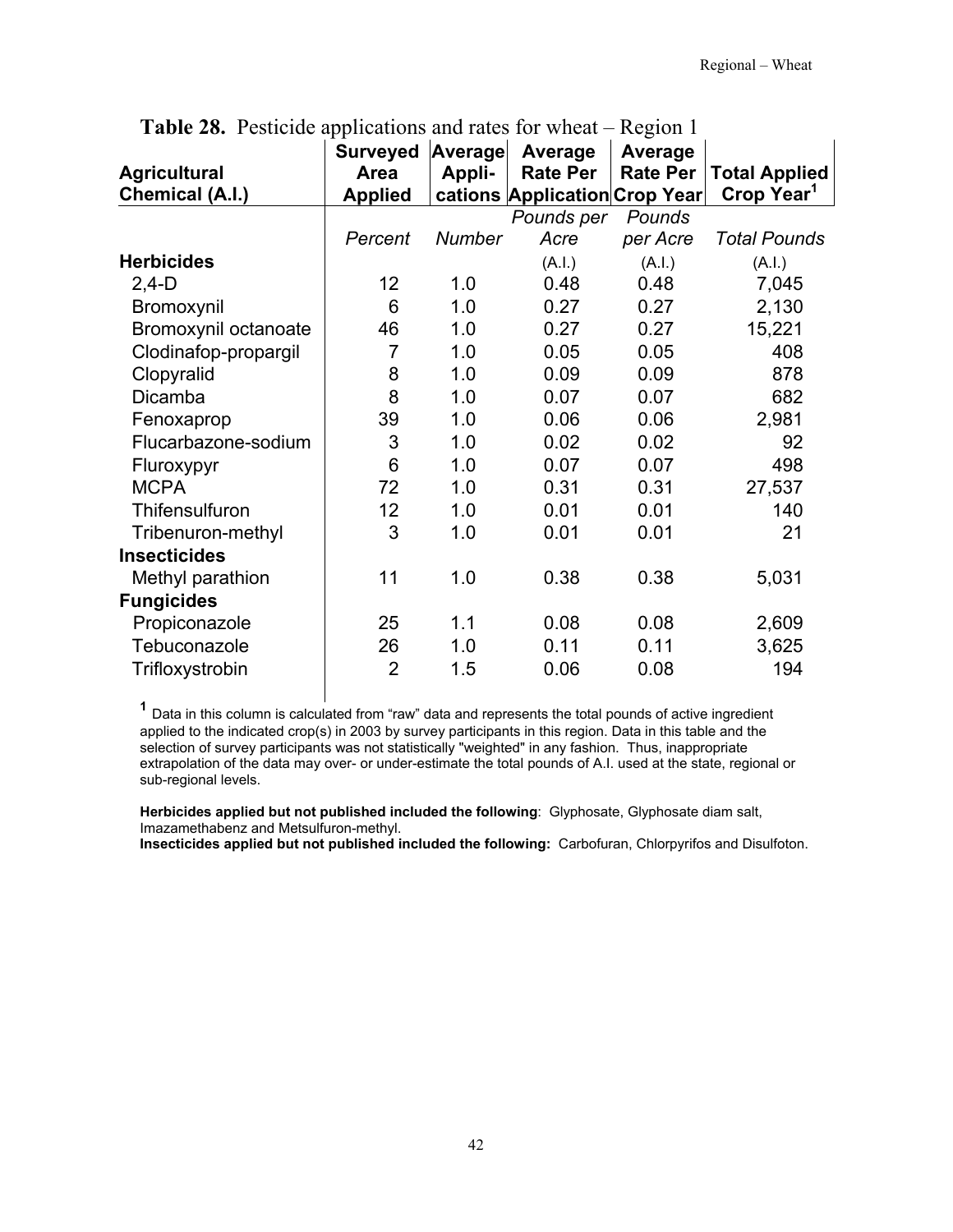**Table 28.** Pesticide applications and rates for wheat – Region 1

| Agricultural Chemical (A.I.) | Surveyed Area Applied | Average Appli-cations | Average Rate Per Application | Average Rate Per Crop Year | Total Applied Crop Year[1] |
|---|---|---|---|---|---|
| | *Percent* | *Number* | *Pounds per Acre* | *Pounds per Acre* | *Total Pounds* |
| **Herbicides** | | | (A.I.) | (A.I.) | (A.I.) |
| 2,4-D | 12 | 1.0 | 0.48 | 0.48 | 7,045 |
| Bromoxynil | 6 | 1.0 | 0.27 | 0.27 | 2,130 |
| Bromoxynil octanoate | 46 | 1.0 | 0.27 | 0.27 | 15,221 |
| Clodinafop-propargil | 7 | 1.0 | 0.05 | 0.05 | 408 |
| Clopyralid | 8 | 1.0 | 0.09 | 0.09 | 878 |
| Dicamba | 8 | 1.0 | 0.07 | 0.07 | 682 |
| Fenoxaprop | 39 | 1.0 | 0.06 | 0.06 | 2,981 |
| Flucarbazone-sodium | 3 | 1.0 | 0.02 | 0.02 | 92 |
| Fluroxypyr | 6 | 1.0 | 0.07 | 0.07 | 498 |
| MCPA | 72 | 1.0 | 0.31 | 0.31 | 27,537 |
| Thifensulfuron | 12 | 1.0 | 0.01 | 0.01 | 140 |
| Tribenuron-methyl | 3 | 1.0 | 0.01 | 0.01 | 21 |
| **Insecticides** | | | | | |
| Methyl parathion | 11 | 1.0 | 0.38 | 0.38 | 5,031 |
| **Fungicides** | | | | | |
| Propiconazole | 25 | 1.1 | 0.08 | 0.08 | 2,609 |
| Tebuconazole | 26 | 1.0 | 0.11 | 0.11 | 3,625 |
| Trifloxystrobin | 2 | 1.5 | 0.06 | 0.08 | 194 |

[1] Data in this column is calculated from "raw" data and represents the total pounds of active ingredient applied to the indicated crop(s) in 2003 by survey participants in this region. Data in this table and the selection of survey participants was not statistically "weighted" in any fashion. Thus, inappropriate extrapolation of the data may over- or under-estimate the total pounds of A.I. used at the state, regional or sub-regional levels.

**Herbicides applied but not published included the following**: Glyphosate, Glyphosate diam salt, Imazamethabenz and Metsulfuron-methyl.

**Insecticides applied but not published included the following:** Carbofuran, Chlorpyrifos and Disulfoton.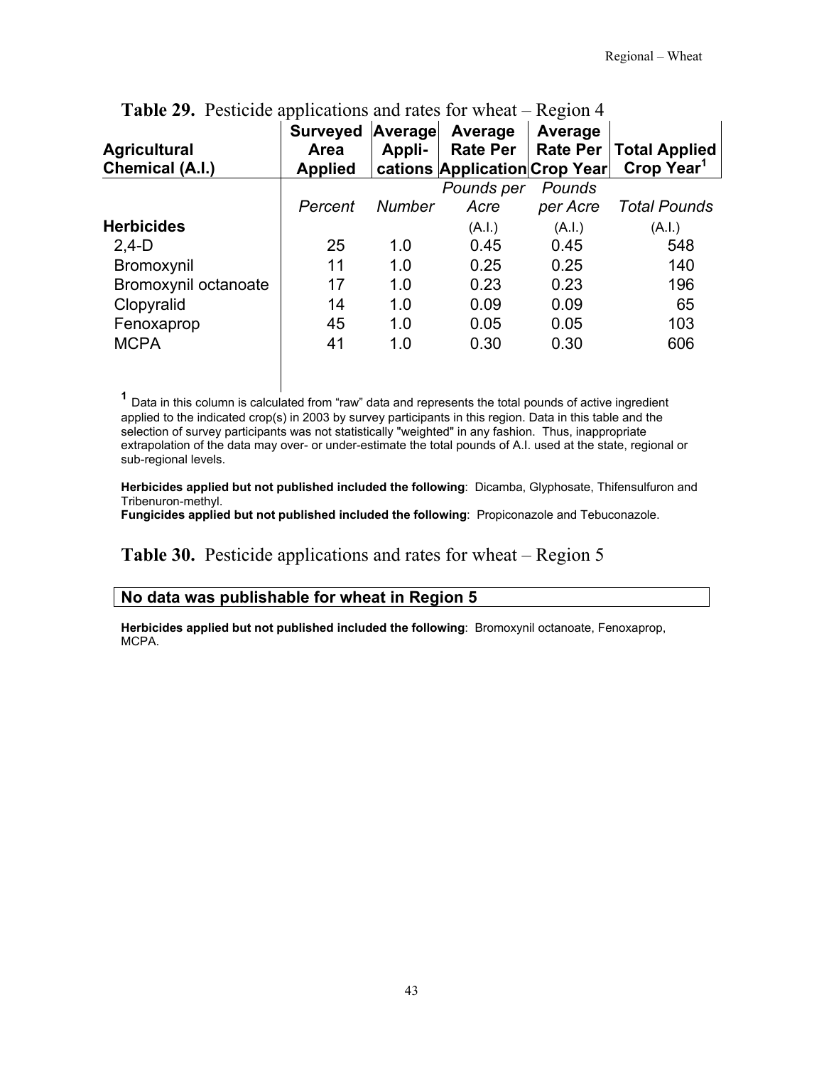**Table 29.** Pesticide applications and rates for wheat – Region 4

| Agricultural Chemical (A.I.) | Surveyed Area Applied | Average Appli-cations | Average Rate Per Application | Average Rate Per Crop Year | Total Applied Crop Year[1] |
|---|---|---|---|---|---|
| | *Percent* | *Number* | *Pounds per Acre* | *Pounds per Acre* | *Total Pounds* |
| **Herbicides** | | | (A.I.) | (A.I.) | (A.I.) |
| 2,4-D | 25 | 1.0 | 0.45 | 0.45 | 548 |
| Bromoxynil | 11 | 1.0 | 0.25 | 0.25 | 140 |
| Bromoxynil octanoate | 17 | 1.0 | 0.23 | 0.23 | 196 |
| Clopyralid | 14 | 1.0 | 0.09 | 0.09 | 65 |
| Fenoxaprop | 45 | 1.0 | 0.05 | 0.05 | 103 |
| MCPA | 41 | 1.0 | 0.30 | 0.30 | 606 |

[1] Data in this column is calculated from "raw" data and represents the total pounds of active ingredient applied to the indicated crop(s) in 2003 by survey participants in this region. Data in this table and the selection of survey participants was not statistically "weighted" in any fashion. Thus, inappropriate extrapolation of the data may over- or under-estimate the total pounds of A.I. used at the state, regional or sub-regional levels.

**Herbicides applied but not published included the following**: Dicamba, Glyphosate, Thifensulfuron and Tribenuron-methyl.
**Fungicides applied but not published included the following**: Propiconazole and Tebuconazole.

**Table 30.** Pesticide applications and rates for wheat – Region 5

**No data was publishable for wheat in Region 5**

**Herbicides applied but not published included the following**: Bromoxynil octanoate, Fenoxaprop, MCPA.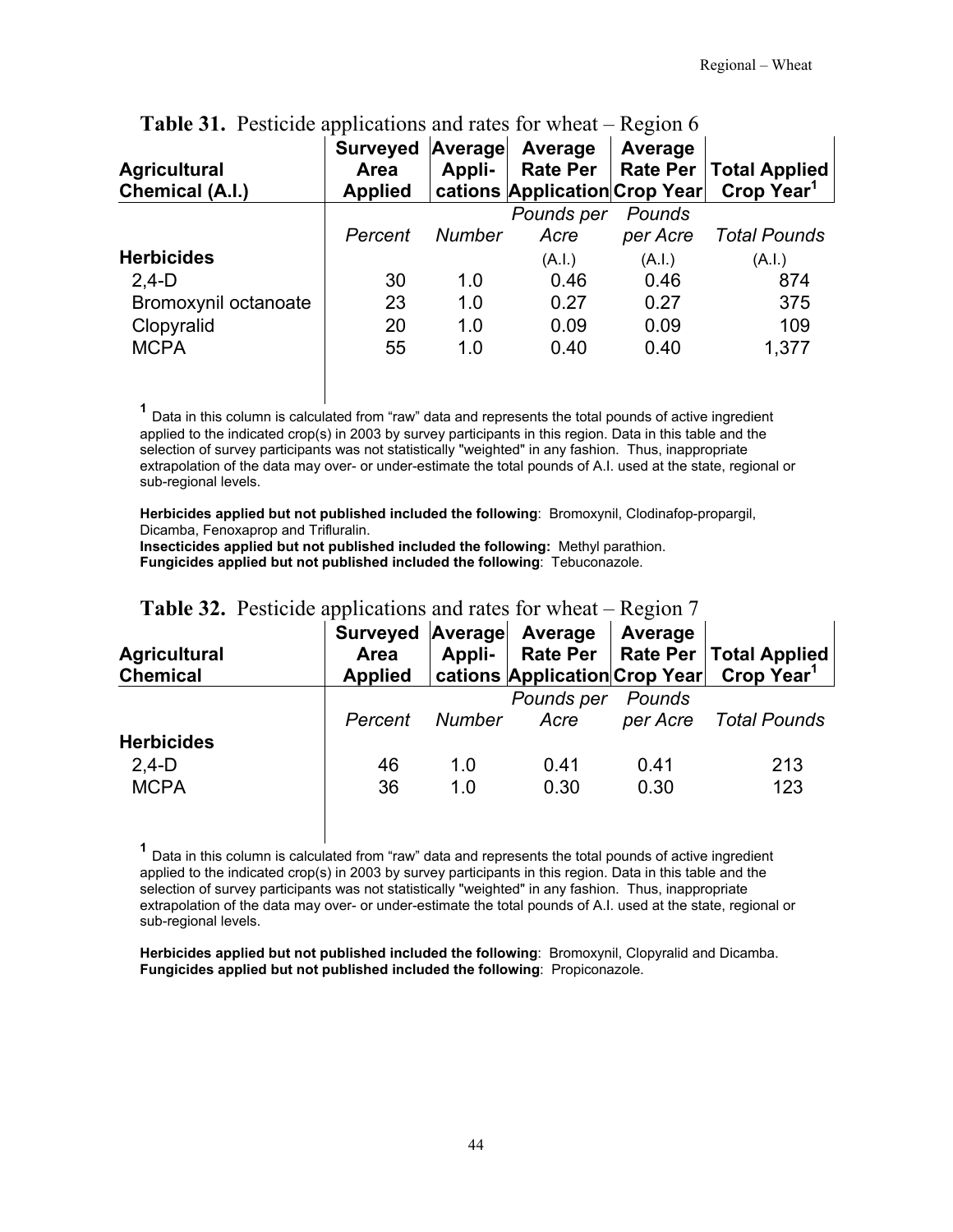**Table 31.** Pesticide applications and rates for wheat – Region 6

| Agricultural Chemical (A.I.) | Surveyed Area Applied | Average Appli-cations | Average Rate Per Application | Average Rate Per Crop Year | Total Applied Crop Year[1] |
|---|---|---|---|---|---|
| | *Percent* | *Number* | *Pounds per Acre* (A.I.) | *Pounds per Acre* (A.I.) | *Total Pounds* (A.I.) |
| **Herbicides** | | | | | |
| 2,4-D | 30 | 1.0 | 0.46 | 0.46 | 874 |
| Bromoxynil octanoate | 23 | 1.0 | 0.27 | 0.27 | 375 |
| Clopyralid | 20 | 1.0 | 0.09 | 0.09 | 109 |
| MCPA | 55 | 1.0 | 0.40 | 0.40 | 1,377 |

[1] Data in this column is calculated from "raw" data and represents the total pounds of active ingredient applied to the indicated crop(s) in 2003 by survey participants in this region. Data in this table and the selection of survey participants was not statistically "weighted" in any fashion. Thus, inappropriate extrapolation of the data may over- or under-estimate the total pounds of A.I. used at the state, regional or sub-regional levels.

**Herbicides applied but not published included the following**: Bromoxynil, Clodinafop-propargil, Dicamba, Fenoxaprop and Trifluralin.
**Insecticides applied but not published included the following:** Methyl parathion.
**Fungicides applied but not published included the following**: Tebuconazole.

**Table 32.** Pesticide applications and rates for wheat – Region 7

| Agricultural Chemical | Surveyed Area Applied | Average Appli-cations | Average Rate Per Application | Average Rate Per Crop Year | Total Applied Crop Year[1] |
|---|---|---|---|---|---|
| | *Percent* | *Number* | *Pounds per Acre* | *Pounds per Acre* | *Total Pounds* |
| **Herbicides** | | | | | |
| 2,4-D | 46 | 1.0 | 0.41 | 0.41 | 213 |
| MCPA | 36 | 1.0 | 0.30 | 0.30 | 123 |

[1] Data in this column is calculated from "raw" data and represents the total pounds of active ingredient applied to the indicated crop(s) in 2003 by survey participants in this region. Data in this table and the selection of survey participants was not statistically "weighted" in any fashion. Thus, inappropriate extrapolation of the data may over- or under-estimate the total pounds of A.I. used at the state, regional or sub-regional levels.

**Herbicides applied but not published included the following**: Bromoxynil, Clopyralid and Dicamba.
**Fungicides applied but not published included the following**: Propiconazole.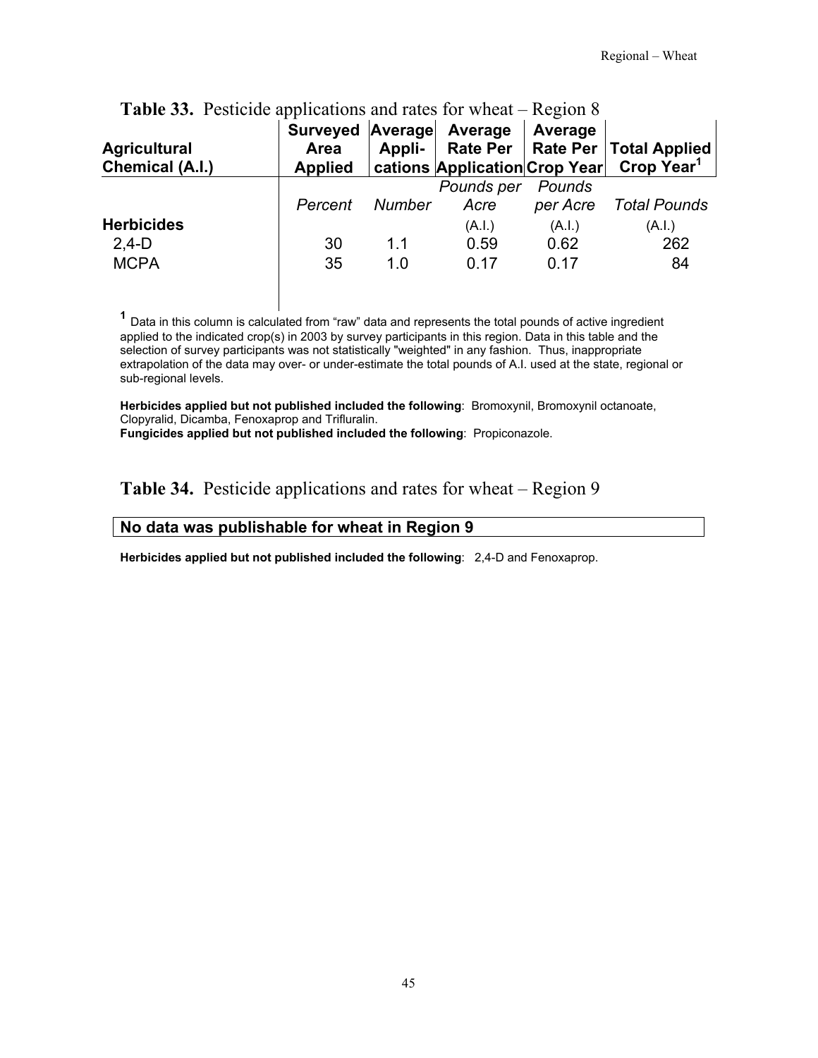**Table 33.** Pesticide applications and rates for wheat – Region 8

| Agricultural Chemical (A.I.) | Surveyed Area Applied | Average Appli-cations | Average Rate Per Application | Average Rate Per Crop Year | Total Applied Crop Year[1] |
|---|---|---|---|---|---|
| | *Percent* | *Number* | *Pounds per Acre* | *Pounds per Acre* | *Total Pounds* |
| **Herbicides** | | | (A.I.) | (A.I.) | (A.I.) |
| 2,4-D | 30 | 1.1 | 0.59 | 0.62 | 262 |
| MCPA | 35 | 1.0 | 0.17 | 0.17 | 84 |

[1] Data in this column is calculated from "raw" data and represents the total pounds of active ingredient applied to the indicated crop(s) in 2003 by survey participants in this region. Data in this table and the selection of survey participants was not statistically "weighted" in any fashion. Thus, inappropriate extrapolation of the data may over- or under-estimate the total pounds of A.I. used at the state, regional or sub-regional levels.

**Herbicides applied but not published included the following**: Bromoxynil, Bromoxynil octanoate, Clopyralid, Dicamba, Fenoxaprop and Trifluralin.
**Fungicides applied but not published included the following**: Propiconazole.

**Table 34.** Pesticide applications and rates for wheat – Region 9

**No data was publishable for wheat in Region 9**

**Herbicides applied but not published included the following**: 2,4-D and Fenoxaprop.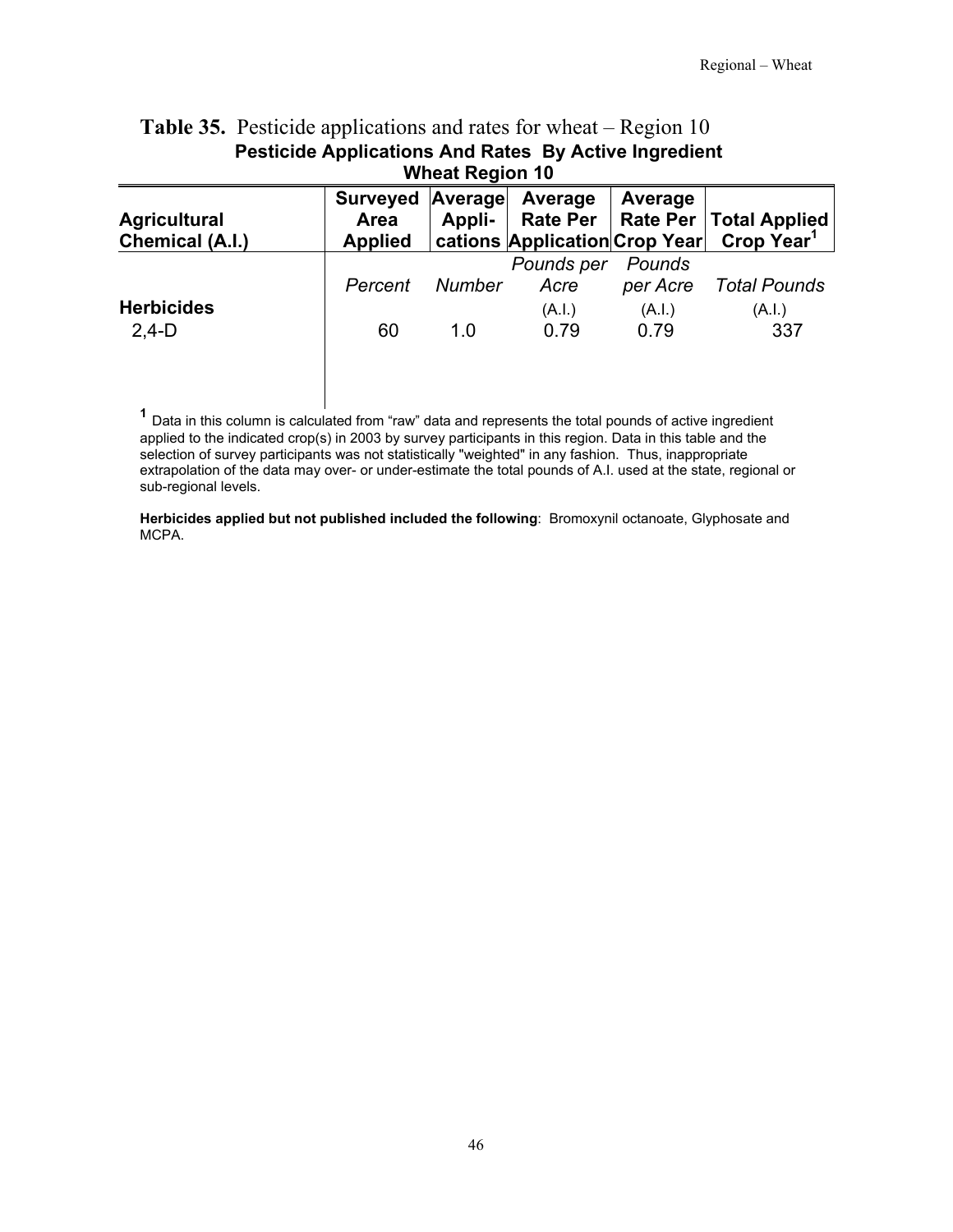**Table 35.** Pesticide applications and rates for wheat – Region 10

**Pesticide Applications And Rates By Active Ingredient**
**Wheat Region 10**

| Agricultural Chemical (A.I.) | Surveyed Area Applied | Average Appli-cations | Average Rate Per Application | Average Rate Per Crop Year | Total Applied Crop Year[1] |
|---|---|---|---|---|---|
| | *Percent* | *Number* | *Pounds per Acre* (A.I.) | *Pounds per Acre* (A.I.) | *Total Pounds* (A.I.) |
| **Herbicides** | | | | | |
| 2,4-D | 60 | 1.0 | 0.79 | 0.79 | 337 |

[1] Data in this column is calculated from "raw" data and represents the total pounds of active ingredient applied to the indicated crop(s) in 2003 by survey participants in this region. Data in this table and the selection of survey participants was not statistically "weighted" in any fashion. Thus, inappropriate extrapolation of the data may over- or under-estimate the total pounds of A.I. used at the state, regional or sub-regional levels.

**Herbicides applied but not published included the following**: Bromoxynil octanoate, Glyphosate and MCPA.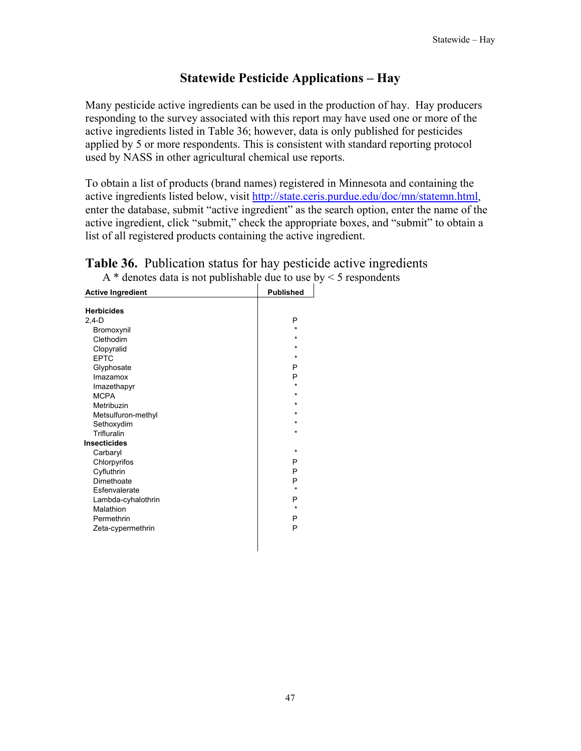# Statewide Pesticide Applications – Hay

Many pesticide active ingredients can be used in the production of hay. Hay producers responding to the survey associated with this report may have used one or more of the active ingredients listed in Table 36; however, data is only published for pesticides applied by 5 or more respondents. This is consistent with standard reporting protocol used by NASS in other agricultural chemical use reports.

To obtain a list of products (brand names) registered in Minnesota and containing the active ingredients listed below, visit http://state.ceris.purdue.edu/doc/mn/statemn.html, enter the database, submit "active ingredient" as the search option, enter the name of the active ingredient, click "submit," check the appropriate boxes, and "submit" to obtain a list of all registered products containing the active ingredient.

## Table 36. Publication status for hay pesticide active ingredients

A * denotes data is not publishable due to use by < 5 respondents

| Active Ingredient | Published |
|---|---|
| **Herbicides** | |
| 2,4-D | P |
| Bromoxynil | * |
| Clethodim | * |
| Clopyralid | * |
| EPTC | * |
| Glyphosate | P |
| Imazamox | P |
| Imazethapyr | * |
| MCPA | * |
| Metribuzin | * |
| Metsulfuron-methyl | * |
| Sethoxydim | * |
| Trifluralin | * |
| **Insecticides** | |
| Carbaryl | * |
| Chlorpyrifos | P |
| Cyfluthrin | P |
| Dimethoate | P |
| Esfenvalerate | * |
| Lambda-cyhalothrin | P |
| Malathion | * |
| Permethrin | P |
| Zeta-cypermethrin | P |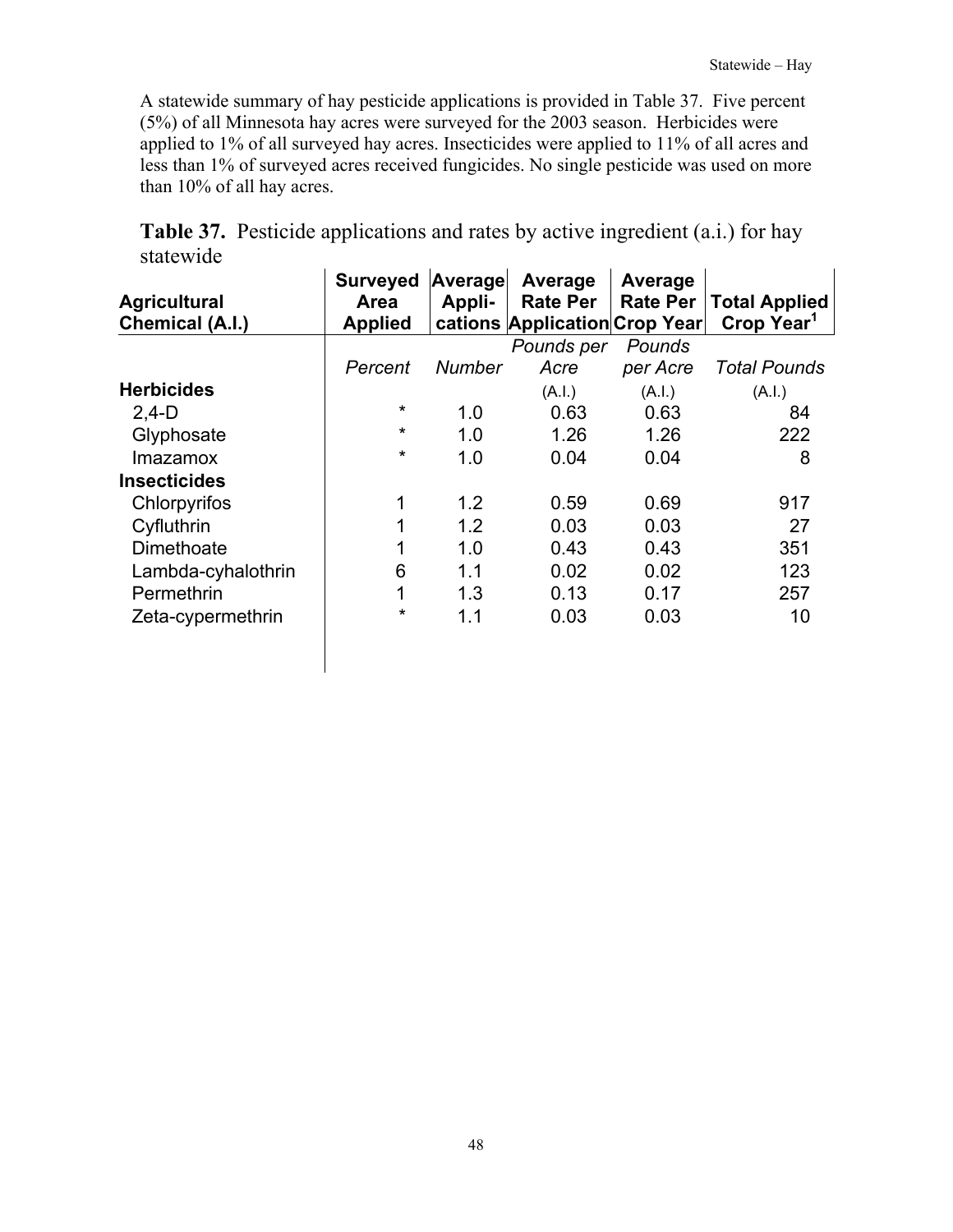A statewide summary of hay pesticide applications is provided in Table 37. Five percent (5%) of all Minnesota hay acres were surveyed for the 2003 season. Herbicides were applied to 1% of all surveyed hay acres. Insecticides were applied to 11% of all acres and less than 1% of surveyed acres received fungicides. No single pesticide was used on more than 10% of all hay acres.

**Table 37.** Pesticide applications and rates by active ingredient (a.i.) for hay statewide

| Agricultural Chemical (A.I.) | Surveyed Area Applied | Average Appli-cations | Average Rate Per Application | Average Rate Per Crop Year | Total Applied Crop Year[1] |
|---|---|---|---|---|---|
| | *Percent* | *Number* | *Pounds per Acre* (A.I.) | *Pounds per Acre* (A.I.) | *Total Pounds* (A.I.) |
| **Herbicides** | | | | | |
| 2,4-D | * | 1.0 | 0.63 | 0.63 | 84 |
| Glyphosate | * | 1.0 | 1.26 | 1.26 | 222 |
| Imazamox | * | 1.0 | 0.04 | 0.04 | 8 |
| **Insecticides** | | | | | |
| Chlorpyrifos | 1 | 1.2 | 0.59 | 0.69 | 917 |
| Cyfluthrin | 1 | 1.2 | 0.03 | 0.03 | 27 |
| Dimethoate | 1 | 1.0 | 0.43 | 0.43 | 351 |
| Lambda-cyhalothrin | 6 | 1.1 | 0.02 | 0.02 | 123 |
| Permethrin | 1 | 1.3 | 0.13 | 0.17 | 257 |
| Zeta-cypermethrin | * | 1.1 | 0.03 | 0.03 | 10 |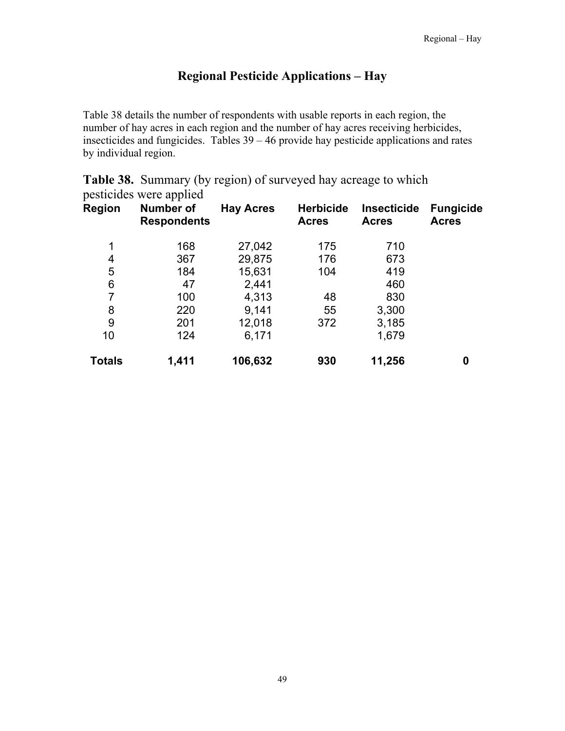# Regional Pesticide Applications – Hay

Table 38 details the number of respondents with usable reports in each region, the number of hay acres in each region and the number of hay acres receiving herbicides, insecticides and fungicides. Tables 39 – 46 provide hay pesticide applications and rates by individual region.

**Table 38.** Summary (by region) of surveyed hay acreage to which pesticides were applied

| Region | Number of Respondents | Hay Acres | Herbicide Acres | Insecticide Acres | Fungicide Acres |
|---|---|---|---|---|---|
| 1 | 168 | 27,042 | 175 | 710 | |
| 4 | 367 | 29,875 | 176 | 673 | |
| 5 | 184 | 15,631 | 104 | 419 | |
| 6 | 47 | 2,441 | | 460 | |
| 7 | 100 | 4,313 | 48 | 830 | |
| 8 | 220 | 9,141 | 55 | 3,300 | |
| 9 | 201 | 12,018 | 372 | 3,185 | |
| 10 | 124 | 6,171 | | 1,679 | |
| **Totals** | **1,411** | **106,632** | **930** | **11,256** | **0** |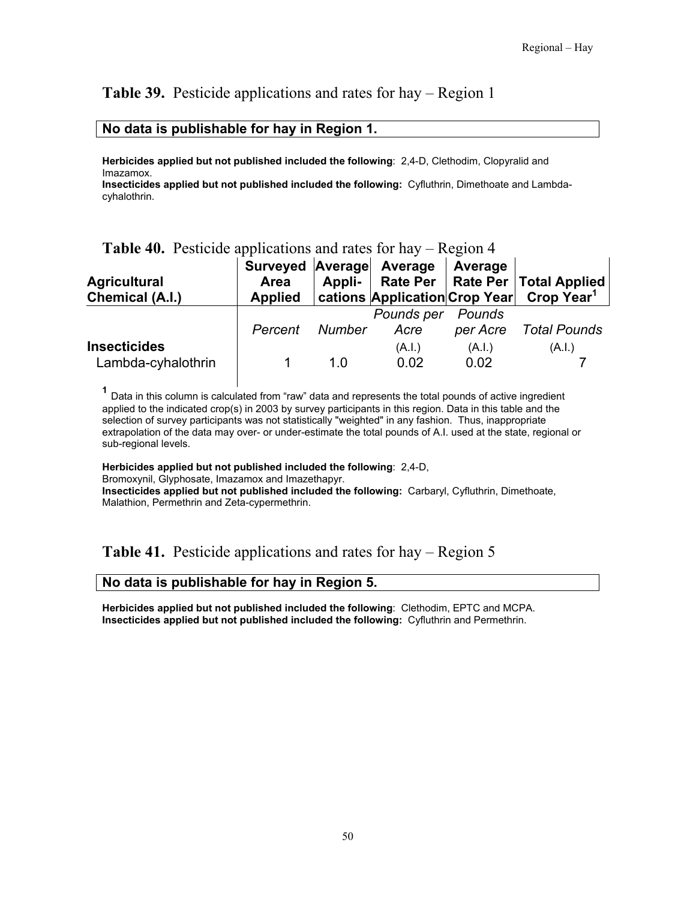**Table 39.** Pesticide applications and rates for hay – Region 1

**No data is publishable for hay in Region 1.**

**Herbicides applied but not published included the following**: 2,4-D, Clethodim, Clopyralid and Imazamox.
**Insecticides applied but not published included the following:** Cyfluthrin, Dimethoate and Lambda-cyhalothrin.

**Table 40.** Pesticide applications and rates for hay – Region 4

| Agricultural Chemical (A.I.) | Surveyed Area Applied | Average Appli-cations | Average Rate Per Application | Average Rate Per Crop Year | Total Applied Crop Year[1] |
|---|---|---|---|---|---|
| | *Percent* | *Number* | *Pounds per Acre* (A.I.) | *Pounds per Acre* (A.I.) | *Total Pounds* (A.I.) |
| **Insecticides** | | | | | |
| Lambda-cyhalothrin | 1 | 1.0 | 0.02 | 0.02 | 7 |

[1] Data in this column is calculated from "raw" data and represents the total pounds of active ingredient applied to the indicated crop(s) in 2003 by survey participants in this region. Data in this table and the selection of survey participants was not statistically "weighted" in any fashion. Thus, inappropriate extrapolation of the data may over- or under-estimate the total pounds of A.I. used at the state, regional or sub-regional levels.

**Herbicides applied but not published included the following**: 2,4-D, Bromoxynil, Glyphosate, Imazamox and Imazethapyr.
**Insecticides applied but not published included the following:** Carbaryl, Cyfluthrin, Dimethoate, Malathion, Permethrin and Zeta-cypermethrin.

**Table 41.** Pesticide applications and rates for hay – Region 5

**No data is publishable for hay in Region 5.**

**Herbicides applied but not published included the following**: Clethodim, EPTC and MCPA.
**Insecticides applied but not published included the following:** Cyfluthrin and Permethrin.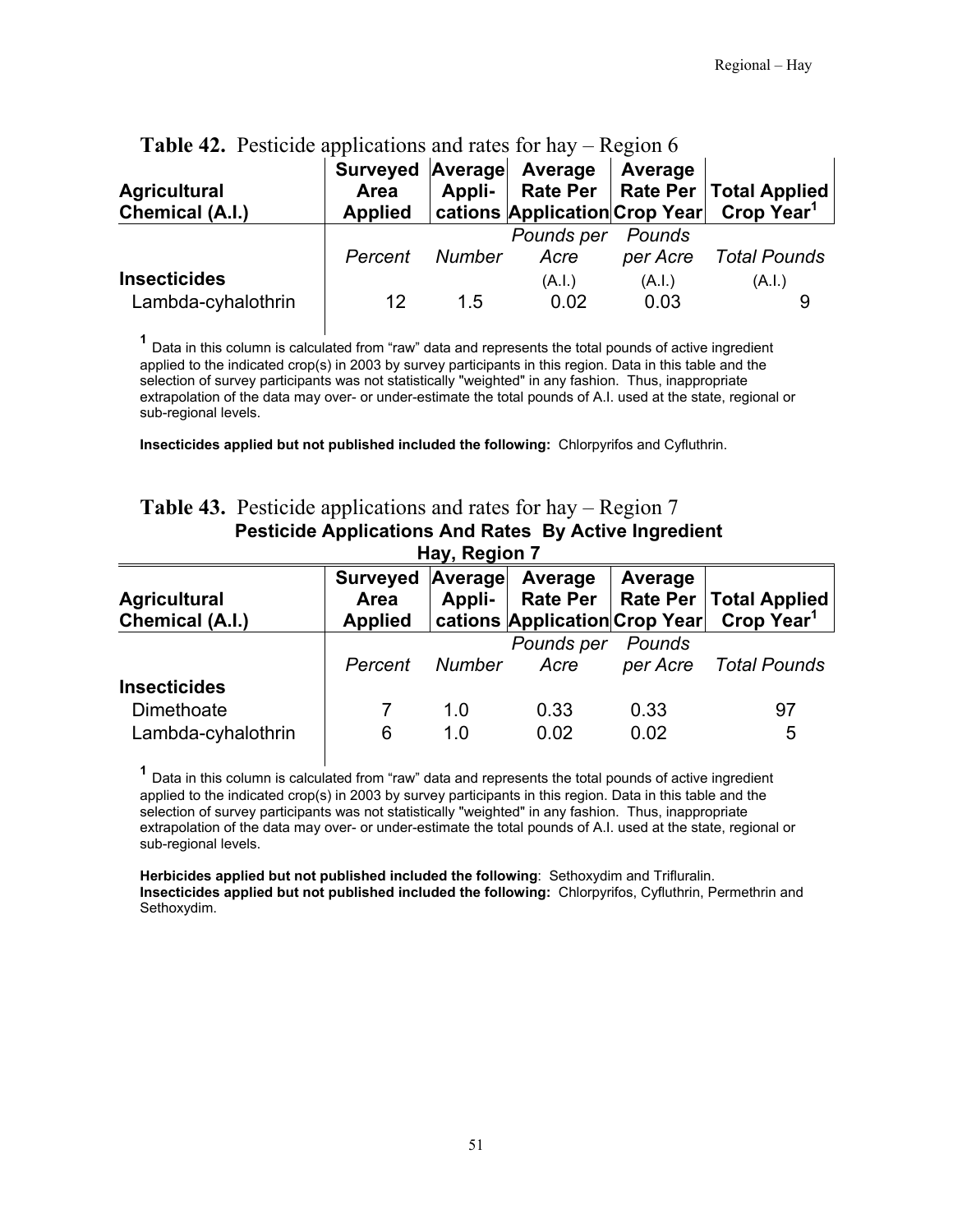**Table 42.** Pesticide applications and rates for hay – Region 6

| Agricultural Chemical (A.I.) | Surveyed Area Applied | Average Appli-cations | Average Rate Per Application | Average Rate Per Crop Year | Total Applied Crop Year[1] |
|---|---|---|---|---|---|
| | *Percent* | *Number* | *Pounds per Acre* (A.I.) | *Pounds per Acre* (A.I.) | *Total Pounds* (A.I.) |
| **Insecticides** | | | | | |
| Lambda-cyhalothrin | 12 | 1.5 | 0.02 | 0.03 | 9 |

[1] Data in this column is calculated from "raw" data and represents the total pounds of active ingredient applied to the indicated crop(s) in 2003 by survey participants in this region. Data in this table and the selection of survey participants was not statistically "weighted" in any fashion. Thus, inappropriate extrapolation of the data may over- or under-estimate the total pounds of A.I. used at the state, regional or sub-regional levels.

**Insecticides applied but not published included the following:** Chlorpyrifos and Cyfluthrin.

**Table 43.** Pesticide applications and rates for hay – Region 7

**Pesticide Applications And Rates By Active Ingredient**
**Hay, Region 7**

| Agricultural Chemical (A.I.) | Surveyed Area Applied | Average Appli-cations | Average Rate Per Application | Average Rate Per Crop Year | Total Applied Crop Year[1] |
|---|---|---|---|---|---|
| | *Percent* | *Number* | *Pounds per Acre* | *Pounds per Acre* | *Total Pounds* |
| **Insecticides** | | | | | |
| Dimethoate | 7 | 1.0 | 0.33 | 0.33 | 97 |
| Lambda-cyhalothrin | 6 | 1.0 | 0.02 | 0.02 | 5 |

[1] Data in this column is calculated from "raw" data and represents the total pounds of active ingredient applied to the indicated crop(s) in 2003 by survey participants in this region. Data in this table and the selection of survey participants was not statistically "weighted" in any fashion. Thus, inappropriate extrapolation of the data may over- or under-estimate the total pounds of A.I. used at the state, regional or sub-regional levels.

**Herbicides applied but not published included the following**: Sethoxydim and Trifluralin.
**Insecticides applied but not published included the following:** Chlorpyrifos, Cyfluthrin, Permethrin and Sethoxydim.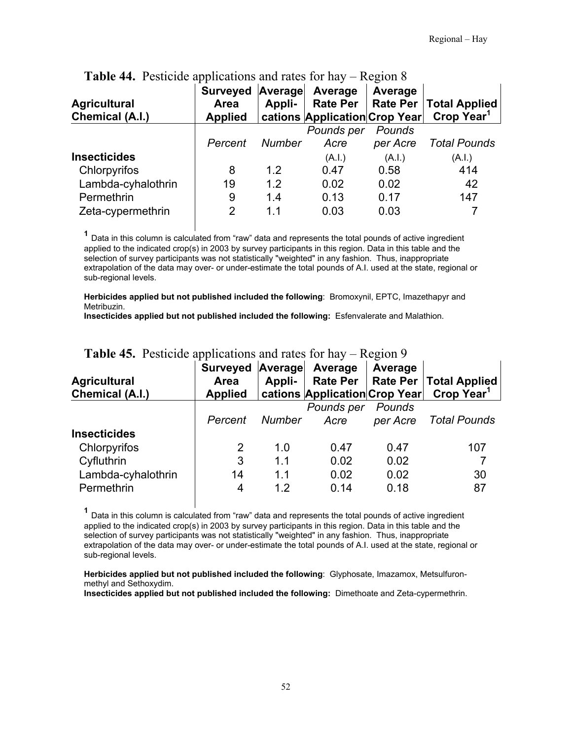**Table 44.** Pesticide applications and rates for hay – Region 8

| Agricultural Chemical (A.I.) | Surveyed Area Applied | Average Appli-cations | Average Rate Per Application | Average Rate Per Crop Year | Total Applied Crop Year[1] |
|---|---|---|---|---|---|
| | *Percent* | *Number* | *Pounds per Acre* (A.I.) | *Pounds per Acre* (A.I.) | *Total Pounds* (A.I.) |
| **Insecticides** | | | | | |
| Chlorpyrifos | 8 | 1.2 | 0.47 | 0.58 | 414 |
| Lambda-cyhalothrin | 19 | 1.2 | 0.02 | 0.02 | 42 |
| Permethrin | 9 | 1.4 | 0.13 | 0.17 | 147 |
| Zeta-cypermethrin | 2 | 1.1 | 0.03 | 0.03 | 7 |

[1] Data in this column is calculated from "raw" data and represents the total pounds of active ingredient applied to the indicated crop(s) in 2003 by survey participants in this region. Data in this table and the selection of survey participants was not statistically "weighted" in any fashion. Thus, inappropriate extrapolation of the data may over- or under-estimate the total pounds of A.I. used at the state, regional or sub-regional levels.

**Herbicides applied but not published included the following**: Bromoxynil, EPTC, Imazethapyr and Metribuzin.
**Insecticides applied but not published included the following:** Esfenvalerate and Malathion.

**Table 45.** Pesticide applications and rates for hay – Region 9

| Agricultural Chemical (A.I.) | Surveyed Area Applied | Average Appli-cations | Average Rate Per Application | Average Rate Per Crop Year | Total Applied Crop Year[1] |
|---|---|---|---|---|---|
| | *Percent* | *Number* | *Pounds per Acre* | *Pounds per Acre* | *Total Pounds* |
| **Insecticides** | | | | | |
| Chlorpyrifos | 2 | 1.0 | 0.47 | 0.47 | 107 |
| Cyfluthrin | 3 | 1.1 | 0.02 | 0.02 | 7 |
| Lambda-cyhalothrin | 14 | 1.1 | 0.02 | 0.02 | 30 |
| Permethrin | 4 | 1.2 | 0.14 | 0.18 | 87 |

[1] Data in this column is calculated from "raw" data and represents the total pounds of active ingredient applied to the indicated crop(s) in 2003 by survey participants in this region. Data in this table and the selection of survey participants was not statistically "weighted" in any fashion. Thus, inappropriate extrapolation of the data may over- or under-estimate the total pounds of A.I. used at the state, regional or sub-regional levels.

**Herbicides applied but not published included the following**: Glyphosate, Imazamox, Metsulfuron-methyl and Sethoxydim.
**Insecticides applied but not published included the following:** Dimethoate and Zeta-cypermethrin.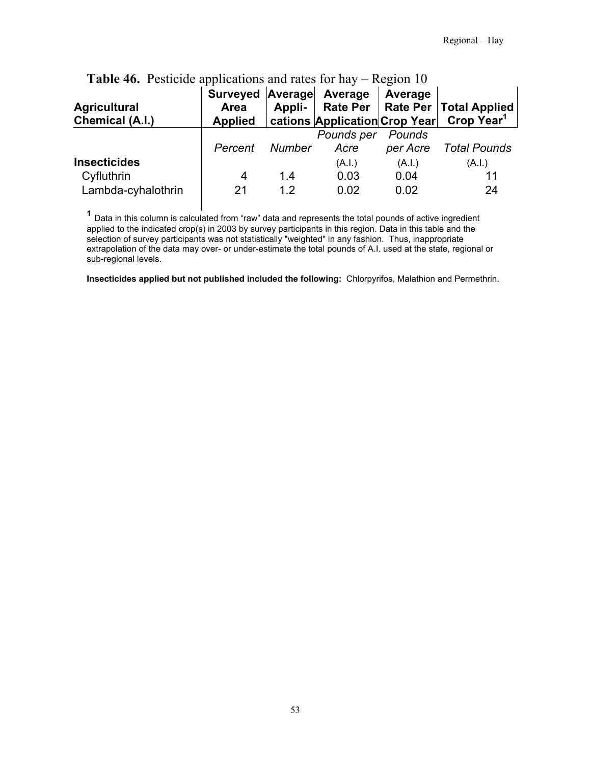**Table 46.** Pesticide applications and rates for hay – Region 10

| Agricultural Chemical (A.I.) | Surveyed Area Applied | Average Appli-cations | Average Rate Per Application | Average Rate Per Crop Year | Total Applied Crop Year[1] |
|---|---|---|---|---|---|
| | *Percent* | *Number* | *Pounds per Acre* (A.I.) | *Pounds per Acre* (A.I.) | *Total Pounds* (A.I.) |
| **Insecticides** | | | | | |
| Cyfluthrin | 4 | 1.4 | 0.03 | 0.04 | 11 |
| Lambda-cyhalothrin | 21 | 1.2 | 0.02 | 0.02 | 24 |

[1] Data in this column is calculated from "raw" data and represents the total pounds of active ingredient applied to the indicated crop(s) in 2003 by survey participants in this region. Data in this table and the selection of survey participants was not statistically "weighted" in any fashion. Thus, inappropriate extrapolation of the data may over- or under-estimate the total pounds of A.I. used at the state, regional or sub-regional levels.

**Insecticides applied but not published included the following:** Chlorpyrifos, Malathion and Permethrin.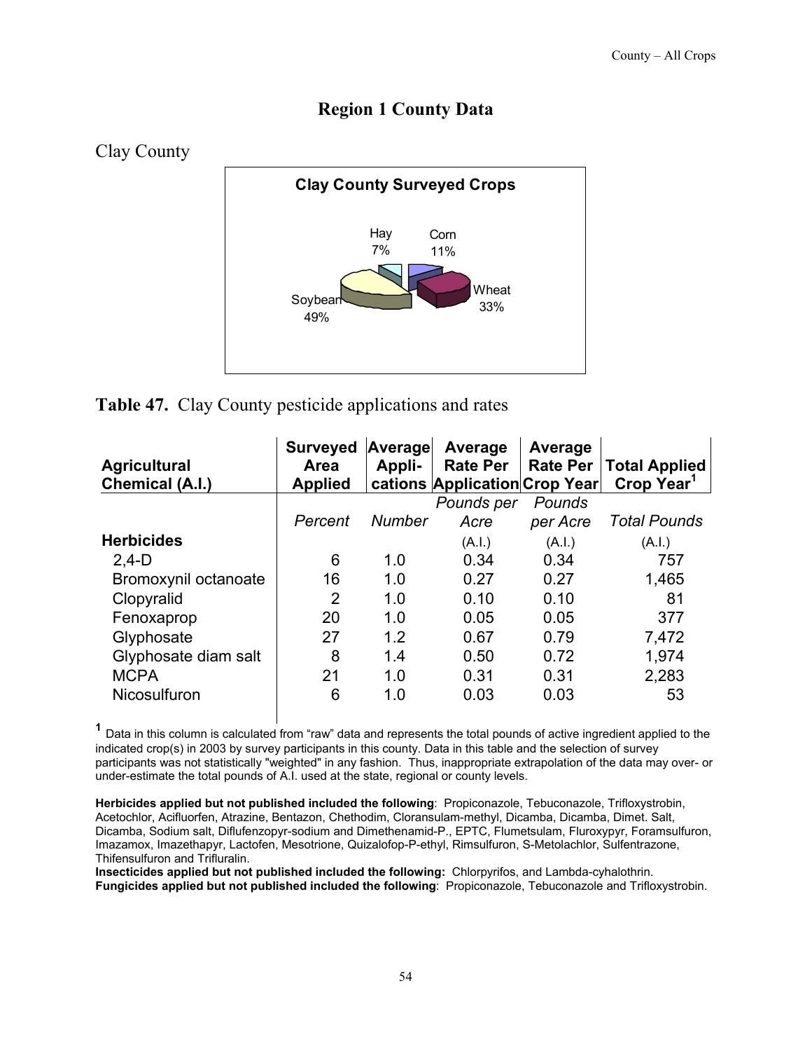# Region 1 County Data

## Clay County

**Clay County Surveyed Crops**

Hay 7%
Corn 11%
Wheat 33%
Soybean 49%

**Table 47.** Clay County pesticide applications and rates

| Agricultural Chemical (A.I.) | Surveyed Area Applied | Average Appli-cations | Average Rate Per Application | Average Rate Per Crop Year | Total Applied Crop Year[1] |
|---|---|---|---|---|---|
| | *Percent* | *Number* | *Pounds per Acre* (A.I.) | *Pounds per Acre* (A.I.) | *Total Pounds* (A.I.) |
| **Herbicides** | | | | | |
| 2,4-D | 6 | 1.0 | 0.34 | 0.34 | 757 |
| Bromoxynil octanoate | 16 | 1.0 | 0.27 | 0.27 | 1,465 |
| Clopyralid | 2 | 1.0 | 0.10 | 0.10 | 81 |
| Fenoxaprop | 20 | 1.0 | 0.05 | 0.05 | 377 |
| Glyphosate | 27 | 1.2 | 0.67 | 0.79 | 7,472 |
| Glyphosate diam salt | 8 | 1.4 | 0.50 | 0.72 | 1,974 |
| MCPA | 21 | 1.0 | 0.31 | 0.31 | 2,283 |
| Nicosulfuron | 6 | 1.0 | 0.03 | 0.03 | 53 |

[1] Data in this column is calculated from “raw” data and represents the total pounds of active ingredient applied to the indicated crop(s) in 2003 by survey participants in this county. Data in this table and the selection of survey participants was not statistically "weighted" in any fashion. Thus, inappropriate extrapolation of the data may over- or under-estimate the total pounds of A.I. used at the state, regional or county levels.

**Herbicides applied but not published included the following**: Propiconazole, Tebuconazole, Trifloxystrobin, Acetochlor, Acifluorfen, Atrazine, Bentazon, Chethodim, Cloransulam-methyl, Dicamba, Dicamba, Dimet. Salt, Dicamba, Sodium salt, Diflufenzopyr-sodium and Dimethenamid-P., EPTC, Flumetsulam, Fluroxypyr, Foramsulfuron, Imazamox, Imazethapyr, Lactofen, Mesotrione, Quizalofop-P-ethyl, Rimsulfuron, S-Metolachlor, Sulfentrazone, Thifensulfuron and Trifluralin.
**Insecticides applied but not published included the following:** Chlorpyrifos, and Lambda-cyhalothrin.
**Fungicides applied but not published included the following**: Propiconazole, Tebuconazole and Trifloxystrobin.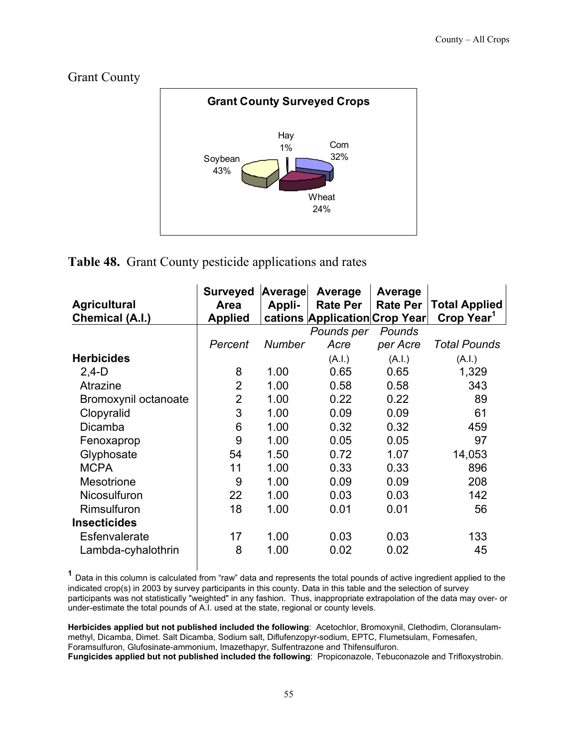## Grant County

**Grant County Surveyed Crops**

Soybean 43%, Hay 1%, Corn 32%, Wheat 24%

**Table 48.** Grant County pesticide applications and rates

| Agricultural Chemical (A.I.) | Surveyed Area Applied | Average Appli-cations | Average Rate Per Application | Average Rate Per Crop Year | Total Applied Crop Year[1] |
|---|---|---|---|---|---|
| | *Percent* | *Number* | *Pounds per Acre* (A.I.) | *Pounds per Acre* (A.I.) | *Total Pounds* (A.I.) |
| **Herbicides** | | | | | |
| 2,4-D | 8 | 1.00 | 0.65 | 0.65 | 1,329 |
| Atrazine | 2 | 1.00 | 0.58 | 0.58 | 343 |
| Bromoxynil octanoate | 2 | 1.00 | 0.22 | 0.22 | 89 |
| Clopyralid | 3 | 1.00 | 0.09 | 0.09 | 61 |
| Dicamba | 6 | 1.00 | 0.32 | 0.32 | 459 |
| Fenoxaprop | 9 | 1.00 | 0.05 | 0.05 | 97 |
| Glyphosate | 54 | 1.50 | 0.72 | 1.07 | 14,053 |
| MCPA | 11 | 1.00 | 0.33 | 0.33 | 896 |
| Mesotrione | 9 | 1.00 | 0.09 | 0.09 | 208 |
| Nicosulfuron | 22 | 1.00 | 0.03 | 0.03 | 142 |
| Rimsulfuron | 18 | 1.00 | 0.01 | 0.01 | 56 |
| **Insecticides** | | | | | |
| Esfenvalerate | 17 | 1.00 | 0.03 | 0.03 | 133 |
| Lambda-cyhalothrin | 8 | 1.00 | 0.02 | 0.02 | 45 |

[1] Data in this column is calculated from "raw" data and represents the total pounds of active ingredient applied to the indicated crop(s) in 2003 by survey participants in this county. Data in this table and the selection of survey participants was not statistically "weighted" in any fashion. Thus, inappropriate extrapolation of the data may over- or under-estimate the total pounds of A.I. used at the state, regional or county levels.

**Herbicides applied but not published included the following**: Acetochlor, Bromoxynil, Clethodim, Cloransulam-methyl, Dicamba, Dimet. Salt Dicamba, Sodium salt, Diflufenzopyr-sodium, EPTC, Flumetsulam, Fomesafen, Foramsulfuron, Glufosinate-ammonium, Imazethapyr, Sulfentrazone and Thifensulfuron.

**Fungicides applied but not published included the following**: Propiconazole, Tebuconazole and Trifloxystrobin.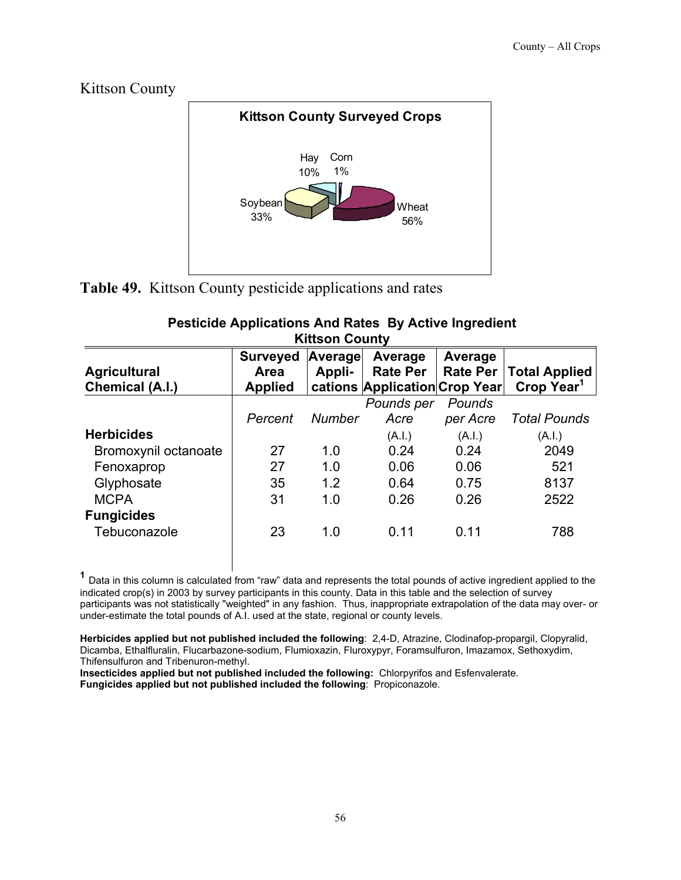# Kittson County

**Kittson County Surveyed Crops**

Hay 10%, Corn 1%, Soybean 33%, Wheat 56%

**Table 49.** Kittson County pesticide applications and rates

**Pesticide Applications And Rates By Active Ingredient**
**Kittson County**

| Agricultural Chemical (A.I.) | Surveyed Area Applied | Average Appli-cations | Average Rate Per Application | Average Rate Per Crop Year | Total Applied Crop Year[1] |
|---|---|---|---|---|---|
| | *Percent* | *Number* | *Pounds per Acre* (A.I.) | *Pounds per Acre* (A.I.) | *Total Pounds* (A.I.) |
| **Herbicides** | | | | | |
| Bromoxynil octanoate | 27 | 1.0 | 0.24 | 0.24 | 2049 |
| Fenoxaprop | 27 | 1.0 | 0.06 | 0.06 | 521 |
| Glyphosate | 35 | 1.2 | 0.64 | 0.75 | 8137 |
| MCPA | 31 | 1.0 | 0.26 | 0.26 | 2522 |
| **Fungicides** | | | | | |
| Tebuconazole | 23 | 1.0 | 0.11 | 0.11 | 788 |

[1] Data in this column is calculated from "raw" data and represents the total pounds of active ingredient applied to the indicated crop(s) in 2003 by survey participants in this county. Data in this table and the selection of survey participants was not statistically "weighted" in any fashion. Thus, inappropriate extrapolation of the data may over- or under-estimate the total pounds of A.I. used at the state, regional or county levels.

**Herbicides applied but not published included the following**: 2,4-D, Atrazine, Clodinafop-propargil, Clopyralid, Dicamba, Ethalfluralin, Flucarbazone-sodium, Flumioxazin, Fluroxypyr, Foramsulfuron, Imazamox, Sethoxydim, Thifensulfuron and Tribenuron-methyl.
**Insecticides applied but not published included the following:** Chlorpyrifos and Esfenvalerate.
**Fungicides applied but not published included the following**: Propiconazole.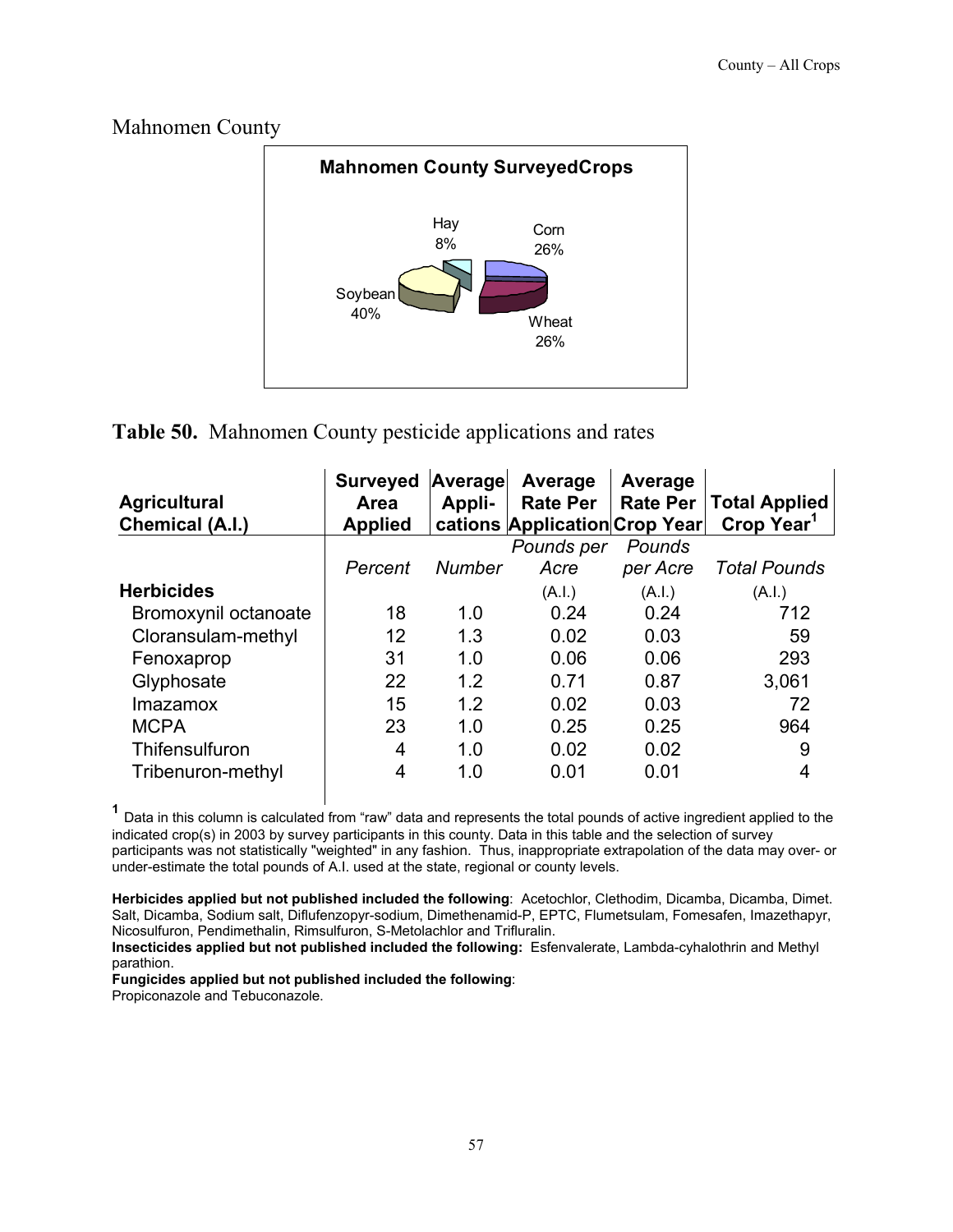# Mahnomen County

**Mahnomen County SurveyedCrops**

Hay 8%
Corn 26%
Soybean 40%
Wheat 26%

## **Table 50.** Mahnomen County pesticide applications and rates

| Agricultural Chemical (A.I.) | Surveyed Area Applied | Average Appli-cations | Average Rate Per Application | Average Rate Per Crop Year | Total Applied Crop Year[1] |
|---|---|---|---|---|---|
| | *Percent* | *Number* | *Pounds per Acre* (A.I.) | *Pounds per Acre* (A.I.) | *Total Pounds* (A.I.) |
| **Herbicides** | | | | | |
| Bromoxynil octanoate | 18 | 1.0 | 0.24 | 0.24 | 712 |
| Cloransulam-methyl | 12 | 1.3 | 0.02 | 0.03 | 59 |
| Fenoxaprop | 31 | 1.0 | 0.06 | 0.06 | 293 |
| Glyphosate | 22 | 1.2 | 0.71 | 0.87 | 3,061 |
| Imazamox | 15 | 1.2 | 0.02 | 0.03 | 72 |
| MCPA | 23 | 1.0 | 0.25 | 0.25 | 964 |
| Thifensulfuron | 4 | 1.0 | 0.02 | 0.02 | 9 |
| Tribenuron-methyl | 4 | 1.0 | 0.01 | 0.01 | 4 |

[1] Data in this column is calculated from "raw" data and represents the total pounds of active ingredient applied to the indicated crop(s) in 2003 by survey participants in this county. Data in this table and the selection of survey participants was not statistically "weighted" in any fashion. Thus, inappropriate extrapolation of the data may over- or under-estimate the total pounds of A.I. used at the state, regional or county levels.

**Herbicides applied but not published included the following**: Acetochlor, Clethodim, Dicamba, Dicamba, Dimet. Salt, Dicamba, Sodium salt, Diflufenzopyr-sodium, Dimethenamid-P, EPTC, Flumetsulam, Fomesafen, Imazethapyr, Nicosulfuron, Pendimethalin, Rimsulfuron, S-Metolachlor and Trifluralin.

**Insecticides applied but not published included the following:** Esfenvalerate, Lambda-cyhalothrin and Methyl parathion.

**Fungicides applied but not published included the following**:
Propiconazole and Tebuconazole.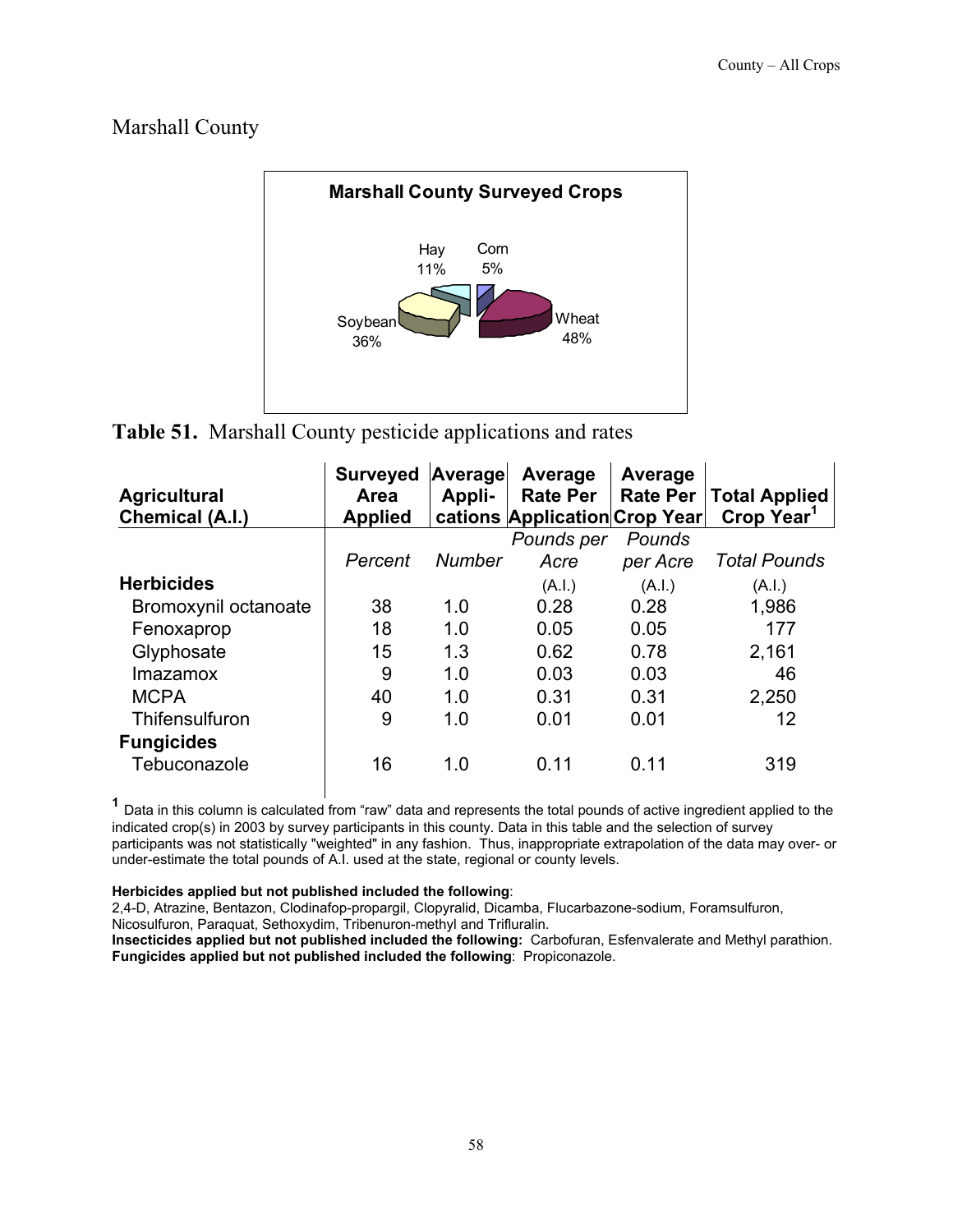## Marshall County

**Marshall County Surveyed Crops**

Hay 11%, Corn 5%, Wheat 48%, Soybean 36%

**Table 51.** Marshall County pesticide applications and rates

| Agricultural Chemical (A.I.) | Surveyed Area Applied | Average Appli-cations | Average Rate Per Application | Average Rate Per Crop Year | Total Applied Crop Year[1] |
|---|---|---|---|---|---|
| | *Percent* | *Number* | *Pounds per Acre* (A.I.) | *Pounds per Acre* (A.I.) | *Total Pounds* (A.I.) |
| **Herbicides** | | | | | |
| Bromoxynil octanoate | 38 | 1.0 | 0.28 | 0.28 | 1,986 |
| Fenoxaprop | 18 | 1.0 | 0.05 | 0.05 | 177 |
| Glyphosate | 15 | 1.3 | 0.62 | 0.78 | 2,161 |
| Imazamox | 9 | 1.0 | 0.03 | 0.03 | 46 |
| MCPA | 40 | 1.0 | 0.31 | 0.31 | 2,250 |
| Thifensulfuron | 9 | 1.0 | 0.01 | 0.01 | 12 |
| **Fungicides** | | | | | |
| Tebuconazole | 16 | 1.0 | 0.11 | 0.11 | 319 |

[1] Data in this column is calculated from "raw" data and represents the total pounds of active ingredient applied to the indicated crop(s) in 2003 by survey participants in this county. Data in this table and the selection of survey participants was not statistically "weighted" in any fashion. Thus, inappropriate extrapolation of the data may over- or under-estimate the total pounds of A.I. used at the state, regional or county levels.

**Herbicides applied but not published included the following**:
2,4-D, Atrazine, Bentazon, Clodinafop-propargil, Clopyralid, Dicamba, Flucarbazone-sodium, Foramsulfuron, Nicosulfuron, Paraquat, Sethoxydim, Tribenuron-methyl and Trifluralin.
**Insecticides applied but not published included the following:** Carbofuran, Esfenvalerate and Methyl parathion.
**Fungicides applied but not published included the following**: Propiconazole.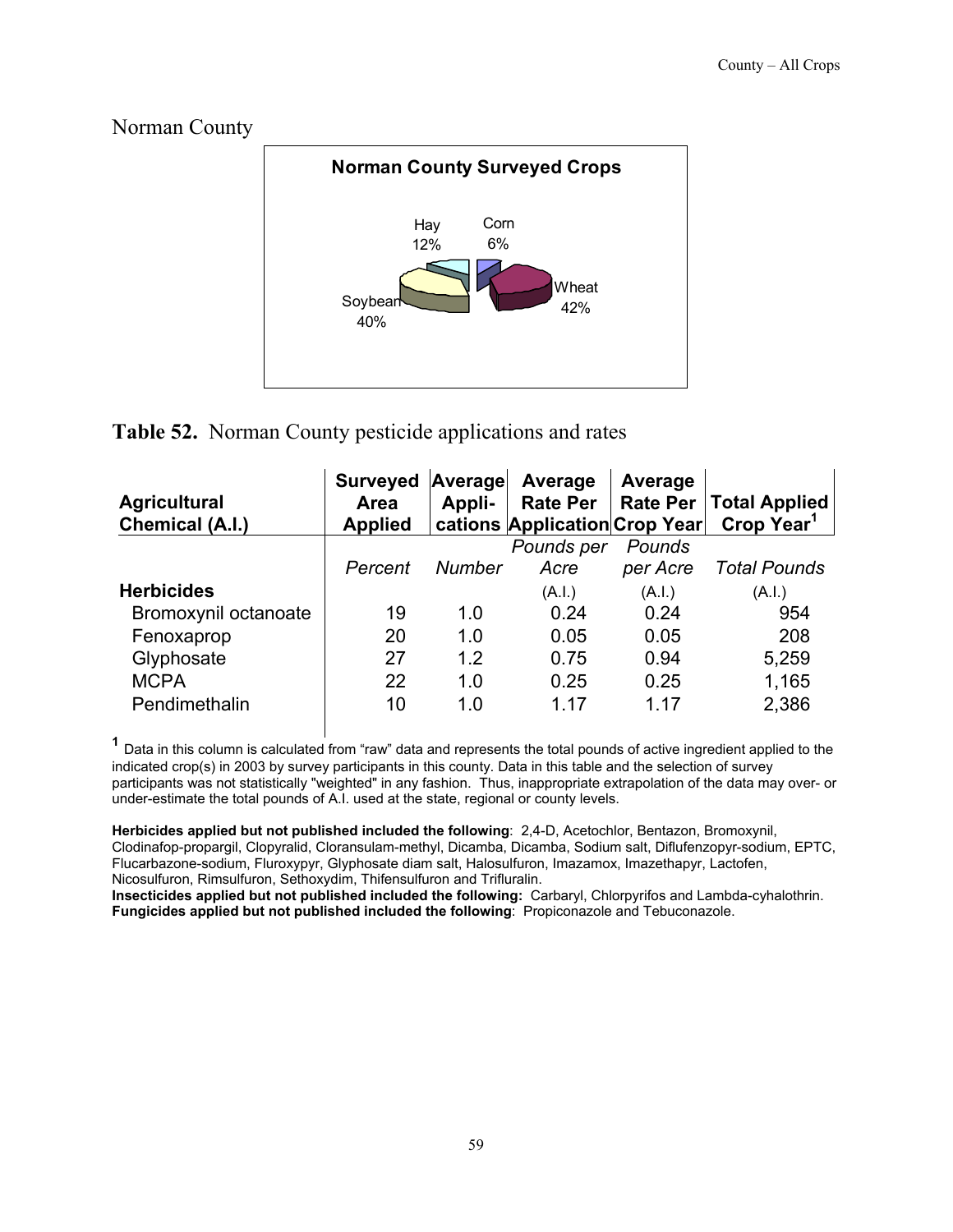## Norman County

**Norman County Surveyed Crops**

Hay 12%, Corn 6%, Wheat 42%, Soybean 40%

**Table 52.** Norman County pesticide applications and rates

| Agricultural Chemical (A.I.) | Surveyed Area Applied | Average Appli-cations | Average Rate Per Application | Average Rate Per Crop Year | Total Applied Crop Year[1] |
|---|---|---|---|---|---|
| | *Percent* | *Number* | *Pounds per Acre* (A.I.) | *Pounds per Acre* (A.I.) | *Total Pounds* (A.I.) |
| **Herbicides** | | | | | |
| Bromoxynil octanoate | 19 | 1.0 | 0.24 | 0.24 | 954 |
| Fenoxaprop | 20 | 1.0 | 0.05 | 0.05 | 208 |
| Glyphosate | 27 | 1.2 | 0.75 | 0.94 | 5,259 |
| MCPA | 22 | 1.0 | 0.25 | 0.25 | 1,165 |
| Pendimethalin | 10 | 1.0 | 1.17 | 1.17 | 2,386 |

[1] Data in this column is calculated from "raw" data and represents the total pounds of active ingredient applied to the indicated crop(s) in 2003 by survey participants in this county. Data in this table and the selection of survey participants was not statistically "weighted" in any fashion. Thus, inappropriate extrapolation of the data may over- or under-estimate the total pounds of A.I. used at the state, regional or county levels.

**Herbicides applied but not published included the following**: 2,4-D, Acetochlor, Bentazon, Bromoxynil, Clodinafop-propargil, Clopyralid, Cloransulam-methyl, Dicamba, Dicamba, Sodium salt, Diflufenzopyr-sodium, EPTC, Flucarbazone-sodium, Fluroxypyr, Glyphosate diam salt, Halosulfuron, Imazamox, Imazethapyr, Lactofen, Nicosulfuron, Rimsulfuron, Sethoxydim, Thifensulfuron and Trifluralin.

**Insecticides applied but not published included the following:** Carbaryl, Chlorpyrifos and Lambda-cyhalothrin.

**Fungicides applied but not published included the following**: Propiconazole and Tebuconazole.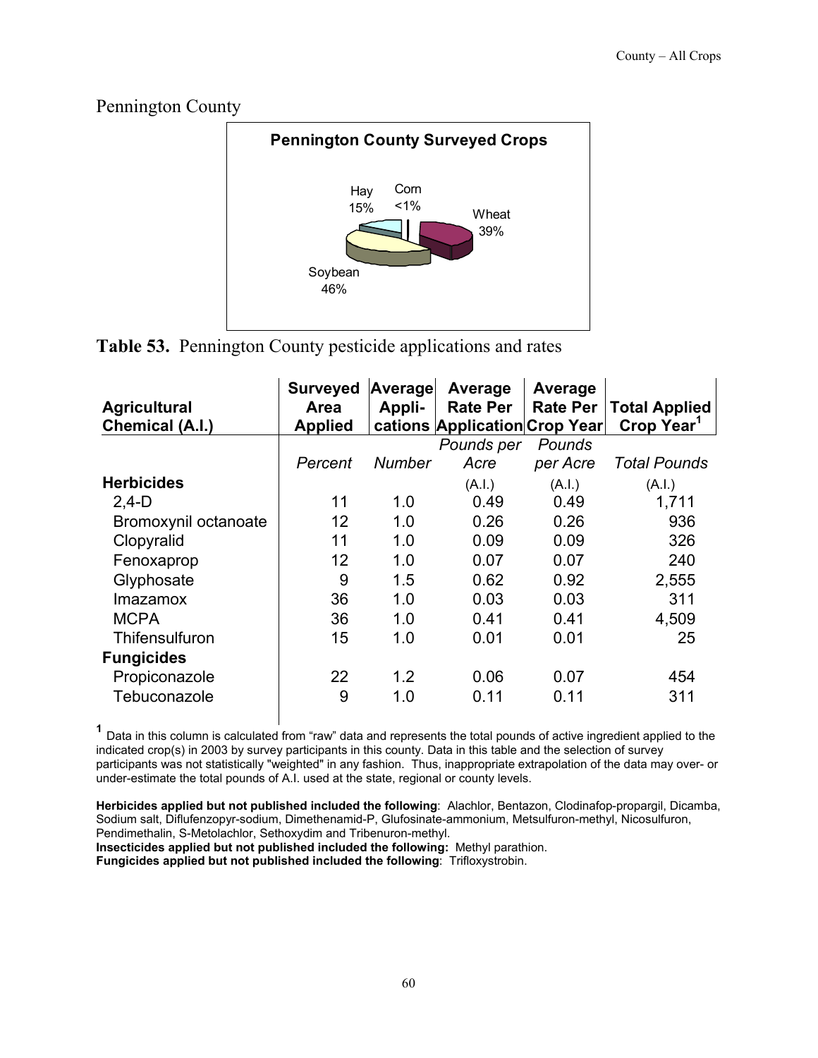## Pennington County

**Pennington County Surveyed Crops**

Hay 15%, Corn <1%, Wheat 39%, Soybean 46%

**Table 53.** Pennington County pesticide applications and rates

| Agricultural Chemical (A.I.) | Surveyed Area Applied | Average Appli-cations | Average Rate Per Application | Average Rate Per Crop Year | Total Applied Crop Year[1] |
|---|---|---|---|---|---|
| | *Percent* | *Number* | *Pounds per Acre* (A.I.) | *Pounds per Acre* (A.I.) | *Total Pounds* (A.I.) |
| **Herbicides** | | | | | |
| 2,4-D | 11 | 1.0 | 0.49 | 0.49 | 1,711 |
| Bromoxynil octanoate | 12 | 1.0 | 0.26 | 0.26 | 936 |
| Clopyralid | 11 | 1.0 | 0.09 | 0.09 | 326 |
| Fenoxaprop | 12 | 1.0 | 0.07 | 0.07 | 240 |
| Glyphosate | 9 | 1.5 | 0.62 | 0.92 | 2,555 |
| Imazamox | 36 | 1.0 | 0.03 | 0.03 | 311 |
| MCPA | 36 | 1.0 | 0.41 | 0.41 | 4,509 |
| Thifensulfuron | 15 | 1.0 | 0.01 | 0.01 | 25 |
| **Fungicides** | | | | | |
| Propiconazole | 22 | 1.2 | 0.06 | 0.07 | 454 |
| Tebuconazole | 9 | 1.0 | 0.11 | 0.11 | 311 |

[1] Data in this column is calculated from "raw" data and represents the total pounds of active ingredient applied to the indicated crop(s) in 2003 by survey participants in this county. Data in this table and the selection of survey participants was not statistically "weighted" in any fashion. Thus, inappropriate extrapolation of the data may over- or under-estimate the total pounds of A.I. used at the state, regional or county levels.

**Herbicides applied but not published included the following**: Alachlor, Bentazon, Clodinafop-propargil, Dicamba, Sodium salt, Diflufenzopyr-sodium, Dimethenamid-P, Glufosinate-ammonium, Metsulfuron-methyl, Nicosulfuron, Pendimethalin, S-Metolachlor, Sethoxydim and Tribenuron-methyl.
**Insecticides applied but not published included the following:** Methyl parathion.
**Fungicides applied but not published included the following**: Trifloxystrobin.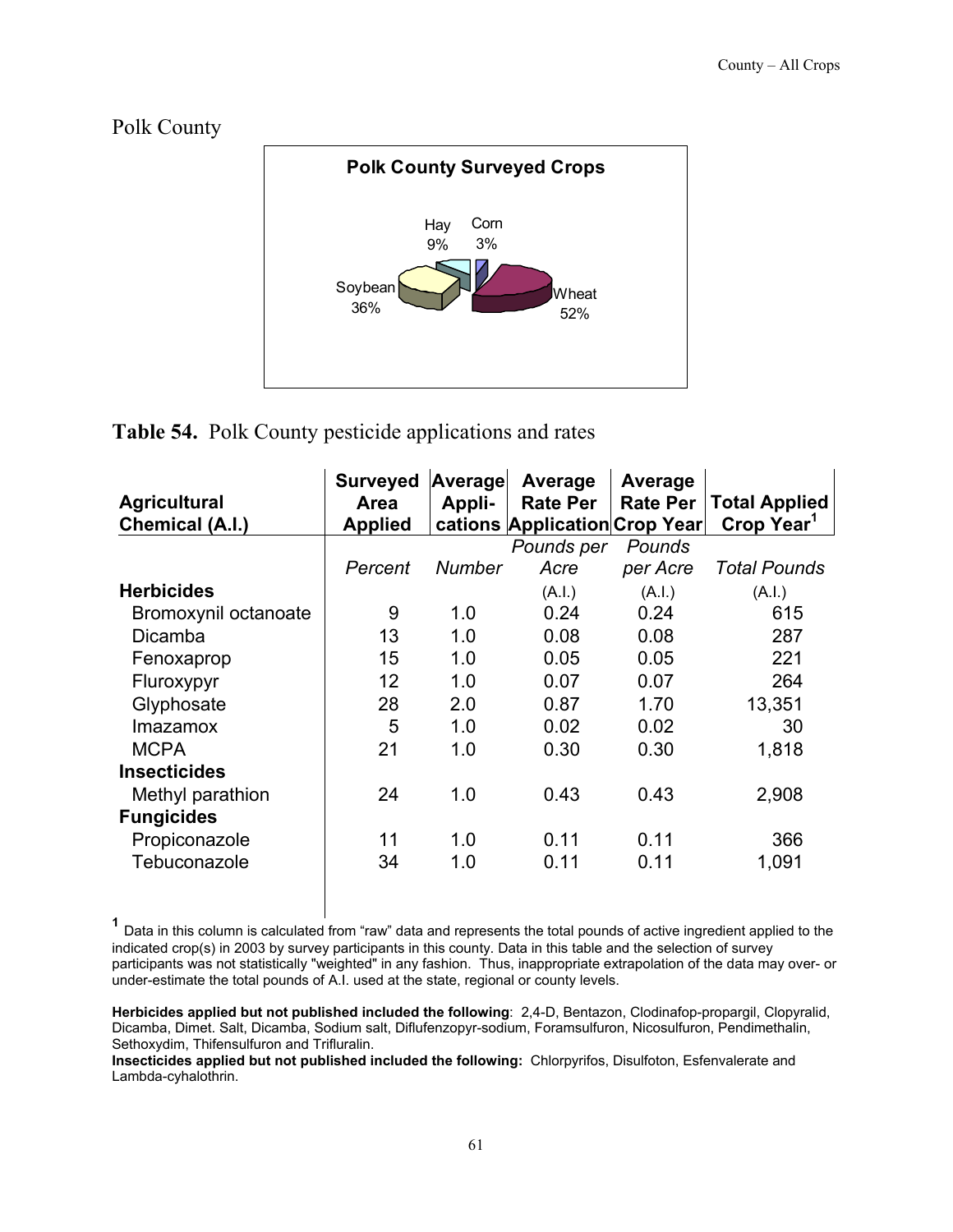## Polk County

**Polk County Surveyed Crops**

Hay 9%, Corn 3%, Soybean 36%, Wheat 52%

**Table 54.** Polk County pesticide applications and rates

| Agricultural Chemical (A.I.) | Surveyed Area Applied | Average Appli-cations | Average Rate Per Application | Average Rate Per Crop Year | Total Applied Crop Year[1] |
|---|---|---|---|---|---|
| | *Percent* | *Number* | *Pounds per Acre* | *Pounds per Acre* | *Total Pounds* |
| **Herbicides** | | | (A.I.) | (A.I.) | (A.I.) |
| Bromoxynil octanoate | 9 | 1.0 | 0.24 | 0.24 | 615 |
| Dicamba | 13 | 1.0 | 0.08 | 0.08 | 287 |
| Fenoxaprop | 15 | 1.0 | 0.05 | 0.05 | 221 |
| Fluroxypyr | 12 | 1.0 | 0.07 | 0.07 | 264 |
| Glyphosate | 28 | 2.0 | 0.87 | 1.70 | 13,351 |
| Imazamox | 5 | 1.0 | 0.02 | 0.02 | 30 |
| MCPA | 21 | 1.0 | 0.30 | 0.30 | 1,818 |
| **Insecticides** | | | | | |
| Methyl parathion | 24 | 1.0 | 0.43 | 0.43 | 2,908 |
| **Fungicides** | | | | | |
| Propiconazole | 11 | 1.0 | 0.11 | 0.11 | 366 |
| Tebuconazole | 34 | 1.0 | 0.11 | 0.11 | 1,091 |

[1] Data in this column is calculated from "raw" data and represents the total pounds of active ingredient applied to the indicated crop(s) in 2003 by survey participants in this county. Data in this table and the selection of survey participants was not statistically "weighted" in any fashion. Thus, inappropriate extrapolation of the data may over- or under-estimate the total pounds of A.I. used at the state, regional or county levels.

**Herbicides applied but not published included the following**: 2,4-D, Bentazon, Clodinafop-propargil, Clopyralid, Dicamba, Dimet. Salt, Dicamba, Sodium salt, Diflufenzopyr-sodium, Foramsulfuron, Nicosulfuron, Pendimethalin, Sethoxydim, Thifensulfuron and Trifluralin.

**Insecticides applied but not published included the following:** Chlorpyrifos, Disulfoton, Esfenvalerate and Lambda-cyhalothrin.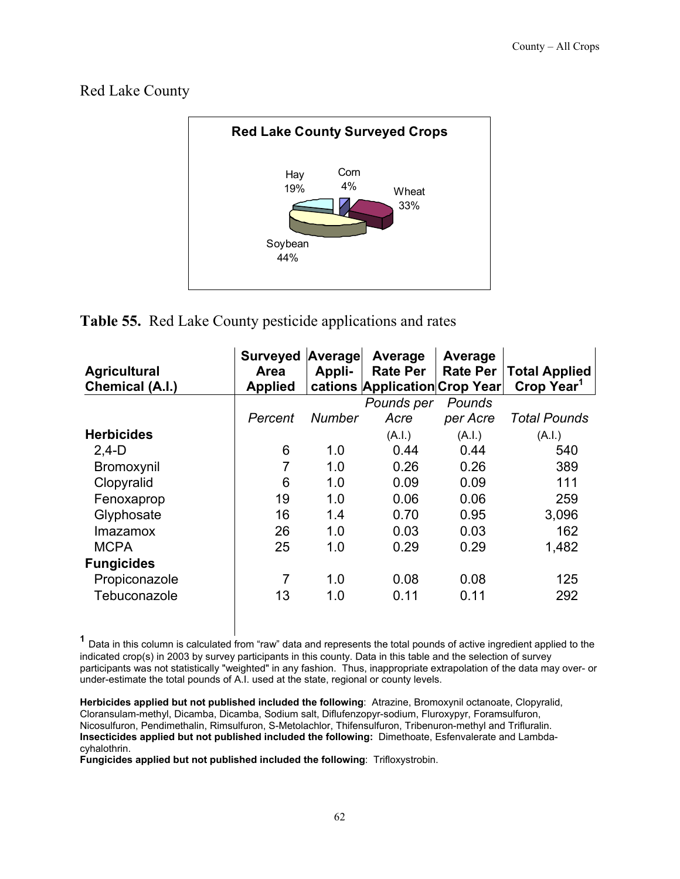## Red Lake County

**Red Lake County Surveyed Crops**

Hay 19%, Corn 4%, Wheat 33%, Soybean 44%

**Table 55.** Red Lake County pesticide applications and rates

| Agricultural Chemical (A.I.) | Surveyed Area Applied | Average Appli-cations | Average Rate Per Application | Average Rate Per Crop Year | Total Applied Crop Year[1] |
|---|---|---|---|---|---|
| | *Percent* | *Number* | *Pounds per Acre* (A.I.) | *Pounds per Acre* (A.I.) | *Total Pounds* (A.I.) |
| **Herbicides** | | | | | |
| 2,4-D | 6 | 1.0 | 0.44 | 0.44 | 540 |
| Bromoxynil | 7 | 1.0 | 0.26 | 0.26 | 389 |
| Clopyralid | 6 | 1.0 | 0.09 | 0.09 | 111 |
| Fenoxaprop | 19 | 1.0 | 0.06 | 0.06 | 259 |
| Glyphosate | 16 | 1.4 | 0.70 | 0.95 | 3,096 |
| Imazamox | 26 | 1.0 | 0.03 | 0.03 | 162 |
| MCPA | 25 | 1.0 | 0.29 | 0.29 | 1,482 |
| **Fungicides** | | | | | |
| Propiconazole | 7 | 1.0 | 0.08 | 0.08 | 125 |
| Tebuconazole | 13 | 1.0 | 0.11 | 0.11 | 292 |

[1] Data in this column is calculated from "raw" data and represents the total pounds of active ingredient applied to the indicated crop(s) in 2003 by survey participants in this county. Data in this table and the selection of survey participants was not statistically "weighted" in any fashion. Thus, inappropriate extrapolation of the data may over- or under-estimate the total pounds of A.I. used at the state, regional or county levels.

**Herbicides applied but not published included the following**: Atrazine, Bromoxynil octanoate, Clopyralid, Cloransulam-methyl, Dicamba, Dicamba, Sodium salt, Diflufenzopyr-sodium, Fluroxypyr, Foramsulfuron, Nicosulfuron, Pendimethalin, Rimsulfuron, S-Metolachlor, Thifensulfuron, Tribenuron-methyl and Trifluralin.
**Insecticides applied but not published included the following:** Dimethoate, Esfenvalerate and Lambda-cyhalothrin.
**Fungicides applied but not published included the following**: Trifloxystrobin.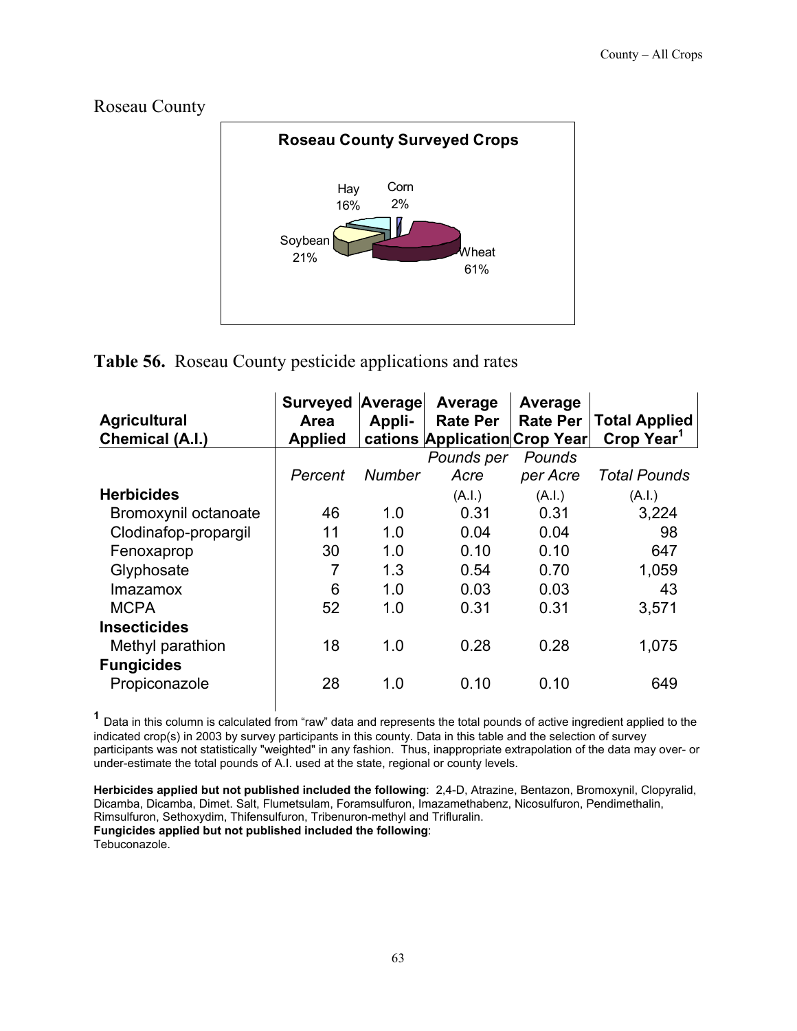## Roseau County

**Roseau County Surveyed Crops**

Hay 16%, Corn 2%, Soybean 21%, Wheat 61%

**Table 56.** Roseau County pesticide applications and rates

| Agricultural Chemical (A.I.) | Surveyed Area Applied | Average Appli-cations | Average Rate Per Application | Average Rate Per Crop Year | Total Applied Crop Year[1] |
|---|---|---|---|---|---|
| | *Percent* | *Number* | *Pounds per Acre* | *Pounds per Acre* | *Total Pounds* |
| **Herbicides** | | | (A.I.) | (A.I.) | (A.I.) |
| Bromoxynil octanoate | 46 | 1.0 | 0.31 | 0.31 | 3,224 |
| Clodinafop-propargil | 11 | 1.0 | 0.04 | 0.04 | 98 |
| Fenoxaprop | 30 | 1.0 | 0.10 | 0.10 | 647 |
| Glyphosate | 7 | 1.3 | 0.54 | 0.70 | 1,059 |
| Imazamox | 6 | 1.0 | 0.03 | 0.03 | 43 |
| MCPA | 52 | 1.0 | 0.31 | 0.31 | 3,571 |
| **Insecticides** | | | | | |
| Methyl parathion | 18 | 1.0 | 0.28 | 0.28 | 1,075 |
| **Fungicides** | | | | | |
| Propiconazole | 28 | 1.0 | 0.10 | 0.10 | 649 |

[1] Data in this column is calculated from "raw" data and represents the total pounds of active ingredient applied to the indicated crop(s) in 2003 by survey participants in this county. Data in this table and the selection of survey participants was not statistically "weighted" in any fashion. Thus, inappropriate extrapolation of the data may over- or under-estimate the total pounds of A.I. used at the state, regional or county levels.

**Herbicides applied but not published included the following**: 2,4-D, Atrazine, Bentazon, Bromoxynil, Clopyralid, Dicamba, Dicamba, Dimet. Salt, Flumetsulam, Foramsulfuron, Imazamethabenz, Nicosulfuron, Pendimethalin, Rimsulfuron, Sethoxydim, Thifensulfuron, Tribenuron-methyl and Trifluralin.
**Fungicides applied but not published included the following**:
Tebuconazole.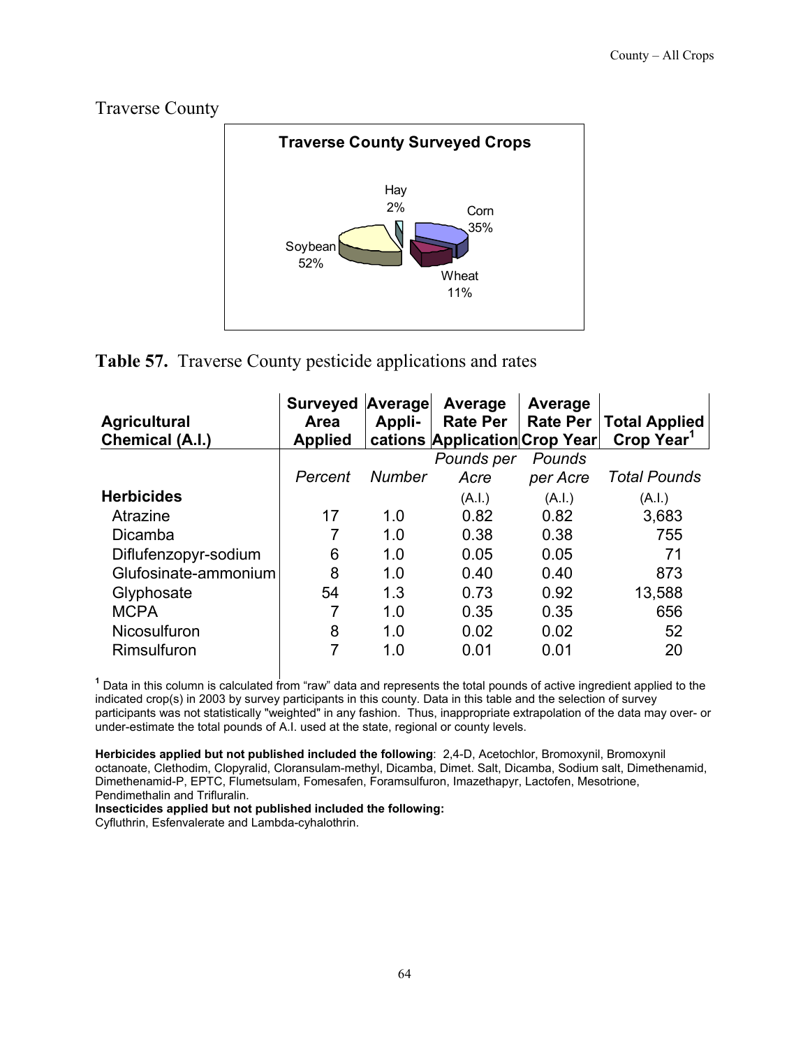## Traverse County

**Traverse County Surveyed Crops**

Hay 2%
Corn 35%
Soybean 52%
Wheat 11%

**Table 57.** Traverse County pesticide applications and rates

| Agricultural Chemical (A.I.) | Surveyed Area Applied | Average Appli-cations | Average Rate Per Application | Average Rate Per Crop Year | Total Applied Crop Year[1] |
|---|---|---|---|---|---|
| | *Percent* | *Number* | *Pounds per Acre* (A.I.) | *Pounds per Acre* (A.I.) | *Total Pounds* (A.I.) |
| **Herbicides** | | | | | |
| Atrazine | 17 | 1.0 | 0.82 | 0.82 | 3,683 |
| Dicamba | 7 | 1.0 | 0.38 | 0.38 | 755 |
| Diflufenzopyr-sodium | 6 | 1.0 | 0.05 | 0.05 | 71 |
| Glufosinate-ammonium | 8 | 1.0 | 0.40 | 0.40 | 873 |
| Glyphosate | 54 | 1.3 | 0.73 | 0.92 | 13,588 |
| MCPA | 7 | 1.0 | 0.35 | 0.35 | 656 |
| Nicosulfuron | 8 | 1.0 | 0.02 | 0.02 | 52 |
| Rimsulfuron | 7 | 1.0 | 0.01 | 0.01 | 20 |

[1] Data in this column is calculated from "raw" data and represents the total pounds of active ingredient applied to the indicated crop(s) in 2003 by survey participants in this county. Data in this table and the selection of survey participants was not statistically "weighted" in any fashion. Thus, inappropriate extrapolation of the data may over- or under-estimate the total pounds of A.I. used at the state, regional or county levels.

**Herbicides applied but not published included the following**: 2,4-D, Acetochlor, Bromoxynil, Bromoxynil octanoate, Clethodim, Clopyralid, Cloransulam-methyl, Dicamba, Dimet. Salt, Dicamba, Sodium salt, Dimethenamid, Dimethenamid-P, EPTC, Flumetsulam, Fomesafen, Foramsulfuron, Imazethapyr, Lactofen, Mesotrione, Pendimethalin and Trifluralin.

**Insecticides applied but not published included the following:**
Cyfluthrin, Esfenvalerate and Lambda-cyhalothrin.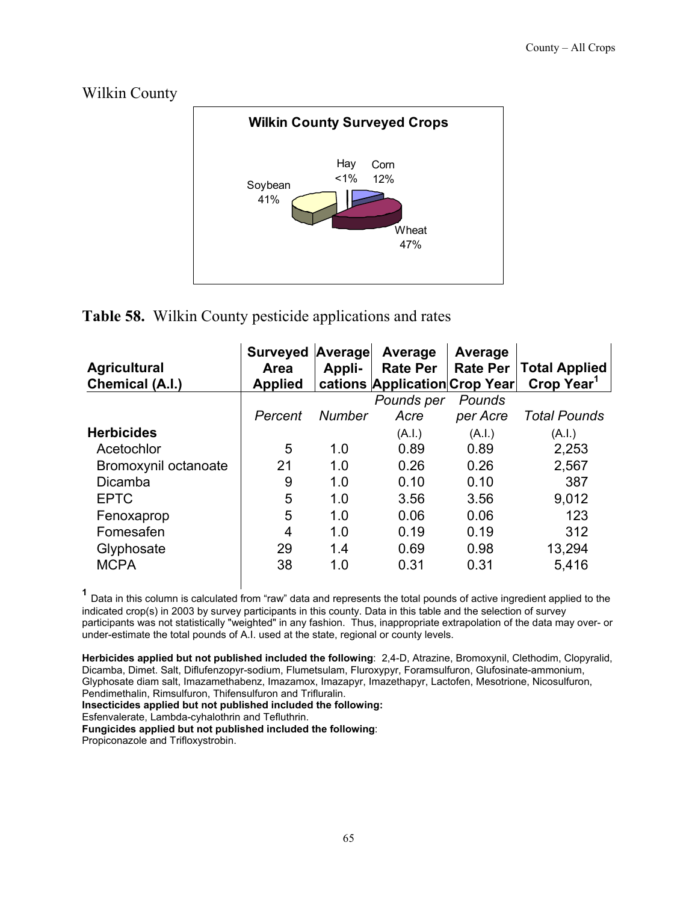## Wilkin County

**Wilkin County Surveyed Crops**

Hay <1%, Corn 12%, Soybean 41%, Wheat 47%

**Table 58.** Wilkin County pesticide applications and rates

| Agricultural Chemical (A.I.) | Surveyed Area Applied | Average Appli-cations | Average Rate Per Application | Average Rate Per Crop Year | Total Applied Crop Year[1] |
|---|---|---|---|---|---|
| | *Percent* | *Number* | *Pounds per Acre* | *Pounds per Acre* | *Total Pounds* |
| **Herbicides** | | | (A.I.) | (A.I.) | (A.I.) |
| Acetochlor | 5 | 1.0 | 0.89 | 0.89 | 2,253 |
| Bromoxynil octanoate | 21 | 1.0 | 0.26 | 0.26 | 2,567 |
| Dicamba | 9 | 1.0 | 0.10 | 0.10 | 387 |
| EPTC | 5 | 1.0 | 3.56 | 3.56 | 9,012 |
| Fenoxaprop | 5 | 1.0 | 0.06 | 0.06 | 123 |
| Fomesafen | 4 | 1.0 | 0.19 | 0.19 | 312 |
| Glyphosate | 29 | 1.4 | 0.69 | 0.98 | 13,294 |
| MCPA | 38 | 1.0 | 0.31 | 0.31 | 5,416 |

[1] Data in this column is calculated from "raw" data and represents the total pounds of active ingredient applied to the indicated crop(s) in 2003 by survey participants in this county. Data in this table and the selection of survey participants was not statistically "weighted" in any fashion. Thus, inappropriate extrapolation of the data may over- or under-estimate the total pounds of A.I. used at the state, regional or county levels.

**Herbicides applied but not published included the following**: 2,4-D, Atrazine, Bromoxynil, Clethodim, Clopyralid, Dicamba, Dimet. Salt, Diflufenzopyr-sodium, Flumetsulam, Fluroxypyr, Foramsulfuron, Glufosinate-ammonium, Glyphosate diam salt, Imazamethabenz, Imazamox, Imazapyr, Imazethapyr, Lactofen, Mesotrione, Nicosulfuron, Pendimethalin, Rimsulfuron, Thifensulfuron and Trifluralin.

**Insecticides applied but not published included the following:**
Esfenvalerate, Lambda-cyhalothrin and Tefluthrin.

**Fungicides applied but not published included the following**:
Propiconazole and Trifloxystrobin.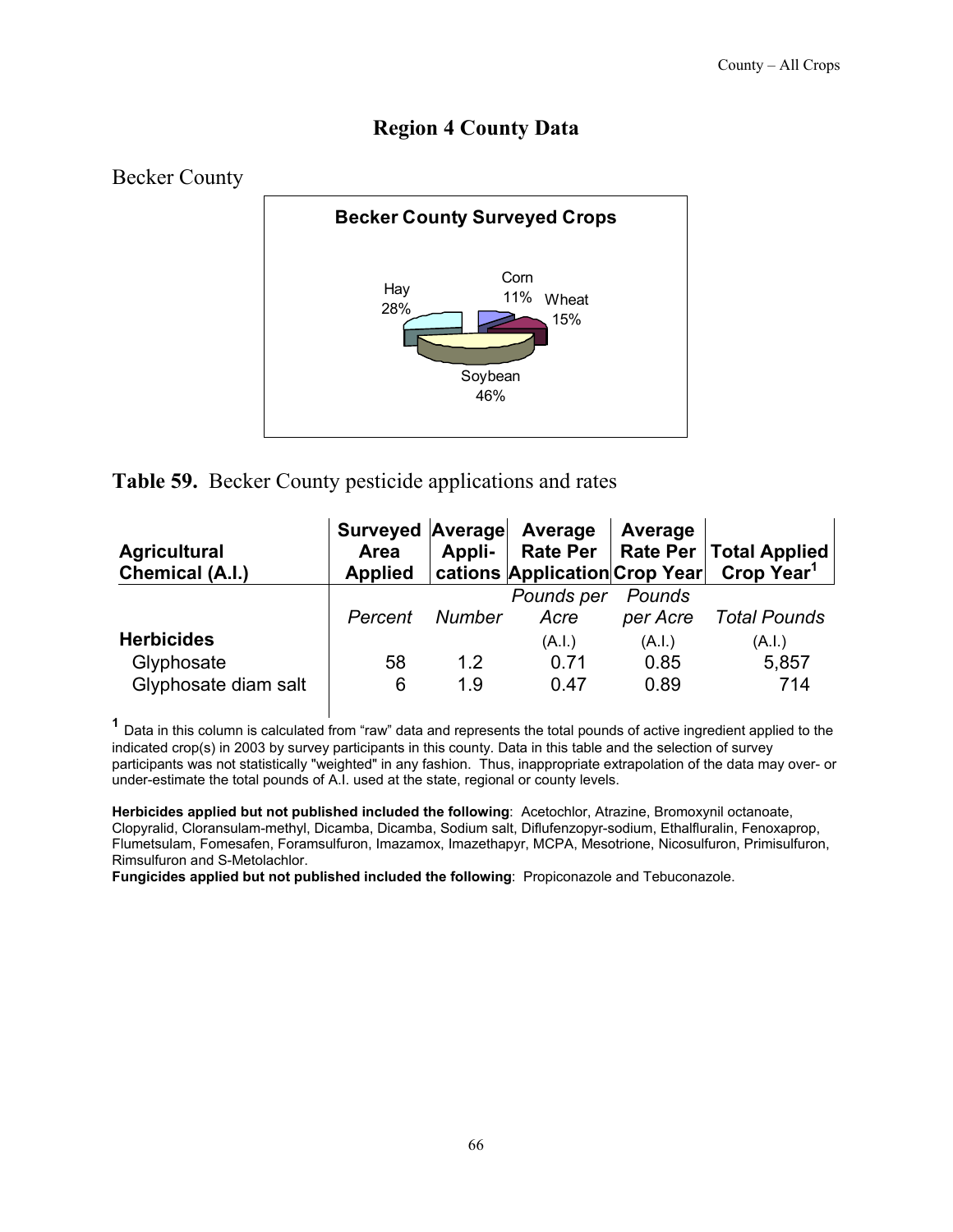## Region 4 County Data

### Becker County

**Becker County Surveyed Crops**

Hay 28%, Corn 11%, Wheat 15%, Soybean 46%

**Table 59.** Becker County pesticide applications and rates

| Agricultural Chemical (A.I.) | Surveyed Area Applied | Average Appli-cations | Average Rate Per Application | Average Rate Per Crop Year | Total Applied Crop Year[1] |
|---|---|---|---|---|---|
| | *Percent* | *Number* | *Pounds per Acre* (A.I.) | *Pounds per Acre* (A.I.) | *Total Pounds* (A.I.) |
| **Herbicides** | | | | | |
| Glyphosate | 58 | 1.2 | 0.71 | 0.85 | 5,857 |
| Glyphosate diam salt | 6 | 1.9 | 0.47 | 0.89 | 714 |

[1] Data in this column is calculated from "raw" data and represents the total pounds of active ingredient applied to the indicated crop(s) in 2003 by survey participants in this county. Data in this table and the selection of survey participants was not statistically "weighted" in any fashion. Thus, inappropriate extrapolation of the data may over- or under-estimate the total pounds of A.I. used at the state, regional or county levels.

**Herbicides applied but not published included the following**: Acetochlor, Atrazine, Bromoxynil octanoate, Clopyralid, Cloransulam-methyl, Dicamba, Dicamba, Sodium salt, Diflufenzopyr-sodium, Ethalfluralin, Fenoxaprop, Flumetsulam, Fomesafen, Foramsulfuron, Imazamox, Imazethapyr, MCPA, Mesotrione, Nicosulfuron, Primisulfuron, Rimsulfuron and S-Metolachlor.

**Fungicides applied but not published included the following**: Propiconazole and Tebuconazole.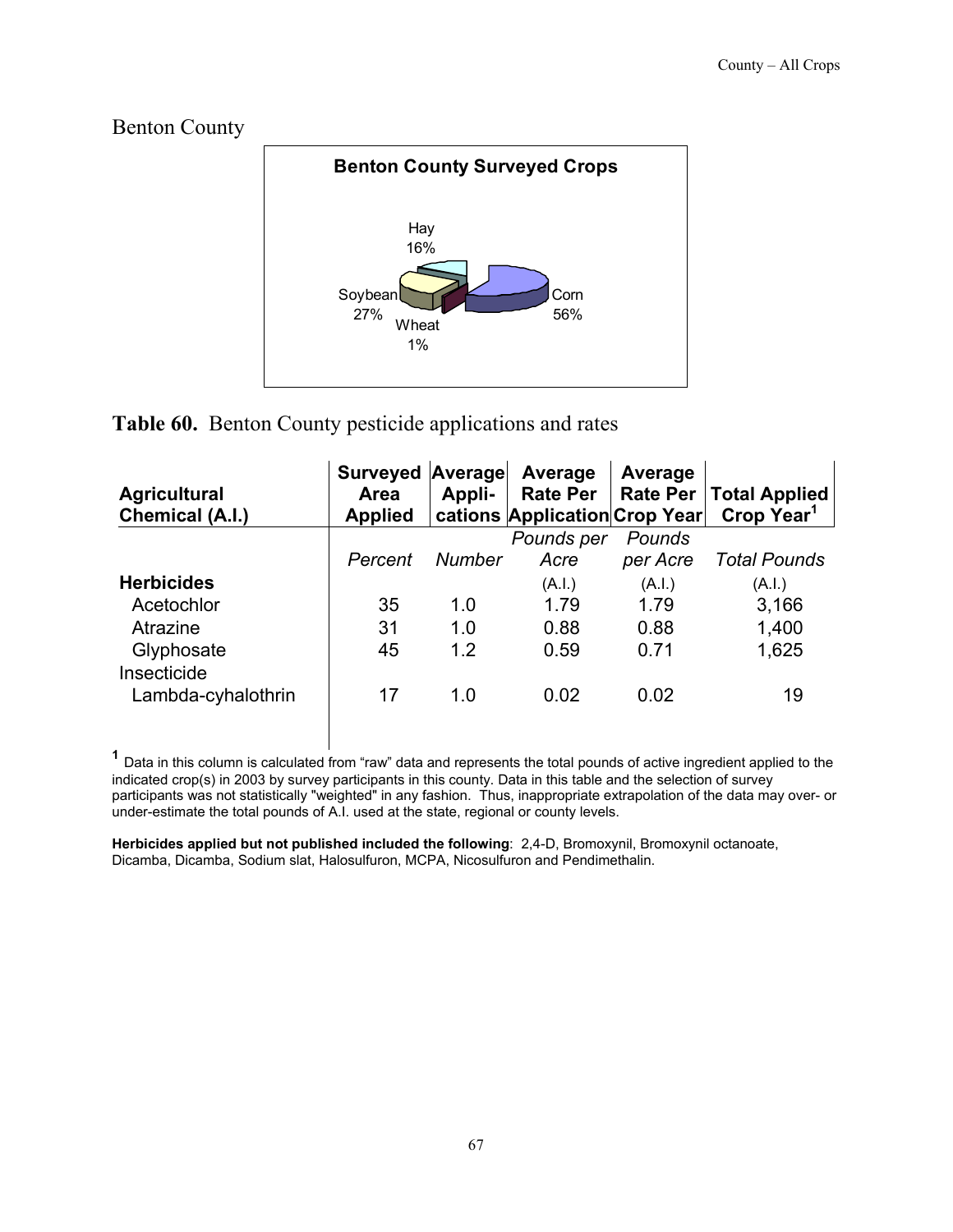## Benton County

**Benton County Surveyed Crops**

Hay 16%
Soybean 27%
Wheat 1%
Corn 56%

**Table 60.** Benton County pesticide applications and rates

| Agricultural Chemical (A.I.) | Surveyed Area Applied | Average Appli-cations | Average Rate Per Application | Average Rate Per Crop Year | Total Applied Crop Year[1] |
|---|---|---|---|---|---|
| | *Percent* | *Number* | *Pounds per Acre* | *Pounds per Acre* | *Total Pounds* |
| **Herbicides** | | | (A.I.) | (A.I.) | (A.I.) |
| Acetochlor | 35 | 1.0 | 1.79 | 1.79 | 3,166 |
| Atrazine | 31 | 1.0 | 0.88 | 0.88 | 1,400 |
| Glyphosate | 45 | 1.2 | 0.59 | 0.71 | 1,625 |
| Insecticide | | | | | |
| Lambda-cyhalothrin | 17 | 1.0 | 0.02 | 0.02 | 19 |

[1] Data in this column is calculated from "raw" data and represents the total pounds of active ingredient applied to the indicated crop(s) in 2003 by survey participants in this county. Data in this table and the selection of survey participants was not statistically "weighted" in any fashion. Thus, inappropriate extrapolation of the data may over- or under-estimate the total pounds of A.I. used at the state, regional or county levels.

**Herbicides applied but not published included the following**: 2,4-D, Bromoxynil, Bromoxynil octanoate, Dicamba, Dicamba, Sodium slat, Halosulfuron, MCPA, Nicosulfuron and Pendimethalin.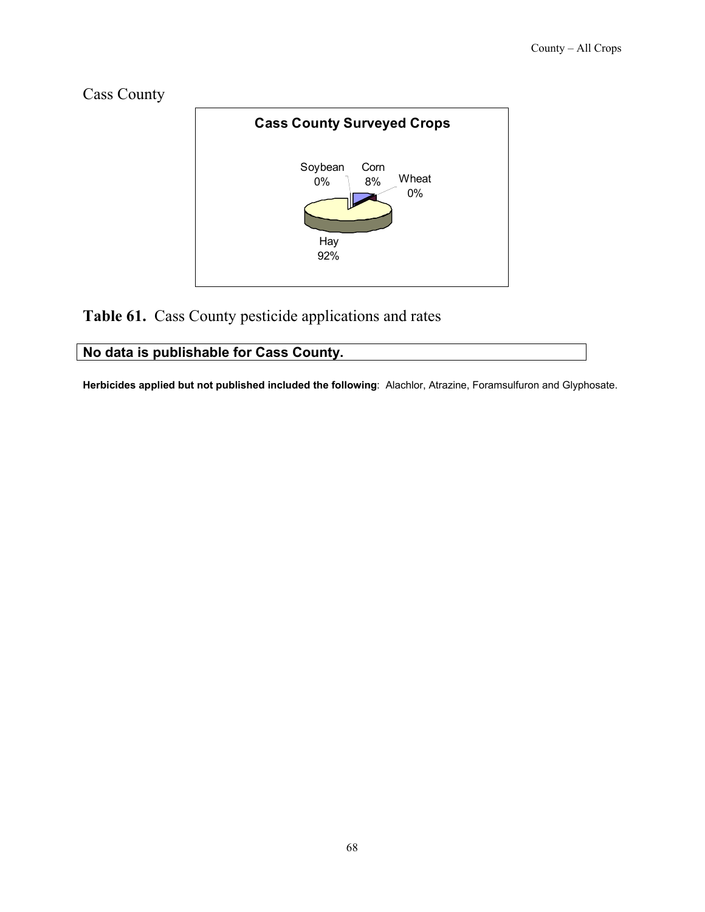## Cass County

**Cass County Surveyed Crops**

Soybean 0%
Corn 8%
Wheat 0%
Hay 92%

**Table 61.** Cass County pesticide applications and rates

| **No data is publishable for Cass County.** |
| --- |

**Herbicides applied but not published included the following**: Alachlor, Atrazine, Foramsulfuron and Glyphosate.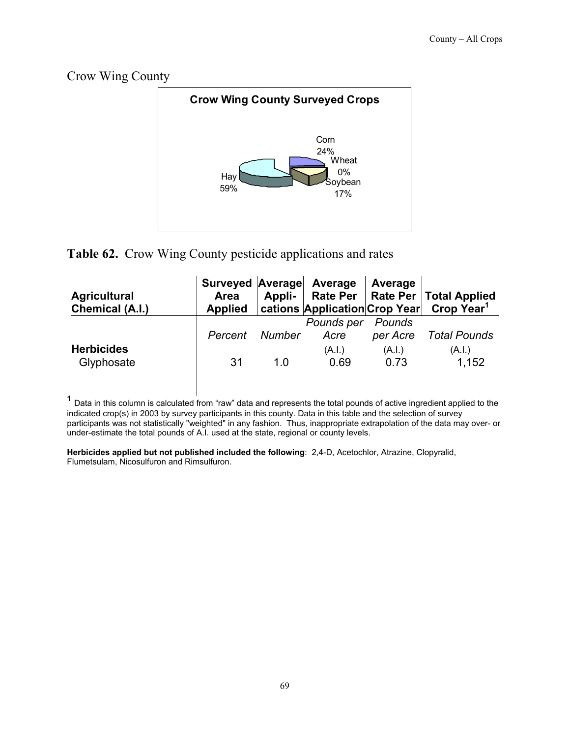## Crow Wing County

**Crow Wing County Surveyed Crops**

Corn 24%
Wheat 0%
Soybean 17%
Hay 59%

**Table 62.** Crow Wing County pesticide applications and rates

| Agricultural Chemical (A.I.) | Surveyed Area Applied | Average Appli-cations | Average Rate Per Application | Average Rate Per Crop Year | Total Applied Crop Year[1] |
|---|---|---|---|---|---|
| | *Percent* | *Number* | *Pounds per Acre* (A.I.) | *Pounds per Acre* (A.I.) | *Total Pounds* (A.I.) |
| **Herbicides** | | | | | |
| Glyphosate | 31 | 1.0 | 0.69 | 0.73 | 1,152 |

[1] Data in this column is calculated from "raw" data and represents the total pounds of active ingredient applied to the indicated crop(s) in 2003 by survey participants in this county. Data in this table and the selection of survey participants was not statistically "weighted" in any fashion. Thus, inappropriate extrapolation of the data may over- or under-estimate the total pounds of A.I. used at the state, regional or county levels.

**Herbicides applied but not published included the following**: 2,4-D, Acetochlor, Atrazine, Clopyralid, Flumetsulam, Nicosulfuron and Rimsulfuron.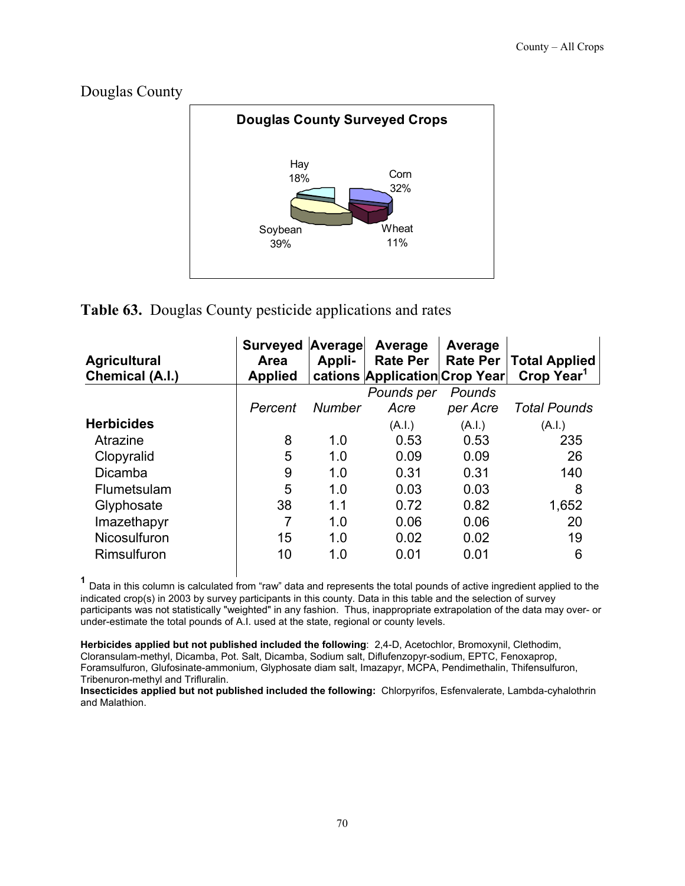# Douglas County

**Douglas County Surveyed Crops**

Hay 18%, Corn 32%, Wheat 11%, Soybean 39%

**Table 63.** Douglas County pesticide applications and rates

| Agricultural Chemical (A.I.) | Surveyed Area Applied | Average Appli-cations | Average Rate Per Application | Average Rate Per Crop Year | Total Applied Crop Year[1] |
|---|---|---|---|---|---|
| | *Percent* | *Number* | *Pounds per Acre* (A.I.) | *Pounds per Acre* (A.I.) | *Total Pounds* (A.I.) |
| **Herbicides** | | | | | |
| Atrazine | 8 | 1.0 | 0.53 | 0.53 | 235 |
| Clopyralid | 5 | 1.0 | 0.09 | 0.09 | 26 |
| Dicamba | 9 | 1.0 | 0.31 | 0.31 | 140 |
| Flumetsulam | 5 | 1.0 | 0.03 | 0.03 | 8 |
| Glyphosate | 38 | 1.1 | 0.72 | 0.82 | 1,652 |
| Imazethapyr | 7 | 1.0 | 0.06 | 0.06 | 20 |
| Nicosulfuron | 15 | 1.0 | 0.02 | 0.02 | 19 |
| Rimsulfuron | 10 | 1.0 | 0.01 | 0.01 | 6 |

[1] Data in this column is calculated from "raw" data and represents the total pounds of active ingredient applied to the indicated crop(s) in 2003 by survey participants in this county. Data in this table and the selection of survey participants was not statistically "weighted" in any fashion. Thus, inappropriate extrapolation of the data may over- or under-estimate the total pounds of A.I. used at the state, regional or county levels.

**Herbicides applied but not published included the following**: 2,4-D, Acetochlor, Bromoxynil, Clethodim, Cloransulam-methyl, Dicamba, Pot. Salt, Dicamba, Sodium salt, Diflufenzopyr-sodium, EPTC, Fenoxaprop, Foramsulfuron, Glufosinate-ammonium, Glyphosate diam salt, Imazapyr, MCPA, Pendimethalin, Thifensulfuron, Tribenuron-methyl and Trifluralin.

**Insecticides applied but not published included the following:** Chlorpyrifos, Esfenvalerate, Lambda-cyhalothrin and Malathion.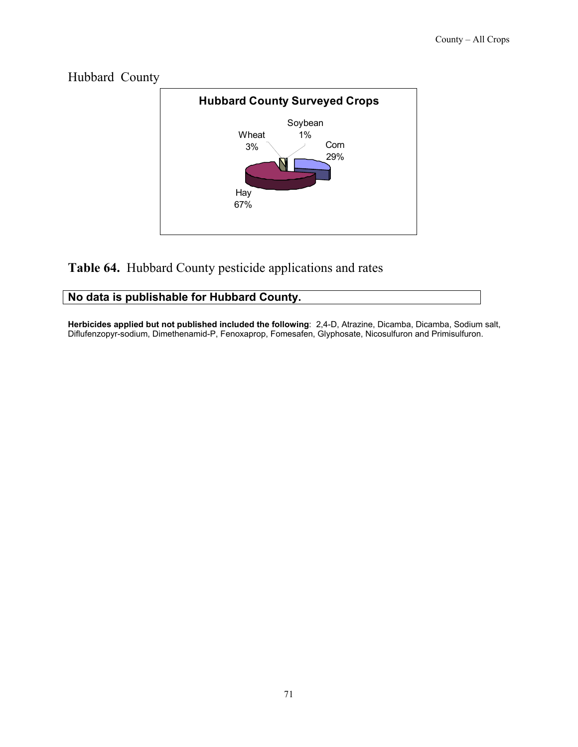# Hubbard County

**Hubbard County Surveyed Crops**

Soybean 1%

Wheat 3%

Corn 29%

Hay 67%

## **Table 64.** Hubbard County pesticide applications and rates

**No data is publishable for Hubbard County.**

**Herbicides applied but not published included the following**: 2,4-D, Atrazine, Dicamba, Dicamba, Sodium salt, Diflufenzopyr-sodium, Dimethenamid-P, Fenoxaprop, Fomesafen, Glyphosate, Nicosulfuron and Primisulfuron.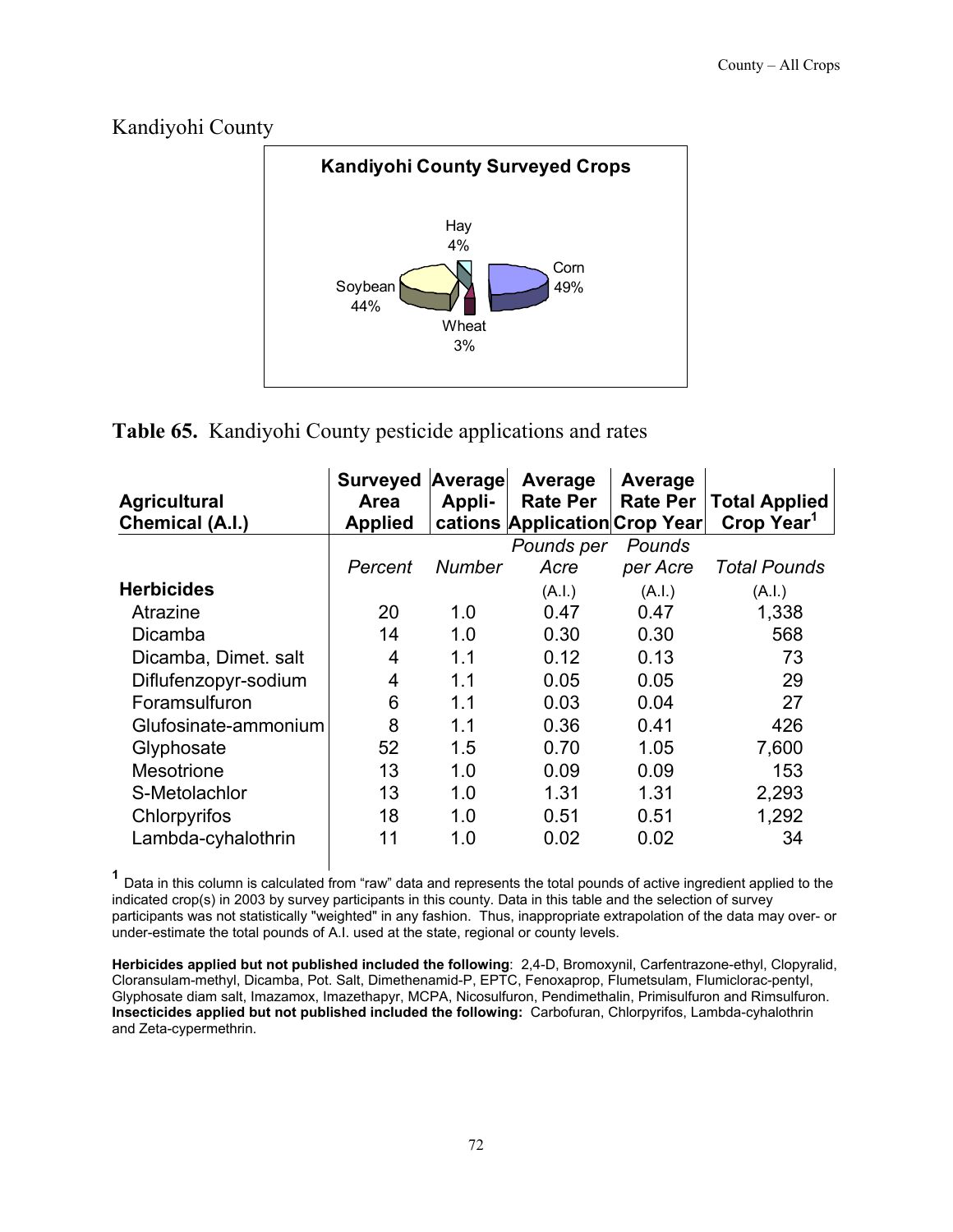## Kandiyohi County

**Kandiyohi County Surveyed Crops**

Hay 4%
Corn 49%
Soybean 44%
Wheat 3%

**Table 65.** Kandiyohi County pesticide applications and rates

| Agricultural Chemical (A.I.) | Surveyed Area Applied | Average Appli-cations | Average Rate Per Application | Average Rate Per Crop Year | Total Applied Crop Year[1] |
|---|---|---|---|---|---|
| | *Percent* | *Number* | *Pounds per Acre* (A.I.) | *Pounds per Acre* (A.I.) | *Total Pounds* (A.I.) |
| **Herbicides** | | | | | |
| Atrazine | 20 | 1.0 | 0.47 | 0.47 | 1,338 |
| Dicamba | 14 | 1.0 | 0.30 | 0.30 | 568 |
| Dicamba, Dimet. salt | 4 | 1.1 | 0.12 | 0.13 | 73 |
| Diflufenzopyr-sodium | 4 | 1.1 | 0.05 | 0.05 | 29 |
| Foramsulfuron | 6 | 1.1 | 0.03 | 0.04 | 27 |
| Glufosinate-ammonium | 8 | 1.1 | 0.36 | 0.41 | 426 |
| Glyphosate | 52 | 1.5 | 0.70 | 1.05 | 7,600 |
| Mesotrione | 13 | 1.0 | 0.09 | 0.09 | 153 |
| S-Metolachlor | 13 | 1.0 | 1.31 | 1.31 | 2,293 |
| Chlorpyrifos | 18 | 1.0 | 0.51 | 0.51 | 1,292 |
| Lambda-cyhalothrin | 11 | 1.0 | 0.02 | 0.02 | 34 |

[1] Data in this column is calculated from "raw" data and represents the total pounds of active ingredient applied to the indicated crop(s) in 2003 by survey participants in this county. Data in this table and the selection of survey participants was not statistically "weighted" in any fashion. Thus, inappropriate extrapolation of the data may over- or under-estimate the total pounds of A.I. used at the state, regional or county levels.

**Herbicides applied but not published included the following**: 2,4-D, Bromoxynil, Carfentrazone-ethyl, Clopyralid, Cloransulam-methyl, Dicamba, Pot. Salt, Dimethenamid-P, EPTC, Fenoxaprop, Flumetsulam, Flumiclorac-pentyl, Glyphosate diam salt, Imazamox, Imazethapyr, MCPA, Nicosulfuron, Pendimethalin, Primisulfuron and Rimsulfuron. **Insecticides applied but not published included the following:** Carbofuran, Chlorpyrifos, Lambda-cyhalothrin and Zeta-cypermethrin.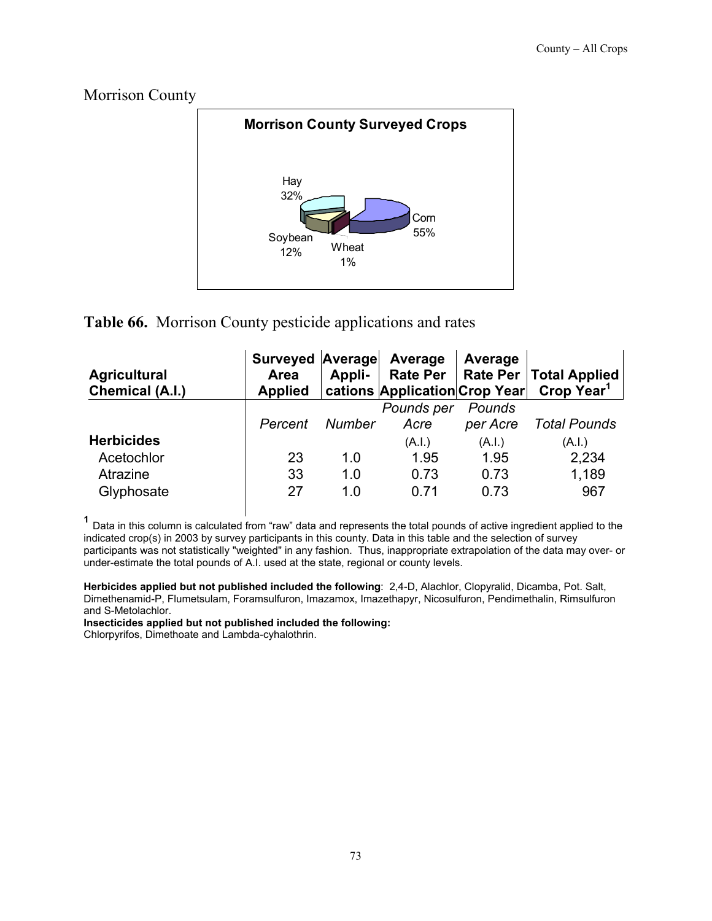# Morrison County

**Morrison County Surveyed Crops**

Hay 32%
Corn 55%
Soybean 12%
Wheat 1%

**Table 66.** Morrison County pesticide applications and rates

| Agricultural Chemical (A.I.) | Surveyed Area Applied | Average Appli-cations | Average Rate Per Application | Average Rate Per Crop Year | Total Applied Crop Year[1] |
|---|---|---|---|---|---|
| | *Percent* | *Number* | *Pounds per Acre* (A.I.) | *Pounds per Acre* (A.I.) | *Total Pounds* (A.I.) |
| **Herbicides** | | | | | |
| Acetochlor | 23 | 1.0 | 1.95 | 1.95 | 2,234 |
| Atrazine | 33 | 1.0 | 0.73 | 0.73 | 1,189 |
| Glyphosate | 27 | 1.0 | 0.71 | 0.73 | 967 |

[1] Data in this column is calculated from "raw" data and represents the total pounds of active ingredient applied to the indicated crop(s) in 2003 by survey participants in this county. Data in this table and the selection of survey participants was not statistically "weighted" in any fashion. Thus, inappropriate extrapolation of the data may over- or under-estimate the total pounds of A.I. used at the state, regional or county levels.

**Herbicides applied but not published included the following**: 2,4-D, Alachlor, Clopyralid, Dicamba, Pot. Salt, Dimethenamid-P, Flumetsulam, Foramsulfuron, Imazamox, Imazethapyr, Nicosulfuron, Pendimethalin, Rimsulfuron and S-Metolachlor.

**Insecticides applied but not published included the following:**
Chlorpyrifos, Dimethoate and Lambda-cyhalothrin.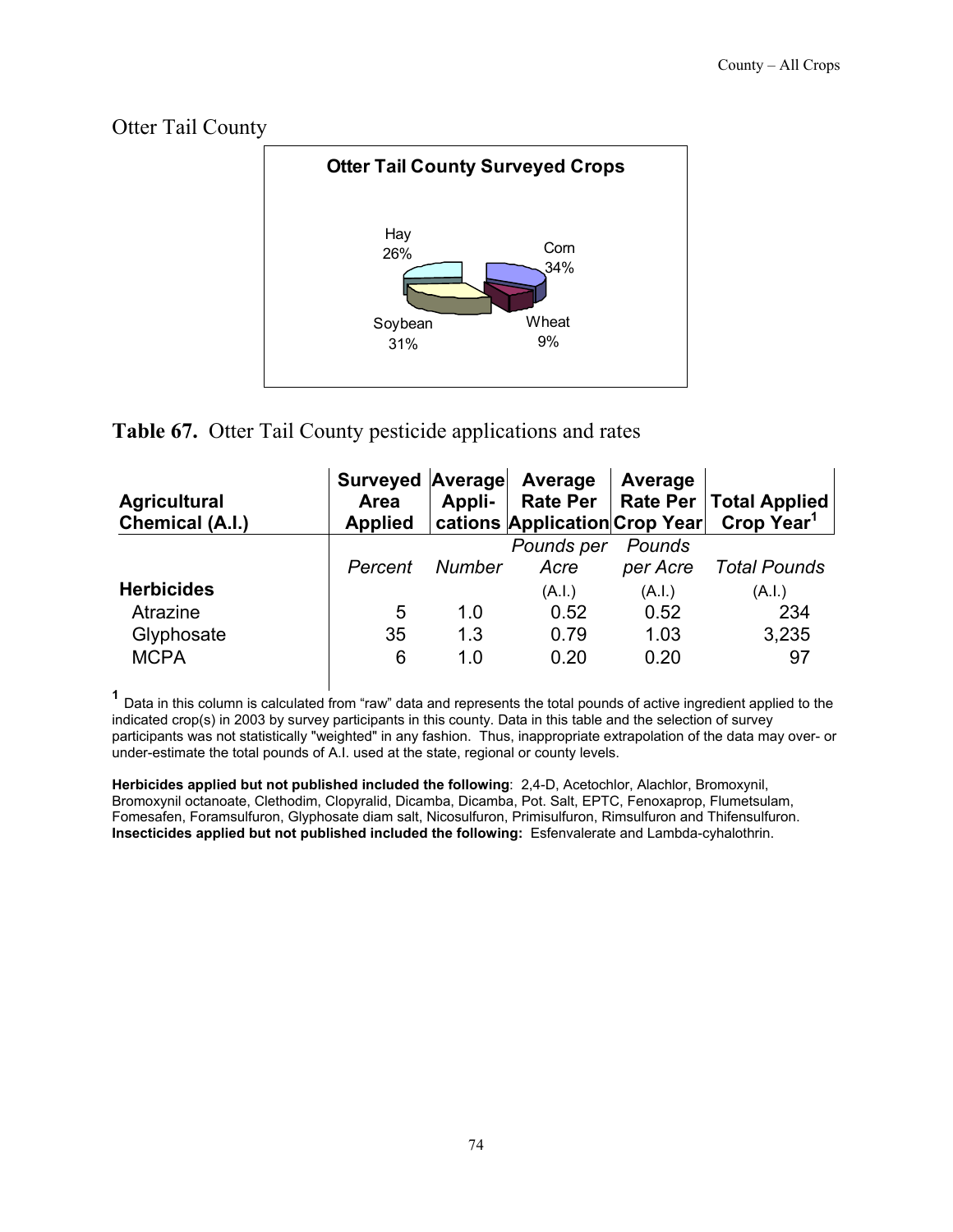## Otter Tail County

**Otter Tail County Surveyed Crops**

Hay 26%, Corn 34%, Wheat 9%, Soybean 31%

**Table 67.** Otter Tail County pesticide applications and rates

| Agricultural Chemical (A.I.) | Surveyed Area Applied | Average Appli-cations | Average Rate Per Application | Average Rate Per Crop Year | Total Applied Crop Year[1] |
|---|---|---|---|---|---|
| | *Percent* | *Number* | *Pounds per Acre* (A.I.) | *Pounds per Acre* (A.I.) | *Total Pounds* (A.I.) |
| **Herbicides** | | | | | |
| Atrazine | 5 | 1.0 | 0.52 | 0.52 | 234 |
| Glyphosate | 35 | 1.3 | 0.79 | 1.03 | 3,235 |
| MCPA | 6 | 1.0 | 0.20 | 0.20 | 97 |

[1] Data in this column is calculated from "raw" data and represents the total pounds of active ingredient applied to the indicated crop(s) in 2003 by survey participants in this county. Data in this table and the selection of survey participants was not statistically "weighted" in any fashion. Thus, inappropriate extrapolation of the data may over- or under-estimate the total pounds of A.I. used at the state, regional or county levels.

**Herbicides applied but not published included the following**: 2,4-D, Acetochlor, Alachlor, Bromoxynil, Bromoxynil octanoate, Clethodim, Clopyralid, Dicamba, Dicamba, Pot. Salt, EPTC, Fenoxaprop, Flumetsulam, Fomesafen, Foramsulfuron, Glyphosate diam salt, Nicosulfuron, Primisulfuron, Rimsulfuron and Thifensulfuron.
**Insecticides applied but not published included the following:** Esfenvalerate and Lambda-cyhalothrin.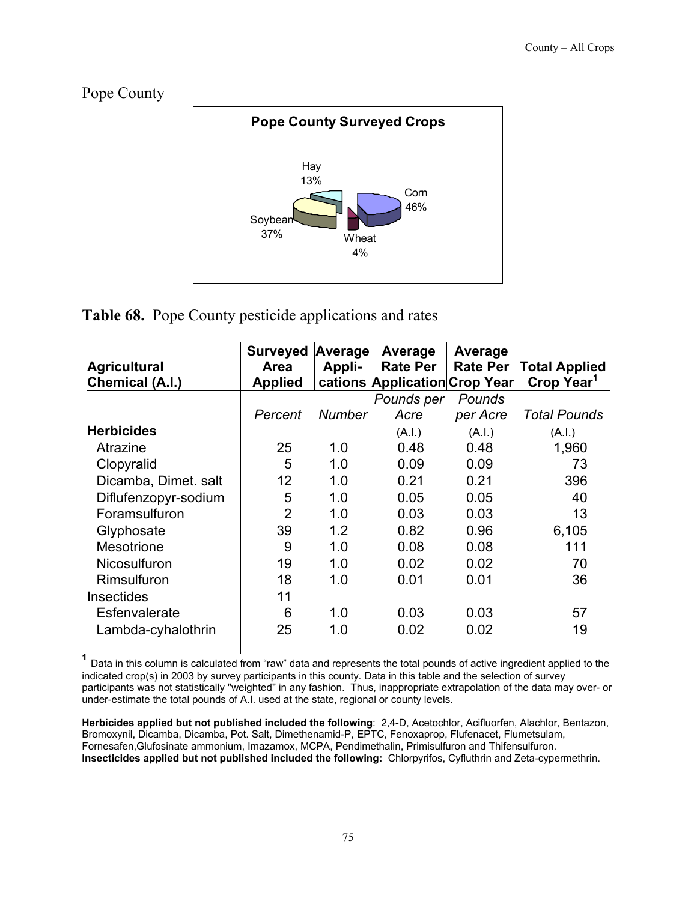## Pope County

**Table 68.** Pope County pesticide applications and rates

| Agricultural Chemical (A.I.) | Surveyed Area Applied | Average Appli-cations | Average Rate Per Application | Average Rate Per Crop Year | Total Applied Crop Year[1] |
|---|---|---|---|---|---|
| | *Percent* | *Number* | *Pounds per Acre* | *Pounds per Acre* | *Total Pounds* |
| **Herbicides** | | | (A.I.) | (A.I.) | (A.I.) |
| Atrazine | 25 | 1.0 | 0.48 | 0.48 | 1,960 |
| Clopyralid | 5 | 1.0 | 0.09 | 0.09 | 73 |
| Dicamba, Dimet. salt | 12 | 1.0 | 0.21 | 0.21 | 396 |
| Diflufenzopyr-sodium | 5 | 1.0 | 0.05 | 0.05 | 40 |
| Foramsulfuron | 2 | 1.0 | 0.03 | 0.03 | 13 |
| Glyphosate | 39 | 1.2 | 0.82 | 0.96 | 6,105 |
| Mesotrione | 9 | 1.0 | 0.08 | 0.08 | 111 |
| Nicosulfuron | 19 | 1.0 | 0.02 | 0.02 | 70 |
| Rimsulfuron | 18 | 1.0 | 0.01 | 0.01 | 36 |
| Insecticides | 11 | | | | |
| Esfenvalerate | 6 | 1.0 | 0.03 | 0.03 | 57 |
| Lambda-cyhalothrin | 25 | 1.0 | 0.02 | 0.02 | 19 |

[1] Data in this column is calculated from "raw" data and represents the total pounds of active ingredient applied to the indicated crop(s) in 2003 by survey participants in this county. Data in this table and the selection of survey participants was not statistically "weighted" in any fashion. Thus, inappropriate extrapolation of the data may over- or under-estimate the total pounds of A.I. used at the state, regional or county levels.

**Herbicides applied but not published included the following**: 2,4-D, Acetochlor, Acifluorfen, Alachlor, Bentazon, Bromoxynil, Dicamba, Dicamba, Pot. Salt, Dimethenamid-P, EPTC, Fenoxaprop, Flufenacet, Flumetsulam, Fornesafen,Glufosinate ammonium, Imazamox, MCPA, Pendimethalin, Primisulfuron and Thifensulfuron.
**Insecticides applied but not published included the following:** Chlorpyrifos, Cyfluthrin and Zeta-cypermethrin.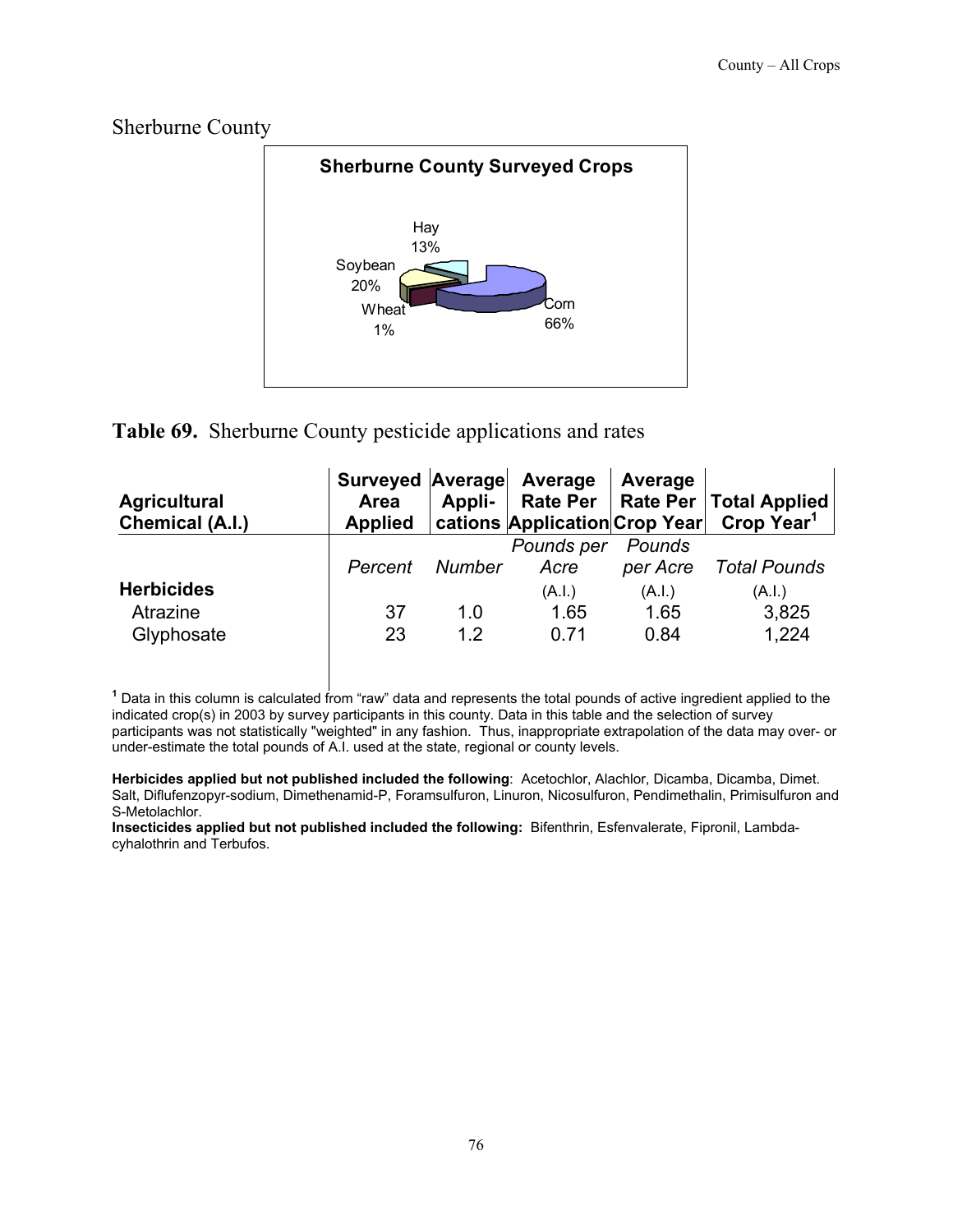## Sherburne County

**Sherburne County Surveyed Crops**

Hay 13%
Soybean 20%
Wheat 1%
Corn 66%

**Table 69.** Sherburne County pesticide applications and rates

| Agricultural Chemical (A.I.) | Surveyed Area Applied | Average Appli-cations | Average Rate Per Application | Average Rate Per Crop Year | Total Applied Crop Year[1] |
|---|---|---|---|---|---|
| | *Percent* | *Number* | *Pounds per Acre* (A.I.) | *Pounds per Acre* (A.I.) | *Total Pounds* (A.I.) |
| **Herbicides** | | | | | |
| Atrazine | 37 | 1.0 | 1.65 | 1.65 | 3,825 |
| Glyphosate | 23 | 1.2 | 0.71 | 0.84 | 1,224 |

[1] Data in this column is calculated from "raw" data and represents the total pounds of active ingredient applied to the indicated crop(s) in 2003 by survey participants in this county. Data in this table and the selection of survey participants was not statistically "weighted" in any fashion. Thus, inappropriate extrapolation of the data may over- or under-estimate the total pounds of A.I. used at the state, regional or county levels.

**Herbicides applied but not published included the following**: Acetochlor, Alachlor, Dicamba, Dicamba, Dimet. Salt, Diflufenzopyr-sodium, Dimethenamid-P, Foramsulfuron, Linuron, Nicosulfuron, Pendimethalin, Primisulfuron and S-Metolachlor.

**Insecticides applied but not published included the following:** Bifenthrin, Esfenvalerate, Fipronil, Lambda-cyhalothrin and Terbufos.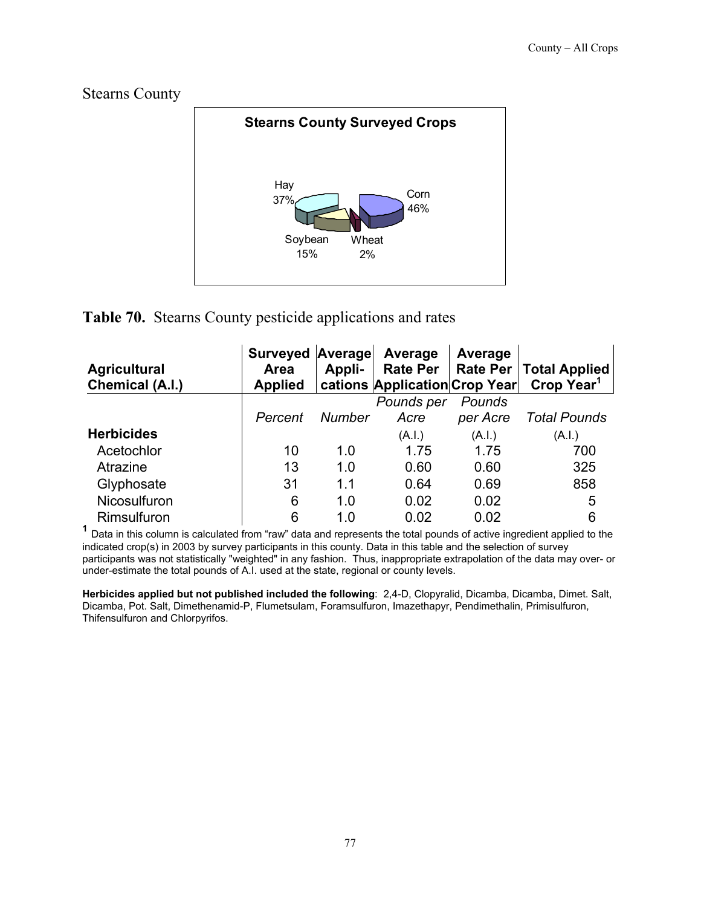## Stearns County

**Stearns County Surveyed Crops**

Hay 37%
Corn 46%
Soybean 15%
Wheat 2%

**Table 70.** Stearns County pesticide applications and rates

| Agricultural Chemical (A.I.) | Surveyed Area Applied | Average Appli-cations | Average Rate Per Application | Average Rate Per Crop Year | Total Applied Crop Year[1] |
|---|---|---|---|---|---|
| | *Percent* | *Number* | *Pounds per Acre* (A.I.) | *Pounds per Acre* (A.I.) | *Total Pounds* (A.I.) |
| **Herbicides** | | | | | |
| Acetochlor | 10 | 1.0 | 1.75 | 1.75 | 700 |
| Atrazine | 13 | 1.0 | 0.60 | 0.60 | 325 |
| Glyphosate | 31 | 1.1 | 0.64 | 0.69 | 858 |
| Nicosulfuron | 6 | 1.0 | 0.02 | 0.02 | 5 |
| Rimsulfuron | 6 | 1.0 | 0.02 | 0.02 | 6 |

[1] Data in this column is calculated from "raw" data and represents the total pounds of active ingredient applied to the indicated crop(s) in 2003 by survey participants in this county. Data in this table and the selection of survey participants was not statistically "weighted" in any fashion. Thus, inappropriate extrapolation of the data may over- or under-estimate the total pounds of A.I. used at the state, regional or county levels.

**Herbicides applied but not published included the following**: 2,4-D, Clopyralid, Dicamba, Dicamba, Dimet. Salt, Dicamba, Pot. Salt, Dimethenamid-P, Flumetsulam, Foramsulfuron, Imazethapyr, Pendimethalin, Primisulfuron, Thifensulfuron and Chlorpyrifos.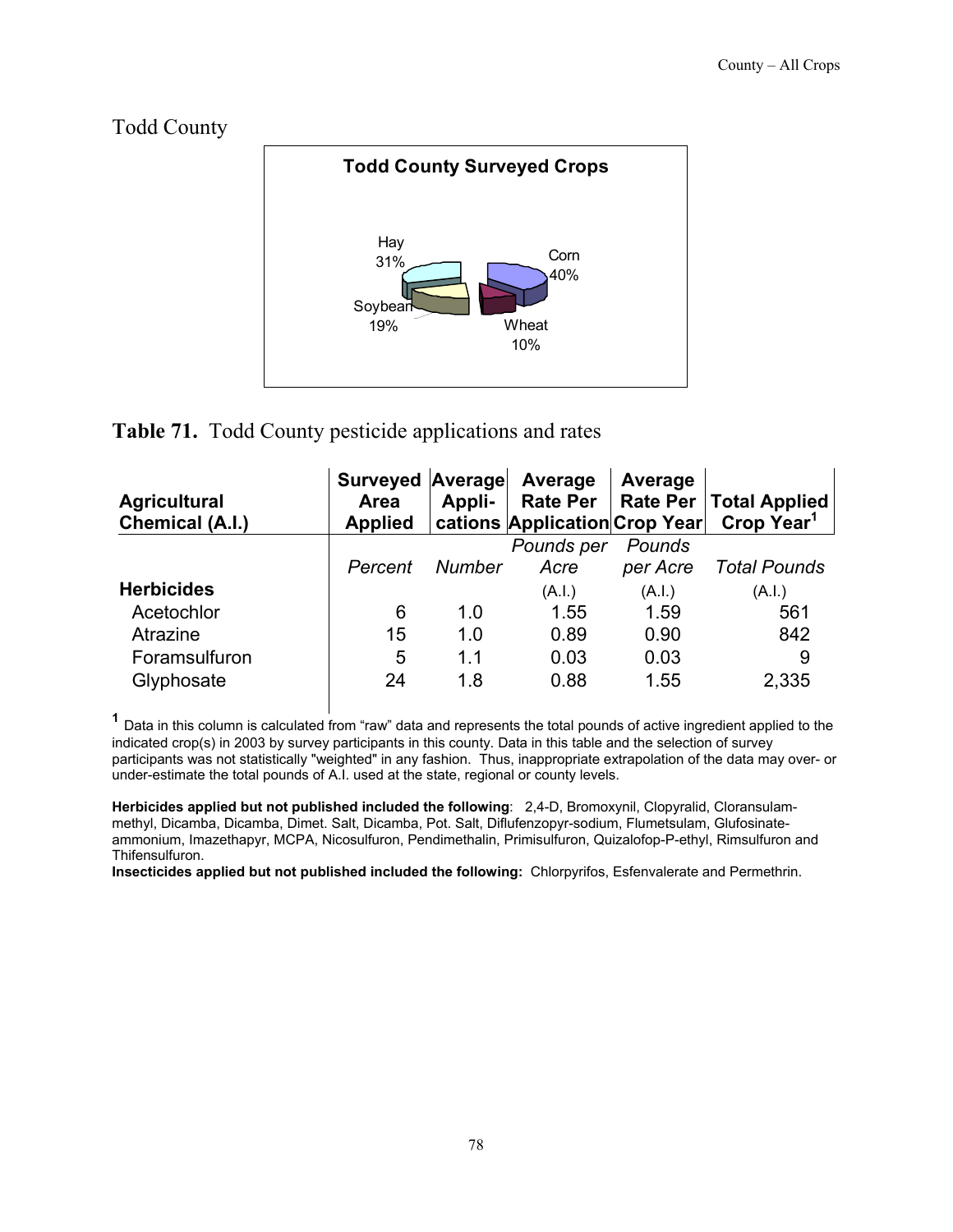## Todd County

**Todd County Surveyed Crops**

Hay 31%
Corn 40%
Soybean 19%
Wheat 10%

**Table 71.** Todd County pesticide applications and rates

| Agricultural Chemical (A.I.) | Surveyed Area Applied | Average Appli-cations | Average Rate Per Application | Average Rate Per Crop Year | Total Applied Crop Year[1] |
|---|---|---|---|---|---|
| | *Percent* | *Number* | *Pounds per Acre* (A.I.) | *Pounds per Acre* (A.I.) | *Total Pounds* (A.I.) |
| **Herbicides** | | | | | |
| Acetochlor | 6 | 1.0 | 1.55 | 1.59 | 561 |
| Atrazine | 15 | 1.0 | 0.89 | 0.90 | 842 |
| Foramsulfuron | 5 | 1.1 | 0.03 | 0.03 | 9 |
| Glyphosate | 24 | 1.8 | 0.88 | 1.55 | 2,335 |

[1] Data in this column is calculated from "raw" data and represents the total pounds of active ingredient applied to the indicated crop(s) in 2003 by survey participants in this county. Data in this table and the selection of survey participants was not statistically "weighted" in any fashion. Thus, inappropriate extrapolation of the data may over- or under-estimate the total pounds of A.I. used at the state, regional or county levels.

**Herbicides applied but not published included the following**: 2,4-D, Bromoxynil, Clopyralid, Cloransulam-methyl, Dicamba, Dicamba, Dimet. Salt, Dicamba, Pot. Salt, Diflufenzopyr-sodium, Flumetsulam, Glufosinate-ammonium, Imazethapyr, MCPA, Nicosulfuron, Pendimethalin, Primisulfuron, Quizalofop-P-ethyl, Rimsulfuron and Thifensulfuron.

**Insecticides applied but not published included the following:** Chlorpyrifos, Esfenvalerate and Permethrin.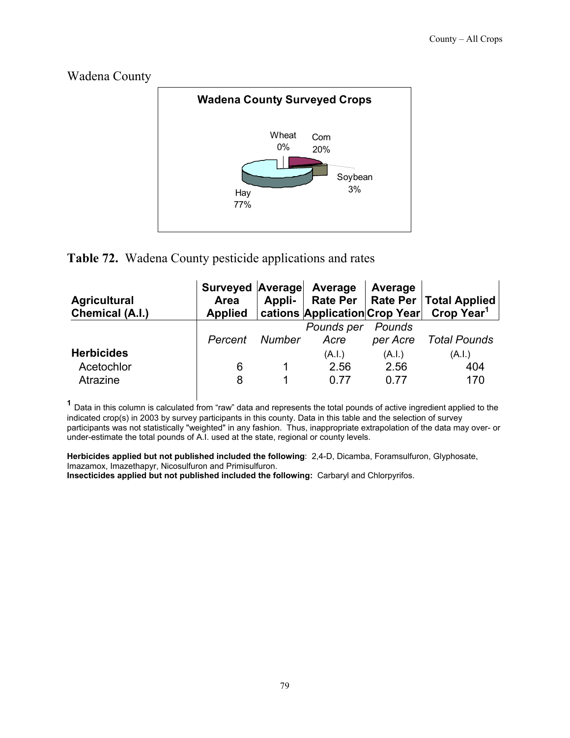# Wadena County

**Wadena County Surveyed Crops**

Wheat 0%
Corn 20%
Soybean 3%
Hay 77%

**Table 72.** Wadena County pesticide applications and rates

| Agricultural Chemical (A.I.) | Surveyed Area Applied | Average Appli-cations | Average Rate Per Application | Average Rate Per Crop Year | Total Applied Crop Year[1] |
|---|---|---|---|---|---|
| | *Percent* | *Number* | *Pounds per Acre* (A.I.) | *Pounds per Acre* (A.I.) | *Total Pounds* (A.I.) |
| **Herbicides** | | | | | |
| Acetochlor | 6 | 1 | 2.56 | 2.56 | 404 |
| Atrazine | 8 | 1 | 0.77 | 0.77 | 170 |

[1] Data in this column is calculated from "raw" data and represents the total pounds of active ingredient applied to the indicated crop(s) in 2003 by survey participants in this county. Data in this table and the selection of survey participants was not statistically "weighted" in any fashion. Thus, inappropriate extrapolation of the data may over- or under-estimate the total pounds of A.I. used at the state, regional or county levels.

**Herbicides applied but not published included the following**: 2,4-D, Dicamba, Foramsulfuron, Glyphosate, Imazamox, Imazethapyr, Nicosulfuron and Primisulfuron.
**Insecticides applied but not published included the following:** Carbaryl and Chlorpyrifos.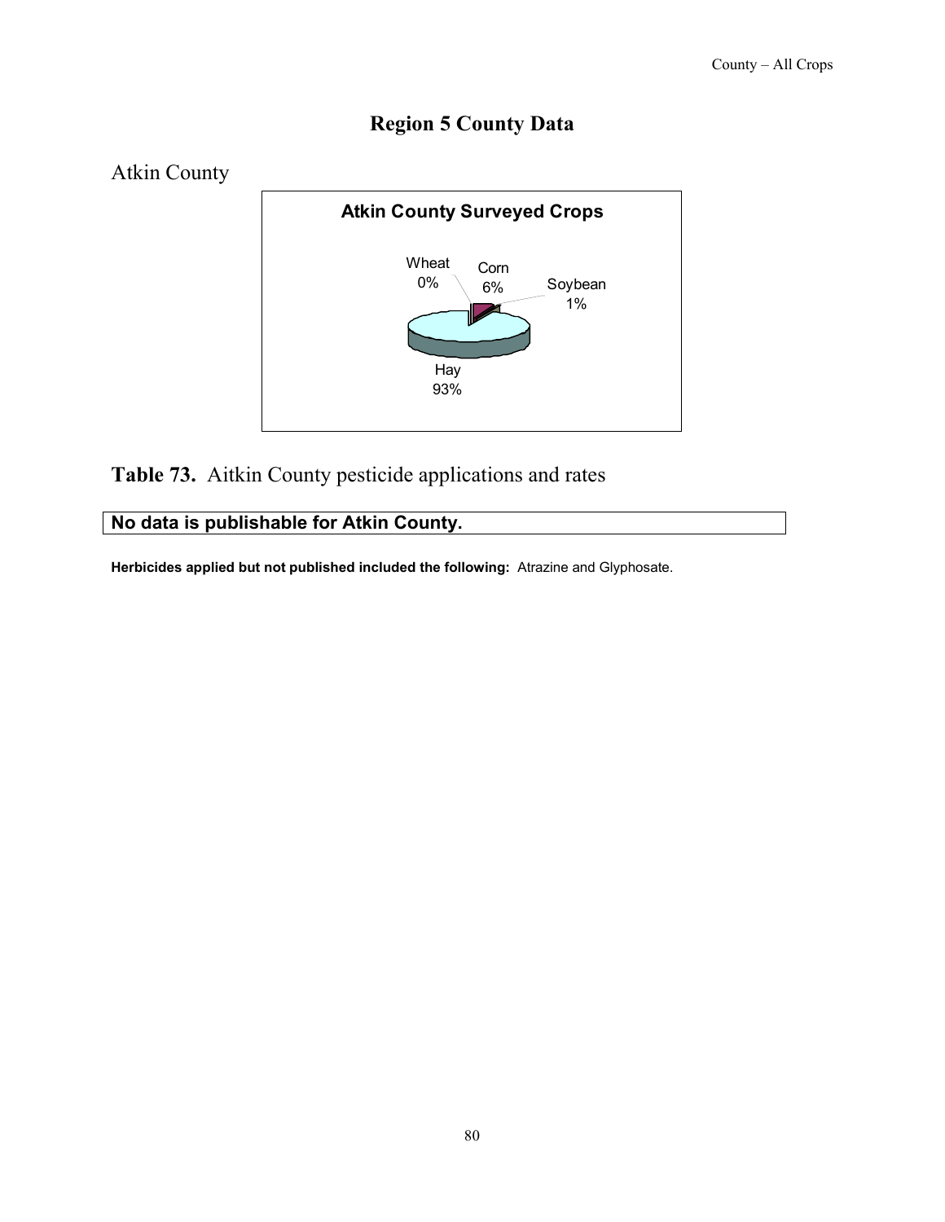# Region 5 County Data

## Atkin County

**Atkin County Surveyed Crops**

Wheat 0%
Corn 6%
Soybean 1%
Hay 93%

**Table 73.** Aitkin County pesticide applications and rates

| No data is publishable for Atkin County. |
| --- |

**Herbicides applied but not published included the following:** Atrazine and Glyphosate.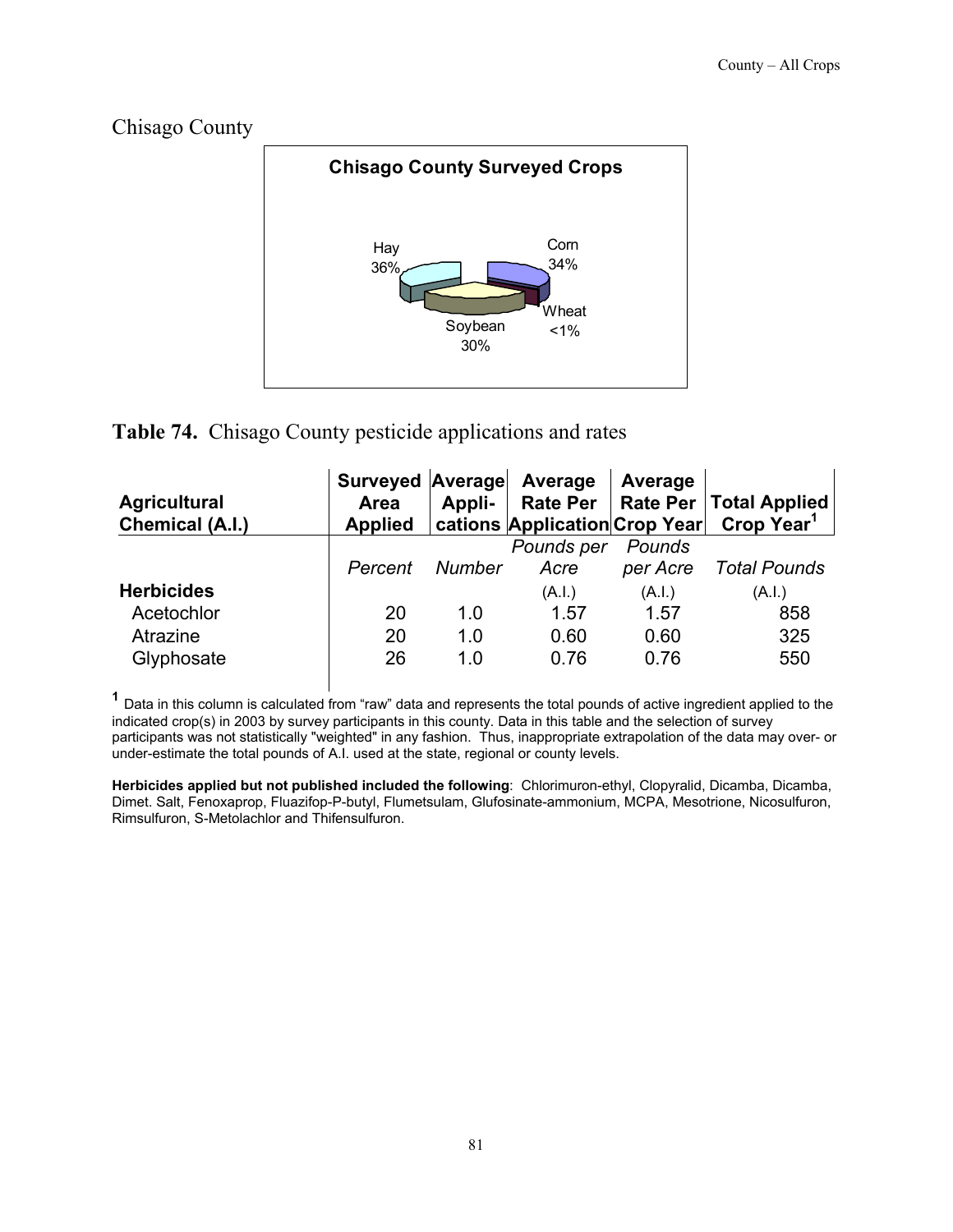# Chisago County

**Chisago County Surveyed Crops**

Hay 36%, Corn 34%, Wheat <1%, Soybean 30%

**Table 74.** Chisago County pesticide applications and rates

| Agricultural Chemical (A.I.) | Surveyed Area Applied | Average Appli-cations | Average Rate Per Application | Average Rate Per Crop Year | Total Applied Crop Year[1] |
|---|---|---|---|---|---|
| | *Percent* | *Number* | *Pounds per Acre* (A.I.) | *Pounds per Acre* (A.I.) | *Total Pounds* (A.I.) |
| **Herbicides** | | | | | |
| Acetochlor | 20 | 1.0 | 1.57 | 1.57 | 858 |
| Atrazine | 20 | 1.0 | 0.60 | 0.60 | 325 |
| Glyphosate | 26 | 1.0 | 0.76 | 0.76 | 550 |

[1] Data in this column is calculated from "raw" data and represents the total pounds of active ingredient applied to the indicated crop(s) in 2003 by survey participants in this county. Data in this table and the selection of survey participants was not statistically "weighted" in any fashion. Thus, inappropriate extrapolation of the data may over- or under-estimate the total pounds of A.I. used at the state, regional or county levels.

**Herbicides applied but not published included the following**: Chlorimuron-ethyl, Clopyralid, Dicamba, Dicamba, Dimet. Salt, Fenoxaprop, Fluazifop-P-butyl, Flumetsulam, Glufosinate-ammonium, MCPA, Mesotrione, Nicosulfuron, Rimsulfuron, S-Metolachlor and Thifensulfuron.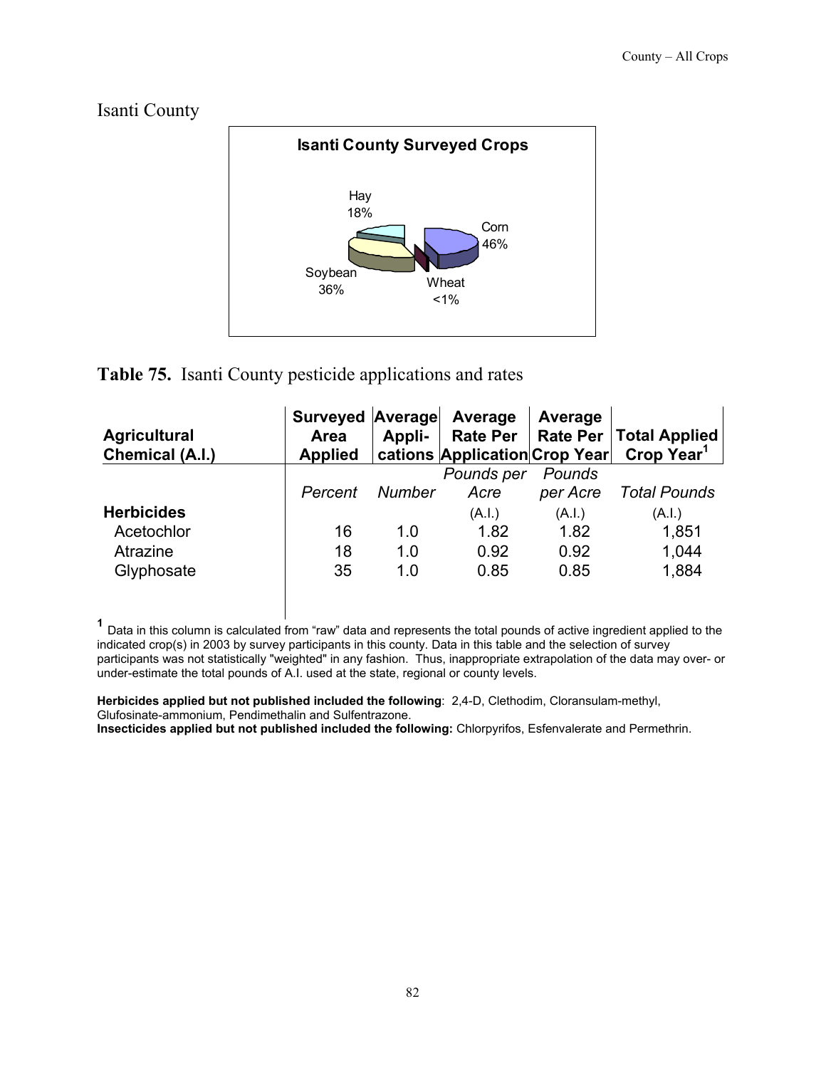## Isanti County

**Isanti County Surveyed Crops**

Hay 18%
Corn 46%
Soybean 36%
Wheat <1%

**Table 75.** Isanti County pesticide applications and rates

| Agricultural Chemical (A.I.) | Surveyed Area Applied | Average Appli-cations | Average Rate Per Application | Average Rate Per Crop Year | Total Applied Crop Year[1] |
|---|---|---|---|---|---|
| | *Percent* | *Number* | *Pounds per Acre* (A.I.) | *Pounds per Acre* (A.I.) | *Total Pounds* (A.I.) |
| **Herbicides** | | | | | |
| Acetochlor | 16 | 1.0 | 1.82 | 1.82 | 1,851 |
| Atrazine | 18 | 1.0 | 0.92 | 0.92 | 1,044 |
| Glyphosate | 35 | 1.0 | 0.85 | 0.85 | 1,884 |

[1] Data in this column is calculated from "raw" data and represents the total pounds of active ingredient applied to the indicated crop(s) in 2003 by survey participants in this county. Data in this table and the selection of survey participants was not statistically "weighted" in any fashion. Thus, inappropriate extrapolation of the data may over- or under-estimate the total pounds of A.I. used at the state, regional or county levels.

**Herbicides applied but not published included the following**: 2,4-D, Clethodim, Cloransulam-methyl, Glufosinate-ammonium, Pendimethalin and Sulfentrazone.
**Insecticides applied but not published included the following:** Chlorpyrifos, Esfenvalerate and Permethrin.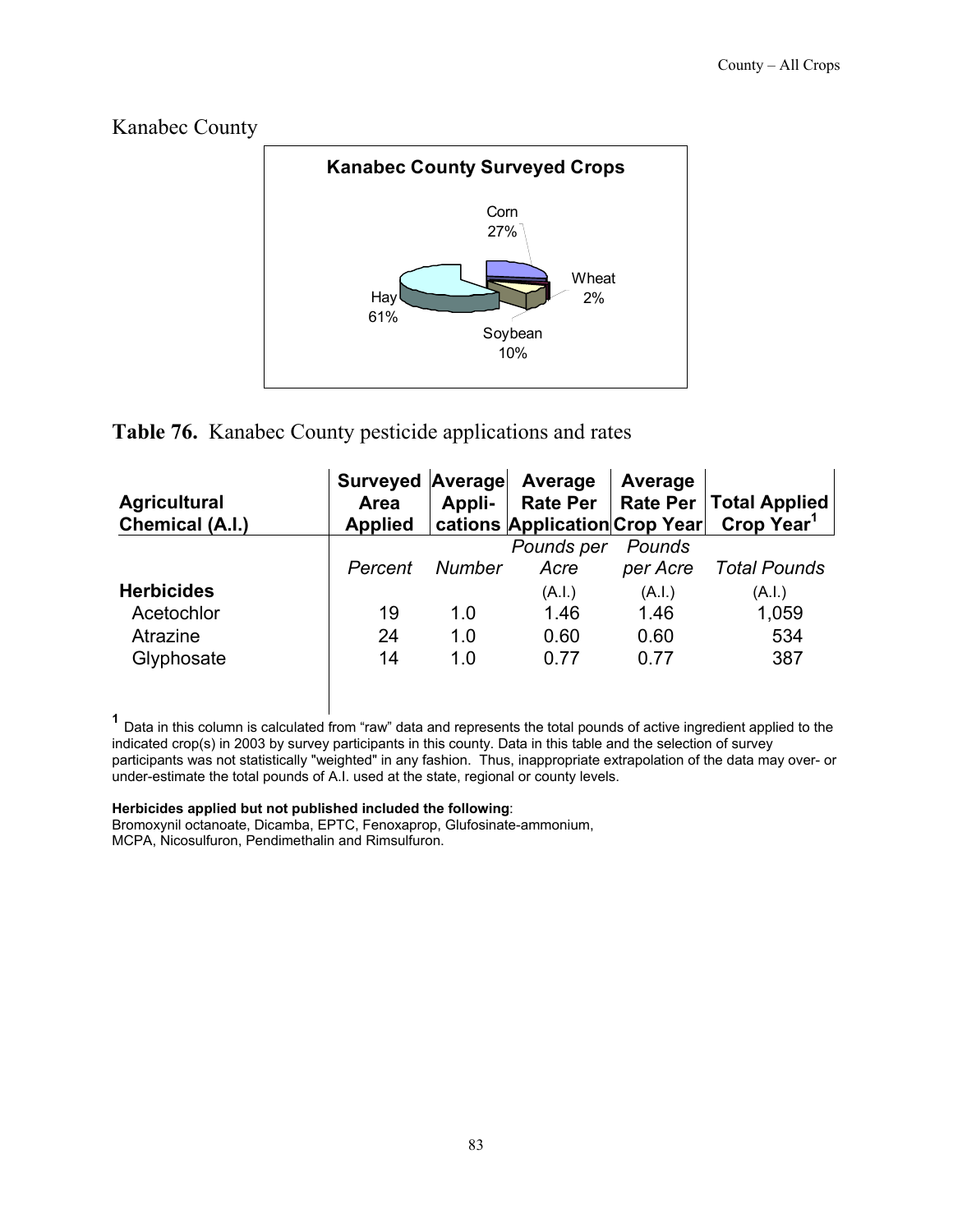# Kanabec County

**Kanabec County Surveyed Crops**

Corn 27%
Wheat 2%
Hay 61%
Soybean 10%

**Table 76.** Kanabec County pesticide applications and rates

| Agricultural Chemical (A.I.) | Surveyed Area Applied | Average Appli-cations | Average Rate Per Application | Average Rate Per Crop Year | Total Applied Crop Year[1] |
|---|---|---|---|---|---|
| | *Percent* | *Number* | *Pounds per Acre* (A.I.) | *Pounds per Acre* (A.I.) | *Total Pounds* (A.I.) |
| **Herbicides** | | | | | |
| Acetochlor | 19 | 1.0 | 1.46 | 1.46 | 1,059 |
| Atrazine | 24 | 1.0 | 0.60 | 0.60 | 534 |
| Glyphosate | 14 | 1.0 | 0.77 | 0.77 | 387 |

[1] Data in this column is calculated from "raw" data and represents the total pounds of active ingredient applied to the indicated crop(s) in 2003 by survey participants in this county. Data in this table and the selection of survey participants was not statistically "weighted" in any fashion. Thus, inappropriate extrapolation of the data may over- or under-estimate the total pounds of A.I. used at the state, regional or county levels.

**Herbicides applied but not published included the following**:
Bromoxynil octanoate, Dicamba, EPTC, Fenoxaprop, Glufosinate-ammonium, MCPA, Nicosulfuron, Pendimethalin and Rimsulfuron.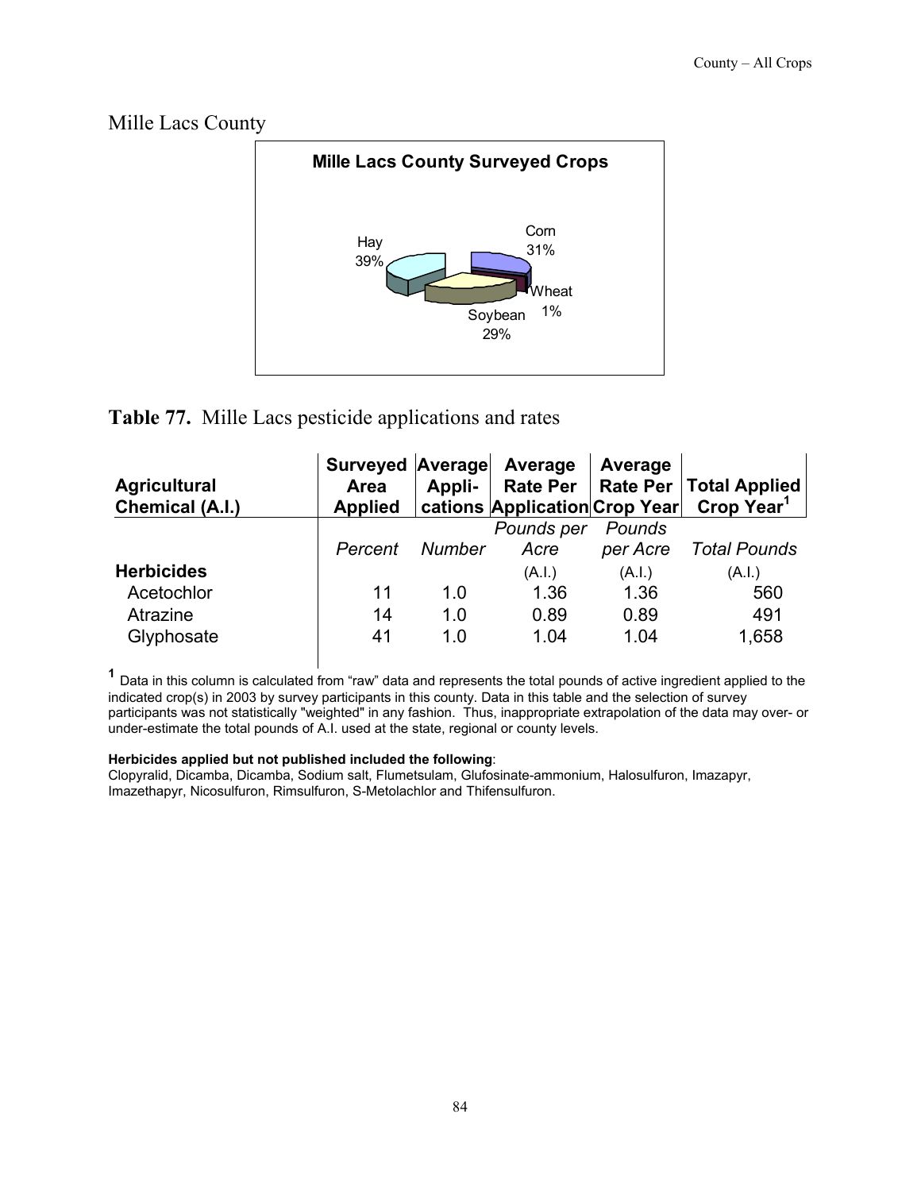## Mille Lacs County

**Mille Lacs County Surveyed Crops**

Hay 39%, Corn 31%, Wheat 1%, Soybean 29%

**Table 77.** Mille Lacs pesticide applications and rates

| Agricultural Chemical (A.I.) | Surveyed Area Applied | Average Appli-cations | Average Rate Per Application | Average Rate Per Crop Year | Total Applied Crop Year[1] |
|---|---|---|---|---|---|
| | *Percent* | *Number* | *Pounds per Acre* (A.I.) | *Pounds per Acre* (A.I.) | *Total Pounds* (A.I.) |
| **Herbicides** | | | | | |
| Acetochlor | 11 | 1.0 | 1.36 | 1.36 | 560 |
| Atrazine | 14 | 1.0 | 0.89 | 0.89 | 491 |
| Glyphosate | 41 | 1.0 | 1.04 | 1.04 | 1,658 |

[1] Data in this column is calculated from "raw" data and represents the total pounds of active ingredient applied to the indicated crop(s) in 2003 by survey participants in this county. Data in this table and the selection of survey participants was not statistically "weighted" in any fashion. Thus, inappropriate extrapolation of the data may over- or under-estimate the total pounds of A.I. used at the state, regional or county levels.

**Herbicides applied but not published included the following**:
Clopyralid, Dicamba, Dicamba, Sodium salt, Flumetsulam, Glufosinate-ammonium, Halosulfuron, Imazapyr, Imazethapyr, Nicosulfuron, Rimsulfuron, S-Metolachlor and Thifensulfuron.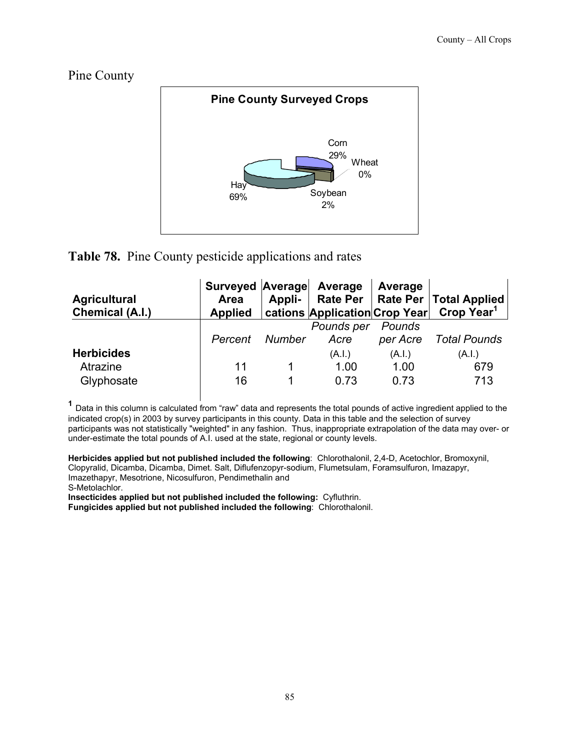# Pine County

Pine County Surveyed Crops

Corn 29%
Wheat 0%
Soybean 2%
Hay 69%

**Table 78.** Pine County pesticide applications and rates

| Agricultural Chemical (A.I.) | Surveyed Area Applied | Average Appli-cations | Average Rate Per Application | Average Rate Per Crop Year | Total Applied Crop Year[1] |
|---|---|---|---|---|---|
| | *Percent* | *Number* | *Pounds per Acre* (A.I.) | *Pounds per Acre* (A.I.) | *Total Pounds* (A.I.) |
| **Herbicides** | | | | | |
| Atrazine | 11 | 1 | 1.00 | 1.00 | 679 |
| Glyphosate | 16 | 1 | 0.73 | 0.73 | 713 |

[1] Data in this column is calculated from "raw" data and represents the total pounds of active ingredient applied to the indicated crop(s) in 2003 by survey participants in this county. Data in this table and the selection of survey participants was not statistically "weighted" in any fashion. Thus, inappropriate extrapolation of the data may over- or under-estimate the total pounds of A.I. used at the state, regional or county levels.

**Herbicides applied but not published included the following**: Chlorothalonil, 2,4-D, Acetochlor, Bromoxynil, Clopyralid, Dicamba, Dicamba, Dimet. Salt, Diflufenzopyr-sodium, Flumetsulam, Foramsulfuron, Imazapyr, Imazethapyr, Mesotrione, Nicosulfuron, Pendimethalin and S-Metolachlor.

**Insecticides applied but not published included the following:** Cyfluthrin.

**Fungicides applied but not published included the following**: Chlorothalonil.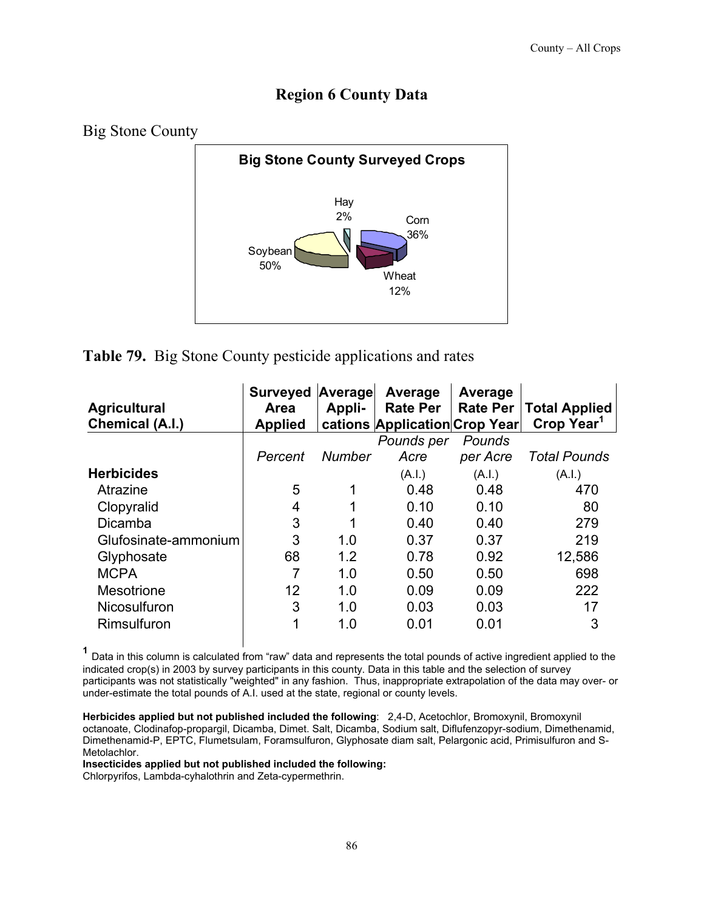# Region 6 County Data

## Big Stone County

**Big Stone County Surveyed Crops**

Hay 2%
Corn 36%
Soybean 50%
Wheat 12%

**Table 79.** Big Stone County pesticide applications and rates

| Agricultural Chemical (A.I.) | Surveyed Area Applied | Average Appli-cations | Average Rate Per Application | Average Rate Per Crop Year | Total Applied Crop Year[1] |
|---|---|---|---|---|---|
| | *Percent* | *Number* | *Pounds per Acre* (A.I.) | *Pounds per Acre* (A.I.) | *Total Pounds* (A.I.) |
| **Herbicides** | | | | | |
| Atrazine | 5 | 1 | 0.48 | 0.48 | 470 |
| Clopyralid | 4 | 1 | 0.10 | 0.10 | 80 |
| Dicamba | 3 | 1 | 0.40 | 0.40 | 279 |
| Glufosinate-ammonium | 3 | 1.0 | 0.37 | 0.37 | 219 |
| Glyphosate | 68 | 1.2 | 0.78 | 0.92 | 12,586 |
| MCPA | 7 | 1.0 | 0.50 | 0.50 | 698 |
| Mesotrione | 12 | 1.0 | 0.09 | 0.09 | 222 |
| Nicosulfuron | 3 | 1.0 | 0.03 | 0.03 | 17 |
| Rimsulfuron | 1 | 1.0 | 0.01 | 0.01 | 3 |

[1] Data in this column is calculated from "raw" data and represents the total pounds of active ingredient applied to the indicated crop(s) in 2003 by survey participants in this county. Data in this table and the selection of survey participants was not statistically "weighted" in any fashion. Thus, inappropriate extrapolation of the data may over- or under-estimate the total pounds of A.I. used at the state, regional or county levels.

**Herbicides applied but not published included the following**: 2,4-D, Acetochlor, Bromoxynil, Bromoxynil octanoate, Clodinafop-propargil, Dicamba, Dimet. Salt, Dicamba, Sodium salt, Diflufenzopyr-sodium, Dimethenamid, Dimethenamid-P, EPTC, Flumetsulam, Foramsulfuron, Glyphosate diam salt, Pelargonic acid, Primisulfuron and S-Metolachlor.

**Insecticides applied but not published included the following:**
Chlorpyrifos, Lambda-cyhalothrin and Zeta-cypermethrin.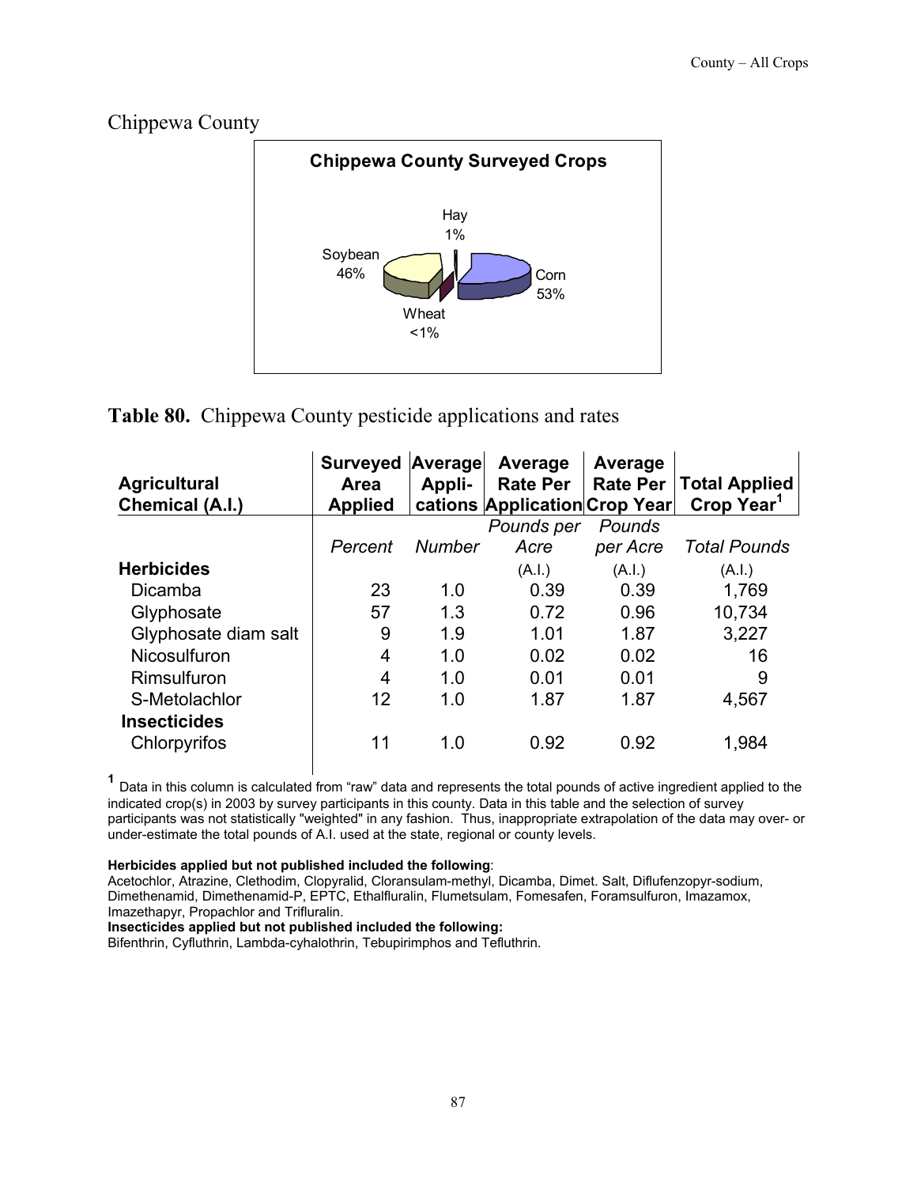## Chippewa County

**Chippewa County Surveyed Crops**

Hay 1%

Soybean 46%

Corn 53%

Wheat <1%

**Table 80.** Chippewa County pesticide applications and rates

| Agricultural Chemical (A.I.) | Surveyed Area Applied | Average Appli-cations | Average Rate Per Application | Average Rate Per Crop Year | Total Applied Crop Year[1] |
|---|---|---|---|---|---|
| | *Percent* | *Number* | *Pounds per Acre* | *Pounds per Acre* | *Total Pounds* |
| **Herbicides** | | | (A.I.) | (A.I.) | (A.I.) |
| Dicamba | 23 | 1.0 | 0.39 | 0.39 | 1,769 |
| Glyphosate | 57 | 1.3 | 0.72 | 0.96 | 10,734 |
| Glyphosate diam salt | 9 | 1.9 | 1.01 | 1.87 | 3,227 |
| Nicosulfuron | 4 | 1.0 | 0.02 | 0.02 | 16 |
| Rimsulfuron | 4 | 1.0 | 0.01 | 0.01 | 9 |
| S-Metolachlor | 12 | 1.0 | 1.87 | 1.87 | 4,567 |
| **Insecticides** | | | | | |
| Chlorpyrifos | 11 | 1.0 | 0.92 | 0.92 | 1,984 |

[1] Data in this column is calculated from "raw" data and represents the total pounds of active ingredient applied to the indicated crop(s) in 2003 by survey participants in this county. Data in this table and the selection of survey participants was not statistically "weighted" in any fashion. Thus, inappropriate extrapolation of the data may over- or under-estimate the total pounds of A.I. used at the state, regional or county levels.

**Herbicides applied but not published included the following**:
Acetochlor, Atrazine, Clethodim, Clopyralid, Cloransulam-methyl, Dicamba, Dimet. Salt, Diflufenzopyr-sodium, Dimethenamid, Dimethenamid-P, EPTC, Ethalfluralin, Flumetsulam, Fomesafen, Foramsulfuron, Imazamox, Imazethapyr, Propachlor and Trifluralin.

**Insecticides applied but not published included the following:**
Bifenthrin, Cyfluthrin, Lambda-cyhalothrin, Tebupirimphos and Tefluthrin.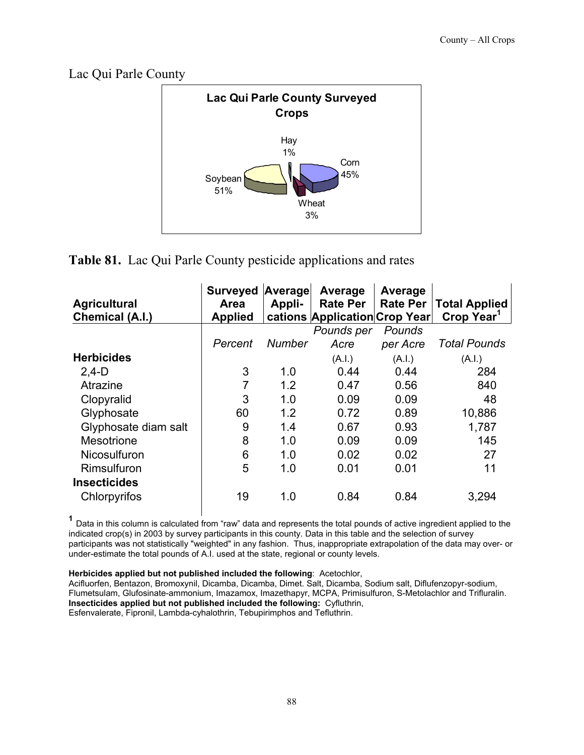## Lac Qui Parle County

**Lac Qui Parle County Surveyed Crops**

Hay 1%
Corn 45%
Soybean 51%
Wheat 3%

**Table 81.** Lac Qui Parle County pesticide applications and rates

| Agricultural Chemical (A.I.) | Surveyed Area Applied | Average Appli-cations | Average Rate Per Application | Average Rate Per Crop Year | Total Applied Crop Year[1] |
|---|---|---|---|---|---|
| | *Percent* | *Number* | *Pounds per Acre* (A.I.) | *Pounds per Acre* (A.I.) | *Total Pounds* (A.I.) |
| **Herbicides** | | | | | |
| 2,4-D | 3 | 1.0 | 0.44 | 0.44 | 284 |
| Atrazine | 7 | 1.2 | 0.47 | 0.56 | 840 |
| Clopyralid | 3 | 1.0 | 0.09 | 0.09 | 48 |
| Glyphosate | 60 | 1.2 | 0.72 | 0.89 | 10,886 |
| Glyphosate diam salt | 9 | 1.4 | 0.67 | 0.93 | 1,787 |
| Mesotrione | 8 | 1.0 | 0.09 | 0.09 | 145 |
| Nicosulfuron | 6 | 1.0 | 0.02 | 0.02 | 27 |
| Rimsulfuron | 5 | 1.0 | 0.01 | 0.01 | 11 |
| **Insecticides** | | | | | |
| Chlorpyrifos | 19 | 1.0 | 0.84 | 0.84 | 3,294 |

[1] Data in this column is calculated from "raw" data and represents the total pounds of active ingredient applied to the indicated crop(s) in 2003 by survey participants in this county. Data in this table and the selection of survey participants was not statistically "weighted" in any fashion. Thus, inappropriate extrapolation of the data may over- or under-estimate the total pounds of A.I. used at the state, regional or county levels.

**Herbicides applied but not published included the following**: Acetochlor, Acifluorfen, Bentazon, Bromoxynil, Dicamba, Dicamba, Dimet. Salt, Dicamba, Sodium salt, Diflufenzopyr-sodium, Flumetsulam, Glufosinate-ammonium, Imazamox, Imazethapyr, MCPA, Primisulfuron, S-Metolachlor and Trifluralin.
**Insecticides applied but not published included the following:** Cyfluthrin, Esfenvalerate, Fipronil, Lambda-cyhalothrin, Tebupirimphos and Tefluthrin.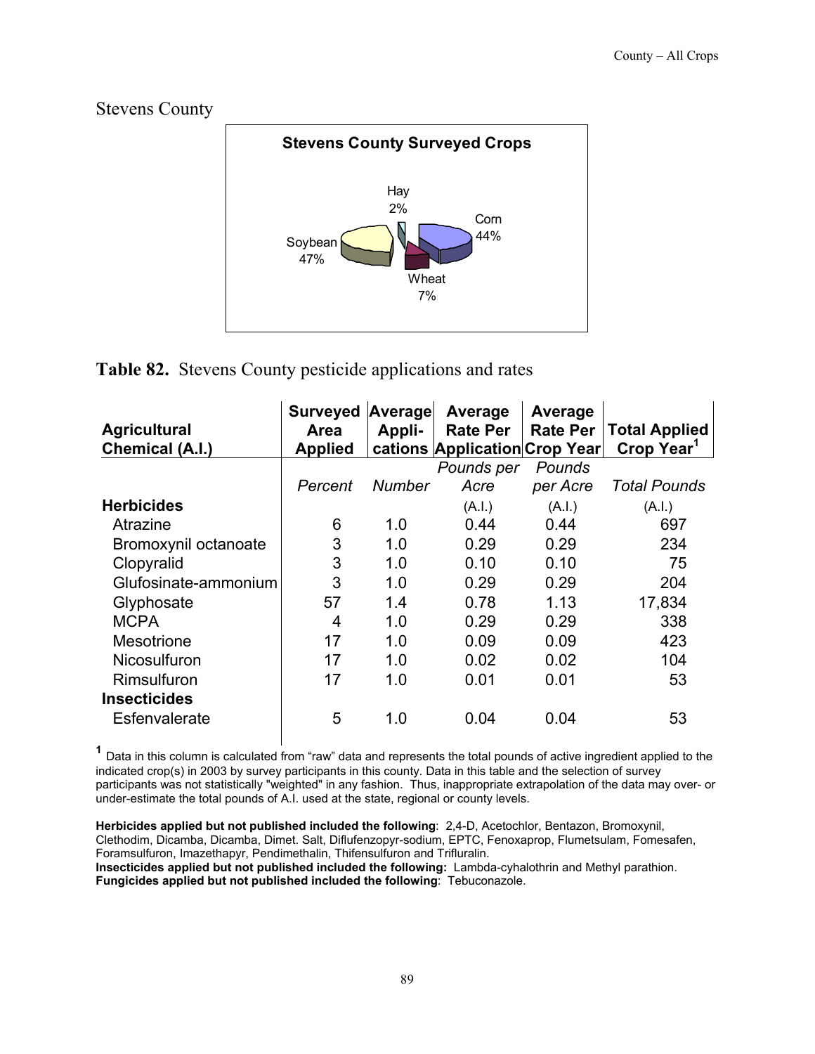## Stevens County

**Stevens County Surveyed Crops**

Hay 2%
Corn 44%
Soybean 47%
Wheat 7%

**Table 82.** Stevens County pesticide applications and rates

| Agricultural Chemical (A.I.) | Surveyed Area Applied | Average Appli-cations | Average Rate Per Application | Average Rate Per Crop Year | Total Applied Crop Year[1] |
|---|---|---|---|---|---|
| | *Percent* | *Number* | *Pounds per Acre* (A.I.) | *Pounds per Acre* (A.I.) | *Total Pounds* (A.I.) |
| **Herbicides** | | | | | |
| Atrazine | 6 | 1.0 | 0.44 | 0.44 | 697 |
| Bromoxynil octanoate | 3 | 1.0 | 0.29 | 0.29 | 234 |
| Clopyralid | 3 | 1.0 | 0.10 | 0.10 | 75 |
| Glufosinate-ammonium | 3 | 1.0 | 0.29 | 0.29 | 204 |
| Glyphosate | 57 | 1.4 | 0.78 | 1.13 | 17,834 |
| MCPA | 4 | 1.0 | 0.29 | 0.29 | 338 |
| Mesotrione | 17 | 1.0 | 0.09 | 0.09 | 423 |
| Nicosulfuron | 17 | 1.0 | 0.02 | 0.02 | 104 |
| Rimsulfuron | 17 | 1.0 | 0.01 | 0.01 | 53 |
| **Insecticides** | | | | | |
| Esfenvalerate | 5 | 1.0 | 0.04 | 0.04 | 53 |

[1] Data in this column is calculated from "raw" data and represents the total pounds of active ingredient applied to the indicated crop(s) in 2003 by survey participants in this county. Data in this table and the selection of survey participants was not statistically "weighted" in any fashion. Thus, inappropriate extrapolation of the data may over- or under-estimate the total pounds of A.I. used at the state, regional or county levels.

**Herbicides applied but not published included the following**: 2,4-D, Acetochlor, Bentazon, Bromoxynil, Clethodim, Dicamba, Dicamba, Dimet. Salt, Diflufenzopyr-sodium, EPTC, Fenoxaprop, Flumetsulam, Fomesafen, Foramsulfuron, Imazethapyr, Pendimethalin, Thifensulfuron and Trifluralin.
**Insecticides applied but not published included the following:** Lambda-cyhalothrin and Methyl parathion.
**Fungicides applied but not published included the following**: Tebuconazole.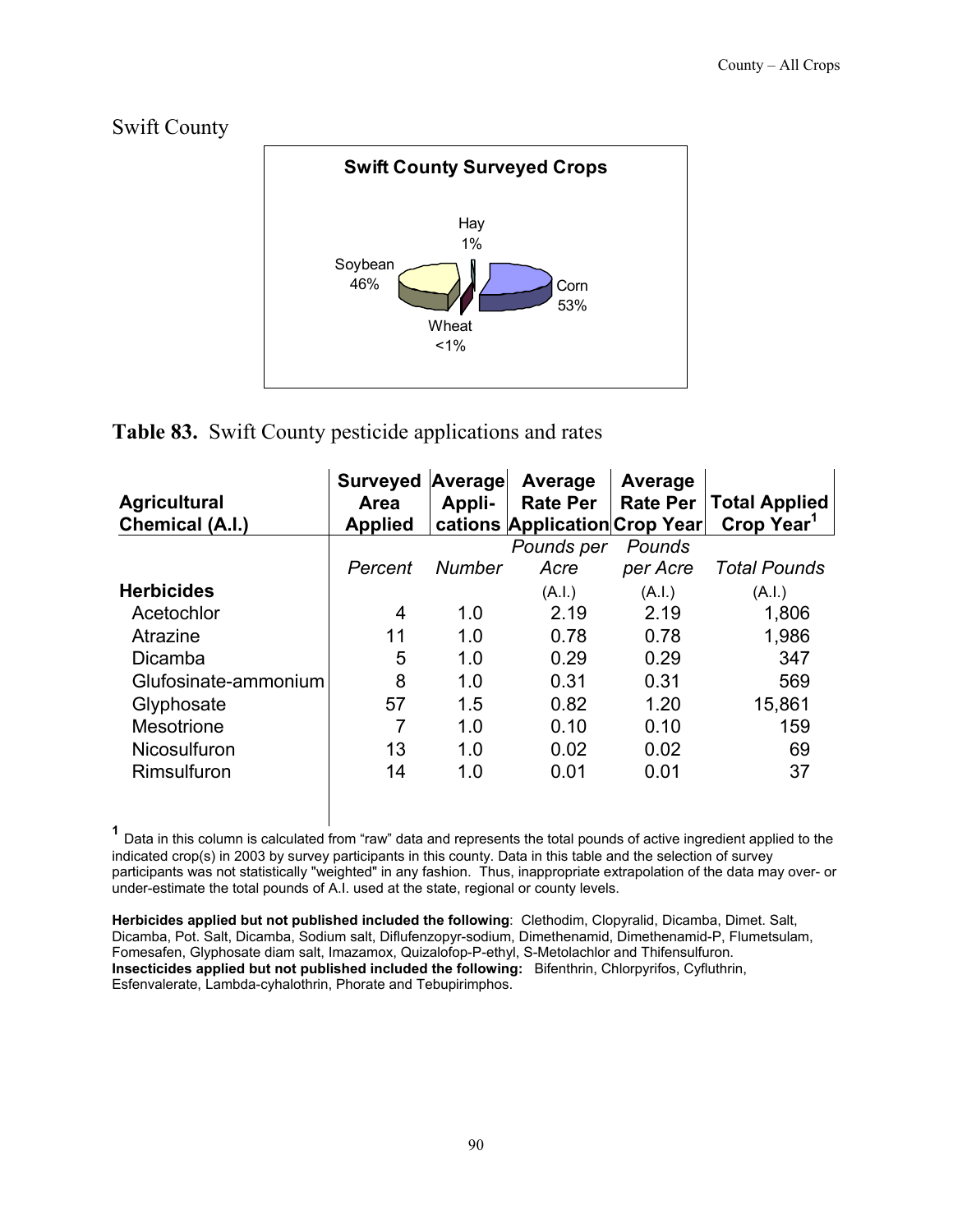## Swift County

**Swift County Surveyed Crops**

Hay 1%
Soybean 46%
Corn 53%
Wheat <1%

**Table 83.** Swift County pesticide applications and rates

| Agricultural Chemical (A.I.) | Surveyed Area Applied | Average Appli-cations | Average Rate Per Application | Average Rate Per Crop Year | Total Applied Crop Year[1] |
|---|---|---|---|---|---|
| | *Percent* | *Number* | *Pounds per Acre* | *Pounds per Acre* | *Total Pounds* |
| **Herbicides** | | | (A.I.) | (A.I.) | (A.I.) |
| Acetochlor | 4 | 1.0 | 2.19 | 2.19 | 1,806 |
| Atrazine | 11 | 1.0 | 0.78 | 0.78 | 1,986 |
| Dicamba | 5 | 1.0 | 0.29 | 0.29 | 347 |
| Glufosinate-ammonium | 8 | 1.0 | 0.31 | 0.31 | 569 |
| Glyphosate | 57 | 1.5 | 0.82 | 1.20 | 15,861 |
| Mesotrione | 7 | 1.0 | 0.10 | 0.10 | 159 |
| Nicosulfuron | 13 | 1.0 | 0.02 | 0.02 | 69 |
| Rimsulfuron | 14 | 1.0 | 0.01 | 0.01 | 37 |

[1] Data in this column is calculated from "raw" data and represents the total pounds of active ingredient applied to the indicated crop(s) in 2003 by survey participants in this county. Data in this table and the selection of survey participants was not statistically "weighted" in any fashion. Thus, inappropriate extrapolation of the data may over- or under-estimate the total pounds of A.I. used at the state, regional or county levels.

**Herbicides applied but not published included the following**: Clethodim, Clopyralid, Dicamba, Dimet. Salt, Dicamba, Pot. Salt, Dicamba, Sodium salt, Diflufenzopyr-sodium, Dimethenamid, Dimethenamid-P, Flumetsulam, Fomesafen, Glyphosate diam salt, Imazamox, Quizalofop-P-ethyl, S-Metolachlor and Thifensulfuron.
**Insecticides applied but not published included the following:** Bifenthrin, Chlorpyrifos, Cyfluthrin, Esfenvalerate, Lambda-cyhalothrin, Phorate and Tebupirimphos.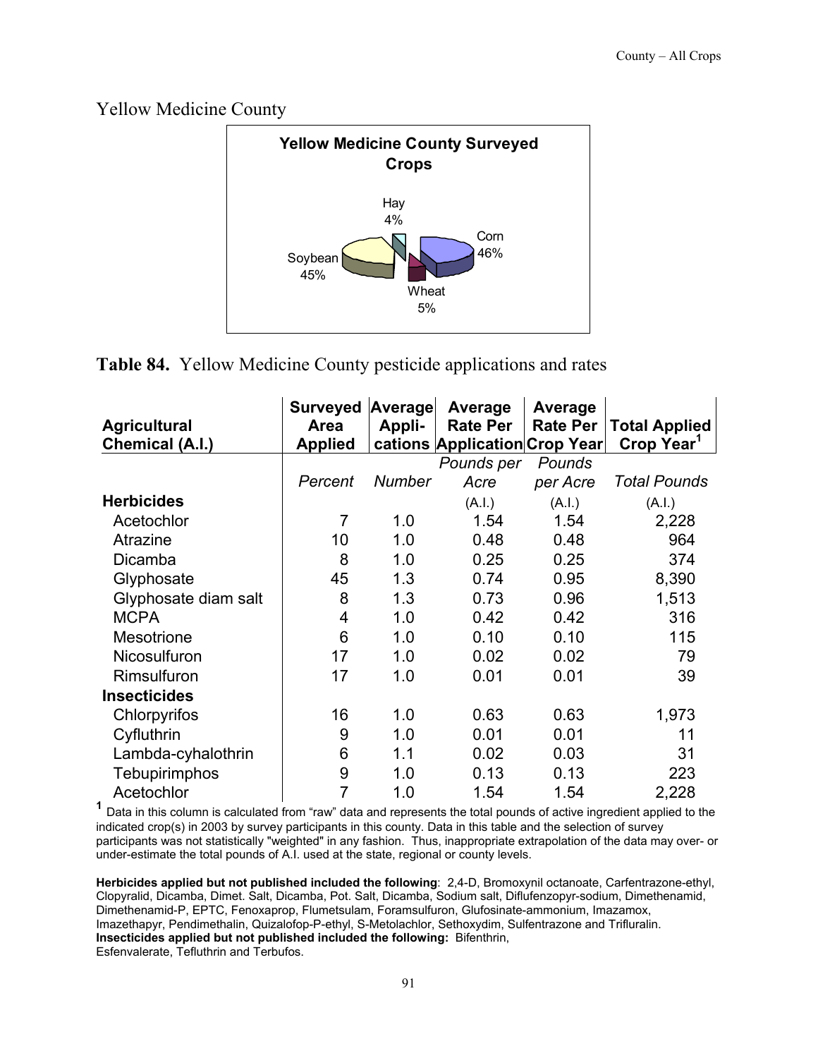## Yellow Medicine County

**Yellow Medicine County Surveyed Crops**

Hay 4%, Corn 46%, Soybean 45%, Wheat 5%

**Table 84.** Yellow Medicine County pesticide applications and rates

| Agricultural Chemical (A.I.) | Surveyed Area Applied | Average Appli-cations | Average Rate Per Application | Average Rate Per Crop Year | Total Applied Crop Year[1] |
|---|---|---|---|---|---|
| | *Percent* | *Number* | *Pounds per Acre* | *Pounds per Acre* | *Total Pounds* |
| **Herbicides** | | | (A.I.) | (A.I.) | (A.I.) |
| Acetochlor | 7 | 1.0 | 1.54 | 1.54 | 2,228 |
| Atrazine | 10 | 1.0 | 0.48 | 0.48 | 964 |
| Dicamba | 8 | 1.0 | 0.25 | 0.25 | 374 |
| Glyphosate | 45 | 1.3 | 0.74 | 0.95 | 8,390 |
| Glyphosate diam salt | 8 | 1.3 | 0.73 | 0.96 | 1,513 |
| MCPA | 4 | 1.0 | 0.42 | 0.42 | 316 |
| Mesotrione | 6 | 1.0 | 0.10 | 0.10 | 115 |
| Nicosulfuron | 17 | 1.0 | 0.02 | 0.02 | 79 |
| Rimsulfuron | 17 | 1.0 | 0.01 | 0.01 | 39 |
| **Insecticides** | | | | | |
| Chlorpyrifos | 16 | 1.0 | 0.63 | 0.63 | 1,973 |
| Cyfluthrin | 9 | 1.0 | 0.01 | 0.01 | 11 |
| Lambda-cyhalothrin | 6 | 1.1 | 0.02 | 0.03 | 31 |
| Tebupirimphos | 9 | 1.0 | 0.13 | 0.13 | 223 |
| Acetochlor | 7 | 1.0 | 1.54 | 1.54 | 2,228 |

[1] Data in this column is calculated from "raw" data and represents the total pounds of active ingredient applied to the indicated crop(s) in 2003 by survey participants in this county. Data in this table and the selection of survey participants was not statistically "weighted" in any fashion. Thus, inappropriate extrapolation of the data may over- or under-estimate the total pounds of A.I. used at the state, regional or county levels.

**Herbicides applied but not published included the following**: 2,4-D, Bromoxynil octanoate, Carfentrazone-ethyl, Clopyralid, Dicamba, Dimet. Salt, Dicamba, Pot. Salt, Dicamba, Sodium salt, Diflufenzopyr-sodium, Dimethenamid, Dimethenamid-P, EPTC, Fenoxaprop, Flumetsulam, Foramsulfuron, Glufosinate-ammonium, Imazamox, Imazethapyr, Pendimethalin, Quizalofop-P-ethyl, S-Metolachlor, Sethoxydim, Sulfentrazone and Trifluralin.
**Insecticides applied but not published included the following:** Bifenthrin, Esfenvalerate, Tefluthrin and Terbufos.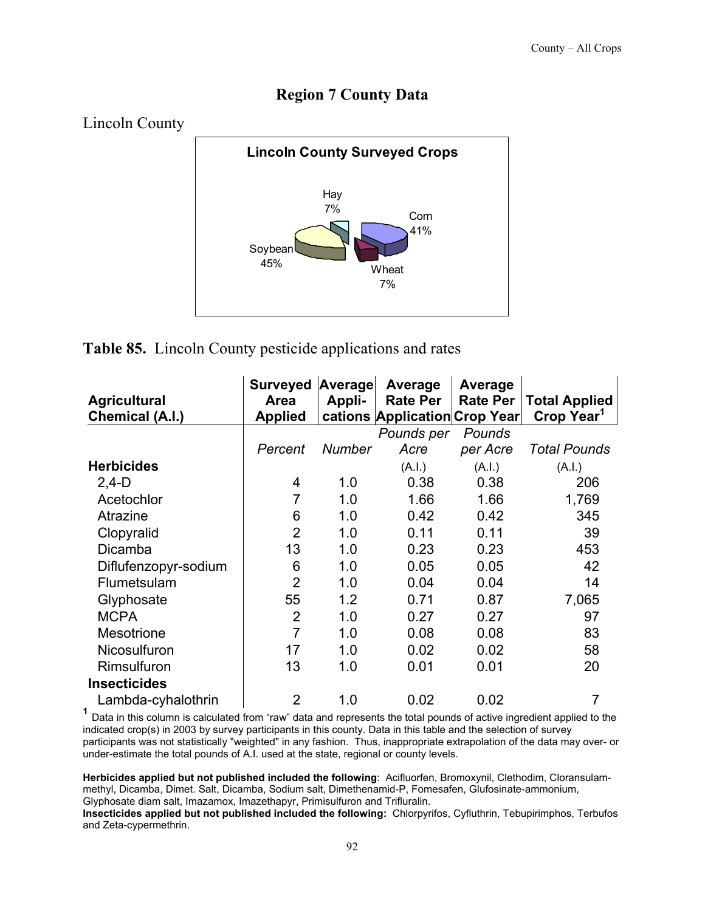## Region 7 County Data

### Lincoln County

**Lincoln County Surveyed Crops**

Hay 7%
Corn 41%
Soybean 45%
Wheat 7%

**Table 85.** Lincoln County pesticide applications and rates

| Agricultural Chemical (A.I.) | Surveyed Area Applied | Average Appli-cations | Average Rate Per Application | Average Rate Per Crop Year | Total Applied Crop Year[1] |
|---|---|---|---|---|---|
| | *Percent* | *Number* | *Pounds per Acre* (A.I.) | *Pounds per Acre* (A.I.) | *Total Pounds* (A.I.) |
| **Herbicides** | | | | | |
| 2,4-D | 4 | 1.0 | 0.38 | 0.38 | 206 |
| Acetochlor | 7 | 1.0 | 1.66 | 1.66 | 1,769 |
| Atrazine | 6 | 1.0 | 0.42 | 0.42 | 345 |
| Clopyralid | 2 | 1.0 | 0.11 | 0.11 | 39 |
| Dicamba | 13 | 1.0 | 0.23 | 0.23 | 453 |
| Diflufenzopyr-sodium | 6 | 1.0 | 0.05 | 0.05 | 42 |
| Flumetsulam | 2 | 1.0 | 0.04 | 0.04 | 14 |
| Glyphosate | 55 | 1.2 | 0.71 | 0.87 | 7,065 |
| MCPA | 2 | 1.0 | 0.27 | 0.27 | 97 |
| Mesotrione | 7 | 1.0 | 0.08 | 0.08 | 83 |
| Nicosulfuron | 17 | 1.0 | 0.02 | 0.02 | 58 |
| Rimsulfuron | 13 | 1.0 | 0.01 | 0.01 | 20 |
| **Insecticides** | | | | | |
| Lambda-cyhalothrin | 2 | 1.0 | 0.02 | 0.02 | 7 |

[1] Data in this column is calculated from "raw" data and represents the total pounds of active ingredient applied to the indicated crop(s) in 2003 by survey participants in this county. Data in this table and the selection of survey participants was not statistically "weighted" in any fashion. Thus, inappropriate extrapolation of the data may over- or under-estimate the total pounds of A.I. used at the state, regional or county levels.

**Herbicides applied but not published included the following**: Acifluorfen, Bromoxynil, Clethodim, Cloransulam-methyl, Dicamba, Dimet. Salt, Dicamba, Sodium salt, Dimethenamid-P, Fomesafen, Glufosinate-ammonium, Glyphosate diam salt, Imazamox, Imazethapyr, Primisulfuron and Trifluralin.

**Insecticides applied but not published included the following:** Chlorpyrifos, Cyfluthrin, Tebupirimphos, Terbufos and Zeta-cypermethrin.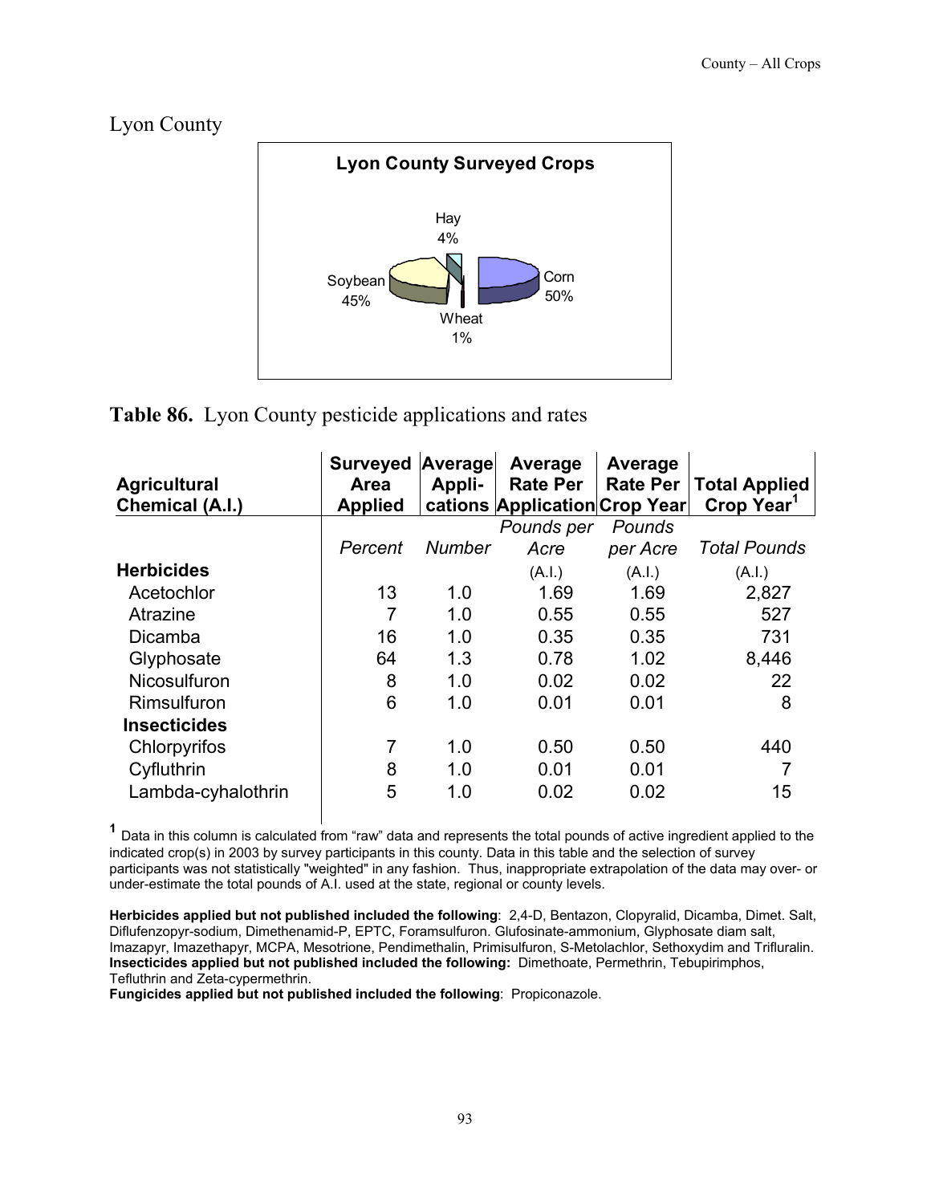## Lyon County

**Lyon County Surveyed Crops**

Hay 4%
Soybean 45%
Corn 50%
Wheat 1%

**Table 86.** Lyon County pesticide applications and rates

| Agricultural Chemical (A.I.) | Surveyed Area Applied | Average Appli-cations | Average Rate Per Application | Average Rate Per Crop Year | Total Applied Crop Year[1] |
|---|---|---|---|---|---|
| | *Percent* | *Number* | *Pounds per Acre* | *Pounds per Acre* | *Total Pounds* |
| **Herbicides** | | | (A.I.) | (A.I.) | (A.I.) |
| Acetochlor | 13 | 1.0 | 1.69 | 1.69 | 2,827 |
| Atrazine | 7 | 1.0 | 0.55 | 0.55 | 527 |
| Dicamba | 16 | 1.0 | 0.35 | 0.35 | 731 |
| Glyphosate | 64 | 1.3 | 0.78 | 1.02 | 8,446 |
| Nicosulfuron | 8 | 1.0 | 0.02 | 0.02 | 22 |
| Rimsulfuron | 6 | 1.0 | 0.01 | 0.01 | 8 |
| **Insecticides** | | | | | |
| Chlorpyrifos | 7 | 1.0 | 0.50 | 0.50 | 440 |
| Cyfluthrin | 8 | 1.0 | 0.01 | 0.01 | 7 |
| Lambda-cyhalothrin | 5 | 1.0 | 0.02 | 0.02 | 15 |

[1] Data in this column is calculated from "raw" data and represents the total pounds of active ingredient applied to the indicated crop(s) in 2003 by survey participants in this county. Data in this table and the selection of survey participants was not statistically "weighted" in any fashion. Thus, inappropriate extrapolation of the data may over- or under-estimate the total pounds of A.I. used at the state, regional or county levels.

**Herbicides applied but not published included the following**: 2,4-D, Bentazon, Clopyralid, Dicamba, Dimet. Salt, Diflufenzopyr-sodium, Dimethenamid-P, EPTC, Foramsulfuron. Glufosinate-ammonium, Glyphosate diam salt, Imazapyr, Imazethapyr, MCPA, Mesotrione, Pendimethalin, Primisulfuron, S-Metolachlor, Sethoxydim and Trifluralin.
**Insecticides applied but not published included the following:** Dimethoate, Permethrin, Tebupirimphos, Tefluthrin and Zeta-cypermethrin.
**Fungicides applied but not published included the following**: Propiconazole.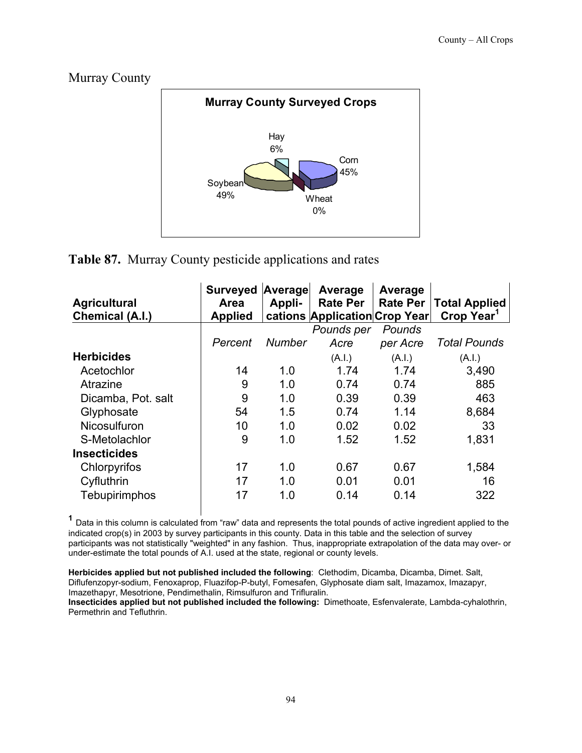## Murray County

**Murray County Surveyed Crops**

Hay 6%
Corn 45%
Soybean 49%
Wheat 0%

**Table 87.** Murray County pesticide applications and rates

| Agricultural Chemical (A.I.) | Surveyed Area Applied | Average Appli-cations | Average Rate Per Application | Average Rate Per Crop Year | Total Applied Crop Year[1] |
|---|---|---|---|---|---|
| | *Percent* | *Number* | *Pounds per Acre* (A.I.) | *Pounds per Acre* (A.I.) | *Total Pounds* (A.I.) |
| **Herbicides** | | | | | |
| Acetochlor | 14 | 1.0 | 1.74 | 1.74 | 3,490 |
| Atrazine | 9 | 1.0 | 0.74 | 0.74 | 885 |
| Dicamba, Pot. salt | 9 | 1.0 | 0.39 | 0.39 | 463 |
| Glyphosate | 54 | 1.5 | 0.74 | 1.14 | 8,684 |
| Nicosulfuron | 10 | 1.0 | 0.02 | 0.02 | 33 |
| S-Metolachlor | 9 | 1.0 | 1.52 | 1.52 | 1,831 |
| **Insecticides** | | | | | |
| Chlorpyrifos | 17 | 1.0 | 0.67 | 0.67 | 1,584 |
| Cyfluthrin | 17 | 1.0 | 0.01 | 0.01 | 16 |
| Tebupirimphos | 17 | 1.0 | 0.14 | 0.14 | 322 |

[1] Data in this column is calculated from "raw" data and represents the total pounds of active ingredient applied to the indicated crop(s) in 2003 by survey participants in this county. Data in this table and the selection of survey participants was not statistically "weighted" in any fashion. Thus, inappropriate extrapolation of the data may over- or under-estimate the total pounds of A.I. used at the state, regional or county levels.

**Herbicides applied but not published included the following**: Clethodim, Dicamba, Dicamba, Dimet. Salt, Diflufenzopyr-sodium, Fenoxaprop, Fluazifop-P-butyl, Fomesafen, Glyphosate diam salt, Imazamox, Imazapyr, Imazethapyr, Mesotrione, Pendimethalin, Rimsulfuron and Trifluralin.
**Insecticides applied but not published included the following:** Dimethoate, Esfenvalerate, Lambda-cyhalothrin, Permethrin and Tefluthrin.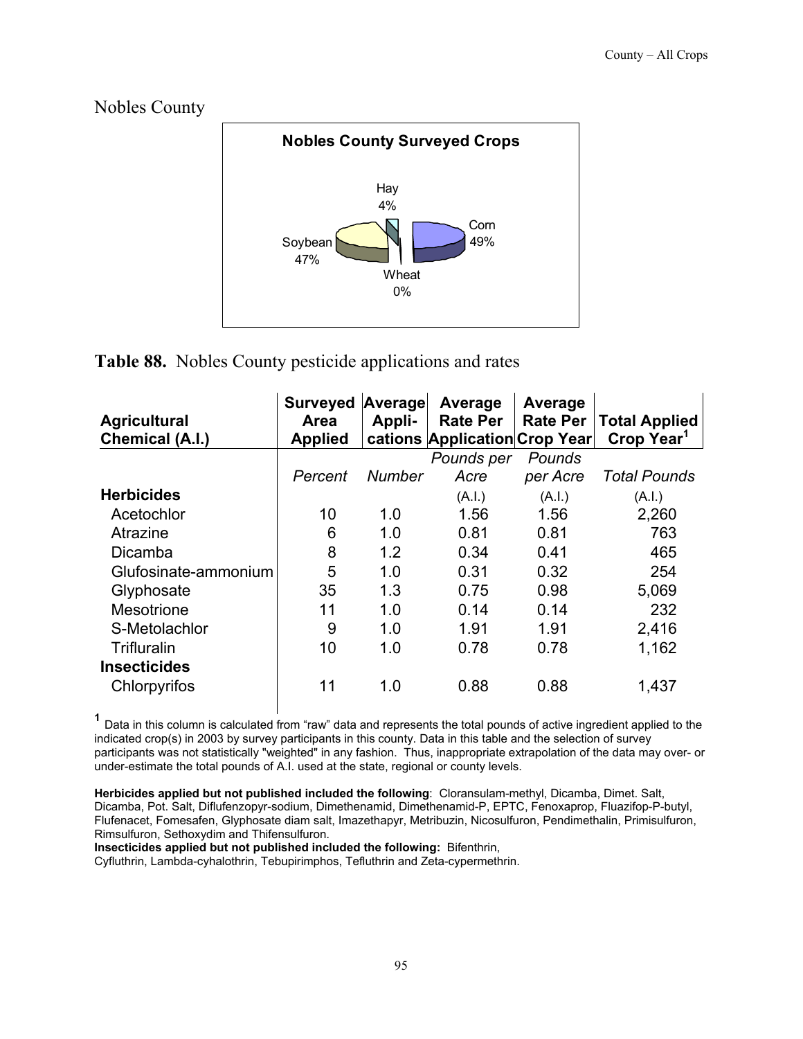## Nobles County

**Nobles County Surveyed Crops**

Hay 4%

Corn 49%

Soybean 47%

Wheat 0%

**Table 88.** Nobles County pesticide applications and rates

| Agricultural Chemical (A.I.) | Surveyed Area Applied | Average Appli-cations | Average Rate Per Application | Average Rate Per Crop Year | Total Applied Crop Year[1] |
|---|---|---|---|---|---|
| | *Percent* | *Number* | *Pounds per Acre* (A.I.) | *Pounds per Acre* (A.I.) | *Total Pounds* (A.I.) |
| **Herbicides** | | | | | |
| Acetochlor | 10 | 1.0 | 1.56 | 1.56 | 2,260 |
| Atrazine | 6 | 1.0 | 0.81 | 0.81 | 763 |
| Dicamba | 8 | 1.2 | 0.34 | 0.41 | 465 |
| Glufosinate-ammonium | 5 | 1.0 | 0.31 | 0.32 | 254 |
| Glyphosate | 35 | 1.3 | 0.75 | 0.98 | 5,069 |
| Mesotrione | 11 | 1.0 | 0.14 | 0.14 | 232 |
| S-Metolachlor | 9 | 1.0 | 1.91 | 1.91 | 2,416 |
| Trifluralin | 10 | 1.0 | 0.78 | 0.78 | 1,162 |
| **Insecticides** | | | | | |
| Chlorpyrifos | 11 | 1.0 | 0.88 | 0.88 | 1,437 |

[1] Data in this column is calculated from "raw" data and represents the total pounds of active ingredient applied to the indicated crop(s) in 2003 by survey participants in this county. Data in this table and the selection of survey participants was not statistically "weighted" in any fashion. Thus, inappropriate extrapolation of the data may over- or under-estimate the total pounds of A.I. used at the state, regional or county levels.

**Herbicides applied but not published included the following**: Cloransulam-methyl, Dicamba, Dimet. Salt, Dicamba, Pot. Salt, Diflufenzopyr-sodium, Dimethenamid, Dimethenamid-P, EPTC, Fenoxaprop, Fluazifop-P-butyl, Flufenacet, Fomesafen, Glyphosate diam salt, Imazethapyr, Metribuzin, Nicosulfuron, Pendimethalin, Primisulfuron, Rimsulfuron, Sethoxydim and Thifensulfuron.

**Insecticides applied but not published included the following:** Bifenthrin, Cyfluthrin, Lambda-cyhalothrin, Tebupirimphos, Tefluthrin and Zeta-cypermethrin.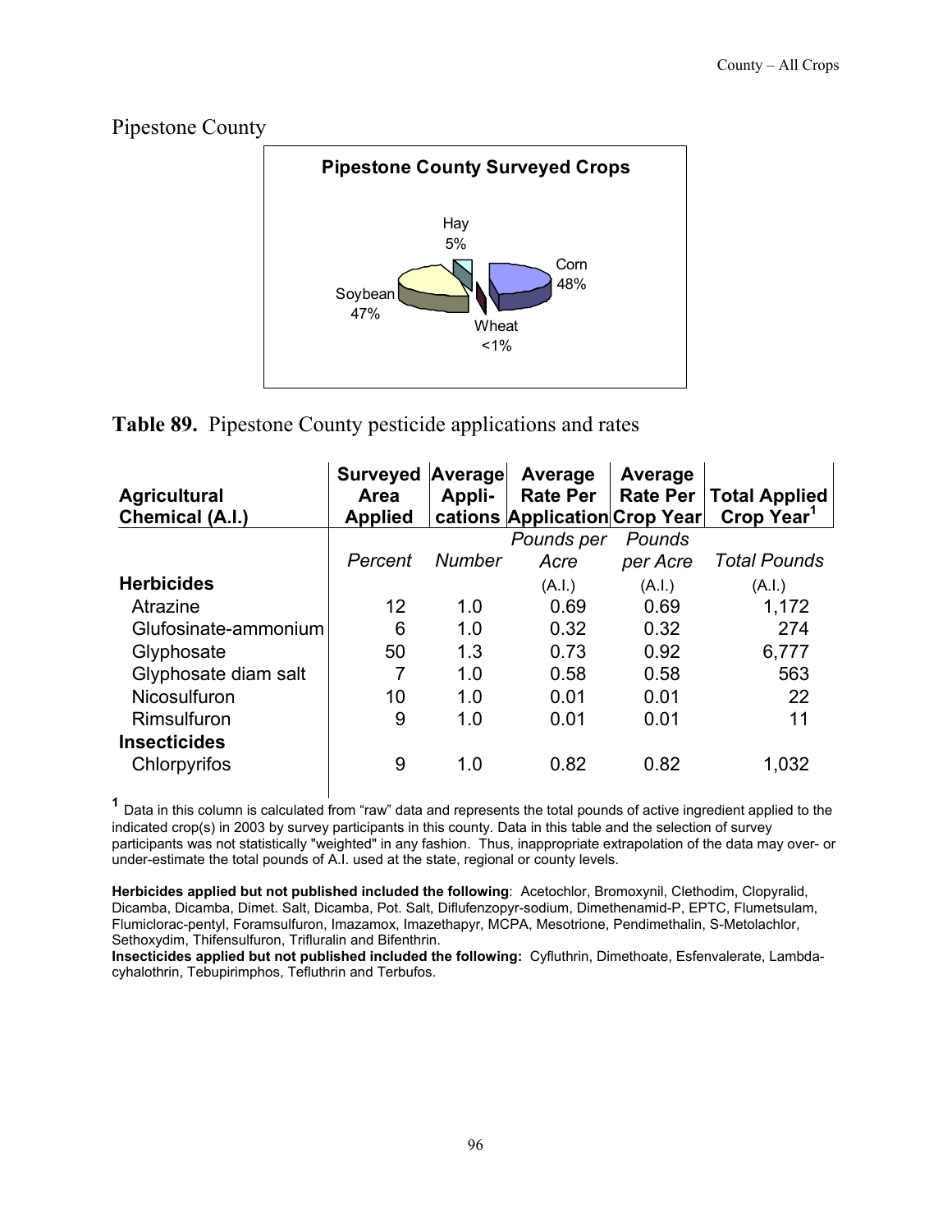## Pipestone County

**Pipestone County Surveyed Crops**

Hay 5%
Corn 48%
Soybean 47%
Wheat <1%

**Table 89.** Pipestone County pesticide applications and rates

| Agricultural Chemical (A.I.) | Surveyed Area Applied | Average Appli-cations | Average Rate Per Application | Average Rate Per Crop Year | Total Applied Crop Year[1] |
|---|---|---|---|---|---|
| | *Percent* | *Number* | *Pounds per Acre* (A.I.) | *Pounds per Acre* (A.I.) | *Total Pounds* (A.I.) |
| **Herbicides** | | | | | |
| Atrazine | 12 | 1.0 | 0.69 | 0.69 | 1,172 |
| Glufosinate-ammonium | 6 | 1.0 | 0.32 | 0.32 | 274 |
| Glyphosate | 50 | 1.3 | 0.73 | 0.92 | 6,777 |
| Glyphosate diam salt | 7 | 1.0 | 0.58 | 0.58 | 563 |
| Nicosulfuron | 10 | 1.0 | 0.01 | 0.01 | 22 |
| Rimsulfuron | 9 | 1.0 | 0.01 | 0.01 | 11 |
| **Insecticides** | | | | | |
| Chlorpyrifos | 9 | 1.0 | 0.82 | 0.82 | 1,032 |

[1] Data in this column is calculated from "raw" data and represents the total pounds of active ingredient applied to the indicated crop(s) in 2003 by survey participants in this county. Data in this table and the selection of survey participants was not statistically "weighted" in any fashion. Thus, inappropriate extrapolation of the data may over- or under-estimate the total pounds of A.I. used at the state, regional or county levels.

**Herbicides applied but not published included the following**: Acetochlor, Bromoxynil, Clethodim, Clopyralid, Dicamba, Dicamba, Dimet. Salt, Dicamba, Pot. Salt, Diflufenzopyr-sodium, Dimethenamid-P, EPTC, Flumetsulam, Flumiclorac-pentyl, Foramsulfuron, Imazamox, Imazethapyr, MCPA, Mesotrione, Pendimethalin, S-Metolachlor, Sethoxydim, Thifensulfuron, Trifluralin and Bifenthrin.

**Insecticides applied but not published included the following:** Cyfluthrin, Dimethoate, Esfenvalerate, Lambda-cyhalothrin, Tebupirimphos, Tefluthrin and Terbufos.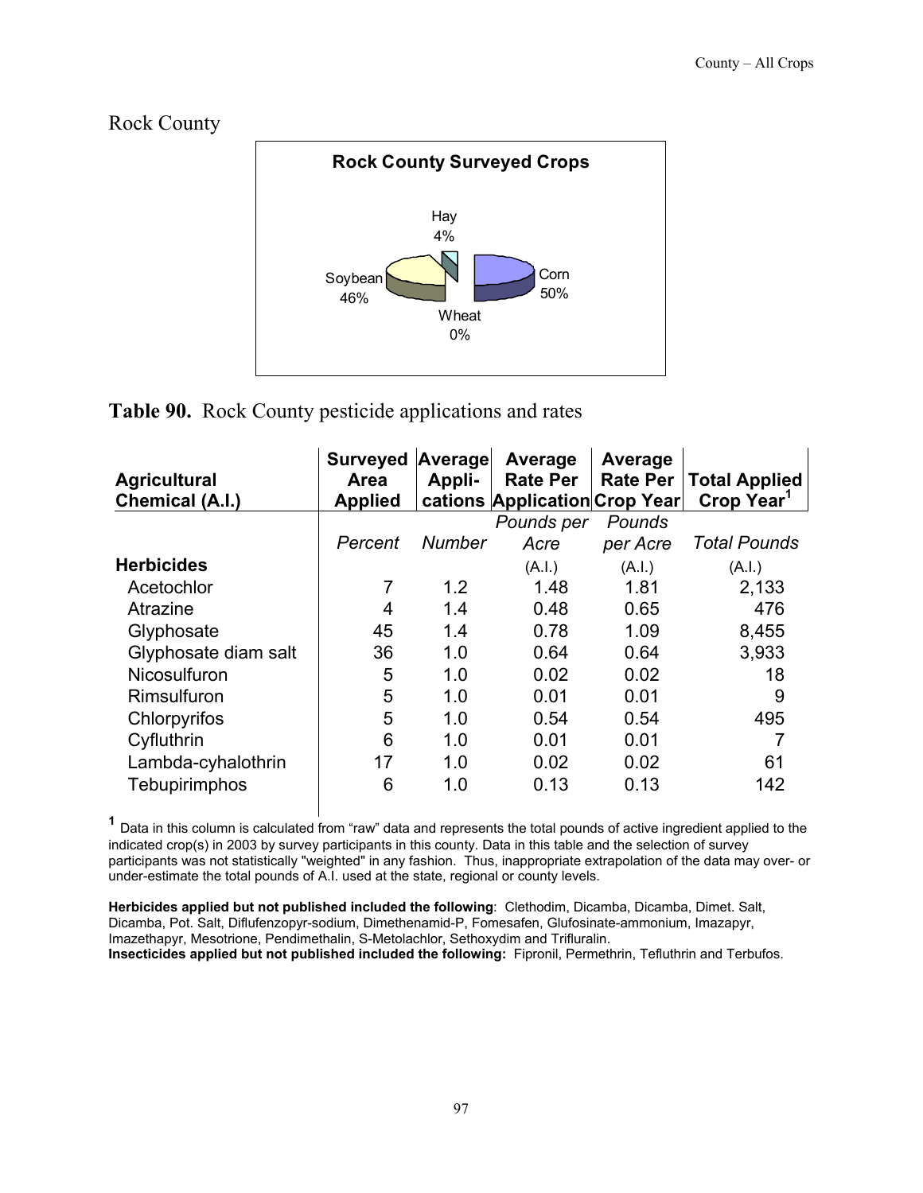# Rock County

**Rock County Surveyed Crops**

Hay 4%
Soybean 46%
Corn 50%
Wheat 0%

**Table 90.** Rock County pesticide applications and rates

| Agricultural Chemical (A.I.) | Surveyed Area Applied | Average Appli-cations | Average Rate Per Application | Average Rate Per Crop Year | Total Applied Crop Year[1] |
|---|---|---|---|---|---|
| | *Percent* | *Number* | *Pounds per Acre* (A.I.) | *Pounds per Acre* (A.I.) | *Total Pounds* (A.I.) |
| **Herbicides** | | | | | |
| Acetochlor | 7 | 1.2 | 1.48 | 1.81 | 2,133 |
| Atrazine | 4 | 1.4 | 0.48 | 0.65 | 476 |
| Glyphosate | 45 | 1.4 | 0.78 | 1.09 | 8,455 |
| Glyphosate diam salt | 36 | 1.0 | 0.64 | 0.64 | 3,933 |
| Nicosulfuron | 5 | 1.0 | 0.02 | 0.02 | 18 |
| Rimsulfuron | 5 | 1.0 | 0.01 | 0.01 | 9 |
| Chlorpyrifos | 5 | 1.0 | 0.54 | 0.54 | 495 |
| Cyfluthrin | 6 | 1.0 | 0.01 | 0.01 | 7 |
| Lambda-cyhalothrin | 17 | 1.0 | 0.02 | 0.02 | 61 |
| Tebupirimphos | 6 | 1.0 | 0.13 | 0.13 | 142 |

[1] Data in this column is calculated from "raw" data and represents the total pounds of active ingredient applied to the indicated crop(s) in 2003 by survey participants in this county. Data in this table and the selection of survey participants was not statistically "weighted" in any fashion. Thus, inappropriate extrapolation of the data may over- or under-estimate the total pounds of A.I. used at the state, regional or county levels.

**Herbicides applied but not published included the following**: Clethodim, Dicamba, Dicamba, Dimet. Salt, Dicamba, Pot. Salt, Diflufenzopyr-sodium, Dimethenamid-P, Fomesafen, Glufosinate-ammonium, Imazapyr, Imazethapyr, Mesotrione, Pendimethalin, S-Metolachlor, Sethoxydim and Trifluralin.
**Insecticides applied but not published included the following:** Fipronil, Permethrin, Tefluthrin and Terbufos.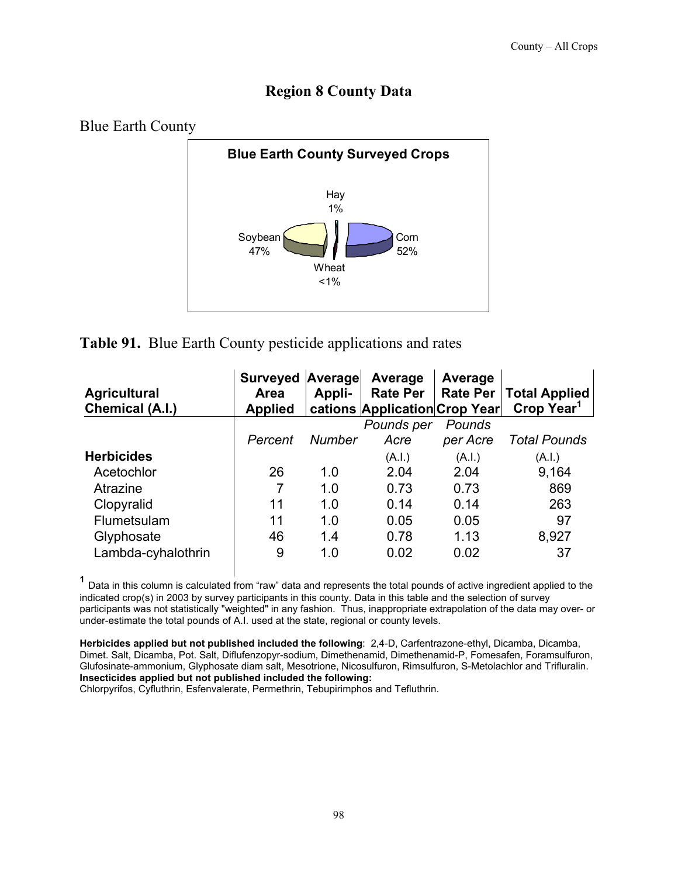## Region 8 County Data

### Blue Earth County

**Blue Earth County Surveyed Crops**

Hay 1%
Soybean 47%
Corn 52%
Wheat <1%

**Table 91.** Blue Earth County pesticide applications and rates

| Agricultural Chemical (A.I.) | Surveyed Area Applied | Average Appli-cations | Average Rate Per Application | Average Rate Per Crop Year | Total Applied Crop Year[1] |
|---|---|---|---|---|---|
| | *Percent* | *Number* | *Pounds per Acre* (A.I.) | *Pounds per Acre* (A.I.) | *Total Pounds* (A.I.) |
| **Herbicides** | | | | | |
| Acetochlor | 26 | 1.0 | 2.04 | 2.04 | 9,164 |
| Atrazine | 7 | 1.0 | 0.73 | 0.73 | 869 |
| Clopyralid | 11 | 1.0 | 0.14 | 0.14 | 263 |
| Flumetsulam | 11 | 1.0 | 0.05 | 0.05 | 97 |
| Glyphosate | 46 | 1.4 | 0.78 | 1.13 | 8,927 |
| Lambda-cyhalothrin | 9 | 1.0 | 0.02 | 0.02 | 37 |

[1] Data in this column is calculated from "raw" data and represents the total pounds of active ingredient applied to the indicated crop(s) in 2003 by survey participants in this county. Data in this table and the selection of survey participants was not statistically "weighted" in any fashion. Thus, inappropriate extrapolation of the data may over- or under-estimate the total pounds of A.I. used at the state, regional or county levels.

**Herbicides applied but not published included the following**: 2,4-D, Carfentrazone-ethyl, Dicamba, Dicamba, Dimet. Salt, Dicamba, Pot. Salt, Diflufenzopyr-sodium, Dimethenamid, Dimethenamid-P, Fomesafen, Foramsulfuron, Glufosinate-ammonium, Glyphosate diam salt, Mesotrione, Nicosulfuron, Rimsulfuron, S-Metolachlor and Trifluralin.
**Insecticides applied but not published included the following:**
Chlorpyrifos, Cyfluthrin, Esfenvalerate, Permethrin, Tebupirimphos and Tefluthrin.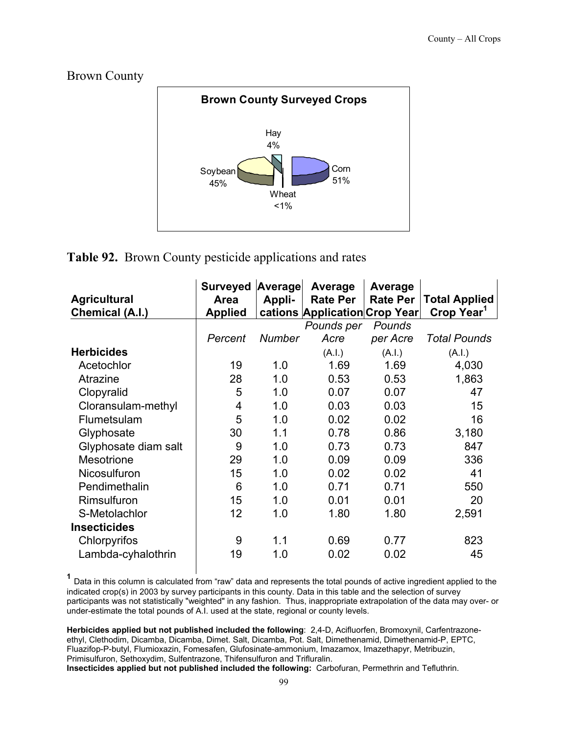## Brown County

**Brown County Surveyed Crops**

Hay 4%, Soybean 45%, Corn 51%, Wheat <1%

**Table 92.** Brown County pesticide applications and rates

| Agricultural Chemical (A.I.) | Surveyed Area Applied | Average Appli-cations | Average Rate Per Application | Average Rate Per Crop Year | Total Applied Crop Year[1] |
|---|---|---|---|---|---|
| | *Percent* | *Number* | *Pounds per Acre* | *Pounds per Acre* | *Total Pounds* |
| **Herbicides** | | | (A.I.) | (A.I.) | (A.I.) |
| Acetochlor | 19 | 1.0 | 1.69 | 1.69 | 4,030 |
| Atrazine | 28 | 1.0 | 0.53 | 0.53 | 1,863 |
| Clopyralid | 5 | 1.0 | 0.07 | 0.07 | 47 |
| Cloransulam-methyl | 4 | 1.0 | 0.03 | 0.03 | 15 |
| Flumetsulam | 5 | 1.0 | 0.02 | 0.02 | 16 |
| Glyphosate | 30 | 1.1 | 0.78 | 0.86 | 3,180 |
| Glyphosate diam salt | 9 | 1.0 | 0.73 | 0.73 | 847 |
| Mesotrione | 29 | 1.0 | 0.09 | 0.09 | 336 |
| Nicosulfuron | 15 | 1.0 | 0.02 | 0.02 | 41 |
| Pendimethalin | 6 | 1.0 | 0.71 | 0.71 | 550 |
| Rimsulfuron | 15 | 1.0 | 0.01 | 0.01 | 20 |
| S-Metolachlor | 12 | 1.0 | 1.80 | 1.80 | 2,591 |
| **Insecticides** | | | | | |
| Chlorpyrifos | 9 | 1.1 | 0.69 | 0.77 | 823 |
| Lambda-cyhalothrin | 19 | 1.0 | 0.02 | 0.02 | 45 |

[1] Data in this column is calculated from "raw" data and represents the total pounds of active ingredient applied to the indicated crop(s) in 2003 by survey participants in this county. Data in this table and the selection of survey participants was not statistically "weighted" in any fashion. Thus, inappropriate extrapolation of the data may over- or under-estimate the total pounds of A.I. used at the state, regional or county levels.

**Herbicides applied but not published included the following**: 2,4-D, Acifluorfen, Bromoxynil, Carfentrazone-ethyl, Clethodim, Dicamba, Dicamba, Dimet. Salt, Dicamba, Pot. Salt, Dimethenamid, Dimethenamid-P, EPTC, Fluazifop-P-butyl, Flumioxazin, Fomesafen, Glufosinate-ammonium, Imazamox, Imazethapyr, Metribuzin, Primisulfuron, Sethoxydim, Sulfentrazone, Thifensulfuron and Trifluralin.
**Insecticides applied but not published included the following:** Carbofuran, Permethrin and Tefluthrin.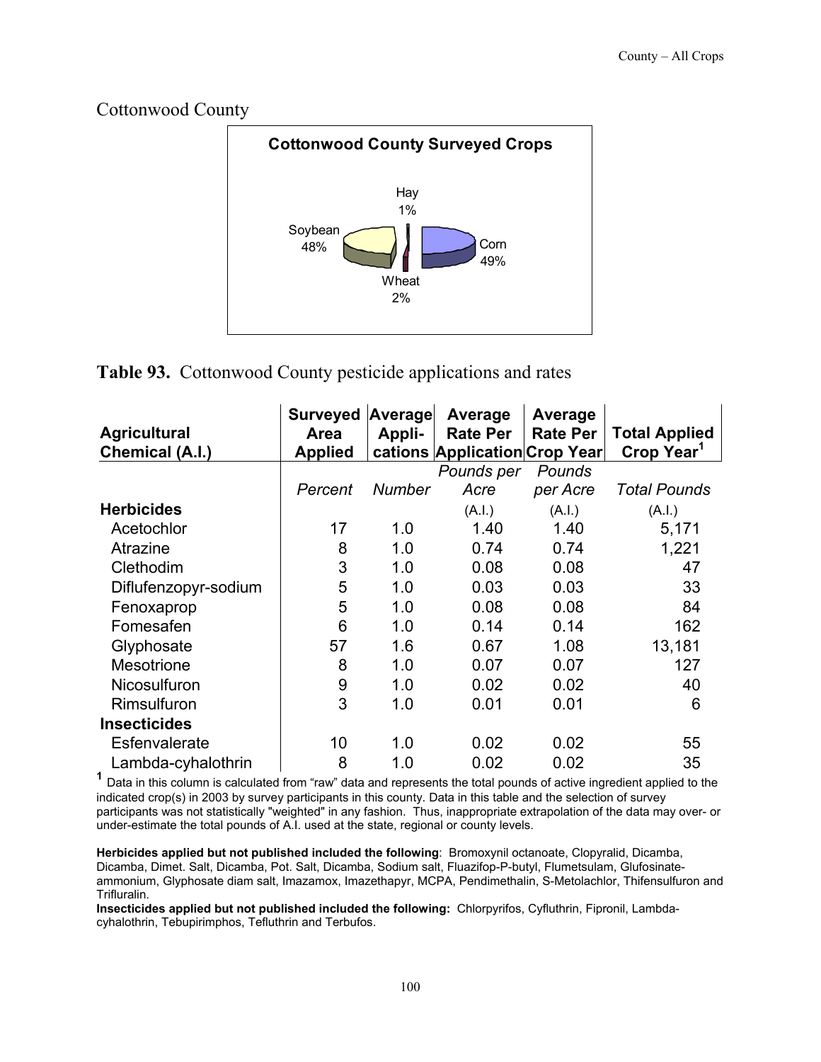## Cottonwood County

**Cottonwood County Surveyed Crops**

Hay 1%
Soybean 48%
Corn 49%
Wheat 2%

**Table 93.** Cottonwood County pesticide applications and rates

| Agricultural Chemical (A.I.) | Surveyed Area Applied | Average Appli- cations | Average Rate Per Application | Average Rate Per Crop Year | Total Applied Crop Year[1] |
|---|---|---|---|---|---|
| | *Percent* | *Number* | *Pounds per Acre* (A.I.) | *Pounds per Acre* (A.I.) | *Total Pounds* (A.I.) |
| **Herbicides** | | | | | |
| Acetochlor | 17 | 1.0 | 1.40 | 1.40 | 5,171 |
| Atrazine | 8 | 1.0 | 0.74 | 0.74 | 1,221 |
| Clethodim | 3 | 1.0 | 0.08 | 0.08 | 47 |
| Diflufenzopyr-sodium | 5 | 1.0 | 0.03 | 0.03 | 33 |
| Fenoxaprop | 5 | 1.0 | 0.08 | 0.08 | 84 |
| Fomesafen | 6 | 1.0 | 0.14 | 0.14 | 162 |
| Glyphosate | 57 | 1.6 | 0.67 | 1.08 | 13,181 |
| Mesotrione | 8 | 1.0 | 0.07 | 0.07 | 127 |
| Nicosulfuron | 9 | 1.0 | 0.02 | 0.02 | 40 |
| Rimsulfuron | 3 | 1.0 | 0.01 | 0.01 | 6 |
| **Insecticides** | | | | | |
| Esfenvalerate | 10 | 1.0 | 0.02 | 0.02 | 55 |
| Lambda-cyhalothrin | 8 | 1.0 | 0.02 | 0.02 | 35 |

[1] Data in this column is calculated from "raw" data and represents the total pounds of active ingredient applied to the indicated crop(s) in 2003 by survey participants in this county. Data in this table and the selection of survey participants was not statistically "weighted" in any fashion. Thus, inappropriate extrapolation of the data may over- or under-estimate the total pounds of A.I. used at the state, regional or county levels.

**Herbicides applied but not published included the following**: Bromoxynil octanoate, Clopyralid, Dicamba, Dicamba, Dimet. Salt, Dicamba, Pot. Salt, Dicamba, Sodium salt, Fluazifop-P-butyl, Flumetsulam, Glufosinate-ammonium, Glyphosate diam salt, Imazamox, Imazethapyr, MCPA, Pendimethalin, S-Metolachlor, Thifensulfuron and Trifluralin.

**Insecticides applied but not published included the following:** Chlorpyrifos, Cyfluthrin, Fipronil, Lambda-cyhalothrin, Tebupirimphos, Tefluthrin and Terbufos.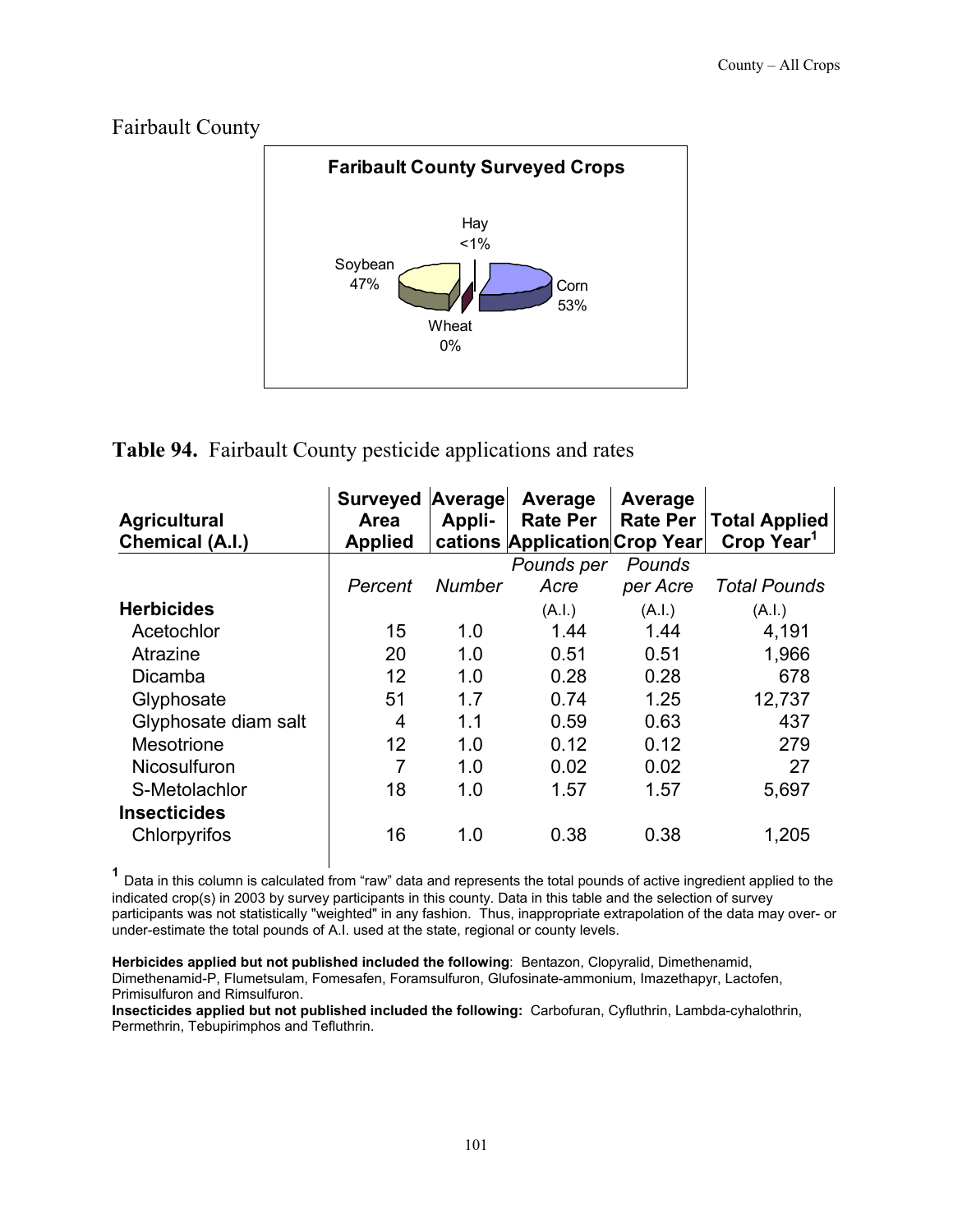## Fairbault County

**Faribault County Surveyed Crops**

Hay <1%
Soybean 47%
Corn 53%
Wheat 0%

**Table 94.** Fairbault County pesticide applications and rates

| Agricultural Chemical (A.I.) | Surveyed Area Applied | Average Appli-cations | Average Rate Per Application | Average Rate Per Crop Year | Total Applied Crop Year[1] |
|---|---|---|---|---|---|
| | *Percent* | *Number* | *Pounds per Acre* (A.I.) | *Pounds per Acre* (A.I.) | *Total Pounds* (A.I.) |
| **Herbicides** | | | | | |
| Acetochlor | 15 | 1.0 | 1.44 | 1.44 | 4,191 |
| Atrazine | 20 | 1.0 | 0.51 | 0.51 | 1,966 |
| Dicamba | 12 | 1.0 | 0.28 | 0.28 | 678 |
| Glyphosate | 51 | 1.7 | 0.74 | 1.25 | 12,737 |
| Glyphosate diam salt | 4 | 1.1 | 0.59 | 0.63 | 437 |
| Mesotrione | 12 | 1.0 | 0.12 | 0.12 | 279 |
| Nicosulfuron | 7 | 1.0 | 0.02 | 0.02 | 27 |
| S-Metolachlor | 18 | 1.0 | 1.57 | 1.57 | 5,697 |
| **Insecticides** | | | | | |
| Chlorpyrifos | 16 | 1.0 | 0.38 | 0.38 | 1,205 |

[1] Data in this column is calculated from "raw" data and represents the total pounds of active ingredient applied to the indicated crop(s) in 2003 by survey participants in this county. Data in this table and the selection of survey participants was not statistically "weighted" in any fashion. Thus, inappropriate extrapolation of the data may over- or under-estimate the total pounds of A.I. used at the state, regional or county levels.

**Herbicides applied but not published included the following**: Bentazon, Clopyralid, Dimethenamid, Dimethenamid-P, Flumetsulam, Fomesafen, Foramsulfuron, Glufosinate-ammonium, Imazethapyr, Lactofen, Primisulfuron and Rimsulfuron.
**Insecticides applied but not published included the following:** Carbofuran, Cyfluthrin, Lambda-cyhalothrin, Permethrin, Tebupirimphos and Tefluthrin.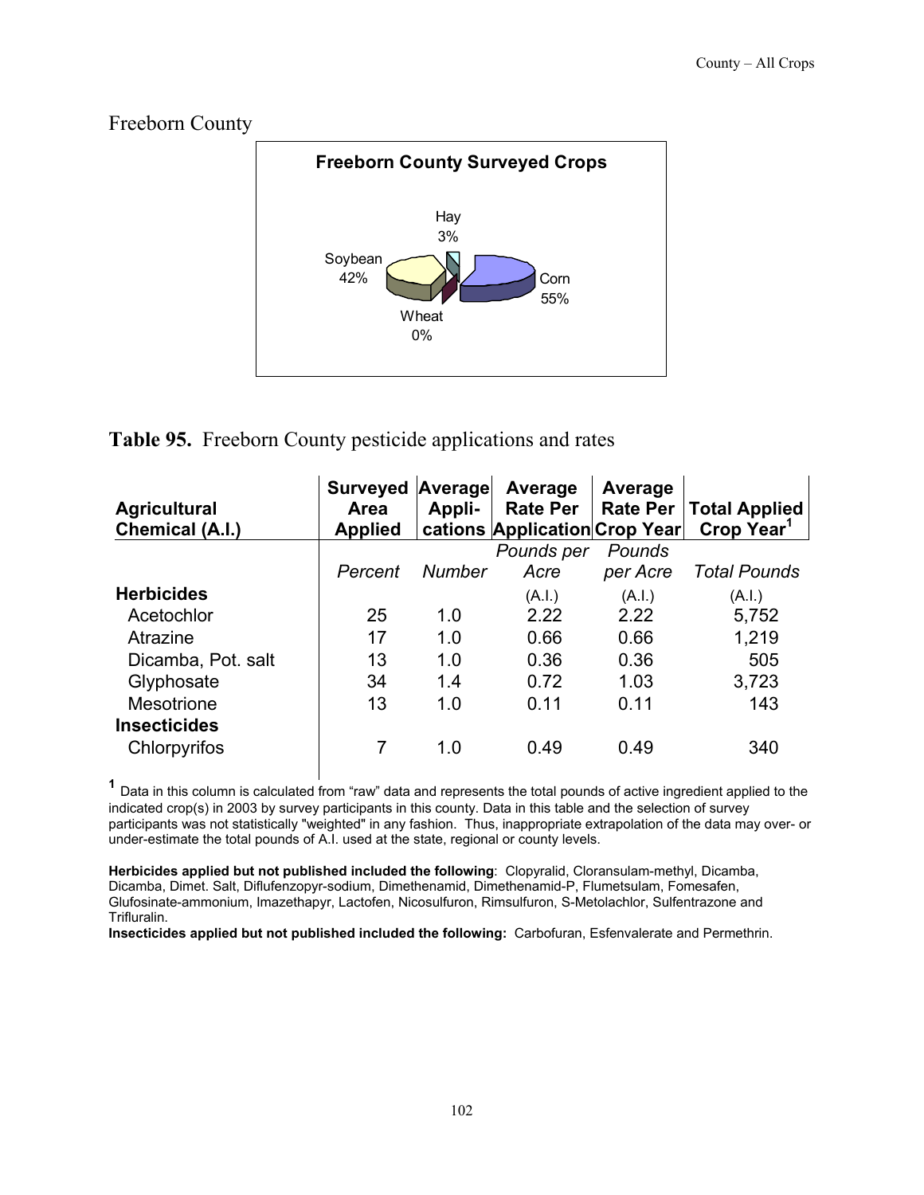## Freeborn County

**Freeborn County Surveyed Crops**

Hay 3%
Soybean 42%
Corn 55%
Wheat 0%

**Table 95.** Freeborn County pesticide applications and rates

| Agricultural Chemical (A.I.) | Surveyed Area Applied | Average Appli-cations | Average Rate Per Application | Average Rate Per Crop Year | Total Applied Crop Year[1] |
|---|---|---|---|---|---|
| | *Percent* | *Number* | *Pounds per Acre* | *Pounds per Acre* | *Total Pounds* |
| **Herbicides** | | | (A.I.) | (A.I.) | (A.I.) |
| Acetochlor | 25 | 1.0 | 2.22 | 2.22 | 5,752 |
| Atrazine | 17 | 1.0 | 0.66 | 0.66 | 1,219 |
| Dicamba, Pot. salt | 13 | 1.0 | 0.36 | 0.36 | 505 |
| Glyphosate | 34 | 1.4 | 0.72 | 1.03 | 3,723 |
| Mesotrione | 13 | 1.0 | 0.11 | 0.11 | 143 |
| **Insecticides** | | | | | |
| Chlorpyrifos | 7 | 1.0 | 0.49 | 0.49 | 340 |

[1] Data in this column is calculated from "raw" data and represents the total pounds of active ingredient applied to the indicated crop(s) in 2003 by survey participants in this county. Data in this table and the selection of survey participants was not statistically "weighted" in any fashion. Thus, inappropriate extrapolation of the data may over- or under-estimate the total pounds of A.I. used at the state, regional or county levels.

**Herbicides applied but not published included the following**: Clopyralid, Cloransulam-methyl, Dicamba, Dicamba, Dimet. Salt, Diflufenzopyr-sodium, Dimethenamid, Dimethenamid-P, Flumetsulam, Fomesafen, Glufosinate-ammonium, Imazethapyr, Lactofen, Nicosulfuron, Rimsulfuron, S-Metolachlor, Sulfentrazone and Trifluralin.

**Insecticides applied but not published included the following:** Carbofuran, Esfenvalerate and Permethrin.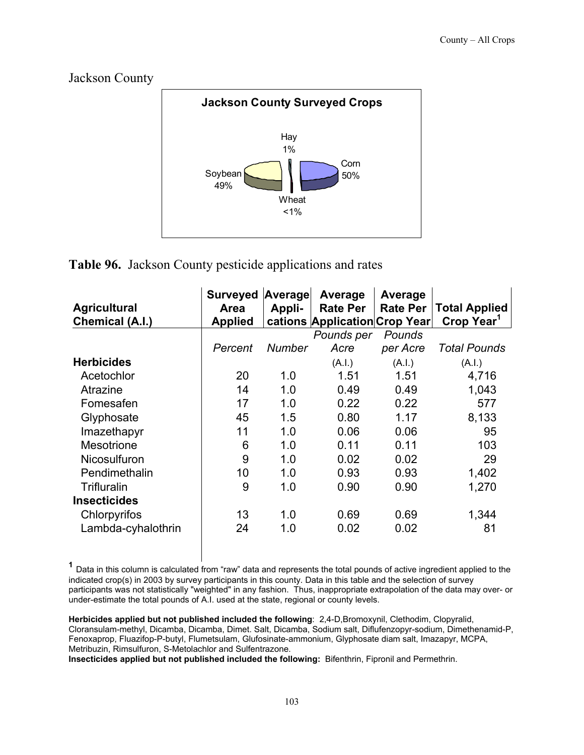# Jackson County

**Jackson County Surveyed Crops**

Hay 1%

Corn 50%

Soybean 49%

Wheat <1%

**Table 96.** Jackson County pesticide applications and rates

| Agricultural Chemical (A.I.) | Surveyed Area Applied | Average Appli-cations | Average Rate Per Application | Average Rate Per Crop Year | Total Applied Crop Year[1] |
|---|---|---|---|---|---|
| | *Percent* | *Number* | *Pounds per Acre* | *Pounds per Acre* | *Total Pounds* |
| **Herbicides** | | | (A.I.) | (A.I.) | (A.I.) |
| Acetochlor | 20 | 1.0 | 1.51 | 1.51 | 4,716 |
| Atrazine | 14 | 1.0 | 0.49 | 0.49 | 1,043 |
| Fomesafen | 17 | 1.0 | 0.22 | 0.22 | 577 |
| Glyphosate | 45 | 1.5 | 0.80 | 1.17 | 8,133 |
| Imazethapyr | 11 | 1.0 | 0.06 | 0.06 | 95 |
| Mesotrione | 6 | 1.0 | 0.11 | 0.11 | 103 |
| Nicosulfuron | 9 | 1.0 | 0.02 | 0.02 | 29 |
| Pendimethalin | 10 | 1.0 | 0.93 | 0.93 | 1,402 |
| Trifluralin | 9 | 1.0 | 0.90 | 0.90 | 1,270 |
| **Insecticides** | | | | | |
| Chlorpyrifos | 13 | 1.0 | 0.69 | 0.69 | 1,344 |
| Lambda-cyhalothrin | 24 | 1.0 | 0.02 | 0.02 | 81 |

[1] Data in this column is calculated from "raw" data and represents the total pounds of active ingredient applied to the indicated crop(s) in 2003 by survey participants in this county. Data in this table and the selection of survey participants was not statistically "weighted" in any fashion. Thus, inappropriate extrapolation of the data may over- or under-estimate the total pounds of A.I. used at the state, regional or county levels.

**Herbicides applied but not published included the following**: 2,4-D,Bromoxynil, Clethodim, Clopyralid, Cloransulam-methyl, Dicamba, Dicamba, Dimet. Salt, Dicamba, Sodium salt, Diflufenzopyr-sodium, Dimethenamid-P, Fenoxaprop, Fluazifop-P-butyl, Flumetsulam, Glufosinate-ammonium, Glyphosate diam salt, Imazapyr, MCPA, Metribuzin, Rimsulfuron, S-Metolachlor and Sulfentrazone.

**Insecticides applied but not published included the following:** Bifenthrin, Fipronil and Permethrin.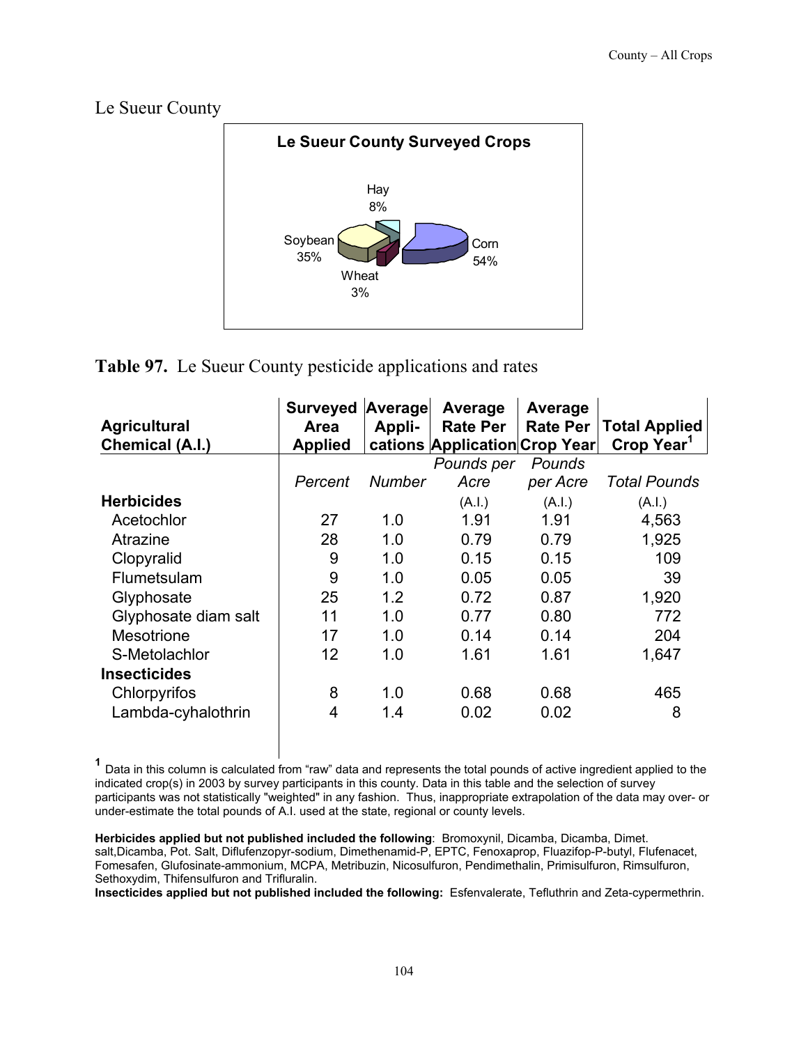# Le Sueur County

Table 97. Le Sueur County pesticide applications and rates

| Agricultural Chemical (A.I.) | Surveyed Area Applied | Average Appli-cations | Average Rate Per Application | Average Rate Per Crop Year | Total Applied Crop Year[1] |
|---|---|---|---|---|---|
| | *Percent* | *Number* | *Pounds per Acre* | *Pounds per Acre* | *Total Pounds* |
| **Herbicides** | | | (A.I.) | (A.I.) | (A.I.) |
| Acetochlor | 27 | 1.0 | 1.91 | 1.91 | 4,563 |
| Atrazine | 28 | 1.0 | 0.79 | 0.79 | 1,925 |
| Clopyralid | 9 | 1.0 | 0.15 | 0.15 | 109 |
| Flumetsulam | 9 | 1.0 | 0.05 | 0.05 | 39 |
| Glyphosate | 25 | 1.2 | 0.72 | 0.87 | 1,920 |
| Glyphosate diam salt | 11 | 1.0 | 0.77 | 0.80 | 772 |
| Mesotrione | 17 | 1.0 | 0.14 | 0.14 | 204 |
| S-Metolachlor | 12 | 1.0 | 1.61 | 1.61 | 1,647 |
| **Insecticides** | | | | | |
| Chlorpyrifos | 8 | 1.0 | 0.68 | 0.68 | 465 |
| Lambda-cyhalothrin | 4 | 1.4 | 0.02 | 0.02 | 8 |

[1] Data in this column is calculated from "raw" data and represents the total pounds of active ingredient applied to the indicated crop(s) in 2003 by survey participants in this county. Data in this table and the selection of survey participants was not statistically "weighted" in any fashion. Thus, inappropriate extrapolation of the data may over- or under-estimate the total pounds of A.I. used at the state, regional or county levels.

**Herbicides applied but not published included the following**: Bromoxynil, Dicamba, Dicamba, Dimet. salt,Dicamba, Pot. Salt, Diflufenzopyr-sodium, Dimethenamid-P, EPTC, Fenoxaprop, Fluazifop-P-butyl, Flufenacet, Fomesafen, Glufosinate-ammonium, MCPA, Metribuzin, Nicosulfuron, Pendimethalin, Primisulfuron, Rimsulfuron, Sethoxydim, Thifensulfuron and Trifluralin.

**Insecticides applied but not published included the following:** Esfenvalerate, Tefluthrin and Zeta-cypermethrin.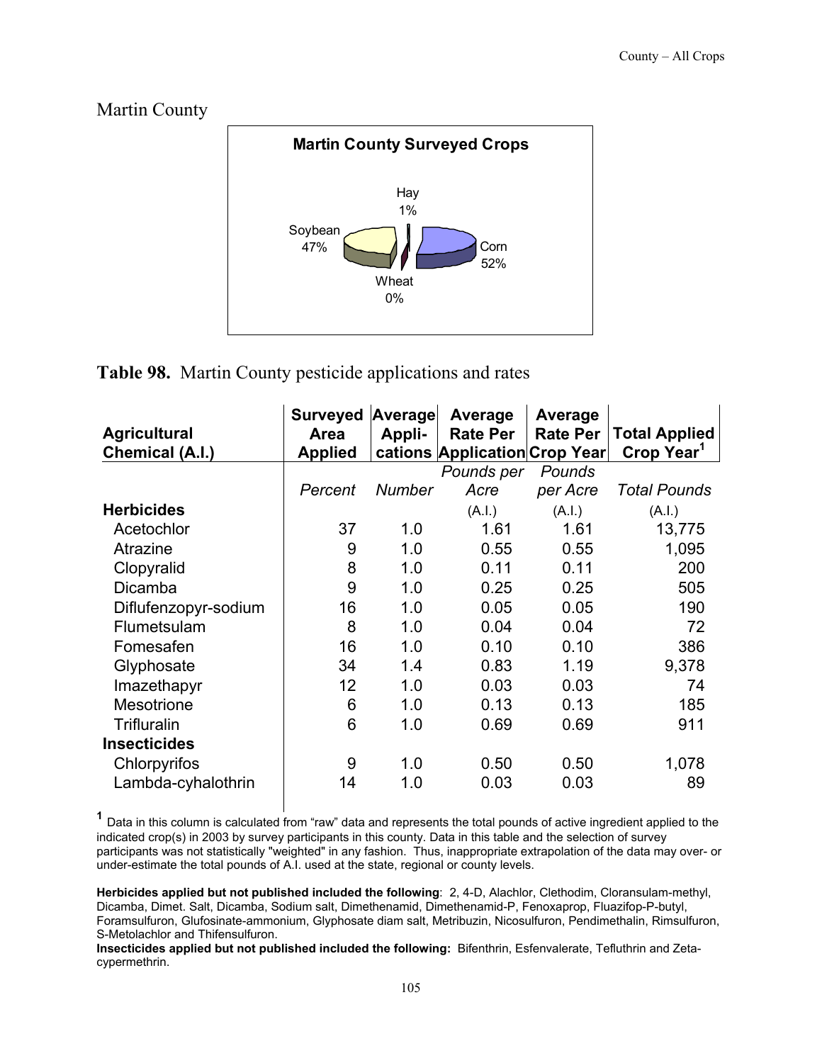# Martin County

**Martin County Surveyed Crops**

Hay 1%
Soybean 47%
Corn 52%
Wheat 0%

**Table 98.** Martin County pesticide applications and rates

| Agricultural Chemical (A.I.) | Surveyed Area Applied | Average Appli-cations | Average Rate Per Application | Average Rate Per Crop Year | Total Applied Crop Year[1] |
|---|---|---|---|---|---|
| | *Percent* | *Number* | *Pounds per Acre* (A.I.) | *Pounds per Acre* (A.I.) | *Total Pounds* (A.I.) |
| **Herbicides** | | | | | |
| Acetochlor | 37 | 1.0 | 1.61 | 1.61 | 13,775 |
| Atrazine | 9 | 1.0 | 0.55 | 0.55 | 1,095 |
| Clopyralid | 8 | 1.0 | 0.11 | 0.11 | 200 |
| Dicamba | 9 | 1.0 | 0.25 | 0.25 | 505 |
| Diflufenzopyr-sodium | 16 | 1.0 | 0.05 | 0.05 | 190 |
| Flumetsulam | 8 | 1.0 | 0.04 | 0.04 | 72 |
| Fomesafen | 16 | 1.0 | 0.10 | 0.10 | 386 |
| Glyphosate | 34 | 1.4 | 0.83 | 1.19 | 9,378 |
| Imazethapyr | 12 | 1.0 | 0.03 | 0.03 | 74 |
| Mesotrione | 6 | 1.0 | 0.13 | 0.13 | 185 |
| Trifluralin | 6 | 1.0 | 0.69 | 0.69 | 911 |
| **Insecticides** | | | | | |
| Chlorpyrifos | 9 | 1.0 | 0.50 | 0.50 | 1,078 |
| Lambda-cyhalothrin | 14 | 1.0 | 0.03 | 0.03 | 89 |

[1] Data in this column is calculated from "raw" data and represents the total pounds of active ingredient applied to the indicated crop(s) in 2003 by survey participants in this county. Data in this table and the selection of survey participants was not statistically "weighted" in any fashion. Thus, inappropriate extrapolation of the data may over- or under-estimate the total pounds of A.I. used at the state, regional or county levels.

**Herbicides applied but not published included the following**: 2, 4-D, Alachlor, Clethodim, Cloransulam-methyl, Dicamba, Dimet. Salt, Dicamba, Sodium salt, Dimethenamid, Dimethenamid-P, Fenoxaprop, Fluazifop-P-butyl, Foramsulfuron, Glufosinate-ammonium, Glyphosate diam salt, Metribuzin, Nicosulfuron, Pendimethalin, Rimsulfuron, S-Metolachlor and Thifensulfuron.

**Insecticides applied but not published included the following:** Bifenthrin, Esfenvalerate, Tefluthrin and Zeta-cypermethrin.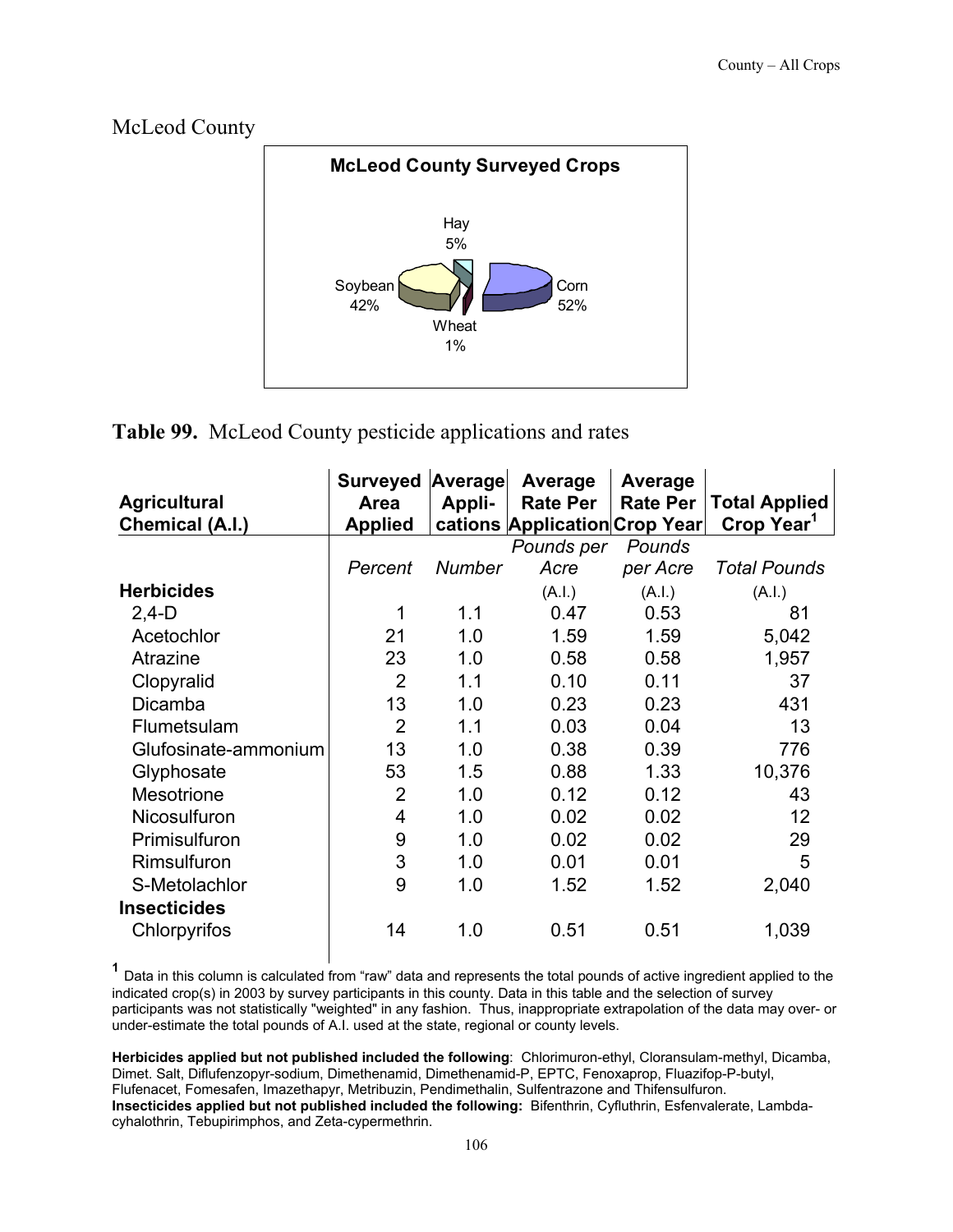## McLeod County

**McLeod County Surveyed Crops**

Hay 5%
Soybean 42%
Corn 52%
Wheat 1%

**Table 99.** McLeod County pesticide applications and rates

| Agricultural Chemical (A.I.) | Surveyed Area Applied | Average Appli-cations | Average Rate Per Application | Average Rate Per Crop Year | Total Applied Crop Year[1] |
|---|---|---|---|---|---|
| | *Percent* | *Number* | *Pounds per Acre* | *Pounds per Acre* | *Total Pounds* |
| **Herbicides** | | | (A.I.) | (A.I.) | (A.I.) |
| 2,4-D | 1 | 1.1 | 0.47 | 0.53 | 81 |
| Acetochlor | 21 | 1.0 | 1.59 | 1.59 | 5,042 |
| Atrazine | 23 | 1.0 | 0.58 | 0.58 | 1,957 |
| Clopyralid | 2 | 1.1 | 0.10 | 0.11 | 37 |
| Dicamba | 13 | 1.0 | 0.23 | 0.23 | 431 |
| Flumetsulam | 2 | 1.1 | 0.03 | 0.04 | 13 |
| Glufosinate-ammonium | 13 | 1.0 | 0.38 | 0.39 | 776 |
| Glyphosate | 53 | 1.5 | 0.88 | 1.33 | 10,376 |
| Mesotrione | 2 | 1.0 | 0.12 | 0.12 | 43 |
| Nicosulfuron | 4 | 1.0 | 0.02 | 0.02 | 12 |
| Primisulfuron | 9 | 1.0 | 0.02 | 0.02 | 29 |
| Rimsulfuron | 3 | 1.0 | 0.01 | 0.01 | 5 |
| S-Metolachlor | 9 | 1.0 | 1.52 | 1.52 | 2,040 |
| **Insecticides** | | | | | |
| Chlorpyrifos | 14 | 1.0 | 0.51 | 0.51 | 1,039 |

[1] Data in this column is calculated from "raw" data and represents the total pounds of active ingredient applied to the indicated crop(s) in 2003 by survey participants in this county. Data in this table and the selection of survey participants was not statistically "weighted" in any fashion. Thus, inappropriate extrapolation of the data may over- or under-estimate the total pounds of A.I. used at the state, regional or county levels.

**Herbicides applied but not published included the following**: Chlorimuron-ethyl, Cloransulam-methyl, Dicamba, Dimet. Salt, Diflufenzopyr-sodium, Dimethenamid, Dimethenamid-P, EPTC, Fenoxaprop, Fluazifop-P-butyl, Flufenacet, Fomesafen, Imazethapyr, Metribuzin, Pendimethalin, Sulfentrazone and Thifensulfuron.
**Insecticides applied but not published included the following:** Bifenthrin, Cyfluthrin, Esfenvalerate, Lambda-cyhalothrin, Tebupirimphos, and Zeta-cypermethrin.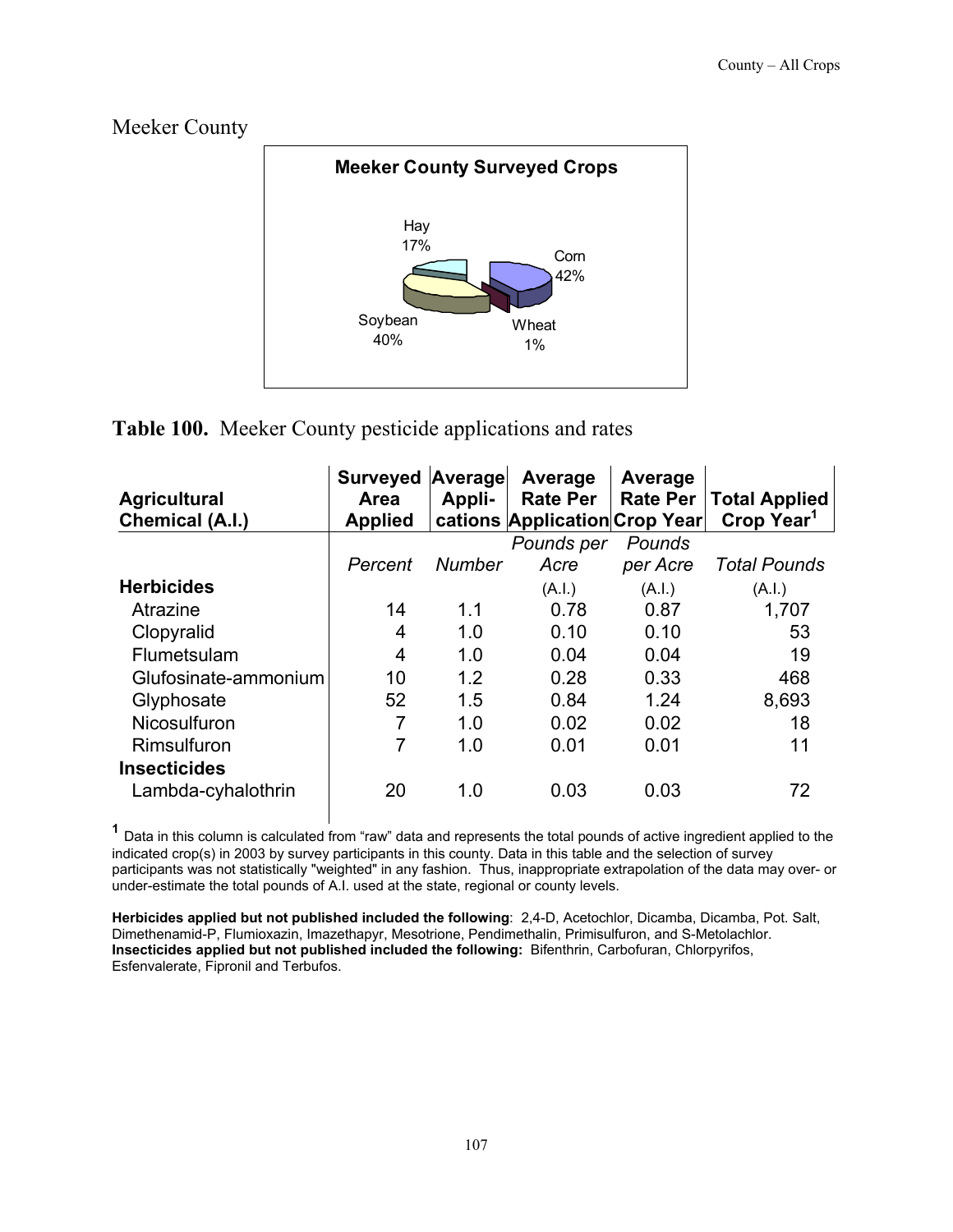# Meeker County

**Meeker County Surveyed Crops**

Hay 17%
Corn 42%
Soybean 40%
Wheat 1%

**Table 100.** Meeker County pesticide applications and rates

| Agricultural Chemical (A.I.) | Surveyed Area Applied | Average Appli-cations | Average Rate Per Application | Average Rate Per Crop Year | Total Applied Crop Year[1] |
|---|---|---|---|---|---|
| | *Percent* | *Number* | *Pounds per Acre* (A.I.) | *Pounds per Acre* (A.I.) | *Total Pounds* (A.I.) |
| **Herbicides** | | | | | |
| Atrazine | 14 | 1.1 | 0.78 | 0.87 | 1,707 |
| Clopyralid | 4 | 1.0 | 0.10 | 0.10 | 53 |
| Flumetsulam | 4 | 1.0 | 0.04 | 0.04 | 19 |
| Glufosinate-ammonium | 10 | 1.2 | 0.28 | 0.33 | 468 |
| Glyphosate | 52 | 1.5 | 0.84 | 1.24 | 8,693 |
| Nicosulfuron | 7 | 1.0 | 0.02 | 0.02 | 18 |
| Rimsulfuron | 7 | 1.0 | 0.01 | 0.01 | 11 |
| **Insecticides** | | | | | |
| Lambda-cyhalothrin | 20 | 1.0 | 0.03 | 0.03 | 72 |

[1] Data in this column is calculated from "raw" data and represents the total pounds of active ingredient applied to the indicated crop(s) in 2003 by survey participants in this county. Data in this table and the selection of survey participants was not statistically "weighted" in any fashion. Thus, inappropriate extrapolation of the data may over- or under-estimate the total pounds of A.I. used at the state, regional or county levels.

**Herbicides applied but not published included the following**: 2,4-D, Acetochlor, Dicamba, Dicamba, Pot. Salt, Dimethenamid-P, Flumioxazin, Imazethapyr, Mesotrione, Pendimethalin, Primisulfuron, and S-Metolachlor.
**Insecticides applied but not published included the following:** Bifenthrin, Carbofuran, Chlorpyrifos, Esfenvalerate, Fipronil and Terbufos.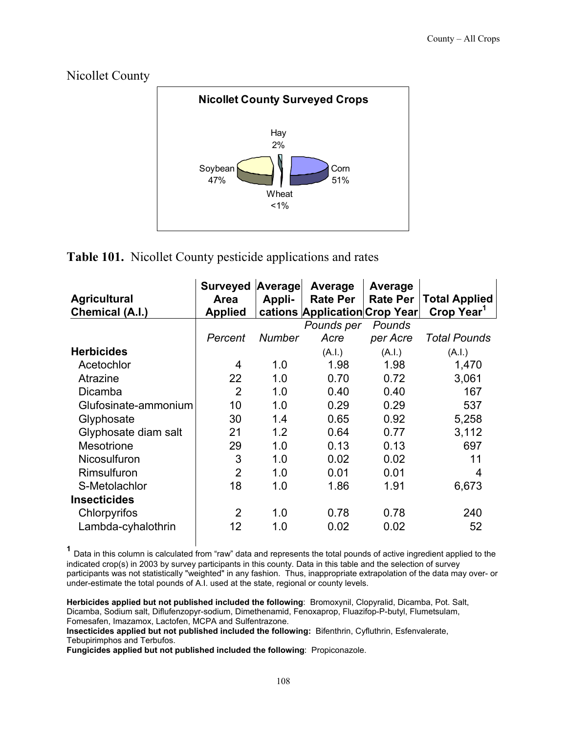## Nicollet County

**Nicollet County Surveyed Crops**

Hay 2%
Soybean 47%
Corn 51%
Wheat <1%

**Table 101.** Nicollet County pesticide applications and rates

| Agricultural Chemical (A.I.) | Surveyed Area Applied | Average Appli-cations | Average Rate Per Application | Average Rate Per Crop Year | Total Applied Crop Year[1] |
|---|---|---|---|---|---|
| | *Percent* | *Number* | *Pounds per Acre* (A.I.) | *Pounds per Acre* (A.I.) | *Total Pounds* (A.I.) |
| **Herbicides** | | | | | |
| Acetochlor | 4 | 1.0 | 1.98 | 1.98 | 1,470 |
| Atrazine | 22 | 1.0 | 0.70 | 0.72 | 3,061 |
| Dicamba | 2 | 1.0 | 0.40 | 0.40 | 167 |
| Glufosinate-ammonium | 10 | 1.0 | 0.29 | 0.29 | 537 |
| Glyphosate | 30 | 1.4 | 0.65 | 0.92 | 5,258 |
| Glyphosate diam salt | 21 | 1.2 | 0.64 | 0.77 | 3,112 |
| Mesotrione | 29 | 1.0 | 0.13 | 0.13 | 697 |
| Nicosulfuron | 3 | 1.0 | 0.02 | 0.02 | 11 |
| Rimsulfuron | 2 | 1.0 | 0.01 | 0.01 | 4 |
| S-Metolachlor | 18 | 1.0 | 1.86 | 1.91 | 6,673 |
| **Insecticides** | | | | | |
| Chlorpyrifos | 2 | 1.0 | 0.78 | 0.78 | 240 |
| Lambda-cyhalothrin | 12 | 1.0 | 0.02 | 0.02 | 52 |

[1] Data in this column is calculated from "raw" data and represents the total pounds of active ingredient applied to the indicated crop(s) in 2003 by survey participants in this county. Data in this table and the selection of survey participants was not statistically "weighted" in any fashion. Thus, inappropriate extrapolation of the data may over- or under-estimate the total pounds of A.I. used at the state, regional or county levels.

**Herbicides applied but not published included the following**: Bromoxynil, Clopyralid, Dicamba, Pot. Salt, Dicamba, Sodium salt, Diflufenzopyr-sodium, Dimethenamid, Fenoxaprop, Fluazifop-P-butyl, Flumetsulam, Fomesafen, Imazamox, Lactofen, MCPA and Sulfentrazone.
**Insecticides applied but not published included the following:** Bifenthrin, Cyfluthrin, Esfenvalerate, Tebupirimphos and Terbufos.
**Fungicides applied but not published included the following**: Propiconazole.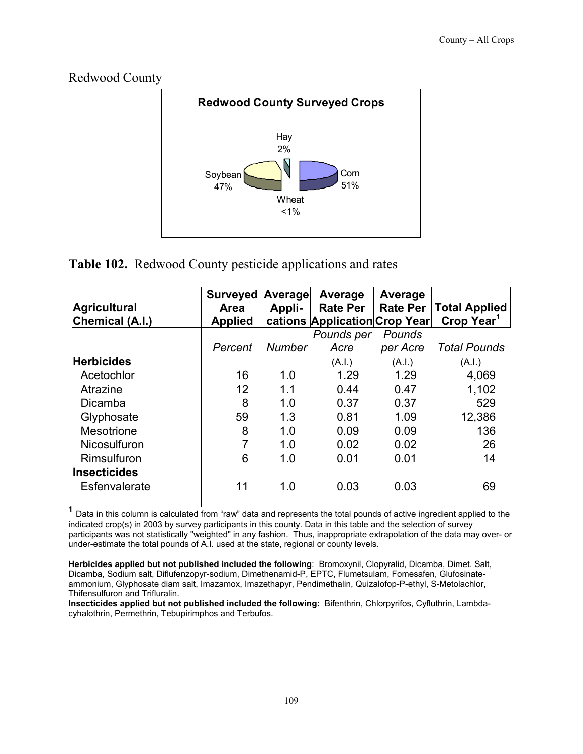## Redwood County

**Redwood County Surveyed Crops**

Hay 2%, Soybean 47%, Corn 51%, Wheat <1%

**Table 102.** Redwood County pesticide applications and rates

| Agricultural Chemical (A.I.) | Surveyed Area Applied | Average Appli-cations | Average Rate Per Application | Average Rate Per Crop Year | Total Applied Crop Year[1] |
|---|---|---|---|---|---|
| | *Percent* | *Number* | *Pounds per Acre* | *Pounds per Acre* | *Total Pounds* |
| **Herbicides** | | | (A.I.) | (A.I.) | (A.I.) |
| Acetochlor | 16 | 1.0 | 1.29 | 1.29 | 4,069 |
| Atrazine | 12 | 1.1 | 0.44 | 0.47 | 1,102 |
| Dicamba | 8 | 1.0 | 0.37 | 0.37 | 529 |
| Glyphosate | 59 | 1.3 | 0.81 | 1.09 | 12,386 |
| Mesotrione | 8 | 1.0 | 0.09 | 0.09 | 136 |
| Nicosulfuron | 7 | 1.0 | 0.02 | 0.02 | 26 |
| Rimsulfuron | 6 | 1.0 | 0.01 | 0.01 | 14 |
| **Insecticides** | | | | | |
| Esfenvalerate | 11 | 1.0 | 0.03 | 0.03 | 69 |

[1] Data in this column is calculated from "raw" data and represents the total pounds of active ingredient applied to the indicated crop(s) in 2003 by survey participants in this county. Data in this table and the selection of survey participants was not statistically "weighted" in any fashion. Thus, inappropriate extrapolation of the data may over- or under-estimate the total pounds of A.I. used at the state, regional or county levels.

**Herbicides applied but not published included the following**: Bromoxynil, Clopyralid, Dicamba, Dimet. Salt, Dicamba, Sodium salt, Diflufenzopyr-sodium, Dimethenamid-P, EPTC, Flumetsulam, Fomesafen, Glufosinate-ammonium, Glyphosate diam salt, Imazamox, Imazethapyr, Pendimethalin, Quizalofop-P-ethyl, S-Metolachlor, Thifensulfuron and Trifluralin.
**Insecticides applied but not published included the following:** Bifenthrin, Chlorpyrifos, Cyfluthrin, Lambda-cyhalothrin, Permethrin, Tebupirimphos and Terbufos.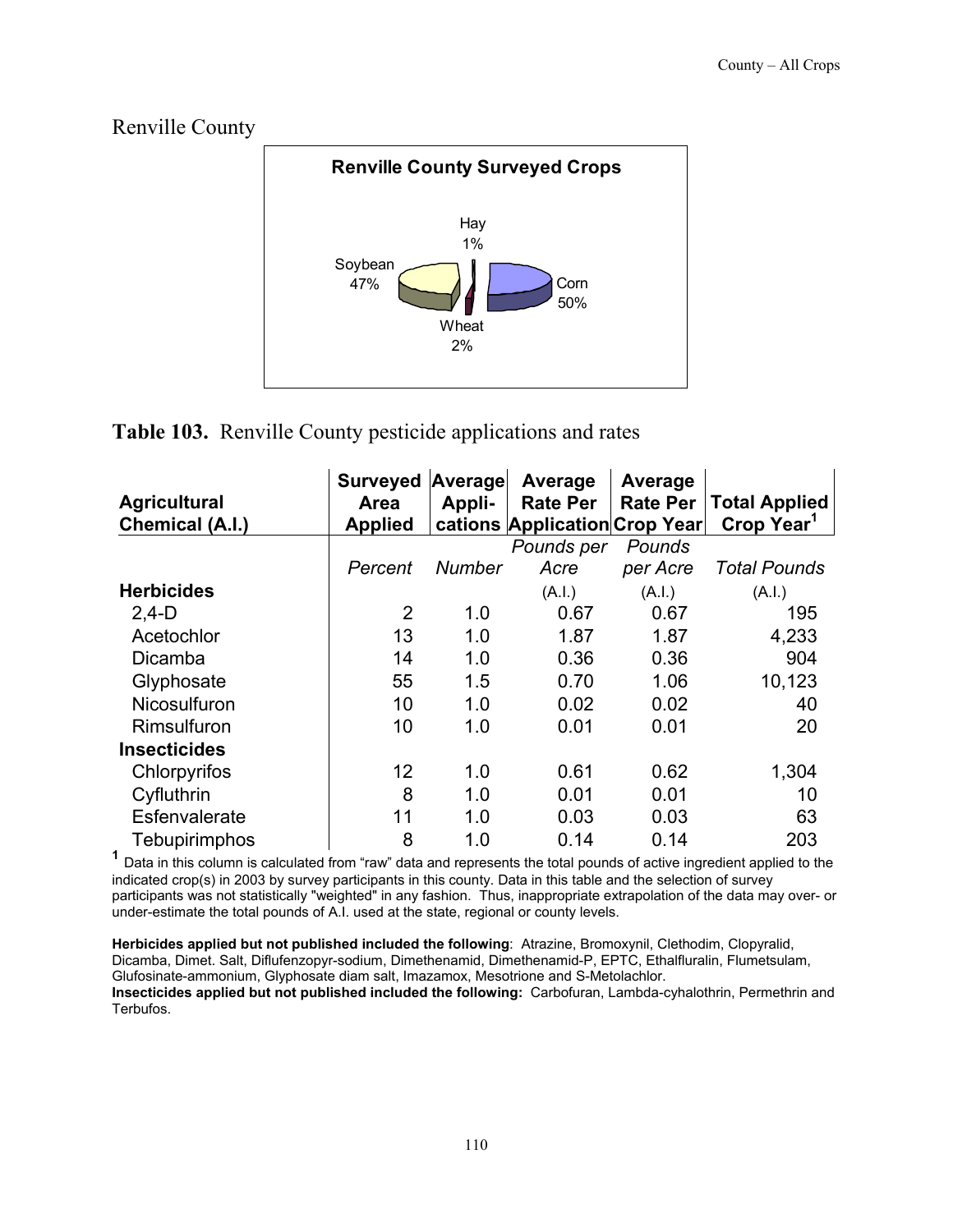## Renville County

**Renville County Surveyed Crops**

Hay 1%
Soybean 47%
Corn 50%
Wheat 2%

**Table 103.** Renville County pesticide applications and rates

| Agricultural Chemical (A.I.) | Surveyed Area Applied | Average Appli-cations | Average Rate Per Application | Average Rate Per Crop Year | Total Applied Crop Year[1] |
|---|---|---|---|---|---|
| | *Percent* | *Number* | *Pounds per Acre* | *Pounds per Acre* | *Total Pounds* |
| **Herbicides** | | | (A.I.) | (A.I.) | (A.I.) |
| 2,4-D | 2 | 1.0 | 0.67 | 0.67 | 195 |
| Acetochlor | 13 | 1.0 | 1.87 | 1.87 | 4,233 |
| Dicamba | 14 | 1.0 | 0.36 | 0.36 | 904 |
| Glyphosate | 55 | 1.5 | 0.70 | 1.06 | 10,123 |
| Nicosulfuron | 10 | 1.0 | 0.02 | 0.02 | 40 |
| Rimsulfuron | 10 | 1.0 | 0.01 | 0.01 | 20 |
| **Insecticides** | | | | | |
| Chlorpyrifos | 12 | 1.0 | 0.61 | 0.62 | 1,304 |
| Cyfluthrin | 8 | 1.0 | 0.01 | 0.01 | 10 |
| Esfenvalerate | 11 | 1.0 | 0.03 | 0.03 | 63 |
| Tebupirimphos | 8 | 1.0 | 0.14 | 0.14 | 203 |

[1] Data in this column is calculated from "raw" data and represents the total pounds of active ingredient applied to the indicated crop(s) in 2003 by survey participants in this county. Data in this table and the selection of survey participants was not statistically "weighted" in any fashion. Thus, inappropriate extrapolation of the data may over- or under-estimate the total pounds of A.I. used at the state, regional or county levels.

**Herbicides applied but not published included the following**: Atrazine, Bromoxynil, Clethodim, Clopyralid, Dicamba, Dimet. Salt, Diflufenzopyr-sodium, Dimethenamid, Dimethenamid-P, EPTC, Ethalfluralin, Flumetsulam, Glufosinate-ammonium, Glyphosate diam salt, Imazamox, Mesotrione and S-Metolachlor.
**Insecticides applied but not published included the following:** Carbofuran, Lambda-cyhalothrin, Permethrin and Terbufos.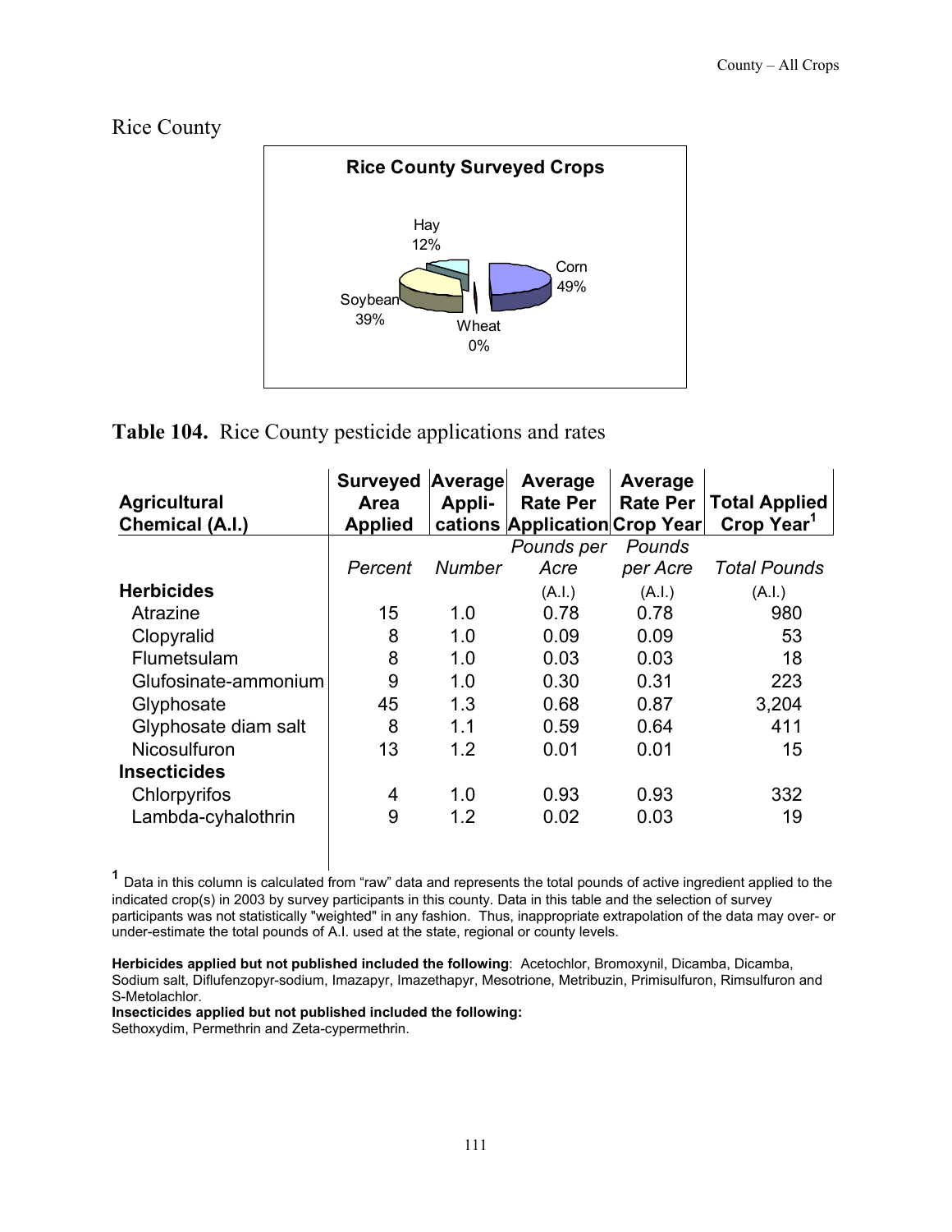## Rice County

**Rice County Surveyed Crops**

Hay 12%, Corn 49%, Soybean 39%, Wheat 0%

**Table 104.** Rice County pesticide applications and rates

| Agricultural Chemical (A.I.) | Surveyed Area Applied | Average Appli-cations | Average Rate Per Application | Average Rate Per Crop Year | Total Applied Crop Year[1] |
|---|---|---|---|---|---|
| | *Percent* | *Number* | *Pounds per Acre* (A.I.) | *Pounds per Acre* (A.I.) | *Total Pounds* (A.I.) |
| **Herbicides** | | | | | |
| Atrazine | 15 | 1.0 | 0.78 | 0.78 | 980 |
| Clopyralid | 8 | 1.0 | 0.09 | 0.09 | 53 |
| Flumetsulam | 8 | 1.0 | 0.03 | 0.03 | 18 |
| Glufosinate-ammonium | 9 | 1.0 | 0.30 | 0.31 | 223 |
| Glyphosate | 45 | 1.3 | 0.68 | 0.87 | 3,204 |
| Glyphosate diam salt | 8 | 1.1 | 0.59 | 0.64 | 411 |
| Nicosulfuron | 13 | 1.2 | 0.01 | 0.01 | 15 |
| **Insecticides** | | | | | |
| Chlorpyrifos | 4 | 1.0 | 0.93 | 0.93 | 332 |
| Lambda-cyhalothrin | 9 | 1.2 | 0.02 | 0.03 | 19 |

[1] Data in this column is calculated from "raw" data and represents the total pounds of active ingredient applied to the indicated crop(s) in 2003 by survey participants in this county. Data in this table and the selection of survey participants was not statistically "weighted" in any fashion. Thus, inappropriate extrapolation of the data may over- or under-estimate the total pounds of A.I. used at the state, regional or county levels.

**Herbicides applied but not published included the following**: Acetochlor, Bromoxynil, Dicamba, Dicamba, Sodium salt, Diflufenzopyr-sodium, Imazapyr, Imazethapyr, Mesotrione, Metribuzin, Primisulfuron, Rimsulfuron and S-Metolachlor.

**Insecticides applied but not published included the following:**
Sethoxydim, Permethrin and Zeta-cypermethrin.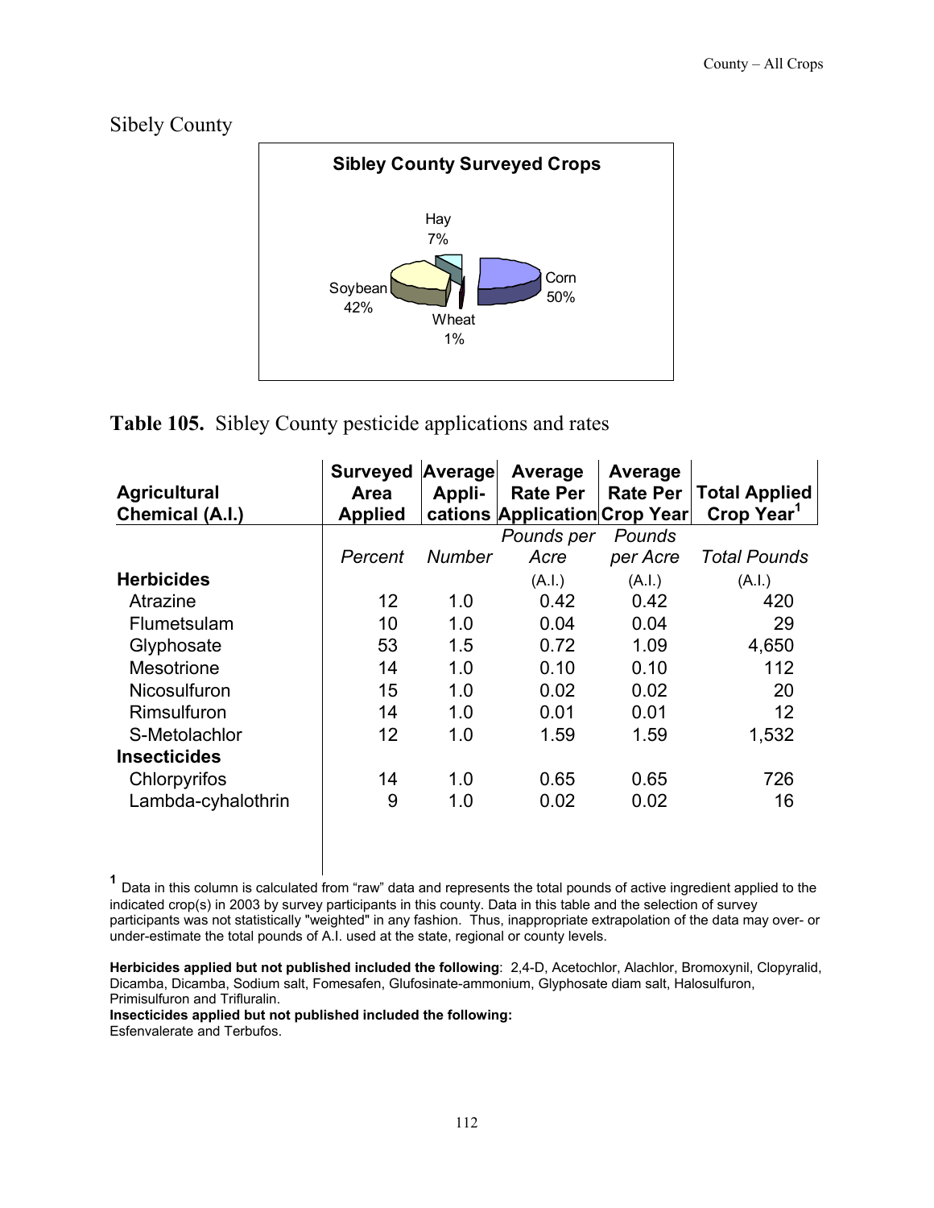## Sibely County

**Sibley County Surveyed Crops**

Hay 7%, Soybean 42%, Corn 50%, Wheat 1%

**Table 105.** Sibley County pesticide applications and rates

| Agricultural Chemical (A.I.) | Surveyed Area Applied | Average Appli-cations | Average Rate Per Application | Average Rate Per Crop Year | Total Applied Crop Year[1] |
|---|---|---|---|---|---|
| | *Percent* | *Number* | *Pounds per Acre* | *Pounds per Acre* | *Total Pounds* |
| **Herbicides** | | | (A.I.) | (A.I.) | (A.I.) |
| Atrazine | 12 | 1.0 | 0.42 | 0.42 | 420 |
| Flumetsulam | 10 | 1.0 | 0.04 | 0.04 | 29 |
| Glyphosate | 53 | 1.5 | 0.72 | 1.09 | 4,650 |
| Mesotrione | 14 | 1.0 | 0.10 | 0.10 | 112 |
| Nicosulfuron | 15 | 1.0 | 0.02 | 0.02 | 20 |
| Rimsulfuron | 14 | 1.0 | 0.01 | 0.01 | 12 |
| S-Metolachlor | 12 | 1.0 | 1.59 | 1.59 | 1,532 |
| **Insecticides** | | | | | |
| Chlorpyrifos | 14 | 1.0 | 0.65 | 0.65 | 726 |
| Lambda-cyhalothrin | 9 | 1.0 | 0.02 | 0.02 | 16 |

[1] Data in this column is calculated from "raw" data and represents the total pounds of active ingredient applied to the indicated crop(s) in 2003 by survey participants in this county. Data in this table and the selection of survey participants was not statistically "weighted" in any fashion. Thus, inappropriate extrapolation of the data may over- or under-estimate the total pounds of A.I. used at the state, regional or county levels.

**Herbicides applied but not published included the following**: 2,4-D, Acetochlor, Alachlor, Bromoxynil, Clopyralid, Dicamba, Dicamba, Sodium salt, Fomesafen, Glufosinate-ammonium, Glyphosate diam salt, Halosulfuron, Primisulfuron and Trifluralin.

**Insecticides applied but not published included the following:**
Esfenvalerate and Terbufos.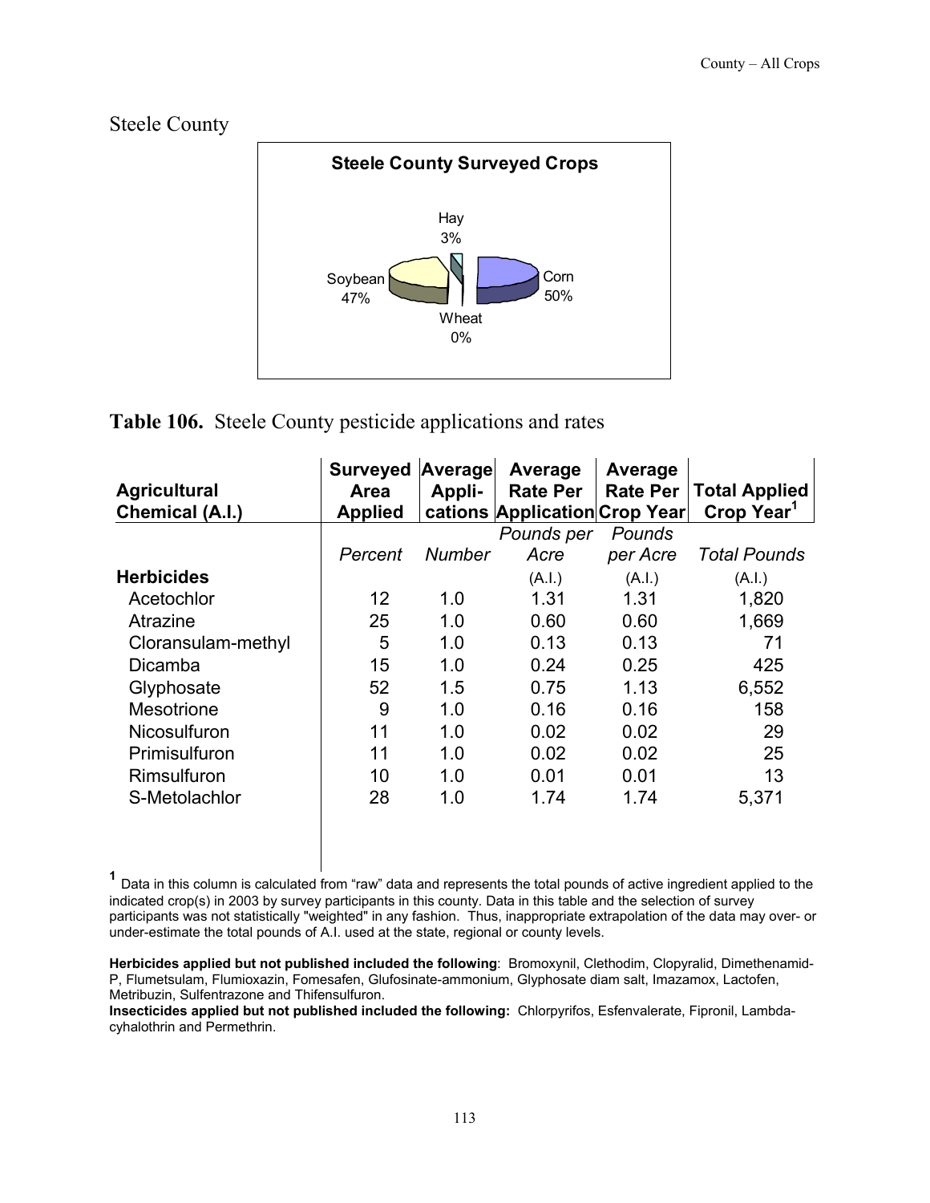## Steele County

**Steele County Surveyed Crops**

Hay 3%
Soybean 47%
Corn 50%
Wheat 0%

**Table 106.** Steele County pesticide applications and rates

| Agricultural Chemical (A.I.) | Surveyed Area Applied | Average Appli-cations | Average Rate Per Application | Average Rate Per Crop Year | Total Applied Crop Year[1] |
|---|---|---|---|---|---|
| | *Percent* | *Number* | *Pounds per Acre* (A.I.) | *Pounds per Acre* (A.I.) | *Total Pounds* (A.I.) |
| **Herbicides** | | | | | |
| Acetochlor | 12 | 1.0 | 1.31 | 1.31 | 1,820 |
| Atrazine | 25 | 1.0 | 0.60 | 0.60 | 1,669 |
| Cloransulam-methyl | 5 | 1.0 | 0.13 | 0.13 | 71 |
| Dicamba | 15 | 1.0 | 0.24 | 0.25 | 425 |
| Glyphosate | 52 | 1.5 | 0.75 | 1.13 | 6,552 |
| Mesotrione | 9 | 1.0 | 0.16 | 0.16 | 158 |
| Nicosulfuron | 11 | 1.0 | 0.02 | 0.02 | 29 |
| Primisulfuron | 11 | 1.0 | 0.02 | 0.02 | 25 |
| Rimsulfuron | 10 | 1.0 | 0.01 | 0.01 | 13 |
| S-Metolachlor | 28 | 1.0 | 1.74 | 1.74 | 5,371 |

[1] Data in this column is calculated from "raw" data and represents the total pounds of active ingredient applied to the indicated crop(s) in 2003 by survey participants in this county. Data in this table and the selection of survey participants was not statistically "weighted" in any fashion. Thus, inappropriate extrapolation of the data may over- or under-estimate the total pounds of A.I. used at the state, regional or county levels.

**Herbicides applied but not published included the following**: Bromoxynil, Clethodim, Clopyralid, Dimethenamid-P, Flumetsulam, Flumioxazin, Fomesafen, Glufosinate-ammonium, Glyphosate diam salt, Imazamox, Lactofen, Metribuzin, Sulfentrazone and Thifensulfuron.

**Insecticides applied but not published included the following:** Chlorpyrifos, Esfenvalerate, Fipronil, Lambda-cyhalothrin and Permethrin.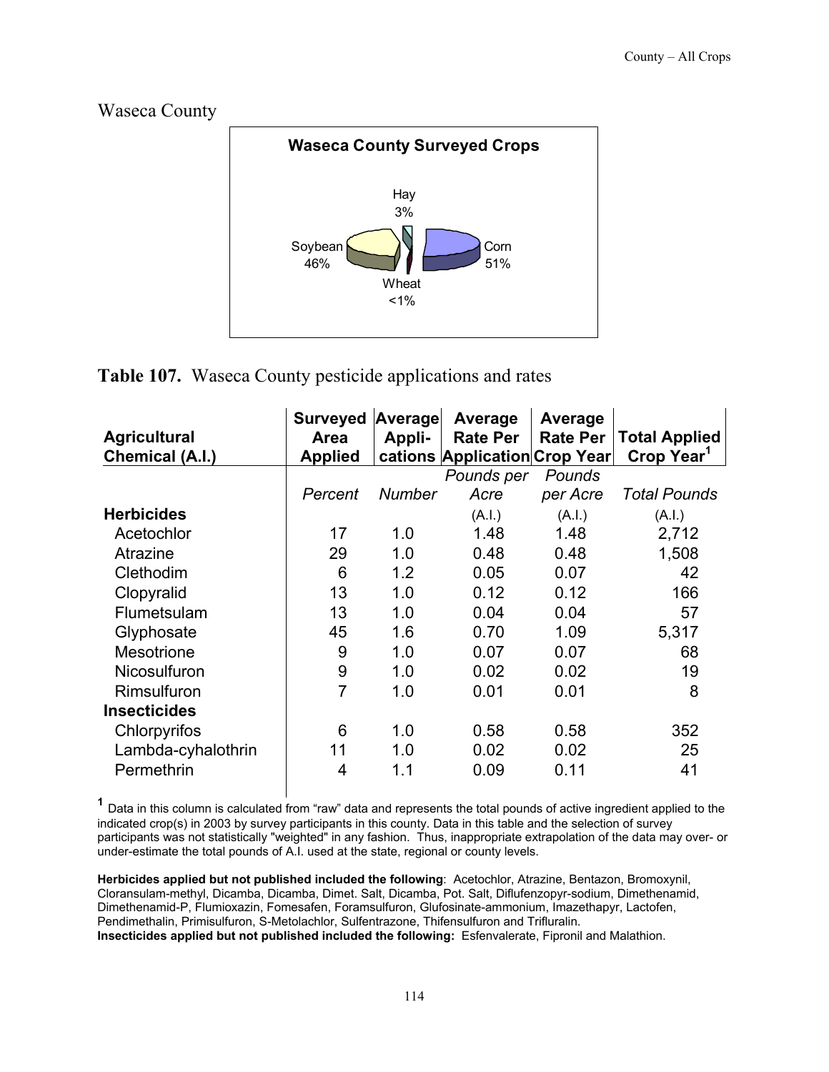## Waseca County

**Waseca County Surveyed Crops**

Hay 3%
Soybean 46%
Corn 51%
Wheat <1%

**Table 107.** Waseca County pesticide applications and rates

| Agricultural Chemical (A.I.) | Surveyed Area Applied | Average Appli-cations | Average Rate Per Application | Average Rate Per Crop Year | Total Applied Crop Year[1] |
|---|---|---|---|---|---|
| | *Percent* | *Number* | *Pounds per Acre* | *Pounds per Acre* | *Total Pounds* |
| **Herbicides** | | | (A.I.) | (A.I.) | (A.I.) |
| Acetochlor | 17 | 1.0 | 1.48 | 1.48 | 2,712 |
| Atrazine | 29 | 1.0 | 0.48 | 0.48 | 1,508 |
| Clethodim | 6 | 1.2 | 0.05 | 0.07 | 42 |
| Clopyralid | 13 | 1.0 | 0.12 | 0.12 | 166 |
| Flumetsulam | 13 | 1.0 | 0.04 | 0.04 | 57 |
| Glyphosate | 45 | 1.6 | 0.70 | 1.09 | 5,317 |
| Mesotrione | 9 | 1.0 | 0.07 | 0.07 | 68 |
| Nicosulfuron | 9 | 1.0 | 0.02 | 0.02 | 19 |
| Rimsulfuron | 7 | 1.0 | 0.01 | 0.01 | 8 |
| **Insecticides** | | | | | |
| Chlorpyrifos | 6 | 1.0 | 0.58 | 0.58 | 352 |
| Lambda-cyhalothrin | 11 | 1.0 | 0.02 | 0.02 | 25 |
| Permethrin | 4 | 1.1 | 0.09 | 0.11 | 41 |

[1] Data in this column is calculated from "raw" data and represents the total pounds of active ingredient applied to the indicated crop(s) in 2003 by survey participants in this county. Data in this table and the selection of survey participants was not statistically "weighted" in any fashion. Thus, inappropriate extrapolation of the data may over- or under-estimate the total pounds of A.I. used at the state, regional or county levels.

**Herbicides applied but not published included the following**: Acetochlor, Atrazine, Bentazon, Bromoxynil, Cloransulam-methyl, Dicamba, Dicamba, Dimet. Salt, Dicamba, Pot. Salt, Diflufenzopyr-sodium, Dimethenamid, Dimethenamid-P, Flumioxazin, Fomesafen, Foramsulfuron, Glufosinate-ammonium, Imazethapyr, Lactofen, Pendimethalin, Primisulfuron, S-Metolachlor, Sulfentrazone, Thifensulfuron and Trifluralin.
**Insecticides applied but not published included the following:** Esfenvalerate, Fipronil and Malathion.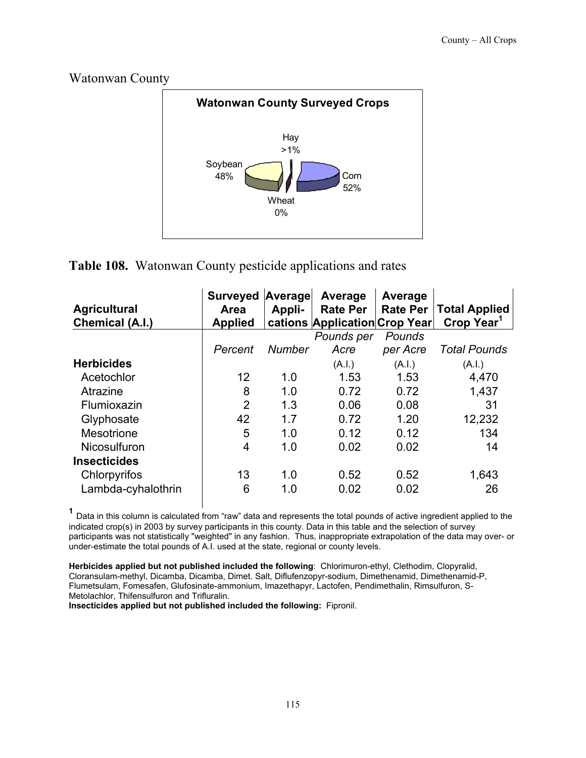## Watonwan County

**Watonwan County Surveyed Crops**

Hay >1%
Soybean 48%
Corn 52%
Wheat 0%

**Table 108.** Watonwan County pesticide applications and rates

| Agricultural Chemical (A.I.) | Surveyed Area Applied | Average Appli-cations | Average Rate Per Application | Average Rate Per Crop Year | Total Applied Crop Year[1] |
|---|---|---|---|---|---|
| | *Percent* | *Number* | *Pounds per Acre* | *Pounds per Acre* | *Total Pounds* |
| **Herbicides** | | | (A.I.) | (A.I.) | (A.I.) |
| Acetochlor | 12 | 1.0 | 1.53 | 1.53 | 4,470 |
| Atrazine | 8 | 1.0 | 0.72 | 0.72 | 1,437 |
| Flumioxazin | 2 | 1.3 | 0.06 | 0.08 | 31 |
| Glyphosate | 42 | 1.7 | 0.72 | 1.20 | 12,232 |
| Mesotrione | 5 | 1.0 | 0.12 | 0.12 | 134 |
| Nicosulfuron | 4 | 1.0 | 0.02 | 0.02 | 14 |
| **Insecticides** | | | | | |
| Chlorpyrifos | 13 | 1.0 | 0.52 | 0.52 | 1,643 |
| Lambda-cyhalothrin | 6 | 1.0 | 0.02 | 0.02 | 26 |

[1] Data in this column is calculated from "raw" data and represents the total pounds of active ingredient applied to the indicated crop(s) in 2003 by survey participants in this county. Data in this table and the selection of survey participants was not statistically "weighted" in any fashion. Thus, inappropriate extrapolation of the data may over- or under-estimate the total pounds of A.I. used at the state, regional or county levels.

**Herbicides applied but not published included the following**: Chlorimuron-ethyl, Clethodim, Clopyralid, Cloransulam-methyl, Dicamba, Dicamba, Dimet. Salt, Diflufenzopyr-sodium, Dimethenamid, Dimethenamid-P, Flumetsulam, Fomesafen, Glufosinate-ammonium, Imazethapyr, Lactofen, Pendimethalin, Rimsulfuron, S-Metolachlor, Thifensulfuron and Trifluralin.
**Insecticides applied but not published included the following:** Fipronil.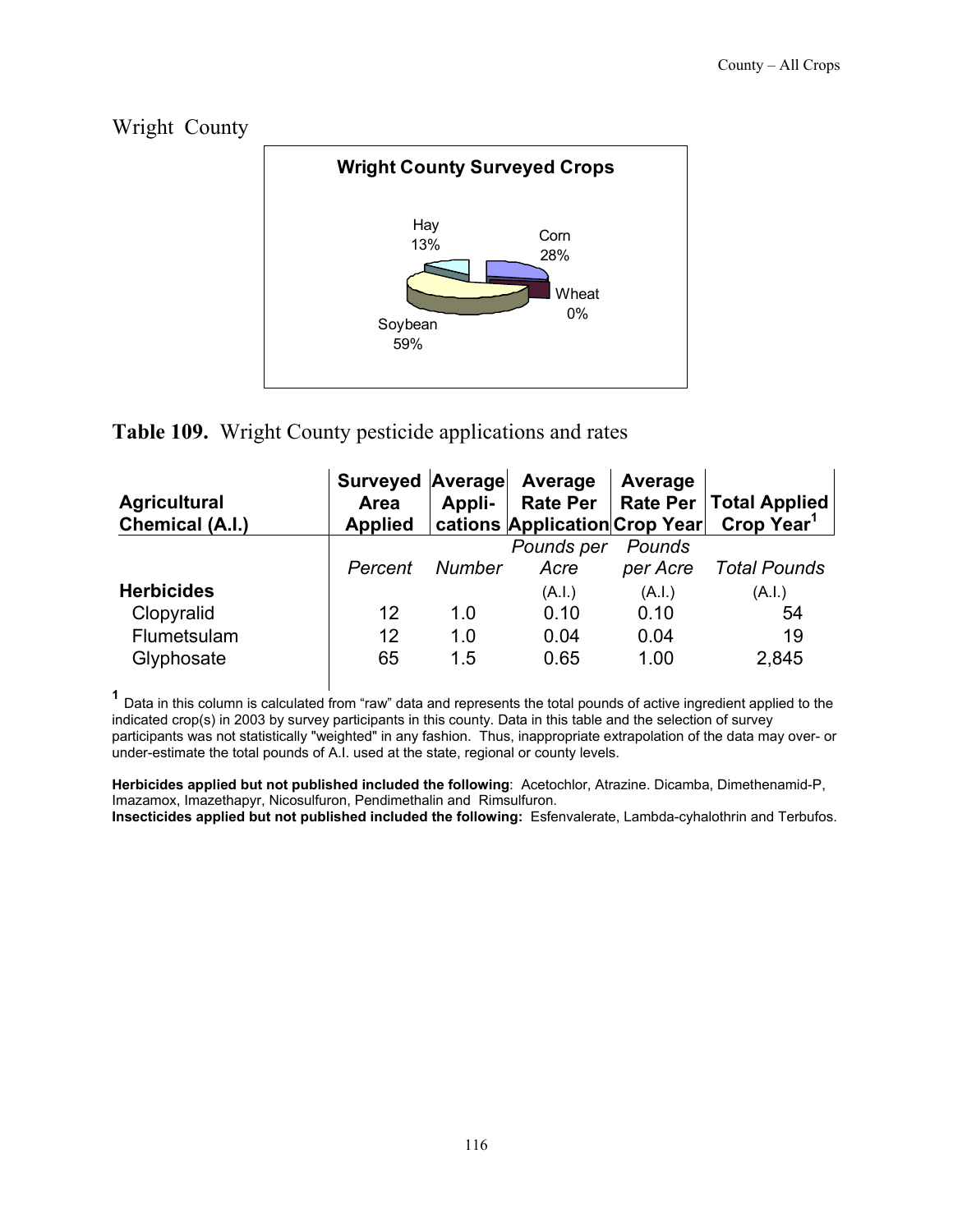# Wright County

**Wright County Surveyed Crops**

Hay 13%
Corn 28%
Wheat 0%
Soybean 59%

**Table 109.** Wright County pesticide applications and rates

| Agricultural Chemical (A.I.) | Surveyed Area Applied | Average Appli-cations | Average Rate Per Application | Average Rate Per Crop Year | Total Applied Crop Year[1] |
|---|---|---|---|---|---|
| | *Percent* | *Number* | *Pounds per Acre* (A.I.) | *Pounds per Acre* (A.I.) | *Total Pounds* (A.I.) |
| **Herbicides** | | | | | |
| Clopyralid | 12 | 1.0 | 0.10 | 0.10 | 54 |
| Flumetsulam | 12 | 1.0 | 0.04 | 0.04 | 19 |
| Glyphosate | 65 | 1.5 | 0.65 | 1.00 | 2,845 |

[1] Data in this column is calculated from "raw" data and represents the total pounds of active ingredient applied to the indicated crop(s) in 2003 by survey participants in this county. Data in this table and the selection of survey participants was not statistically "weighted" in any fashion. Thus, inappropriate extrapolation of the data may over- or under-estimate the total pounds of A.I. used at the state, regional or county levels.

**Herbicides applied but not published included the following**: Acetochlor, Atrazine. Dicamba, Dimethenamid-P, Imazamox, Imazethapyr, Nicosulfuron, Pendimethalin and Rimsulfuron.
**Insecticides applied but not published included the following:** Esfenvalerate, Lambda-cyhalothrin and Terbufos.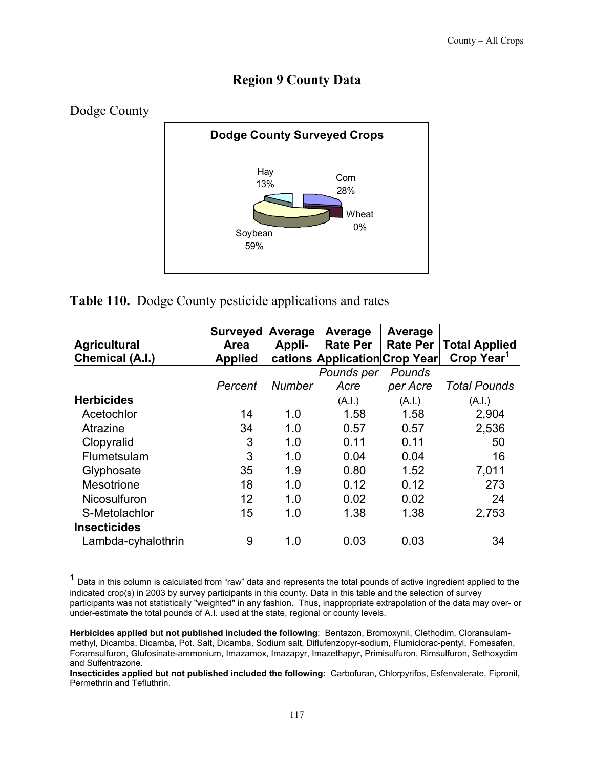## Region 9 County Data

### Dodge County

**Dodge County Surveyed Crops**

Hay 13%, Corn 28%, Wheat 0%, Soybean 59%

**Table 110.** Dodge County pesticide applications and rates

| Agricultural Chemical (A.I.) | Surveyed Area Applied | Average Appli-cations | Average Rate Per Application | Average Rate Per Crop Year | Total Applied Crop Year[1] |
|---|---|---|---|---|---|
| | *Percent* | *Number* | *Pounds per Acre* (A.I.) | *Pounds per Acre* (A.I.) | *Total Pounds* (A.I.) |
| **Herbicides** | | | | | |
| Acetochlor | 14 | 1.0 | 1.58 | 1.58 | 2,904 |
| Atrazine | 34 | 1.0 | 0.57 | 0.57 | 2,536 |
| Clopyralid | 3 | 1.0 | 0.11 | 0.11 | 50 |
| Flumetsulam | 3 | 1.0 | 0.04 | 0.04 | 16 |
| Glyphosate | 35 | 1.9 | 0.80 | 1.52 | 7,011 |
| Mesotrione | 18 | 1.0 | 0.12 | 0.12 | 273 |
| Nicosulfuron | 12 | 1.0 | 0.02 | 0.02 | 24 |
| S-Metolachlor | 15 | 1.0 | 1.38 | 1.38 | 2,753 |
| **Insecticides** | | | | | |
| Lambda-cyhalothrin | 9 | 1.0 | 0.03 | 0.03 | 34 |

[1] Data in this column is calculated from "raw" data and represents the total pounds of active ingredient applied to the indicated crop(s) in 2003 by survey participants in this county. Data in this table and the selection of survey participants was not statistically "weighted" in any fashion. Thus, inappropriate extrapolation of the data may over- or under-estimate the total pounds of A.I. used at the state, regional or county levels.

**Herbicides applied but not published included the following**: Bentazon, Bromoxynil, Clethodim, Cloransulam-methyl, Dicamba, Dicamba, Pot. Salt, Dicamba, Sodium salt, Diflufenzopyr-sodium, Flumiclorac-pentyl, Fomesafen, Foramsulfuron, Glufosinate-ammonium, Imazamox, Imazapyr, Imazethapyr, Primisulfuron, Rimsulfuron, Sethoxydim and Sulfentrazone.

**Insecticides applied but not published included the following:** Carbofuran, Chlorpyrifos, Esfenvalerate, Fipronil, Permethrin and Tefluthrin.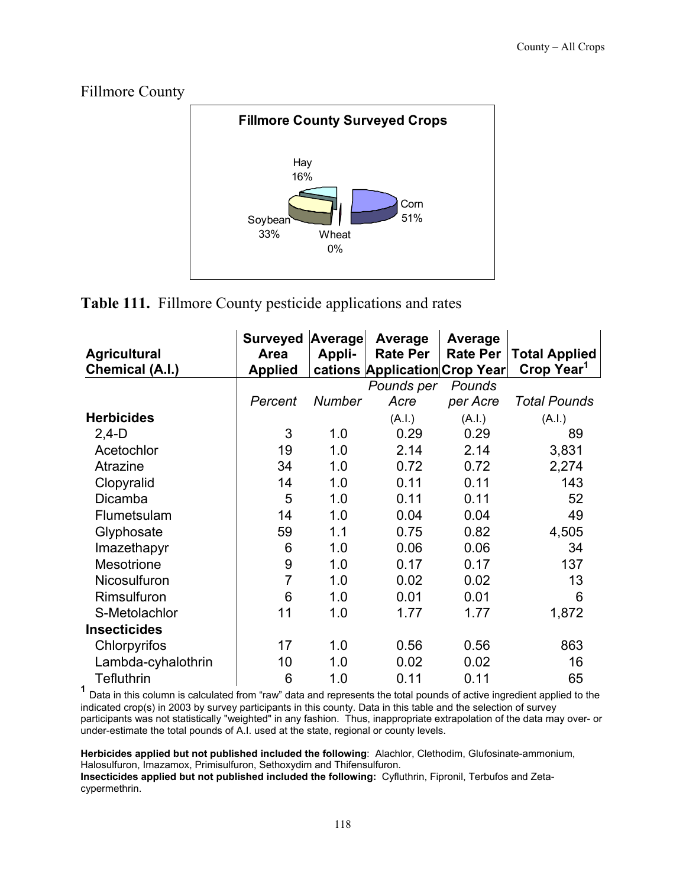# Fillmore County

**Fillmore County Surveyed Crops**

Hay 16%
Corn 51%
Soybean 33%
Wheat 0%

**Table 111.** Fillmore County pesticide applications and rates

| Agricultural Chemical (A.I.) | Surveyed Area Applied | Average Appli-cations | Average Rate Per Application | Average Rate Per Crop Year | Total Applied Crop Year[1] |
|---|---|---|---|---|---|
| | *Percent* | *Number* | *Pounds per Acre* (A.I.) | *Pounds per Acre* (A.I.) | *Total Pounds* (A.I.) |
| **Herbicides** | | | | | |
| 2,4-D | 3 | 1.0 | 0.29 | 0.29 | 89 |
| Acetochlor | 19 | 1.0 | 2.14 | 2.14 | 3,831 |
| Atrazine | 34 | 1.0 | 0.72 | 0.72 | 2,274 |
| Clopyralid | 14 | 1.0 | 0.11 | 0.11 | 143 |
| Dicamba | 5 | 1.0 | 0.11 | 0.11 | 52 |
| Flumetsulam | 14 | 1.0 | 0.04 | 0.04 | 49 |
| Glyphosate | 59 | 1.1 | 0.75 | 0.82 | 4,505 |
| Imazethapyr | 6 | 1.0 | 0.06 | 0.06 | 34 |
| Mesotrione | 9 | 1.0 | 0.17 | 0.17 | 137 |
| Nicosulfuron | 7 | 1.0 | 0.02 | 0.02 | 13 |
| Rimsulfuron | 6 | 1.0 | 0.01 | 0.01 | 6 |
| S-Metolachlor | 11 | 1.0 | 1.77 | 1.77 | 1,872 |
| **Insecticides** | | | | | |
| Chlorpyrifos | 17 | 1.0 | 0.56 | 0.56 | 863 |
| Lambda-cyhalothrin | 10 | 1.0 | 0.02 | 0.02 | 16 |
| Tefluthrin | 6 | 1.0 | 0.11 | 0.11 | 65 |

[1] Data in this column is calculated from "raw" data and represents the total pounds of active ingredient applied to the indicated crop(s) in 2003 by survey participants in this county. Data in this table and the selection of survey participants was not statistically "weighted" in any fashion. Thus, inappropriate extrapolation of the data may over- or under-estimate the total pounds of A.I. used at the state, regional or county levels.

**Herbicides applied but not published included the following**: Alachlor, Clethodim, Glufosinate-ammonium, Halosulfuron, Imazamox, Primisulfuron, Sethoxydim and Thifensulfuron.
**Insecticides applied but not published included the following:** Cyfluthrin, Fipronil, Terbufos and Zeta-cypermethrin.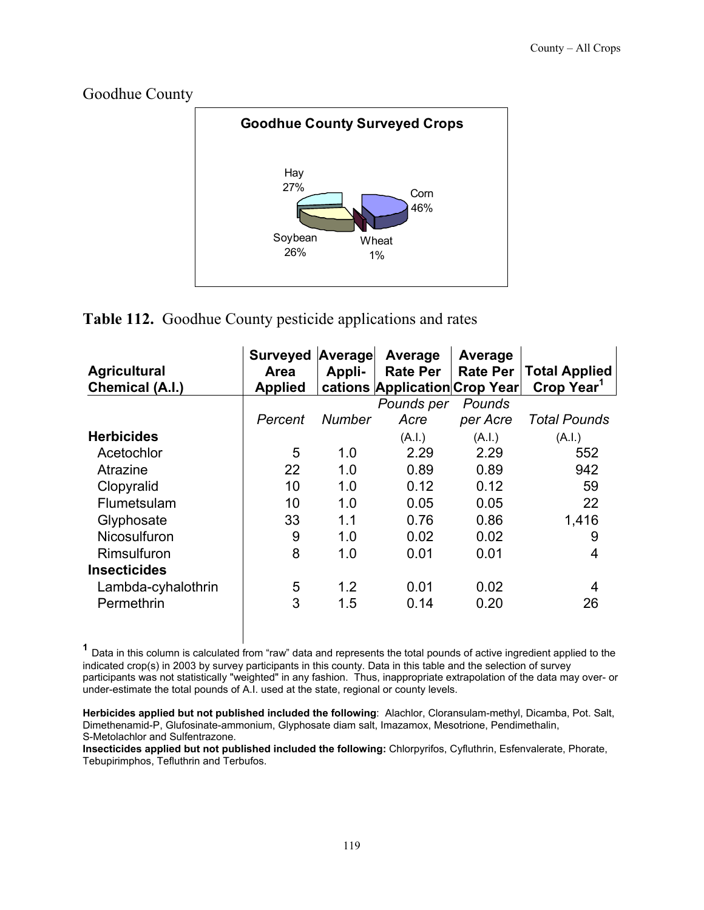## Goodhue County

**Goodhue County Surveyed Crops**

Hay 27%
Corn 46%
Soybean 26%
Wheat 1%

**Table 112.** Goodhue County pesticide applications and rates

| Agricultural Chemical (A.I.) | Surveyed Area Applied | Average Appli-cations | Average Rate Per Application | Average Rate Per Crop Year | Total Applied Crop Year[1] |
|---|---|---|---|---|---|
| | *Percent* | *Number* | *Pounds per Acre* | *Pounds per Acre* | *Total Pounds* |
| **Herbicides** | | | (A.I.) | (A.I.) | (A.I.) |
| Acetochlor | 5 | 1.0 | 2.29 | 2.29 | 552 |
| Atrazine | 22 | 1.0 | 0.89 | 0.89 | 942 |
| Clopyralid | 10 | 1.0 | 0.12 | 0.12 | 59 |
| Flumetsulam | 10 | 1.0 | 0.05 | 0.05 | 22 |
| Glyphosate | 33 | 1.1 | 0.76 | 0.86 | 1,416 |
| Nicosulfuron | 9 | 1.0 | 0.02 | 0.02 | 9 |
| Rimsulfuron | 8 | 1.0 | 0.01 | 0.01 | 4 |
| **Insecticides** | | | | | |
| Lambda-cyhalothrin | 5 | 1.2 | 0.01 | 0.02 | 4 |
| Permethrin | 3 | 1.5 | 0.14 | 0.20 | 26 |

[1] Data in this column is calculated from "raw" data and represents the total pounds of active ingredient applied to the indicated crop(s) in 2003 by survey participants in this county. Data in this table and the selection of survey participants was not statistically "weighted" in any fashion. Thus, inappropriate extrapolation of the data may over- or under-estimate the total pounds of A.I. used at the state, regional or county levels.

**Herbicides applied but not published included the following**: Alachlor, Cloransulam-methyl, Dicamba, Pot. Salt, Dimethenamid-P, Glufosinate-ammonium, Glyphosate diam salt, Imazamox, Mesotrione, Pendimethalin, S-Metolachlor and Sulfentrazone.
**Insecticides applied but not published included the following:** Chlorpyrifos, Cyfluthrin, Esfenvalerate, Phorate, Tebupirimphos, Tefluthrin and Terbufos.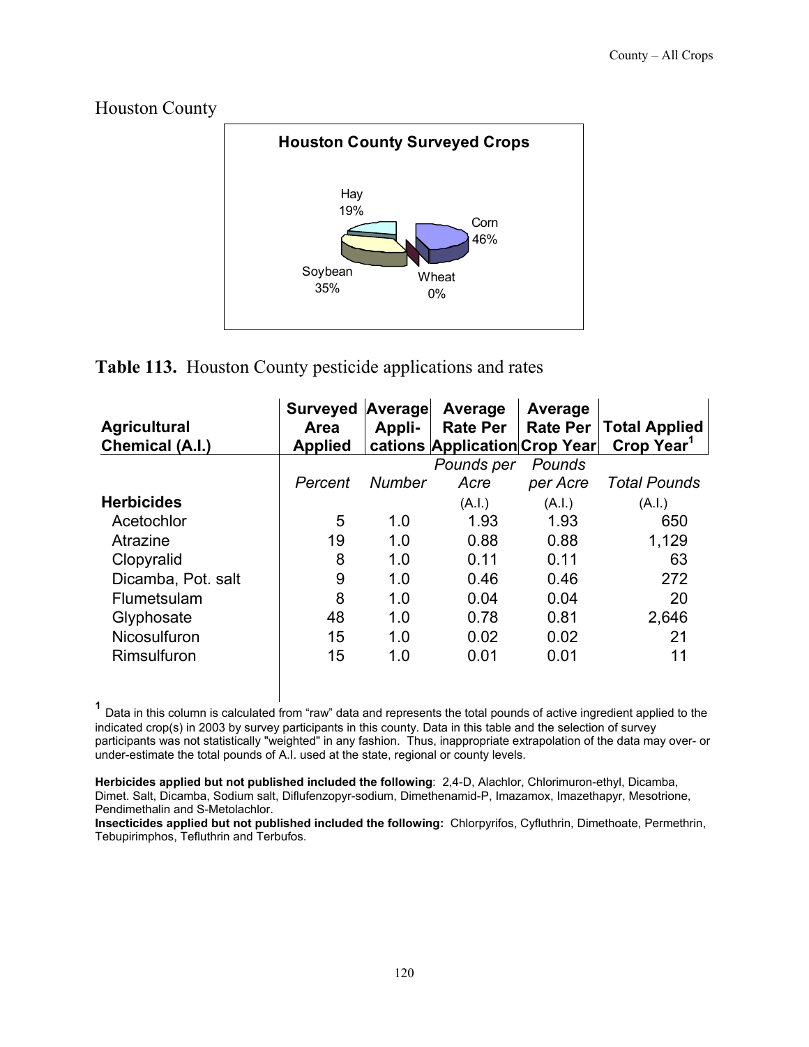## Houston County

**Houston County Surveyed Crops**

Hay 19%
Corn 46%
Soybean 35%
Wheat 0%

**Table 113.** Houston County pesticide applications and rates

| Agricultural Chemical (A.I.) | Surveyed Area Applied | Average Appli-cations | Average Rate Per Application | Average Rate Per Crop Year | Total Applied Crop Year[1] |
|---|---|---|---|---|---|
| | *Percent* | *Number* | *Pounds per Acre* | *Pounds per Acre* | *Total Pounds* |
| **Herbicides** | | | (A.I.) | (A.I.) | (A.I.) |
| Acetochlor | 5 | 1.0 | 1.93 | 1.93 | 650 |
| Atrazine | 19 | 1.0 | 0.88 | 0.88 | 1,129 |
| Clopyralid | 8 | 1.0 | 0.11 | 0.11 | 63 |
| Dicamba, Pot. salt | 9 | 1.0 | 0.46 | 0.46 | 272 |
| Flumetsulam | 8 | 1.0 | 0.04 | 0.04 | 20 |
| Glyphosate | 48 | 1.0 | 0.78 | 0.81 | 2,646 |
| Nicosulfuron | 15 | 1.0 | 0.02 | 0.02 | 21 |
| Rimsulfuron | 15 | 1.0 | 0.01 | 0.01 | 11 |

[1] Data in this column is calculated from "raw" data and represents the total pounds of active ingredient applied to the indicated crop(s) in 2003 by survey participants in this county. Data in this table and the selection of survey participants was not statistically "weighted" in any fashion. Thus, inappropriate extrapolation of the data may over- or under-estimate the total pounds of A.I. used at the state, regional or county levels.

**Herbicides applied but not published included the following**: 2,4-D, Alachlor, Chlorimuron-ethyl, Dicamba, Dimet. Salt, Dicamba, Sodium salt, Diflufenzopyr-sodium, Dimethenamid-P, Imazamox, Imazethapyr, Mesotrione, Pendimethalin and S-Metolachlor.
**Insecticides applied but not published included the following:** Chlorpyrifos, Cyfluthrin, Dimethoate, Permethrin, Tebupirimphos, Tefluthrin and Terbufos.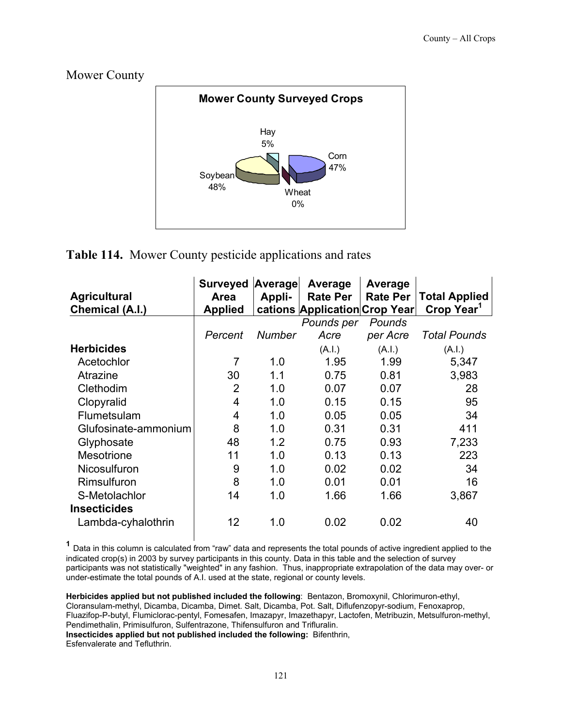## Mower County

**Mower County Surveyed Crops**

Hay 5%
Corn 47%
Soybean 48%
Wheat 0%

**Table 114.** Mower County pesticide applications and rates

| Agricultural Chemical (A.I.) | Surveyed Area Applied | Average Appli-cations | Average Rate Per Application | Average Rate Per Crop Year | Total Applied Crop Year[1] |
|---|---|---|---|---|---|
| | *Percent* | *Number* | *Pounds per Acre* | *Pounds per Acre* | *Total Pounds* |
| **Herbicides** | | | (A.I.) | (A.I.) | (A.I.) |
| Acetochlor | 7 | 1.0 | 1.95 | 1.99 | 5,347 |
| Atrazine | 30 | 1.1 | 0.75 | 0.81 | 3,983 |
| Clethodim | 2 | 1.0 | 0.07 | 0.07 | 28 |
| Clopyralid | 4 | 1.0 | 0.15 | 0.15 | 95 |
| Flumetsulam | 4 | 1.0 | 0.05 | 0.05 | 34 |
| Glufosinate-ammonium | 8 | 1.0 | 0.31 | 0.31 | 411 |
| Glyphosate | 48 | 1.2 | 0.75 | 0.93 | 7,233 |
| Mesotrione | 11 | 1.0 | 0.13 | 0.13 | 223 |
| Nicosulfuron | 9 | 1.0 | 0.02 | 0.02 | 34 |
| Rimsulfuron | 8 | 1.0 | 0.01 | 0.01 | 16 |
| S-Metolachlor | 14 | 1.0 | 1.66 | 1.66 | 3,867 |
| **Insecticides** | | | | | |
| Lambda-cyhalothrin | 12 | 1.0 | 0.02 | 0.02 | 40 |

[1] Data in this column is calculated from "raw" data and represents the total pounds of active ingredient applied to the indicated crop(s) in 2003 by survey participants in this county. Data in this table and the selection of survey participants was not statistically "weighted" in any fashion. Thus, inappropriate extrapolation of the data may over- or under-estimate the total pounds of A.I. used at the state, regional or county levels.

**Herbicides applied but not published included the following**: Bentazon, Bromoxynil, Chlorimuron-ethyl, Cloransulam-methyl, Dicamba, Dicamba, Dimet. Salt, Dicamba, Pot. Salt, Diflufenzopyr-sodium, Fenoxaprop, Fluazifop-P-butyl, Flumiclorac-pentyl, Fomesafen, Imazapyr, Imazethapyr, Lactofen, Metribuzin, Metsulfuron-methyl, Pendimethalin, Primisulfuron, Sulfentrazone, Thifensulfuron and Trifluralin.
**Insecticides applied but not published included the following:** Bifenthrin, Esfenvalerate and Tefluthrin.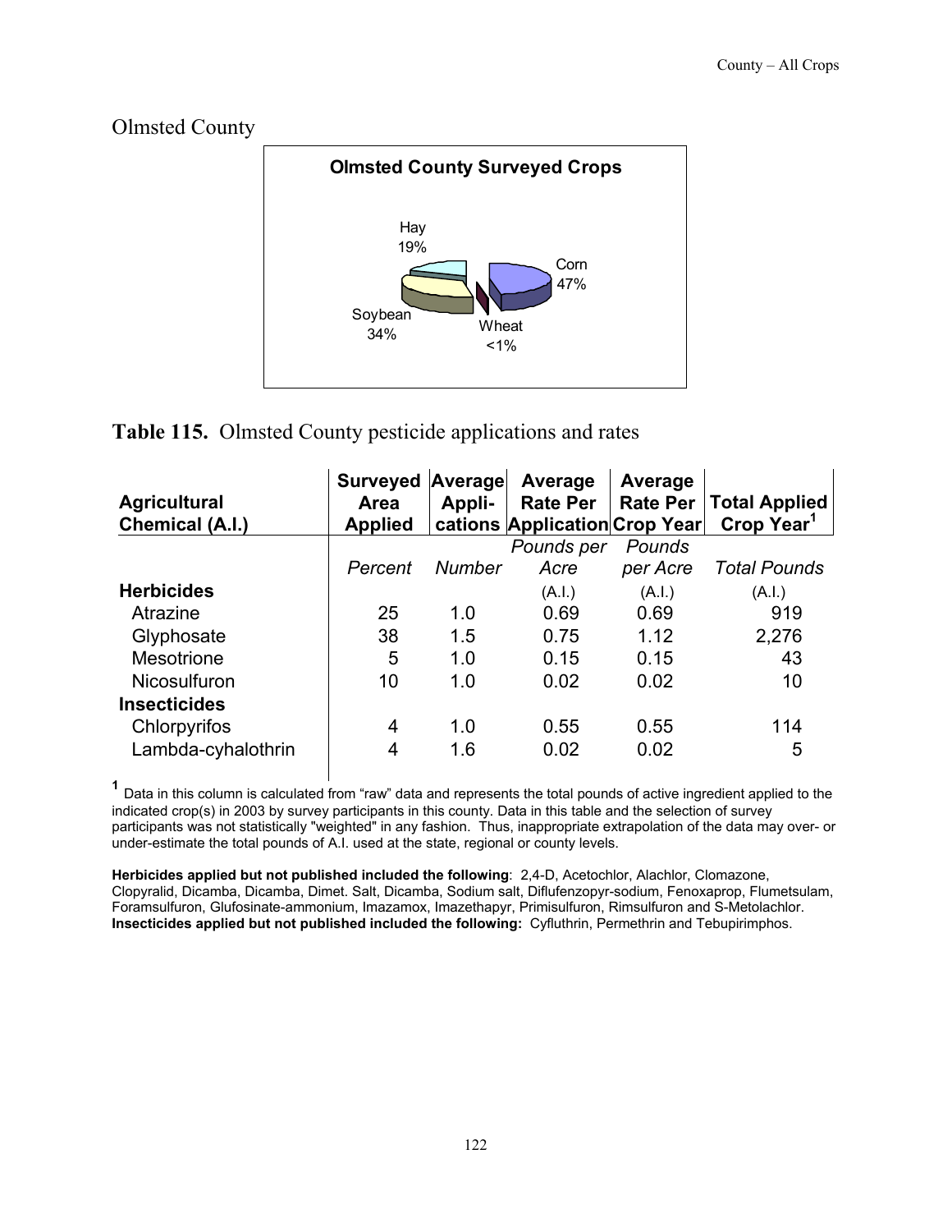# Olmsted County

**Olmsted County Surveyed Crops**

Hay 19%
Corn 47%
Soybean 34%
Wheat <1%

**Table 115.** Olmsted County pesticide applications and rates

| Agricultural Chemical (A.I.) | Surveyed Area Applied | Average Appli-cations | Average Rate Per Application | Average Rate Per Crop Year | Total Applied Crop Year[1] |
|---|---|---|---|---|---|
| | *Percent* | *Number* | *Pounds per Acre* (A.I.) | *Pounds per Acre* (A.I.) | *Total Pounds* (A.I.) |
| **Herbicides** | | | | | |
| Atrazine | 25 | 1.0 | 0.69 | 0.69 | 919 |
| Glyphosate | 38 | 1.5 | 0.75 | 1.12 | 2,276 |
| Mesotrione | 5 | 1.0 | 0.15 | 0.15 | 43 |
| Nicosulfuron | 10 | 1.0 | 0.02 | 0.02 | 10 |
| **Insecticides** | | | | | |
| Chlorpyrifos | 4 | 1.0 | 0.55 | 0.55 | 114 |
| Lambda-cyhalothrin | 4 | 1.6 | 0.02 | 0.02 | 5 |

[1] Data in this column is calculated from "raw" data and represents the total pounds of active ingredient applied to the indicated crop(s) in 2003 by survey participants in this county. Data in this table and the selection of survey participants was not statistically "weighted" in any fashion. Thus, inappropriate extrapolation of the data may over- or under-estimate the total pounds of A.I. used at the state, regional or county levels.

**Herbicides applied but not published included the following**: 2,4-D, Acetochlor, Alachlor, Clomazone, Clopyralid, Dicamba, Dicamba, Dimet. Salt, Dicamba, Sodium salt, Diflufenzopyr-sodium, Fenoxaprop, Flumetsulam, Foramsulfuron, Glufosinate-ammonium, Imazamox, Imazethapyr, Primisulfuron, Rimsulfuron and S-Metolachlor.
**Insecticides applied but not published included the following:** Cyfluthrin, Permethrin and Tebupirimphos.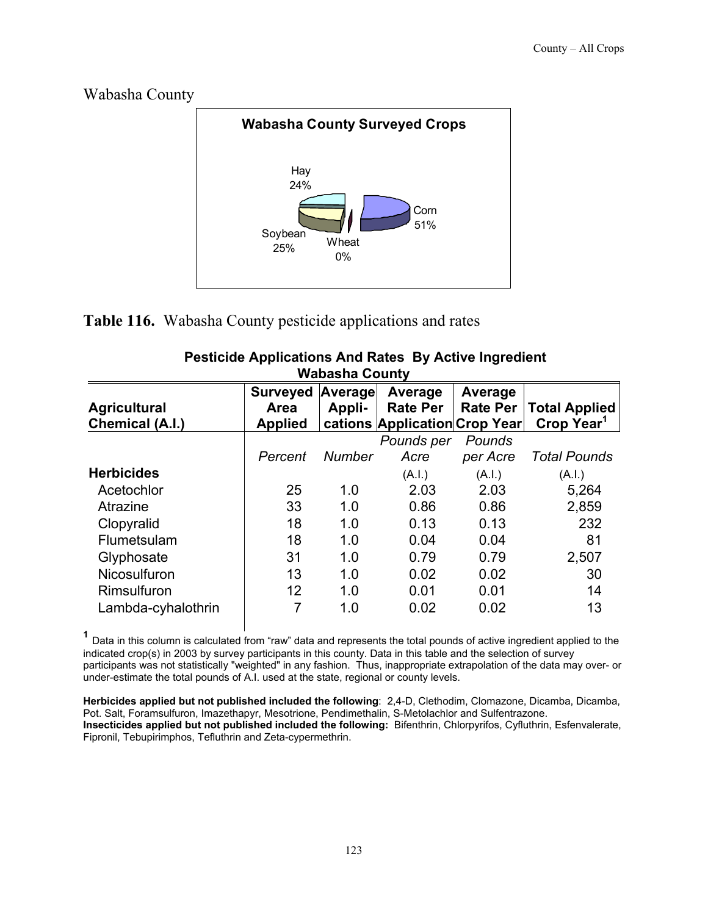# Wabasha County

**Wabasha County Surveyed Crops**

Hay 24%
Corn 51%
Soybean 25%
Wheat 0%

**Table 116.** Wabasha County pesticide applications and rates

**Pesticide Applications And Rates By Active Ingredient**
**Wabasha County**

| Agricultural Chemical (A.I.) | Surveyed Area Applied | Average Appli-cations | Average Rate Per Application | Average Rate Per Crop Year | Total Applied Crop Year[1] |
|---|---|---|---|---|---|
| | *Percent* | *Number* | *Pounds per Acre* (A.I.) | *Pounds per Acre* (A.I.) | *Total Pounds* (A.I.) |
| **Herbicides** | | | | | |
| Acetochlor | 25 | 1.0 | 2.03 | 2.03 | 5,264 |
| Atrazine | 33 | 1.0 | 0.86 | 0.86 | 2,859 |
| Clopyralid | 18 | 1.0 | 0.13 | 0.13 | 232 |
| Flumetsulam | 18 | 1.0 | 0.04 | 0.04 | 81 |
| Glyphosate | 31 | 1.0 | 0.79 | 0.79 | 2,507 |
| Nicosulfuron | 13 | 1.0 | 0.02 | 0.02 | 30 |
| Rimsulfuron | 12 | 1.0 | 0.01 | 0.01 | 14 |
| Lambda-cyhalothrin | 7 | 1.0 | 0.02 | 0.02 | 13 |

[1] Data in this column is calculated from "raw" data and represents the total pounds of active ingredient applied to the indicated crop(s) in 2003 by survey participants in this county. Data in this table and the selection of survey participants was not statistically "weighted" in any fashion. Thus, inappropriate extrapolation of the data may over- or under-estimate the total pounds of A.I. used at the state, regional or county levels.

**Herbicides applied but not published included the following**: 2,4-D, Clethodim, Clomazone, Dicamba, Dicamba, Pot. Salt, Foramsulfuron, Imazethapyr, Mesotrione, Pendimethalin, S-Metolachlor and Sulfentrazone.
**Insecticides applied but not published included the following:** Bifenthrin, Chlorpyrifos, Cyfluthrin, Esfenvalerate, Fipronil, Tebupirimphos, Tefluthrin and Zeta-cypermethrin.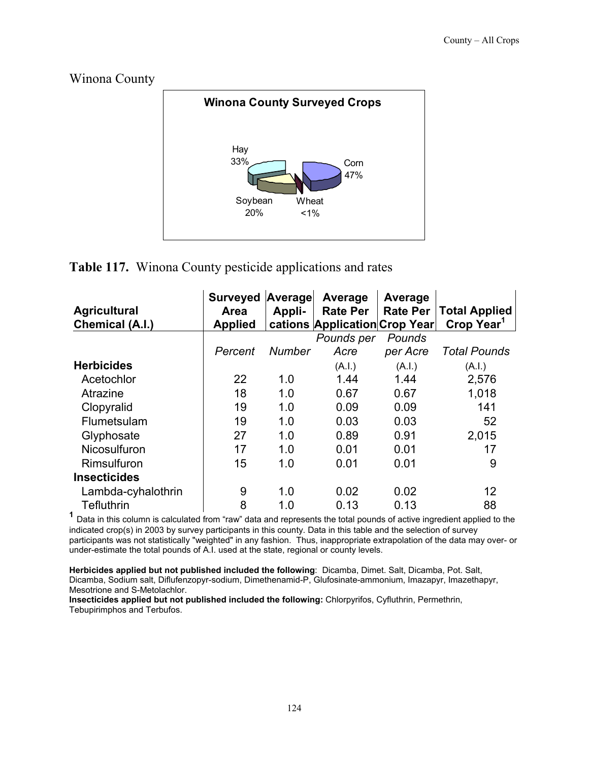# Winona County

**Winona County Surveyed Crops**

Hay 33%
Corn 47%
Soybean 20%
Wheat <1%

**Table 117.** Winona County pesticide applications and rates

| Agricultural Chemical (A.I.) | Surveyed Area Applied | Average Appli-cations | Average Rate Per Application | Average Rate Per Crop Year | Total Applied Crop Year[1] |
|---|---|---|---|---|---|
| | *Percent* | *Number* | *Pounds per Acre* | *Pounds per Acre* | *Total Pounds* |
| **Herbicides** | | | (A.I.) | (A.I.) | (A.I.) |
| Acetochlor | 22 | 1.0 | 1.44 | 1.44 | 2,576 |
| Atrazine | 18 | 1.0 | 0.67 | 0.67 | 1,018 |
| Clopyralid | 19 | 1.0 | 0.09 | 0.09 | 141 |
| Flumetsulam | 19 | 1.0 | 0.03 | 0.03 | 52 |
| Glyphosate | 27 | 1.0 | 0.89 | 0.91 | 2,015 |
| Nicosulfuron | 17 | 1.0 | 0.01 | 0.01 | 17 |
| Rimsulfuron | 15 | 1.0 | 0.01 | 0.01 | 9 |
| **Insecticides** | | | | | |
| Lambda-cyhalothrin | 9 | 1.0 | 0.02 | 0.02 | 12 |
| Tefluthrin | 8 | 1.0 | 0.13 | 0.13 | 88 |

[1] Data in this column is calculated from "raw" data and represents the total pounds of active ingredient applied to the indicated crop(s) in 2003 by survey participants in this county. Data in this table and the selection of survey participants was not statistically "weighted" in any fashion. Thus, inappropriate extrapolation of the data may over- or under-estimate the total pounds of A.I. used at the state, regional or county levels.

**Herbicides applied but not published included the following**: Dicamba, Dimet. Salt, Dicamba, Pot. Salt, Dicamba, Sodium salt, Diflufenzopyr-sodium, Dimethenamid-P, Glufosinate-ammonium, Imazapyr, Imazethapyr, Mesotrione and S-Metolachlor.

**Insecticides applied but not published included the following:** Chlorpyrifos, Cyfluthrin, Permethrin, Tebupirimphos and Terbufos.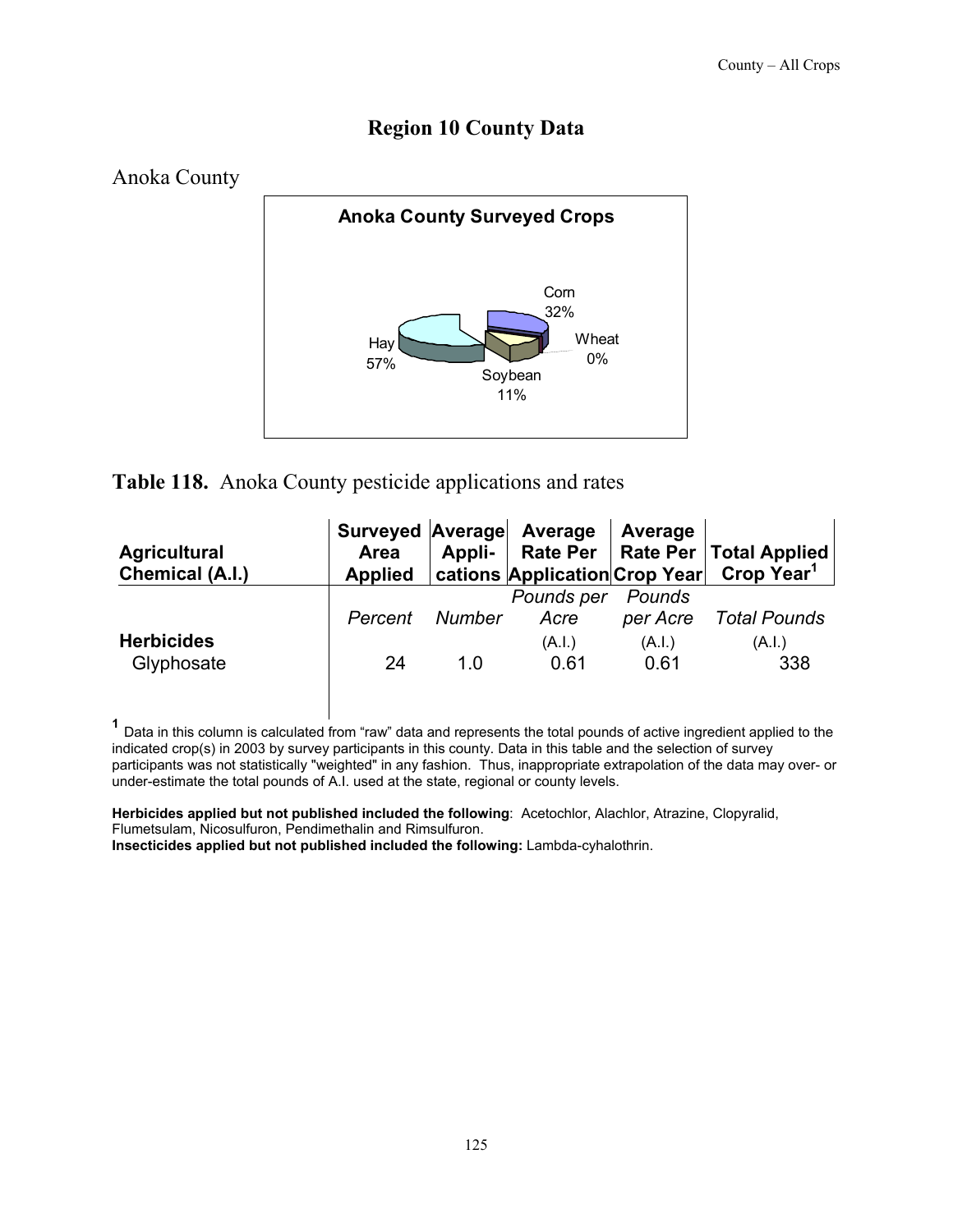# Region 10 County Data

## Anoka County

**Anoka County Surveyed Crops**

Corn 32%
Wheat 0%
Soybean 11%
Hay 57%

**Table 118.** Anoka County pesticide applications and rates

| Agricultural Chemical (A.I.) | Surveyed Area Applied | Average Appli-cations | Average Rate Per Application | Average Rate Per Crop Year | Total Applied Crop Year[1] |
|---|---|---|---|---|---|
| | *Percent* | *Number* | *Pounds per Acre* (A.I.) | *Pounds per Acre* (A.I.) | *Total Pounds* (A.I.) |
| **Herbicides** | | | | | |
| Glyphosate | 24 | 1.0 | 0.61 | 0.61 | 338 |

[1] Data in this column is calculated from "raw" data and represents the total pounds of active ingredient applied to the indicated crop(s) in 2003 by survey participants in this county. Data in this table and the selection of survey participants was not statistically "weighted" in any fashion. Thus, inappropriate extrapolation of the data may over- or under-estimate the total pounds of A.I. used at the state, regional or county levels.

**Herbicides applied but not published included the following**: Acetochlor, Alachlor, Atrazine, Clopyralid, Flumetsulam, Nicosulfuron, Pendimethalin and Rimsulfuron.
**Insecticides applied but not published included the following:** Lambda-cyhalothrin.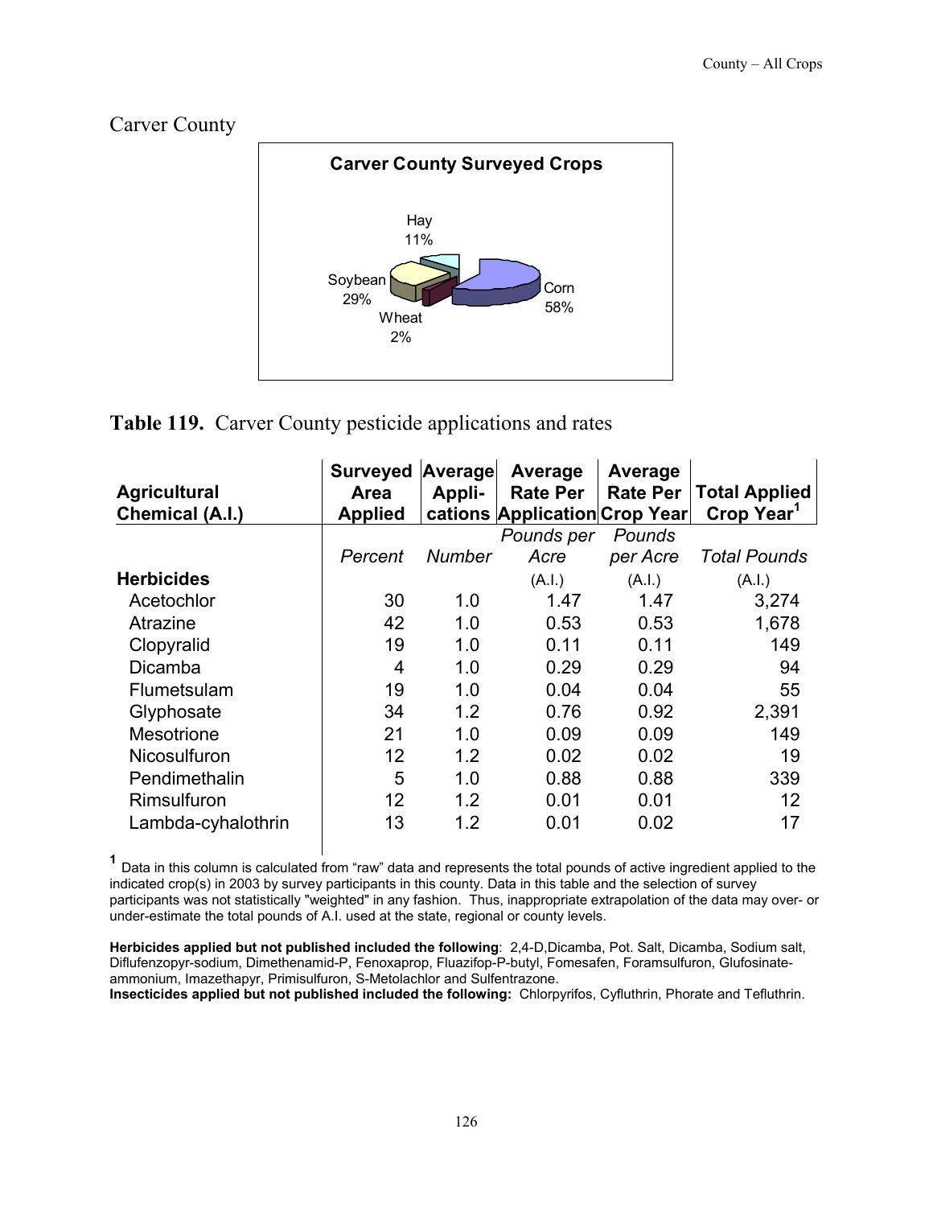## Carver County

**Carver County Surveyed Crops**

Hay 11%
Soybean 29%
Wheat 2%
Corn 58%

**Table 119.** Carver County pesticide applications and rates

| Agricultural Chemical (A.I.) | Surveyed Area Applied | Average Appli-cations | Average Rate Per Application | Average Rate Per Crop Year | Total Applied Crop Year[1] |
|---|---|---|---|---|---|
| | *Percent* | *Number* | *Pounds per Acre* (A.I.) | *Pounds per Acre* (A.I.) | *Total Pounds* (A.I.) |
| **Herbicides** | | | | | |
| Acetochlor | 30 | 1.0 | 1.47 | 1.47 | 3,274 |
| Atrazine | 42 | 1.0 | 0.53 | 0.53 | 1,678 |
| Clopyralid | 19 | 1.0 | 0.11 | 0.11 | 149 |
| Dicamba | 4 | 1.0 | 0.29 | 0.29 | 94 |
| Flumetsulam | 19 | 1.0 | 0.04 | 0.04 | 55 |
| Glyphosate | 34 | 1.2 | 0.76 | 0.92 | 2,391 |
| Mesotrione | 21 | 1.0 | 0.09 | 0.09 | 149 |
| Nicosulfuron | 12 | 1.2 | 0.02 | 0.02 | 19 |
| Pendimethalin | 5 | 1.0 | 0.88 | 0.88 | 339 |
| Rimsulfuron | 12 | 1.2 | 0.01 | 0.01 | 12 |
| Lambda-cyhalothrin | 13 | 1.2 | 0.01 | 0.02 | 17 |

[1] Data in this column is calculated from "raw" data and represents the total pounds of active ingredient applied to the indicated crop(s) in 2003 by survey participants in this county. Data in this table and the selection of survey participants was not statistically "weighted" in any fashion. Thus, inappropriate extrapolation of the data may over- or under-estimate the total pounds of A.I. used at the state, regional or county levels.

**Herbicides applied but not published included the following**: 2,4-D,Dicamba, Pot. Salt, Dicamba, Sodium salt, Diflufenzopyr-sodium, Dimethenamid-P, Fenoxaprop, Fluazifop-P-butyl, Fomesafen, Foramsulfuron, Glufosinate-ammonium, Imazethapyr, Primisulfuron, S-Metolachlor and Sulfentrazone.
**Insecticides applied but not published included the following:** Chlorpyrifos, Cyfluthrin, Phorate and Tefluthrin.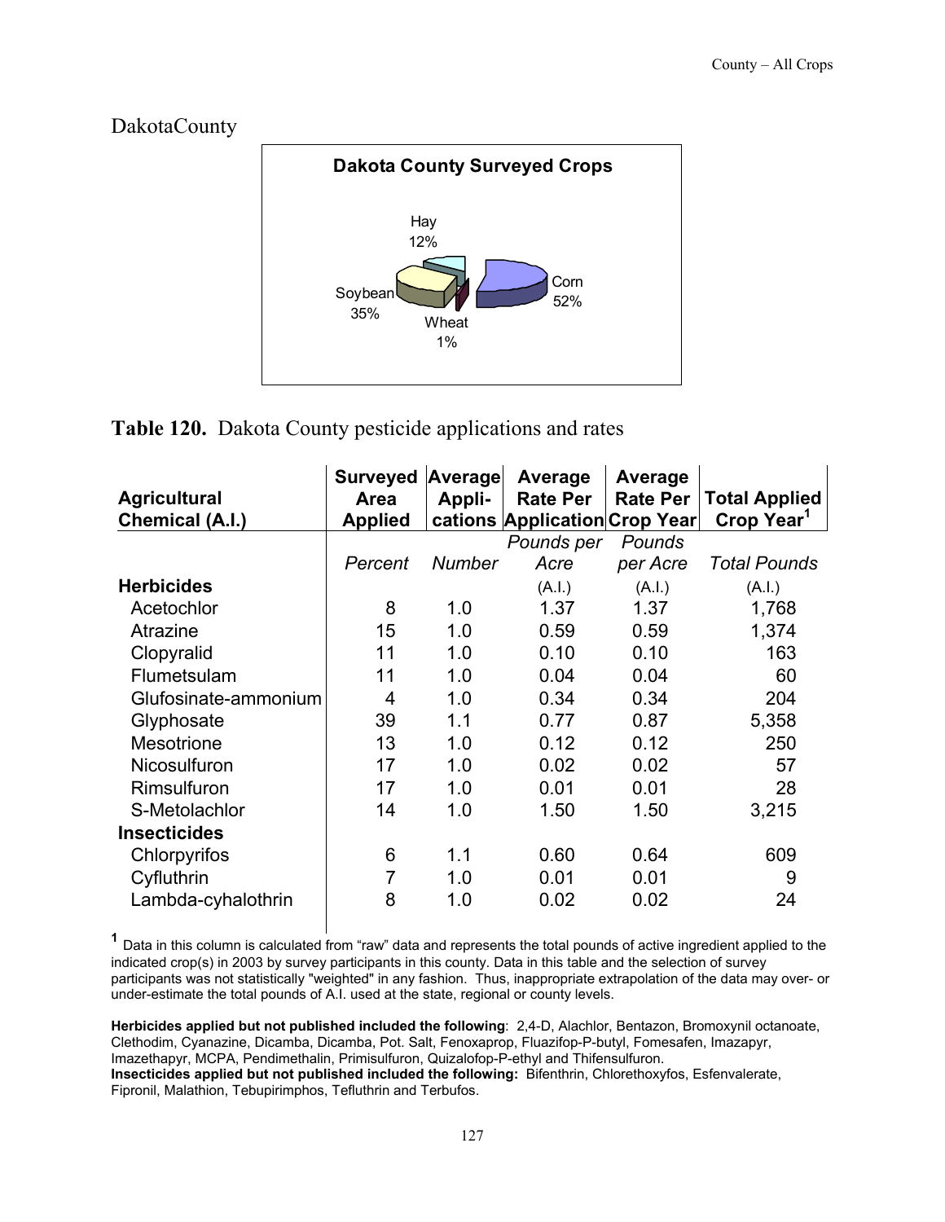DakotaCounty

**Dakota County Surveyed Crops**

Hay 12%, Soybean 35%, Wheat 1%, Corn 52%

**Table 120.** Dakota County pesticide applications and rates

| Agricultural Chemical (A.I.) | Surveyed Area Applied | Average Appli-cations | Average Rate Per Application | Average Rate Per Crop Year | Total Applied Crop Year[1] |
|---|---|---|---|---|---|
| | *Percent* | *Number* | *Pounds per Acre* | *Pounds per Acre* | *Total Pounds* |
| **Herbicides** | | | (A.I.) | (A.I.) | (A.I.) |
| Acetochlor | 8 | 1.0 | 1.37 | 1.37 | 1,768 |
| Atrazine | 15 | 1.0 | 0.59 | 0.59 | 1,374 |
| Clopyralid | 11 | 1.0 | 0.10 | 0.10 | 163 |
| Flumetsulam | 11 | 1.0 | 0.04 | 0.04 | 60 |
| Glufosinate-ammonium | 4 | 1.0 | 0.34 | 0.34 | 204 |
| Glyphosate | 39 | 1.1 | 0.77 | 0.87 | 5,358 |
| Mesotrione | 13 | 1.0 | 0.12 | 0.12 | 250 |
| Nicosulfuron | 17 | 1.0 | 0.02 | 0.02 | 57 |
| Rimsulfuron | 17 | 1.0 | 0.01 | 0.01 | 28 |
| S-Metolachlor | 14 | 1.0 | 1.50 | 1.50 | 3,215 |
| **Insecticides** | | | | | |
| Chlorpyrifos | 6 | 1.1 | 0.60 | 0.64 | 609 |
| Cyfluthrin | 7 | 1.0 | 0.01 | 0.01 | 9 |
| Lambda-cyhalothrin | 8 | 1.0 | 0.02 | 0.02 | 24 |

[1] Data in this column is calculated from "raw" data and represents the total pounds of active ingredient applied to the indicated crop(s) in 2003 by survey participants in this county. Data in this table and the selection of survey participants was not statistically "weighted" in any fashion. Thus, inappropriate extrapolation of the data may over- or under-estimate the total pounds of A.I. used at the state, regional or county levels.

**Herbicides applied but not published included the following**: 2,4-D, Alachlor, Bentazon, Bromoxynil octanoate, Clethodim, Cyanazine, Dicamba, Dicamba, Pot. Salt, Fenoxaprop, Fluazifop-P-butyl, Fomesafen, Imazapyr, Imazethapyr, MCPA, Pendimethalin, Primisulfuron, Quizalofop-P-ethyl and Thifensulfuron.
**Insecticides applied but not published included the following:** Bifenthrin, Chlorethoxyfos, Esfenvalerate, Fipronil, Malathion, Tebupirimphos, Tefluthrin and Terbufos.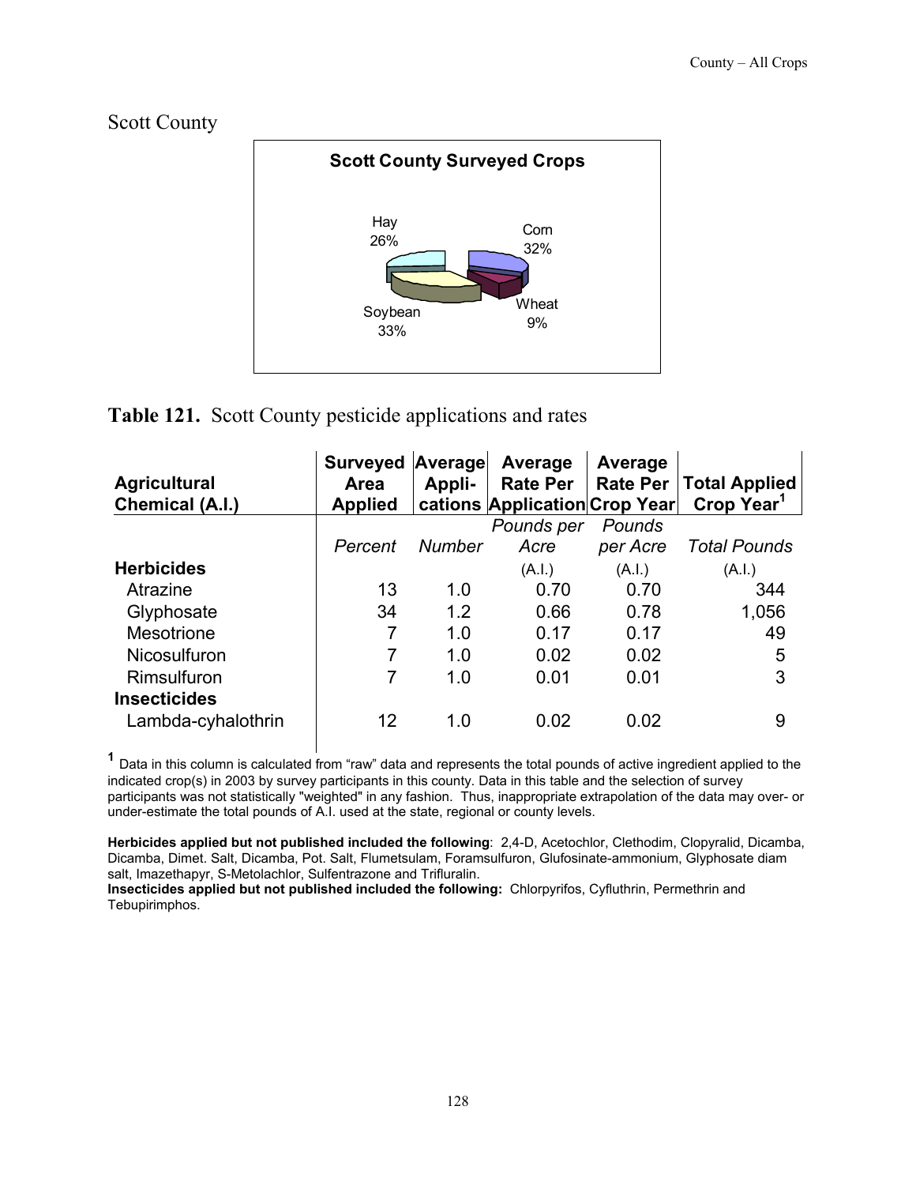## Scott County

**Scott County Surveyed Crops**

Hay 26%, Corn 32%, Wheat 9%, Soybean 33%

**Table 121.** Scott County pesticide applications and rates

| Agricultural Chemical (A.I.) | Surveyed Area Applied | Average Appli-cations | Average Rate Per Application | Average Rate Per Crop Year | Total Applied Crop Year[1] |
|---|---|---|---|---|---|
| | *Percent* | *Number* | *Pounds per Acre* (A.I.) | *Pounds per Acre* (A.I.) | *Total Pounds* (A.I.) |
| **Herbicides** | | | | | |
| Atrazine | 13 | 1.0 | 0.70 | 0.70 | 344 |
| Glyphosate | 34 | 1.2 | 0.66 | 0.78 | 1,056 |
| Mesotrione | 7 | 1.0 | 0.17 | 0.17 | 49 |
| Nicosulfuron | 7 | 1.0 | 0.02 | 0.02 | 5 |
| Rimsulfuron | 7 | 1.0 | 0.01 | 0.01 | 3 |
| **Insecticides** | | | | | |
| Lambda-cyhalothrin | 12 | 1.0 | 0.02 | 0.02 | 9 |

[1] Data in this column is calculated from "raw" data and represents the total pounds of active ingredient applied to the indicated crop(s) in 2003 by survey participants in this county. Data in this table and the selection of survey participants was not statistically "weighted" in any fashion. Thus, inappropriate extrapolation of the data may over- or under-estimate the total pounds of A.I. used at the state, regional or county levels.

**Herbicides applied but not published included the following**: 2,4-D, Acetochlor, Clethodim, Clopyralid, Dicamba, Dicamba, Dimet. Salt, Dicamba, Pot. Salt, Flumetsulam, Foramsulfuron, Glufosinate-ammonium, Glyphosate diam salt, Imazethapyr, S-Metolachlor, Sulfentrazone and Trifluralin.
**Insecticides applied but not published included the following:** Chlorpyrifos, Cyfluthrin, Permethrin and Tebupirimphos.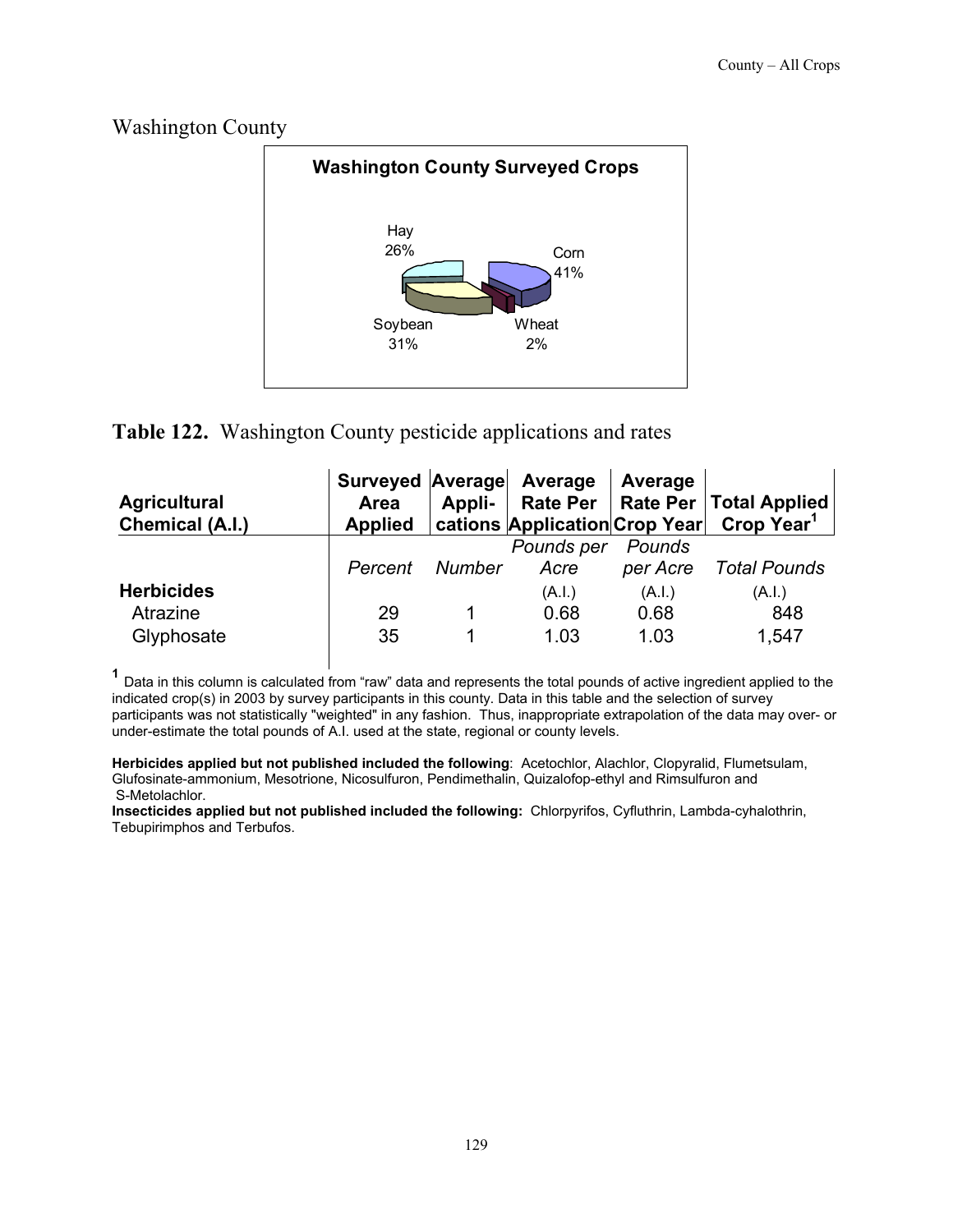## Washington County

**Washington County Surveyed Crops**

Hay 26%
Corn 41%
Soybean 31%
Wheat 2%

**Table 122.** Washington County pesticide applications and rates

| Agricultural Chemical (A.I.) | Surveyed Area Applied | Average Appli-cations | Average Rate Per Application | Average Rate Per Crop Year | Total Applied Crop Year[1] |
|---|---|---|---|---|---|
| | *Percent* | *Number* | *Pounds per Acre* (A.I.) | *Pounds per Acre* (A.I.) | *Total Pounds* (A.I.) |
| **Herbicides** | | | | | |
| Atrazine | 29 | 1 | 0.68 | 0.68 | 848 |
| Glyphosate | 35 | 1 | 1.03 | 1.03 | 1,547 |

[1] Data in this column is calculated from "raw" data and represents the total pounds of active ingredient applied to the indicated crop(s) in 2003 by survey participants in this county. Data in this table and the selection of survey participants was not statistically "weighted" in any fashion. Thus, inappropriate extrapolation of the data may over- or under-estimate the total pounds of A.I. used at the state, regional or county levels.

**Herbicides applied but not published included the following**: Acetochlor, Alachlor, Clopyralid, Flumetsulam, Glufosinate-ammonium, Mesotrione, Nicosulfuron, Pendimethalin, Quizalofop-ethyl and Rimsulfuron and S-Metolachlor.

**Insecticides applied but not published included the following:** Chlorpyrifos, Cyfluthrin, Lambda-cyhalothrin, Tebupirimphos and Terbufos.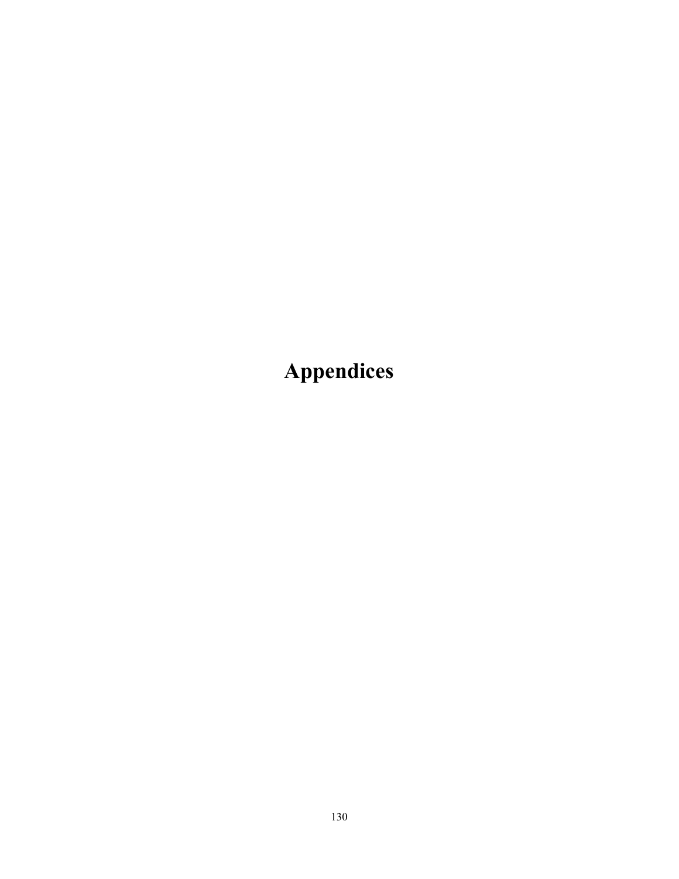# Appendices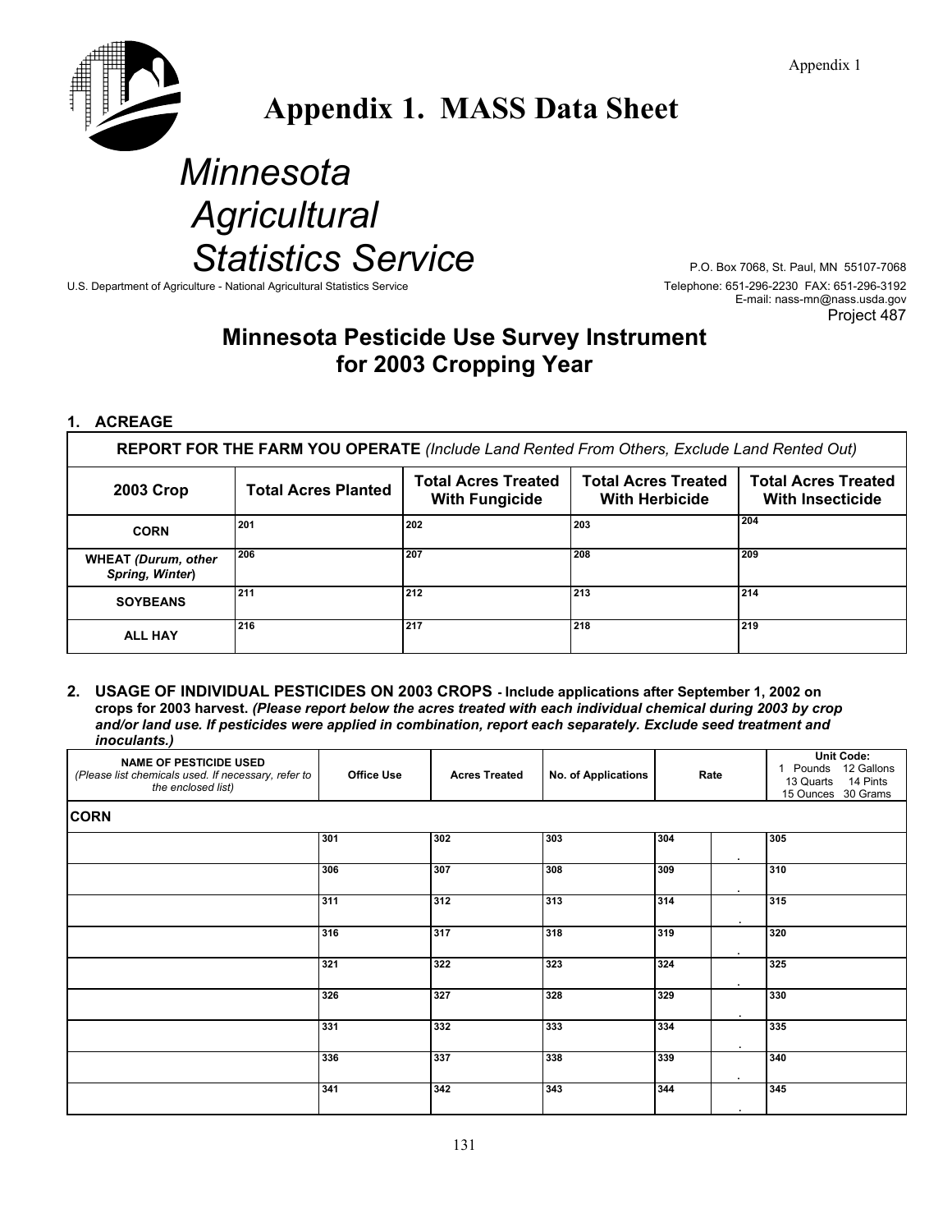Appendix 1

# Appendix 1. MASS Data Sheet

# Minnesota Agricultural Statistics Service

U.S. Department of Agriculture - National Agricultural Statistics Service

P.O. Box 7068, St. Paul, MN 55107-7068
Telephone: 651-296-2230 FAX: 651-296-3192
E-mail: nass-mn@nass.usda.gov
Project 487

## Minnesota Pesticide Use Survey Instrument for 2003 Cropping Year

### 1. ACREAGE

**REPORT FOR THE FARM YOU OPERATE** *(Include Land Rented From Others, Exclude Land Rented Out)*

| 2003 Crop | Total Acres Planted | Total Acres Treated With Fungicide | Total Acres Treated With Herbicide | Total Acres Treated With Insecticide |
|---|---|---|---|---|
| **CORN** | 201 | 202 | 203 | 204 |
| **WHEAT** *(Durum, other Spring, Winter)* | 206 | 207 | 208 | 209 |
| **SOYBEANS** | 211 | 212 | 213 | 214 |
| **ALL HAY** | 216 | 217 | 218 | 219 |

### 2. USAGE OF INDIVIDUAL PESTICIDES ON 2003 CROPS - Include applications after September 1, 2002 on crops for 2003 harvest.

***(Please report below the acres treated with each individual chemical during 2003 by crop and/or land use. If pesticides were applied in combination, report each separately. Exclude seed treatment and inoculants.)***

| NAME OF PESTICIDE USED *(Please list chemicals used. If necessary, refer to the enclosed list)* | Office Use | Acres Treated | No. of Applications | Rate | | Unit Code: 1 Pounds 12 Gallons 13 Quarts 14 Pints 15 Ounces 30 Grams |
|---|---|---|---|---|---|---|
| **CORN** | | | | | | |
| | 301 | 302 | 303 | 304 | . | 305 |
| | 306 | 307 | 308 | 309 | . | 310 |
| | 311 | 312 | 313 | 314 | . | 315 |
| | 316 | 317 | 318 | 319 | . | 320 |
| | 321 | 322 | 323 | 324 | . | 325 |
| | 326 | 327 | 328 | 329 | . | 330 |
| | 331 | 332 | 333 | 334 | . | 335 |
| | 336 | 337 | 338 | 339 | . | 340 |
| | 341 | 342 | 343 | 344 | . | 345 |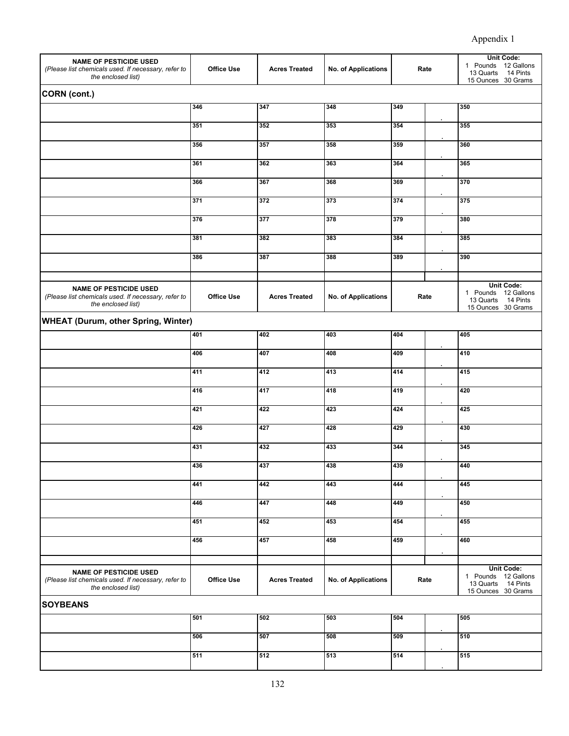Appendix 1

| NAME OF PESTICIDE USED *(Please list chemicals used. If necessary, refer to the enclosed list)* | Office Use | Acres Treated | No. of Applications | Rate | | Unit Code: 1 Pounds 12 Gallons 13 Quarts 14 Pints 15 Ounces 30 Grams |
|---|---|---|---|---|---|---|
| **CORN (cont.)** | | | | | | |
| | 346 | 347 | 348 | 349 | . | 350 |
| | 351 | 352 | 353 | 354 | . | 355 |
| | 356 | 357 | 358 | 359 | . | 360 |
| | 361 | 362 | 363 | 364 | . | 365 |
| | 366 | 367 | 368 | 369 | . | 370 |
| | 371 | 372 | 373 | 374 | . | 375 |
| | 376 | 377 | 378 | 379 | . | 380 |
| | 381 | 382 | 383 | 384 | . | 385 |
| | 386 | 387 | 388 | 389 | . | 390 |

| NAME OF PESTICIDE USED *(Please list chemicals used. If necessary, refer to the enclosed list)* | Office Use | Acres Treated | No. of Applications | Rate | | Unit Code: 1 Pounds 12 Gallons 13 Quarts 14 Pints 15 Ounces 30 Grams |
|---|---|---|---|---|---|---|
| **WHEAT (Durum, other Spring, Winter)** | | | | | | |
| | 401 | 402 | 403 | 404 | . | 405 |
| | 406 | 407 | 408 | 409 | . | 410 |
| | 411 | 412 | 413 | 414 | . | 415 |
| | 416 | 417 | 418 | 419 | . | 420 |
| | 421 | 422 | 423 | 424 | . | 425 |
| | 426 | 427 | 428 | 429 | . | 430 |
| | 431 | 432 | 433 | 344 | . | 345 |
| | 436 | 437 | 438 | 439 | . | 440 |
| | 441 | 442 | 443 | 444 | . | 445 |
| | 446 | 447 | 448 | 449 | . | 450 |
| | 451 | 452 | 453 | 454 | . | 455 |
| | 456 | 457 | 458 | 459 | . | 460 |

| NAME OF PESTICIDE USED *(Please list chemicals used. If necessary, refer to the enclosed list)* | Office Use | Acres Treated | No. of Applications | Rate | | Unit Code: 1 Pounds 12 Gallons 13 Quarts 14 Pints 15 Ounces 30 Grams |
|---|---|---|---|---|---|---|
| **SOYBEANS** | | | | | | |
| | 501 | 502 | 503 | 504 | . | 505 |
| | 506 | 507 | 508 | 509 | . | 510 |
| | 511 | 512 | 513 | 514 | . | 515 |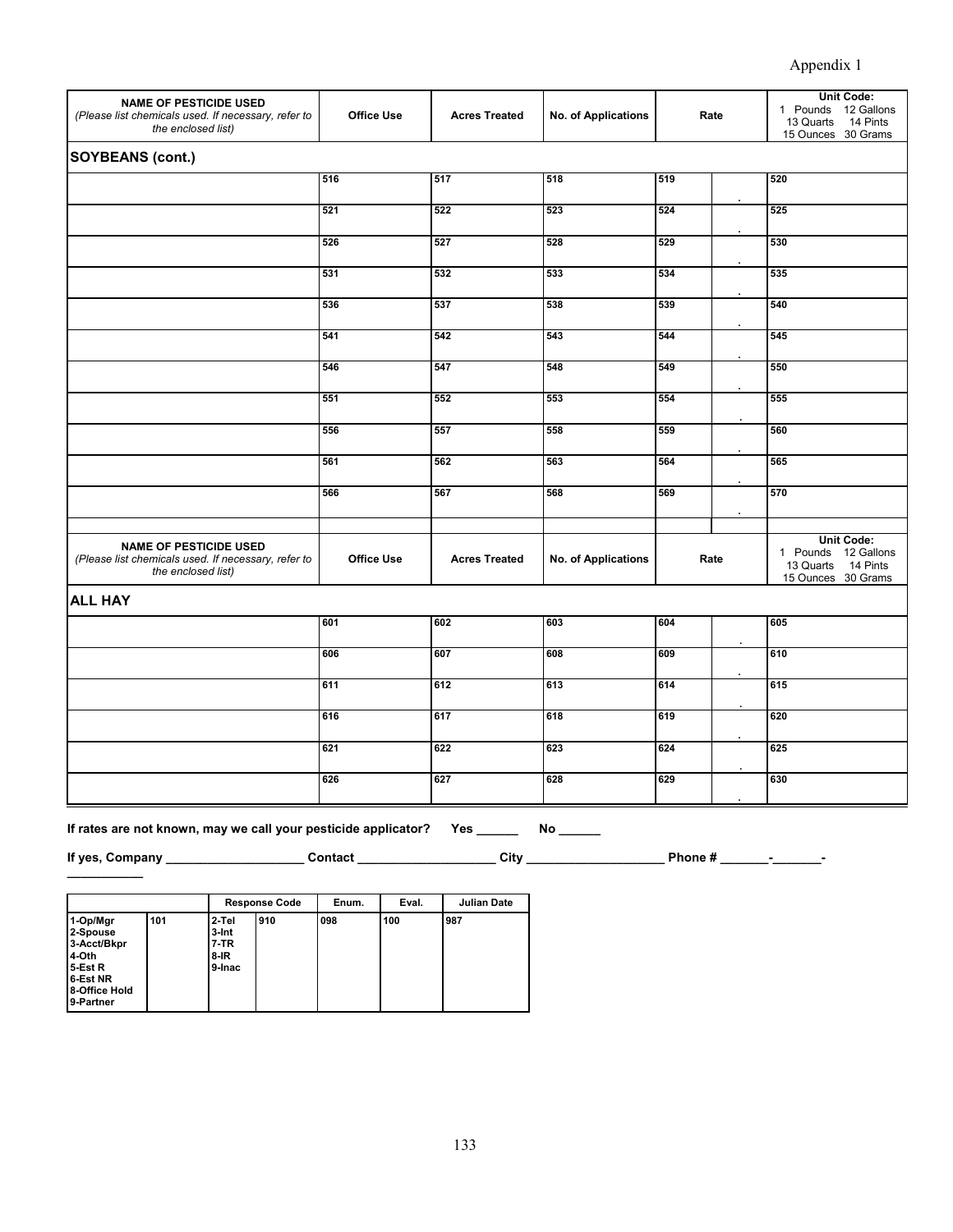Appendix 1

| **NAME OF PESTICIDE USED** *(Please list chemicals used. If necessary, refer to the enclosed list)* | **Office Use** | **Acres Treated** | **No. of Applications** | **Rate** | | **Unit Code:** 1 Pounds 12 Gallons 13 Quarts 14 Pints 15 Ounces 30 Grams |
|---|---|---|---|---|---|---|
| **SOYBEANS (cont.)** | | | | | | |
| | 516 | 517 | 518 | 519 | . | 520 |
| | 521 | 522 | 523 | 524 | . | 525 |
| | 526 | 527 | 528 | 529 | . | 530 |
| | 531 | 532 | 533 | 534 | . | 535 |
| | 536 | 537 | 538 | 539 | . | 540 |
| | 541 | 542 | 543 | 544 | . | 545 |
| | 546 | 547 | 548 | 549 | . | 550 |
| | 551 | 552 | 553 | 554 | . | 555 |
| | 556 | 557 | 558 | 559 | . | 560 |
| | 561 | 562 | 563 | 564 | . | 565 |
| | 566 | 567 | 568 | 569 | . | 570 |

| **NAME OF PESTICIDE USED** *(Please list chemicals used. If necessary, refer to the enclosed list)* | **Office Use** | **Acres Treated** | **No. of Applications** | **Rate** | | **Unit Code:** 1 Pounds 12 Gallons 13 Quarts 14 Pints 15 Ounces 30 Grams |
|---|---|---|---|---|---|---|
| **ALL HAY** | | | | | | |
| | 601 | 602 | 603 | 604 | . | 605 |
| | 606 | 607 | 608 | 609 | . | 610 |
| | 611 | 612 | 613 | 614 | . | 615 |
| | 616 | 617 | 618 | 619 | . | 620 |
| | 621 | 622 | 623 | 624 | . | 625 |
| | 626 | 627 | 628 | 629 | . | 630 |

**If rates are not known, may we call your pesticide applicator? Yes ______ No ______**

**If yes, Company ____________________ Contact ____________________ City ____________________ Phone # _______-_______-___________**

| | | **Response Code** | | **Enum.** | **Eval.** | **Julian Date** |
|---|---|---|---|---|---|---|
| **1-Op/Mgr 2-Spouse 3-Acct/Bkpr 4-Oth 5-Est R 6-Est NR 8-Office Hold 9-Partner** | **101** | **2-Tel 3-Int 7-TR 8-IR 9-Inac** | **910** | **098** | **100** | **987** |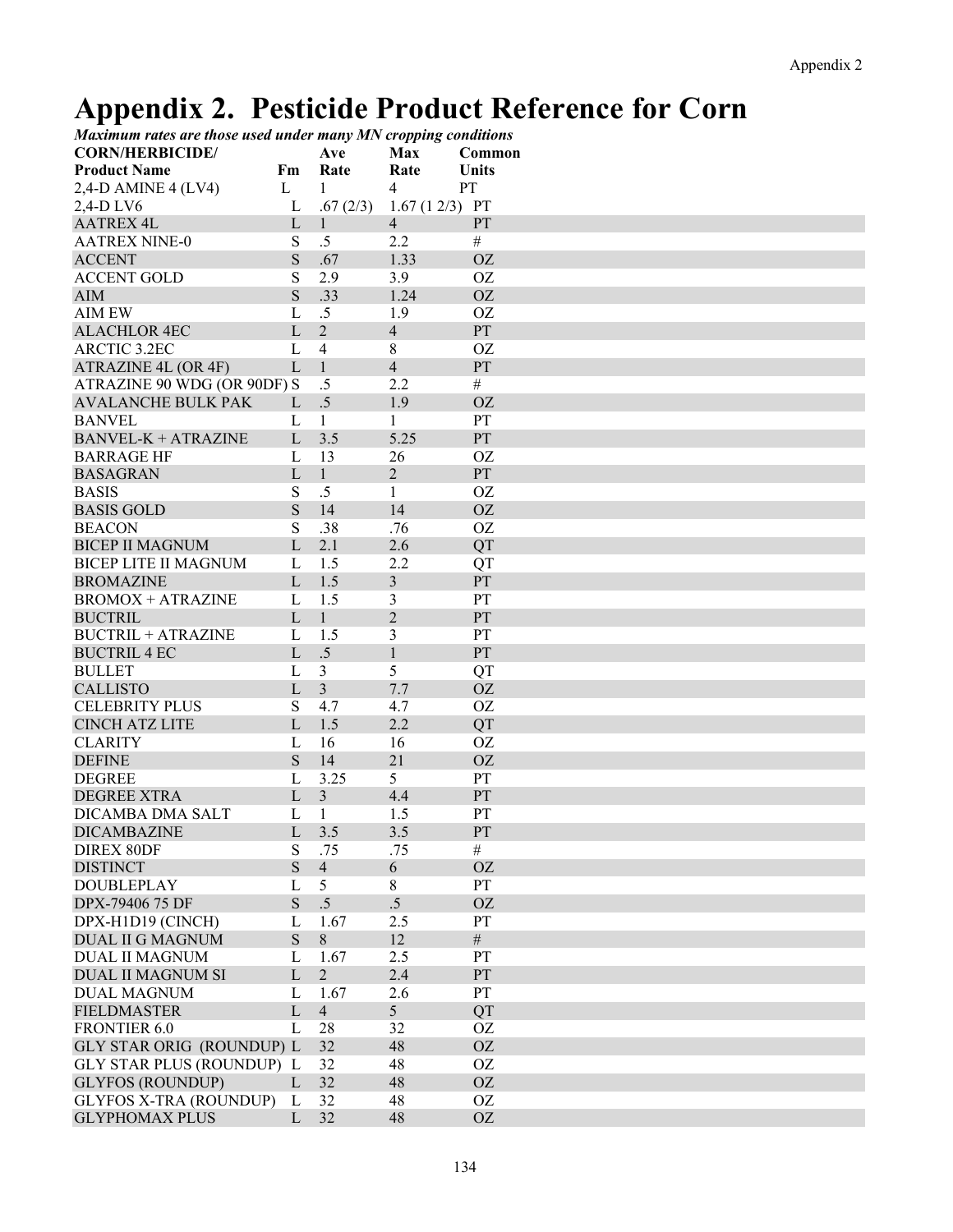# Appendix 2. Pesticide Product Reference for Corn

***Maximum rates are those used under many MN cropping conditions***

| CORN/HERBICIDE/ Product Name | Fm | Ave Rate | Max Rate | Common Units |
|---|---|---|---|---|
| 2,4-D AMINE 4 (LV4) | L | 1 | 4 | PT |
| 2,4-D LV6 | L | .67 (2/3) | 1.67 (1 2/3) | PT |
| AATREX 4L | L | 1 | 4 | PT |
| AATREX NINE-0 | S | .5 | 2.2 | # |
| ACCENT | S | .67 | 1.33 | OZ |
| ACCENT GOLD | S | 2.9 | 3.9 | OZ |
| AIM | S | .33 | 1.24 | OZ |
| AIM EW | L | .5 | 1.9 | OZ |
| ALACHLOR 4EC | L | 2 | 4 | PT |
| ARCTIC 3.2EC | L | 4 | 8 | OZ |
| ATRAZINE 4L (OR 4F) | L | 1 | 4 | PT |
| ATRAZINE 90 WDG (OR 90DF) | S | .5 | 2.2 | # |
| AVALANCHE BULK PAK | L | .5 | 1.9 | OZ |
| BANVEL | L | 1 | 1 | PT |
| BANVEL-K + ATRAZINE | L | 3.5 | 5.25 | PT |
| BARRAGE HF | L | 13 | 26 | OZ |
| BASAGRAN | L | 1 | 2 | PT |
| BASIS | S | .5 | 1 | OZ |
| BASIS GOLD | S | 14 | 14 | OZ |
| BEACON | S | .38 | .76 | OZ |
| BICEP II MAGNUM | L | 2.1 | 2.6 | QT |
| BICEP LITE II MAGNUM | L | 1.5 | 2.2 | QT |
| BROMAZINE | L | 1.5 | 3 | PT |
| BROMOX + ATRAZINE | L | 1.5 | 3 | PT |
| BUCTRIL | L | 1 | 2 | PT |
| BUCTRIL + ATRAZINE | L | 1.5 | 3 | PT |
| BUCTRIL 4 EC | L | .5 | 1 | PT |
| BULLET | L | 3 | 5 | QT |
| CALLISTO | L | 3 | 7.7 | OZ |
| CELEBRITY PLUS | S | 4.7 | 4.7 | OZ |
| CINCH ATZ LITE | L | 1.5 | 2.2 | QT |
| CLARITY | L | 16 | 16 | OZ |
| DEFINE | S | 14 | 21 | OZ |
| DEGREE | L | 3.25 | 5 | PT |
| DEGREE XTRA | L | 3 | 4.4 | PT |
| DICAMBA DMA SALT | L | 1 | 1.5 | PT |
| DICAMBAZINE | L | 3.5 | 3.5 | PT |
| DIREX 80DF | S | .75 | .75 | # |
| DISTINCT | S | 4 | 6 | OZ |
| DOUBLEPLAY | L | 5 | 8 | PT |
| DPX-79406 75 DF | S | .5 | .5 | OZ |
| DPX-H1D19 (CINCH) | L | 1.67 | 2.5 | PT |
| DUAL II G MAGNUM | S | 8 | 12 | # |
| DUAL II MAGNUM | L | 1.67 | 2.5 | PT |
| DUAL II MAGNUM SI | L | 2 | 2.4 | PT |
| DUAL MAGNUM | L | 1.67 | 2.6 | PT |
| FIELDMASTER | L | 4 | 5 | QT |
| FRONTIER 6.0 | L | 28 | 32 | OZ |
| GLY STAR ORIG (ROUNDUP) | L | 32 | 48 | OZ |
| GLY STAR PLUS (ROUNDUP) | L | 32 | 48 | OZ |
| GLYFOS (ROUNDUP) | L | 32 | 48 | OZ |
| GLYFOS X-TRA (ROUNDUP) | L | 32 | 48 | OZ |
| GLYPHOMAX PLUS | L | 32 | 48 | OZ |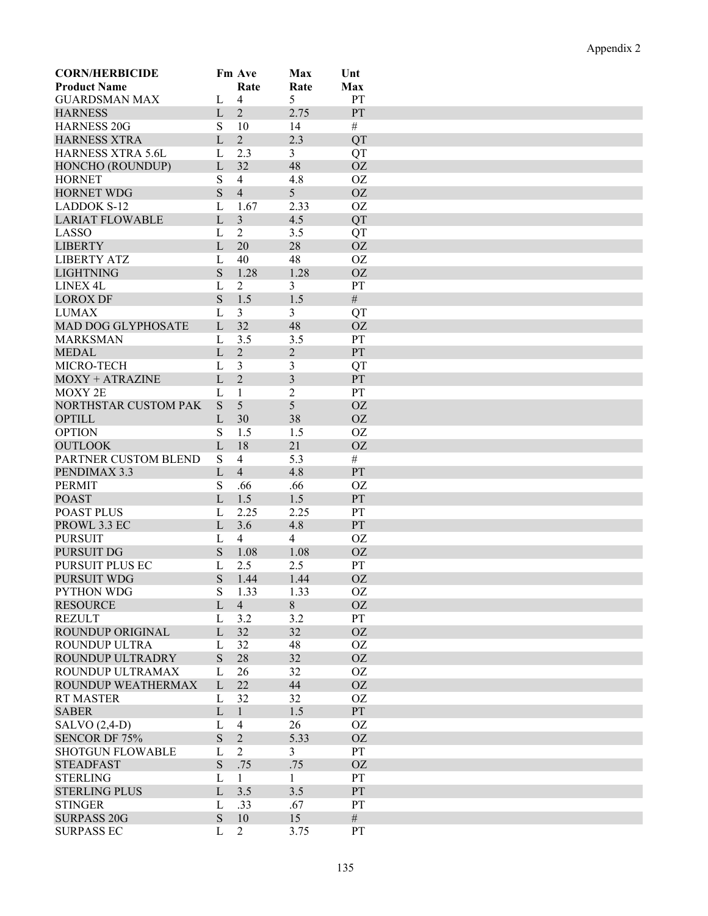Appendix 2

| CORN/HERBICIDE<br>Product Name | Fm | Ave<br>Rate | Max<br>Rate | Unt<br>Max |
|---|---|---|---|---|
| GUARDSMAN MAX | L | 4 | 5 | PT |
| HARNESS | L | 2 | 2.75 | PT |
| HARNESS 20G | S | 10 | 14 | # |
| HARNESS XTRA | L | 2 | 2.3 | QT |
| HARNESS XTRA 5.6L | L | 2.3 | 3 | QT |
| HONCHO (ROUNDUP) | L | 32 | 48 | OZ |
| HORNET | S | 4 | 4.8 | OZ |
| HORNET WDG | S | 4 | 5 | OZ |
| LADDOK S-12 | L | 1.67 | 2.33 | OZ |
| LARIAT FLOWABLE | L | 3 | 4.5 | QT |
| LASSO | L | 2 | 3.5 | QT |
| LIBERTY | L | 20 | 28 | OZ |
| LIBERTY ATZ | L | 40 | 48 | OZ |
| LIGHTNING | S | 1.28 | 1.28 | OZ |
| LINEX 4L | L | 2 | 3 | PT |
| LOROX DF | S | 1.5 | 1.5 | # |
| LUMAX | L | 3 | 3 | QT |
| MAD DOG GLYPHOSATE | L | 32 | 48 | OZ |
| MARKSMAN | L | 3.5 | 3.5 | PT |
| MEDAL | L | 2 | 2 | PT |
| MICRO-TECH | L | 3 | 3 | QT |
| MOXY + ATRAZINE | L | 2 | 3 | PT |
| MOXY 2E | L | 1 | 2 | PT |
| NORTHSTAR CUSTOM PAK | S | 5 | 5 | OZ |
| OPTILL | L | 30 | 38 | OZ |
| OPTION | S | 1.5 | 1.5 | OZ |
| OUTLOOK | L | 18 | 21 | OZ |
| PARTNER CUSTOM BLEND | S | 4 | 5.3 | # |
| PENDIMAX 3.3 | L | 4 | 4.8 | PT |
| PERMIT | S | .66 | .66 | OZ |
| POAST | L | 1.5 | 1.5 | PT |
| POAST PLUS | L | 2.25 | 2.25 | PT |
| PROWL 3.3 EC | L | 3.6 | 4.8 | PT |
| PURSUIT | L | 4 | 4 | OZ |
| PURSUIT DG | S | 1.08 | 1.08 | OZ |
| PURSUIT PLUS EC | L | 2.5 | 2.5 | PT |
| PURSUIT WDG | S | 1.44 | 1.44 | OZ |
| PYTHON WDG | S | 1.33 | 1.33 | OZ |
| RESOURCE | L | 4 | 8 | OZ |
| REZULT | L | 3.2 | 3.2 | PT |
| ROUNDUP ORIGINAL | L | 32 | 32 | OZ |
| ROUNDUP ULTRA | L | 32 | 48 | OZ |
| ROUNDUP ULTRADRY | S | 28 | 32 | OZ |
| ROUNDUP ULTRAMAX | L | 26 | 32 | OZ |
| ROUNDUP WEATHERMAX | L | 22 | 44 | OZ |
| RT MASTER | L | 32 | 32 | OZ |
| SABER | L | 1 | 1.5 | PT |
| SALVO (2,4-D) | L | 4 | 26 | OZ |
| SENCOR DF 75% | S | 2 | 5.33 | OZ |
| SHOTGUN FLOWABLE | L | 2 | 3 | PT |
| STEADFAST | S | .75 | .75 | OZ |
| STERLING | L | 1 | 1 | PT |
| STERLING PLUS | L | 3.5 | 3.5 | PT |
| STINGER | L | .33 | .67 | PT |
| SURPASS 20G | S | 10 | 15 | # |
| SURPASS EC | L | 2 | 3.75 | PT |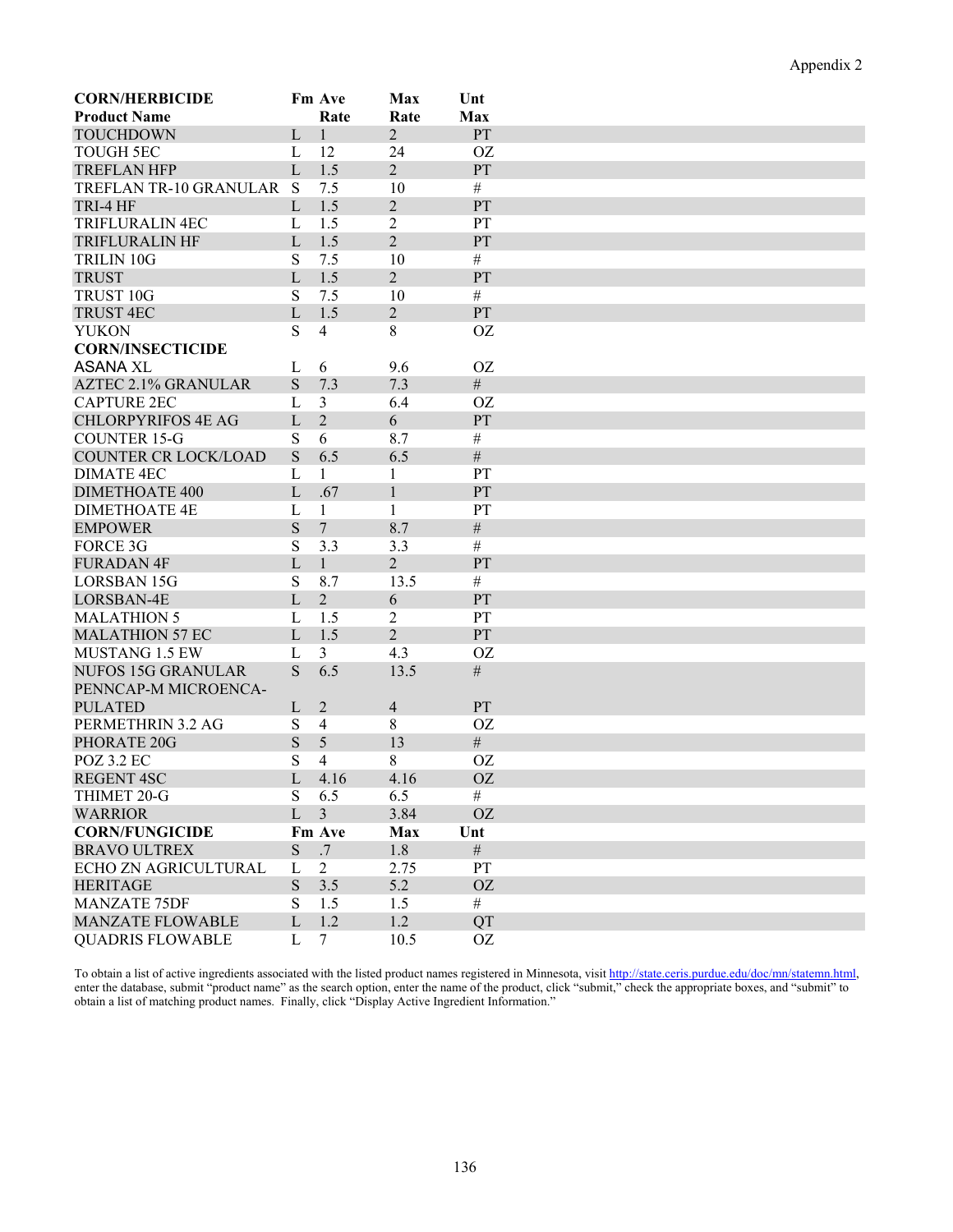Appendix 2

| CORN/HERBICIDE Product Name | Fm | Ave Rate | Max Rate | Unt Max |
|---|---|---|---|---|
| TOUCHDOWN | L | 1 | 2 | PT |
| TOUGH 5EC | L | 12 | 24 | OZ |
| TREFLAN HFP | L | 1.5 | 2 | PT |
| TREFLAN TR-10 GRANULAR | S | 7.5 | 10 | # |
| TRI-4 HF | L | 1.5 | 2 | PT |
| TRIFLURALIN 4EC | L | 1.5 | 2 | PT |
| TRIFLURALIN HF | L | 1.5 | 2 | PT |
| TRILIN 10G | S | 7.5 | 10 | # |
| TRUST | L | 1.5 | 2 | PT |
| TRUST 10G | S | 7.5 | 10 | # |
| TRUST 4EC | L | 1.5 | 2 | PT |
| YUKON | S | 4 | 8 | OZ |
| **CORN/INSECTICIDE** | | | | |
| ASANA XL | L | 6 | 9.6 | OZ |
| AZTEC 2.1% GRANULAR | S | 7.3 | 7.3 | # |
| CAPTURE 2EC | L | 3 | 6.4 | OZ |
| CHLORPYRIFOS 4E AG | L | 2 | 6 | PT |
| COUNTER 15-G | S | 6 | 8.7 | # |
| COUNTER CR LOCK/LOAD | S | 6.5 | 6.5 | # |
| DIMATE 4EC | L | 1 | 1 | PT |
| DIMETHOATE 400 | L | .67 | 1 | PT |
| DIMETHOATE 4E | L | 1 | 1 | PT |
| EMPOWER | S | 7 | 8.7 | # |
| FORCE 3G | S | 3.3 | 3.3 | # |
| FURADAN 4F | L | 1 | 2 | PT |
| LORSBAN 15G | S | 8.7 | 13.5 | # |
| LORSBAN-4E | L | 2 | 6 | PT |
| MALATHION 5 | L | 1.5 | 2 | PT |
| MALATHION 57 EC | L | 1.5 | 2 | PT |
| MUSTANG 1.5 EW | L | 3 | 4.3 | OZ |
| NUFOS 15G GRANULAR | S | 6.5 | 13.5 | # |
| PENNCAP-M MICROENCA-PULATED | L | 2 | 4 | PT |
| PERMETHRIN 3.2 AG | S | 4 | 8 | OZ |
| PHORATE 20G | S | 5 | 13 | # |
| POZ 3.2 EC | S | 4 | 8 | OZ |
| REGENT 4SC | L | 4.16 | 4.16 | OZ |
| THIMET 20-G | S | 6.5 | 6.5 | # |
| WARRIOR | L | 3 | 3.84 | OZ |
| **CORN/FUNGICIDE** | **Fm** | **Ave** | **Max** | **Unt** |
| BRAVO ULTREX | S | .7 | 1.8 | # |
| ECHO ZN AGRICULTURAL | L | 2 | 2.75 | PT |
| HERITAGE | S | 3.5 | 5.2 | OZ |
| MANZATE 75DF | S | 1.5 | 1.5 | # |
| MANZATE FLOWABLE | L | 1.2 | 1.2 | QT |
| QUADRIS FLOWABLE | L | 7 | 10.5 | OZ |

To obtain a list of active ingredients associated with the listed product names registered in Minnesota, visit http://state.ceris.purdue.edu/doc/mn/statemn.html, enter the database, submit "product name" as the search option, enter the name of the product, click "submit," check the appropriate boxes, and "submit" to obtain a list of matching product names. Finally, click "Display Active Ingredient Information."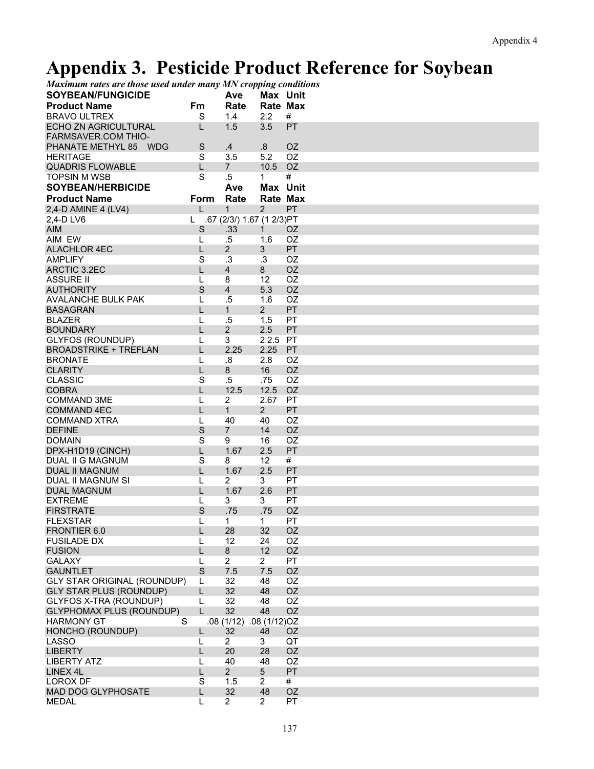# Appendix 3. Pesticide Product Reference for Soybean

*Maximum rates are those used under many MN cropping conditions*

| SOYBEAN/FUNGICIDE | | Ave | Max | Unit |
|---|---|---|---|---|
| **Product Name** | **Fm** | **Rate** | **Rate** | **Max** |
| BRAVO ULTREX | S | 1.4 | 2.2 | # |
| ECHO ZN AGRICULTURAL | L | 1.5 | 3.5 | PT |
| FARMSAVER.COM THIO-PHANATE METHYL 85 WDG | S | .4 | .8 | OZ |
| HERITAGE | S | 3.5 | 5.2 | OZ |
| QUADRIS FLOWABLE | L | 7 | 10.5 | OZ |
| TOPSIN M WSB | S | .5 | 1 | # |

| SOYBEAN/HERBICIDE | | Ave | Max | Unit |
|---|---|---|---|---|
| **Product Name** | **Form** | **Rate** | **Rate** | **Max** |
| 2,4-D AMINE 4 (LV4) | L | 1 | 2 | PT |
| 2,4-D LV6 | L | .67 (2/3/) | 1.67 (1 2/3) | PT |
| AIM | S | .33 | 1 | OZ |
| AIM EW | L | .5 | 1.6 | OZ |
| ALACHLOR 4EC | L | 2 | 3 | PT |
| AMPLIFY | S | .3 | .3 | OZ |
| ARCTIC 3.2EC | L | 4 | 8 | OZ |
| ASSURE II | L | 8 | 12 | OZ |
| AUTHORITY | S | 4 | 5.3 | OZ |
| AVALANCHE BULK PAK | L | .5 | 1.6 | OZ |
| BASAGRAN | L | 1 | 2 | PT |
| BLAZER | L | .5 | 1.5 | PT |
| BOUNDARY | L | 2 | 2.5 | PT |
| GLYFOS (ROUNDUP) | L | 3 | 2 2.5 | PT |
| BROADSTRIKE + TREFLAN | L | 2.25 | 2.25 | PT |
| BRONATE | L | .8 | 2.8 | OZ |
| CLARITY | L | 8 | 16 | OZ |
| CLASSIC | S | .5 | .75 | OZ |
| COBRA | L | 12.5 | 12.5 | OZ |
| COMMAND 3ME | L | 2 | 2.67 | PT |
| COMMAND 4EC | L | 1 | 2 | PT |
| COMMAND XTRA | L | 40 | 40 | OZ |
| DEFINE | S | 7 | 14 | OZ |
| DOMAIN | S | 9 | 16 | OZ |
| DPX-H1D19 (CINCH) | L | 1.67 | 2.5 | PT |
| DUAL II G MAGNUM | S | 8 | 12 | # |
| DUAL II MAGNUM | L | 1.67 | 2.5 | PT |
| DUAL II MAGNUM SI | L | 2 | 3 | PT |
| DUAL MAGNUM | L | 1.67 | 2.6 | PT |
| EXTREME | L | 3 | 3 | PT |
| FIRSTRATE | S | .75 | .75 | OZ |
| FLEXSTAR | L | 1 | 1 | PT |
| FRONTIER 6.0 | L | 28 | 32 | OZ |
| FUSILADE DX | L | 12 | 24 | OZ |
| FUSION | L | 8 | 12 | OZ |
| GALAXY | L | 2 | 2 | PT |
| GAUNTLET | S | 7.5 | 7.5 | OZ |
| GLY STAR ORIGINAL (ROUNDUP) | L | 32 | 48 | OZ |
| GLY STAR PLUS (ROUNDUP) | L | 32 | 48 | OZ |
| GLYFOS X-TRA (ROUNDUP) | L | 32 | 48 | OZ |
| GLYPHOMAX PLUS (ROUNDUP) | L | 32 | 48 | OZ |
| HARMONY GT | S | .08 (1/12) | .08 (1/12) | OZ |
| HONCHO (ROUNDUP) | L | 32 | 48 | OZ |
| LASSO | L | 2 | 3 | QT |
| LIBERTY | L | 20 | 28 | OZ |
| LIBERTY ATZ | L | 40 | 48 | OZ |
| LINEX 4L | L | 2 | 5 | PT |
| LOROX DF | S | 1.5 | 2 | # |
| MAD DOG GLYPHOSATE | L | 32 | 48 | OZ |
| MEDAL | L | 2 | 2 | PT |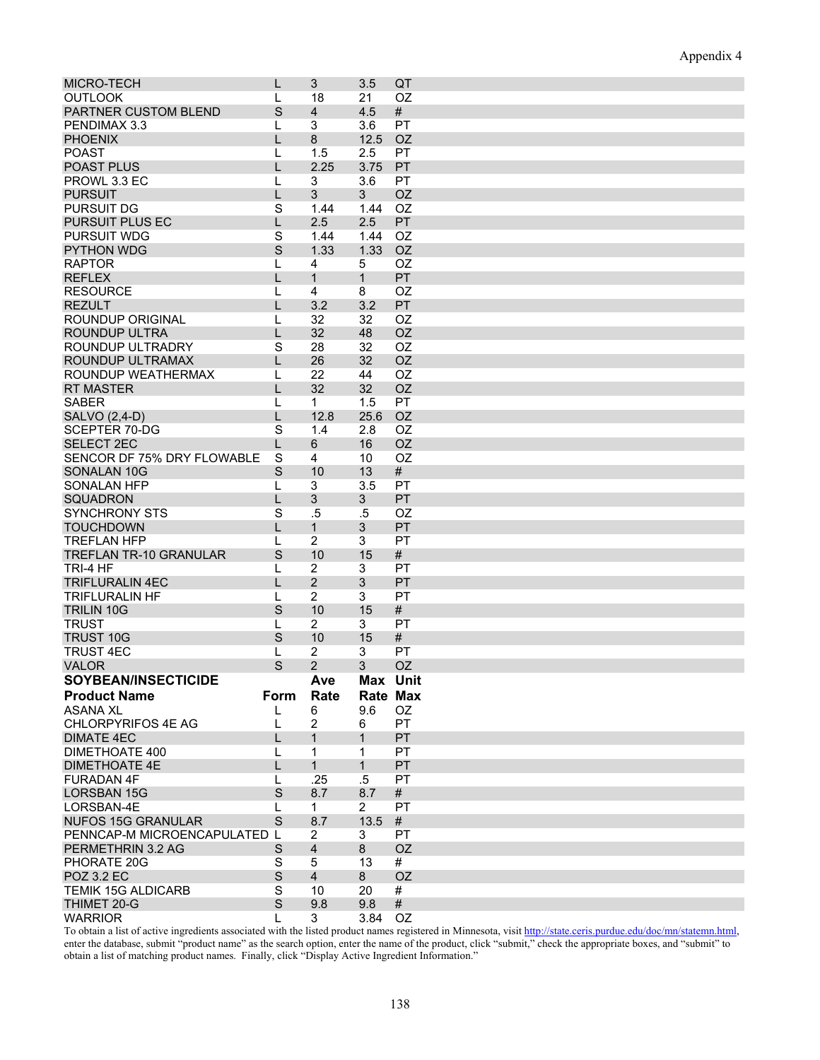| | | | | |
|---|---|---|---|---|
| MICRO-TECH | L | 3 | 3.5 | QT |
| OUTLOOK | L | 18 | 21 | OZ |
| PARTNER CUSTOM BLEND | S | 4 | 4.5 | # |
| PENDIMAX 3.3 | L | 3 | 3.6 | PT |
| PHOENIX | L | 8 | 12.5 | OZ |
| POAST | L | 1.5 | 2.5 | PT |
| POAST PLUS | L | 2.25 | 3.75 | PT |
| PROWL 3.3 EC | L | 3 | 3.6 | PT |
| PURSUIT | L | 3 | 3 | OZ |
| PURSUIT DG | S | 1.44 | 1.44 | OZ |
| PURSUIT PLUS EC | L | 2.5 | 2.5 | PT |
| PURSUIT WDG | S | 1.44 | 1.44 | OZ |
| PYTHON WDG | S | 1.33 | 1.33 | OZ |
| RAPTOR | L | 4 | 5 | OZ |
| REFLEX | L | 1 | 1 | PT |
| RESOURCE | L | 4 | 8 | OZ |
| REZULT | L | 3.2 | 3.2 | PT |
| ROUNDUP ORIGINAL | L | 32 | 32 | OZ |
| ROUNDUP ULTRA | L | 32 | 48 | OZ |
| ROUNDUP ULTRADRY | S | 28 | 32 | OZ |
| ROUNDUP ULTRAMAX | L | 26 | 32 | OZ |
| ROUNDUP WEATHERMAX | L | 22 | 44 | OZ |
| RT MASTER | L | 32 | 32 | OZ |
| SABER | L | 1 | 1.5 | PT |
| SALVO (2,4-D) | L | 12.8 | 25.6 | OZ |
| SCEPTER 70-DG | S | 1.4 | 2.8 | OZ |
| SELECT 2EC | L | 6 | 16 | OZ |
| SENCOR DF 75% DRY FLOWABLE | S | 4 | 10 | OZ |
| SONALAN 10G | S | 10 | 13 | # |
| SONALAN HFP | L | 3 | 3.5 | PT |
| SQUADRON | L | 3 | 3 | PT |
| SYNCHRONY STS | S | .5 | .5 | OZ |
| TOUCHDOWN | L | 1 | 3 | PT |
| TREFLAN HFP | L | 2 | 3 | PT |
| TREFLAN TR-10 GRANULAR | S | 10 | 15 | # |
| TRI-4 HF | L | 2 | 3 | PT |
| TRIFLURALIN 4EC | L | 2 | 3 | PT |
| TRIFLURALIN HF | L | 2 | 3 | PT |
| TRILIN 10G | S | 10 | 15 | # |
| TRUST | L | 2 | 3 | PT |
| TRUST 10G | S | 10 | 15 | # |
| TRUST 4EC | L | 2 | 3 | PT |
| VALOR | S | 2 | 3 | OZ |
| **SOYBEAN/INSECTICIDE** | | **Ave** | **Max** | **Unit** |
| **Product Name** | **Form** | **Rate** | **Rate** | **Max** |
| ASANA XL | L | 6 | 9.6 | OZ |
| CHLORPYRIFOS 4E AG | L | 2 | 6 | PT |
| DIMATE 4EC | L | 1 | 1 | PT |
| DIMETHOATE 400 | L | 1 | 1 | PT |
| DIMETHOATE 4E | L | 1 | 1 | PT |
| FURADAN 4F | L | .25 | .5 | PT |
| LORSBAN 15G | S | 8.7 | 8.7 | # |
| LORSBAN-4E | L | 1 | 2 | PT |
| NUFOS 15G GRANULAR | S | 8.7 | 13.5 | # |
| PENNCAP-M MICROENCAPULATED | L | 2 | 3 | PT |
| PERMETHRIN 3.2 AG | S | 4 | 8 | OZ |
| PHORATE 20G | S | 5 | 13 | # |
| POZ 3.2 EC | S | 4 | 8 | OZ |
| TEMIK 15G ALDICARB | S | 10 | 20 | # |
| THIMET 20-G | S | 9.8 | 9.8 | # |
| WARRIOR | L | 3 | 3.84 | OZ |

To obtain a list of active ingredients associated with the listed product names registered in Minnesota, visit http://state.ceris.purdue.edu/doc/mn/statemn.html, enter the database, submit "product name" as the search option, enter the name of the product, click "submit," check the appropriate boxes, and "submit" to obtain a list of matching product names. Finally, click "Display Active Ingredient Information."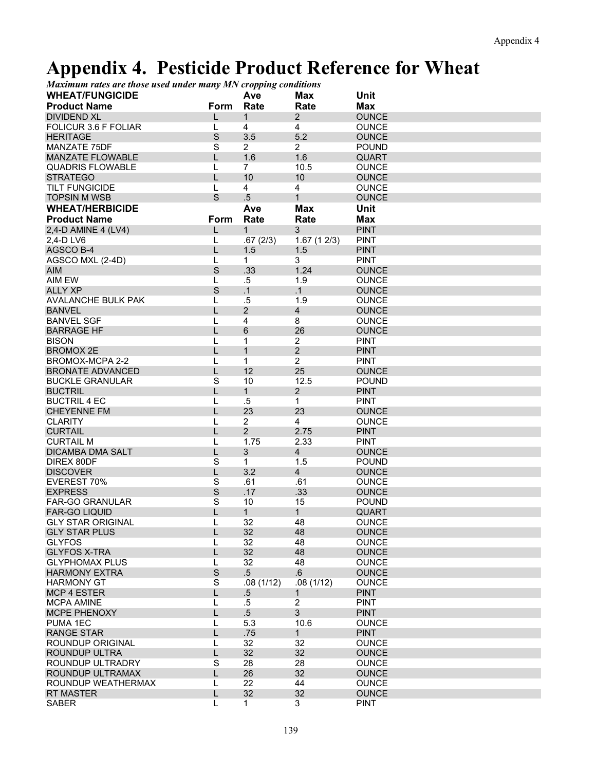# Appendix 4. Pesticide Product Reference for Wheat

***Maximum rates are those used under many MN cropping conditions***

| **WHEAT/FUNGICIDE** | | **Ave** | **Max** | **Unit** |
|---|---|---|---|---|
| **Product Name** | **Form** | **Rate** | **Rate** | **Max** |
| DIVIDEND XL | L | 1 | 2 | OUNCE |
| FOLICUR 3.6 F FOLIAR | L | 4 | 4 | OUNCE |
| HERITAGE | S | 3.5 | 5.2 | OUNCE |
| MANZATE 75DF | S | 2 | 2 | POUND |
| MANZATE FLOWABLE | L | 1.6 | 1.6 | QUART |
| QUADRIS FLOWABLE | L | 7 | 10.5 | OUNCE |
| STRATEGO | L | 10 | 10 | OUNCE |
| TILT FUNGICIDE | L | 4 | 4 | OUNCE |
| TOPSIN M WSB | S | .5 | 1 | OUNCE |

| **WHEAT/HERBICIDE** | | **Ave** | **Max** | **Unit** |
|---|---|---|---|---|
| **Product Name** | **Form** | **Rate** | **Rate** | **Max** |
| 2,4-D AMINE 4 (LV4) | L | 1 | 3 | PINT |
| 2,4-D LV6 | L | .67 (2/3) | 1.67 (1 2/3) | PINT |
| AGSCO B-4 | L | 1.5 | 1.5 | PINT |
| AGSCO MXL (2-4D) | L | 1 | 3 | PINT |
| AIM | S | .33 | 1.24 | OUNCE |
| AIM EW | L | .5 | 1.9 | OUNCE |
| ALLY XP | S | .1 | .1 | OUNCE |
| AVALANCHE BULK PAK | L | .5 | 1.9 | OUNCE |
| BANVEL | L | 2 | 4 | OUNCE |
| BANVEL SGF | L | 4 | 8 | OUNCE |
| BARRAGE HF | L | 6 | 26 | OUNCE |
| BISON | L | 1 | 2 | PINT |
| BROMOX 2E | L | 1 | 2 | PINT |
| BROMOX-MCPA 2-2 | L | 1 | 2 | PINT |
| BRONATE ADVANCED | L | 12 | 25 | OUNCE |
| BUCKLE GRANULAR | S | 10 | 12.5 | POUND |
| BUCTRIL | L | 1 | 2 | PINT |
| BUCTRIL 4 EC | L | .5 | 1 | PINT |
| CHEYENNE FM | L | 23 | 23 | OUNCE |
| CLARITY | L | 2 | 4 | OUNCE |
| CURTAIL | L | 2 | 2.75 | PINT |
| CURTAIL M | L | 1.75 | 2.33 | PINT |
| DICAMBA DMA SALT | L | 3 | 4 | OUNCE |
| DIREX 80DF | S | 1 | 1.5 | POUND |
| DISCOVER | L | 3.2 | 4 | OUNCE |
| EVEREST 70% | S | .61 | .61 | OUNCE |
| EXPRESS | S | .17 | .33 | OUNCE |
| FAR-GO GRANULAR | S | 10 | 15 | POUND |
| FAR-GO LIQUID | L | 1 | 1 | QUART |
| GLY STAR ORIGINAL | L | 32 | 48 | OUNCE |
| GLY STAR PLUS | L | 32 | 48 | OUNCE |
| GLYFOS | L | 32 | 48 | OUNCE |
| GLYFOS X-TRA | L | 32 | 48 | OUNCE |
| GLYPHOMAX PLUS | L | 32 | 48 | OUNCE |
| HARMONY EXTRA | S | .5 | .6 | OUNCE |
| HARMONY GT | S | .08 (1/12) | .08 (1/12) | OUNCE |
| MCP 4 ESTER | L | .5 | 1 | PINT |
| MCPA AMINE | L | .5 | 2 | PINT |
| MCPE PHENOXY | L | .5 | 3 | PINT |
| PUMA 1EC | L | 5.3 | 10.6 | OUNCE |
| RANGE STAR | L | .75 | 1 | PINT |
| ROUNDUP ORIGINAL | L | 32 | 32 | OUNCE |
| ROUNDUP ULTRA | L | 32 | 32 | OUNCE |
| ROUNDUP ULTRADRY | S | 28 | 28 | OUNCE |
| ROUNDUP ULTRAMAX | L | 26 | 32 | OUNCE |
| ROUNDUP WEATHERMAX | L | 22 | 44 | OUNCE |
| RT MASTER | L | 32 | 32 | OUNCE |
| SABER | L | 1 | 3 | PINT |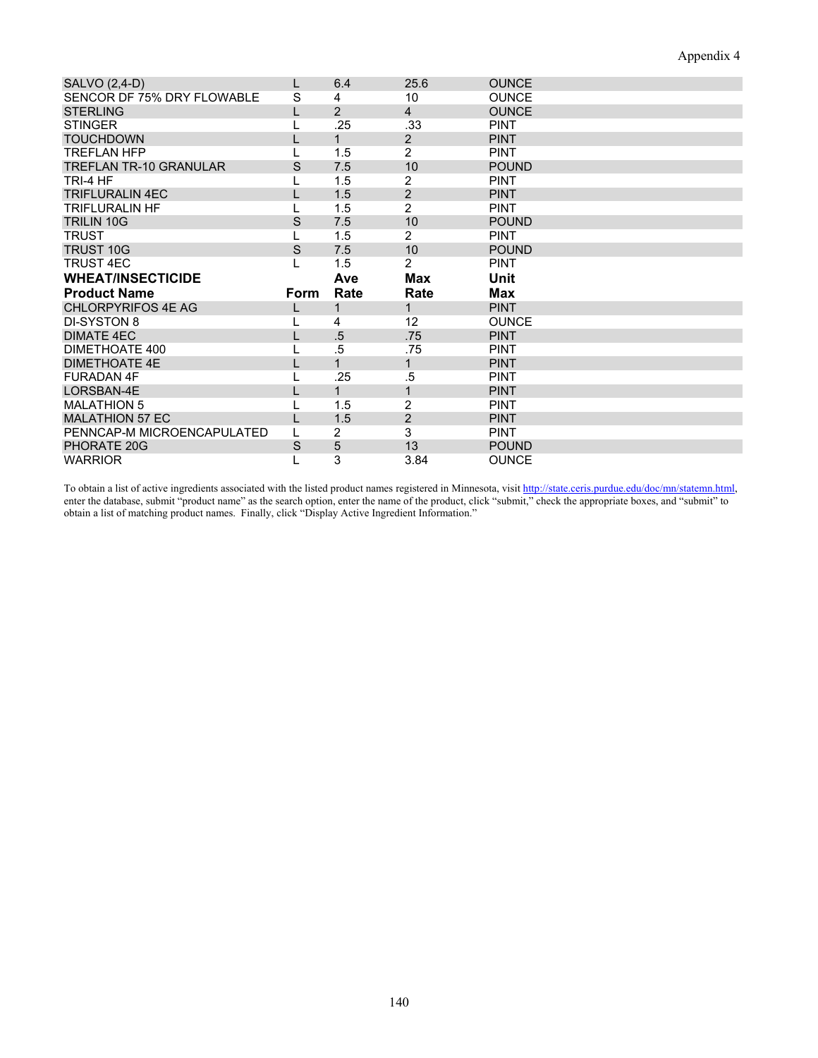| | | | | |
|---|---|---|---|---|
| SALVO (2,4-D) | L | 6.4 | 25.6 | OUNCE |
| SENCOR DF 75% DRY FLOWABLE | S | 4 | 10 | OUNCE |
| STERLING | L | 2 | 4 | OUNCE |
| STINGER | L | .25 | .33 | PINT |
| TOUCHDOWN | L | 1 | 2 | PINT |
| TREFLAN HFP | L | 1.5 | 2 | PINT |
| TREFLAN TR-10 GRANULAR | S | 7.5 | 10 | POUND |
| TRI-4 HF | L | 1.5 | 2 | PINT |
| TRIFLURALIN 4EC | L | 1.5 | 2 | PINT |
| TRIFLURALIN HF | L | 1.5 | 2 | PINT |
| TRILIN 10G | S | 7.5 | 10 | POUND |
| TRUST | L | 1.5 | 2 | PINT |
| TRUST 10G | S | 7.5 | 10 | POUND |
| TRUST 4EC | L | 1.5 | 2 | PINT |

| **WHEAT/INSECTICIDE** | | **Ave** | **Max** | **Unit** |
|---|---|---|---|---|
| **Product Name** | **Form** | **Rate** | **Rate** | **Max** |
| CHLORPYRIFOS 4E AG | L | 1 | 1 | PINT |
| DI-SYSTON 8 | L | 4 | 12 | OUNCE |
| DIMATE 4EC | L | .5 | .75 | PINT |
| DIMETHOATE 400 | L | .5 | .75 | PINT |
| DIMETHOATE 4E | L | 1 | 1 | PINT |
| FURADAN 4F | L | .25 | .5 | PINT |
| LORSBAN-4E | L | 1 | 1 | PINT |
| MALATHION 5 | L | 1.5 | 2 | PINT |
| MALATHION 57 EC | L | 1.5 | 2 | PINT |
| PENNCAP-M MICROENCAPULATED | L | 2 | 3 | PINT |
| PHORATE 20G | S | 5 | 13 | POUND |
| WARRIOR | L | 3 | 3.84 | OUNCE |

To obtain a list of active ingredients associated with the listed product names registered in Minnesota, visit http://state.ceris.purdue.edu/doc/mn/statemn.html, enter the database, submit "product name" as the search option, enter the name of the product, click "submit," check the appropriate boxes, and "submit" to obtain a list of matching product names. Finally, click "Display Active Ingredient Information."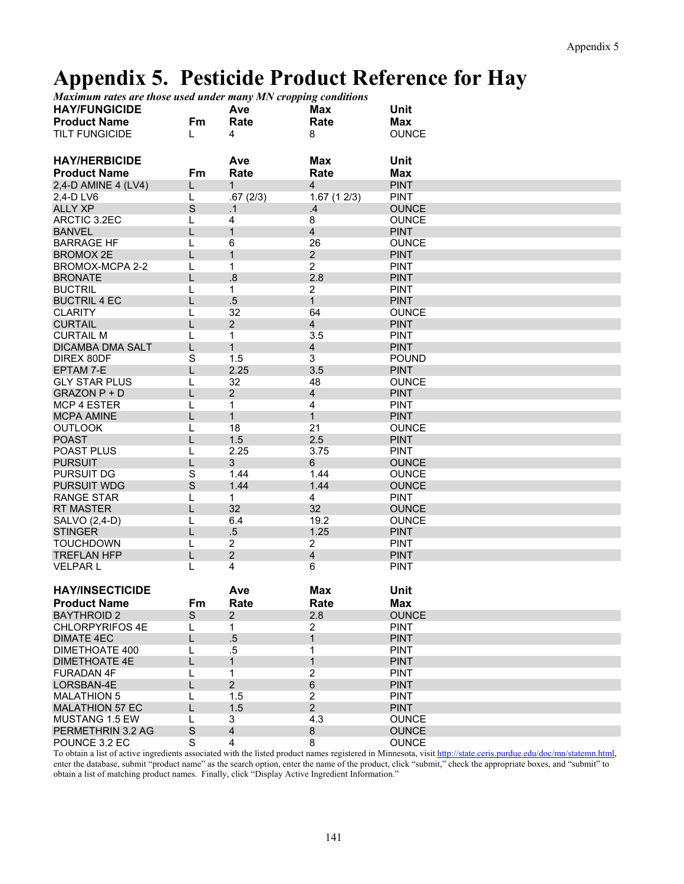# Appendix 5. Pesticide Product Reference for Hay

*Maximum rates are those used under many MN cropping conditions*

| HAY/FUNGICIDE Product Name | Fm | Ave Rate | Max Rate | Unit Max |
|---|---|---|---|---|
| TILT FUNGICIDE | L | 4 | 8 | OUNCE |

| HAY/HERBICIDE Product Name | Fm | Ave Rate | Max Rate | Unit Max |
|---|---|---|---|---|
| 2,4-D AMINE 4 (LV4) | L | 1 | 4 | PINT |
| 2,4-D LV6 | L | .67 (2/3) | 1.67 (1 2/3) | PINT |
| ALLY XP | S | .1 | .4 | OUNCE |
| ARCTIC 3.2EC | L | 4 | 8 | OUNCE |
| BANVEL | L | 1 | 4 | PINT |
| BARRAGE HF | L | 6 | 26 | OUNCE |
| BROMOX 2E | L | 1 | 2 | PINT |
| BROMOX-MCPA 2-2 | L | 1 | 2 | PINT |
| BRONATE | L | .8 | 2.8 | PINT |
| BUCTRIL | L | 1 | 2 | PINT |
| BUCTRIL 4 EC | L | .5 | 1 | PINT |
| CLARITY | L | 32 | 64 | OUNCE |
| CURTAIL | L | 2 | 4 | PINT |
| CURTAIL M | L | 1 | 3.5 | PINT |
| DICAMBA DMA SALT | L | 1 | 4 | PINT |
| DIREX 80DF | S | 1.5 | 3 | POUND |
| EPTAM 7-E | L | 2.25 | 3.5 | PINT |
| GLY STAR PLUS | L | 32 | 48 | OUNCE |
| GRAZON P + D | L | 2 | 4 | PINT |
| MCP 4 ESTER | L | 1 | 4 | PINT |
| MCPA AMINE | L | 1 | 1 | PINT |
| OUTLOOK | L | 18 | 21 | OUNCE |
| POAST | L | 1.5 | 2.5 | PINT |
| POAST PLUS | L | 2.25 | 3.75 | PINT |
| PURSUIT | L | 3 | 6 | OUNCE |
| PURSUIT DG | S | 1.44 | 1.44 | OUNCE |
| PURSUIT WDG | S | 1.44 | 1.44 | OUNCE |
| RANGE STAR | L | 1 | 4 | PINT |
| RT MASTER | L | 32 | 32 | OUNCE |
| SALVO (2,4-D) | L | 6.4 | 19.2 | OUNCE |
| STINGER | L | .5 | 1.25 | PINT |
| TOUCHDOWN | L | 2 | 2 | PINT |
| TREFLAN HFP | L | 2 | 4 | PINT |
| VELPAR L | L | 4 | 6 | PINT |

| HAY/INSECTICIDE Product Name | Fm | Ave Rate | Max Rate | Unit Max |
|---|---|---|---|---|
| BAYTHROID 2 | S | 2 | 2.8 | OUNCE |
| CHLORPYRIFOS 4E | L | 1 | 2 | PINT |
| DIMATE 4EC | L | .5 | 1 | PINT |
| DIMETHOATE 400 | L | .5 | 1 | PINT |
| DIMETHOATE 4E | L | 1 | 1 | PINT |
| FURADAN 4F | L | 1 | 2 | PINT |
| LORSBAN-4E | L | 2 | 6 | PINT |
| MALATHION 5 | L | 1.5 | 2 | PINT |
| MALATHION 57 EC | L | 1.5 | 2 | PINT |
| MUSTANG 1.5 EW | L | 3 | 4.3 | OUNCE |
| PERMETHRIN 3.2 AG | S | 4 | 8 | OUNCE |
| POUNCE 3.2 EC | S | 4 | 8 | OUNCE |

To obtain a list of active ingredients associated with the listed product names registered in Minnesota, visit http://state.ceris.purdue.edu/doc/mn/statemn.html, enter the database, submit "product name" as the search option, enter the name of the product, click "submit," check the appropriate boxes, and "submit" to obtain a list of matching product names. Finally, click "Display Active Ingredient Information."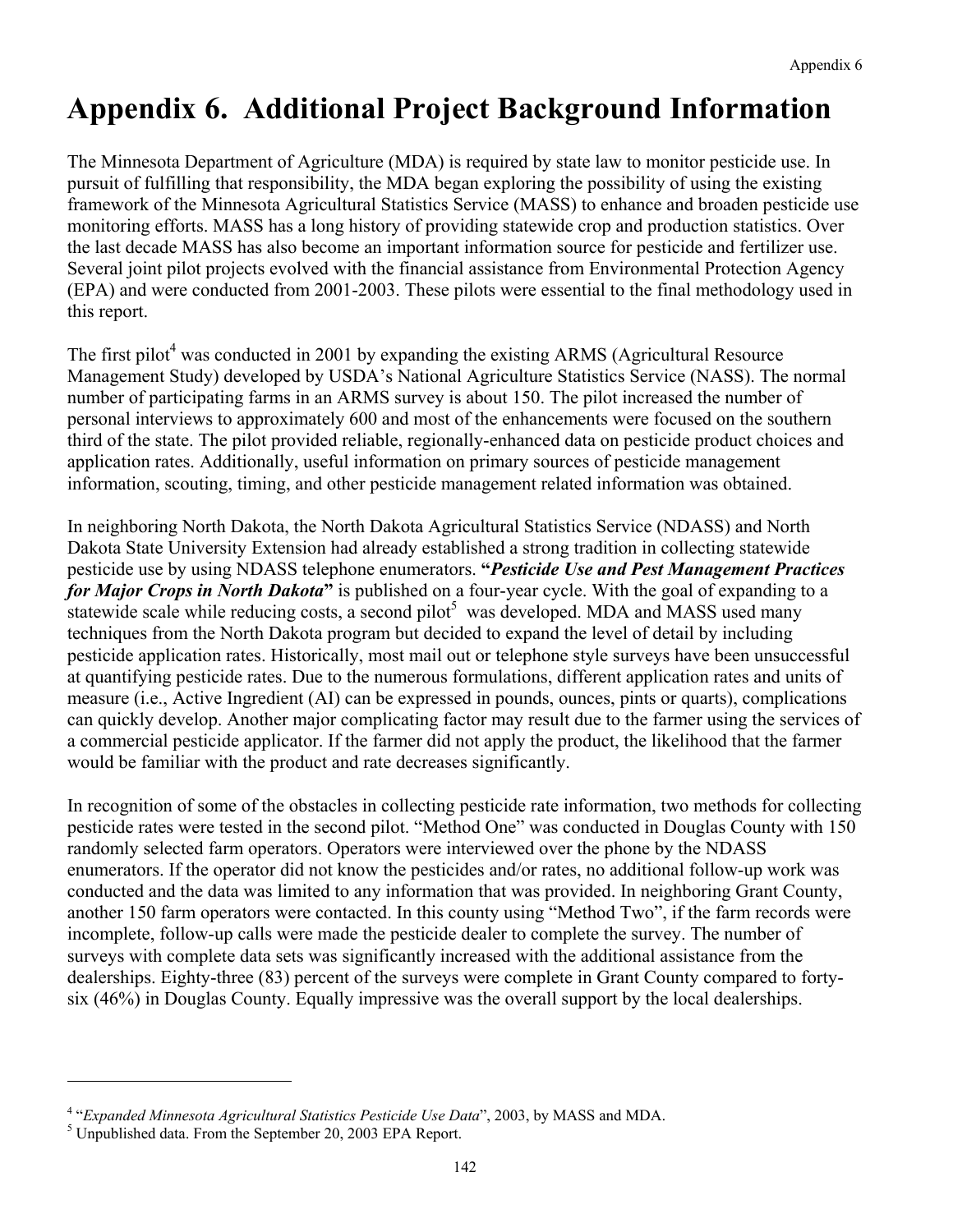# Appendix 6. Additional Project Background Information

The Minnesota Department of Agriculture (MDA) is required by state law to monitor pesticide use. In pursuit of fulfilling that responsibility, the MDA began exploring the possibility of using the existing framework of the Minnesota Agricultural Statistics Service (MASS) to enhance and broaden pesticide use monitoring efforts. MASS has a long history of providing statewide crop and production statistics. Over the last decade MASS has also become an important information source for pesticide and fertilizer use. Several joint pilot projects evolved with the financial assistance from Environmental Protection Agency (EPA) and were conducted from 2001-2003. These pilots were essential to the final methodology used in this report.

The first pilot[4] was conducted in 2001 by expanding the existing ARMS (Agricultural Resource Management Study) developed by USDA's National Agriculture Statistics Service (NASS). The normal number of participating farms in an ARMS survey is about 150. The pilot increased the number of personal interviews to approximately 600 and most of the enhancements were focused on the southern third of the state. The pilot provided reliable, regionally-enhanced data on pesticide product choices and application rates. Additionally, useful information on primary sources of pesticide management information, scouting, timing, and other pesticide management related information was obtained.

In neighboring North Dakota, the North Dakota Agricultural Statistics Service (NDASS) and North Dakota State University Extension had already established a strong tradition in collecting statewide pesticide use by using NDASS telephone enumerators. **"*Pesticide Use and Pest Management Practices for Major Crops in North Dakota*"** is published on a four-year cycle. With the goal of expanding to a statewide scale while reducing costs, a second pilot[5] was developed. MDA and MASS used many techniques from the North Dakota program but decided to expand the level of detail by including pesticide application rates. Historically, most mail out or telephone style surveys have been unsuccessful at quantifying pesticide rates. Due to the numerous formulations, different application rates and units of measure (i.e., Active Ingredient (AI) can be expressed in pounds, ounces, pints or quarts), complications can quickly develop. Another major complicating factor may result due to the farmer using the services of a commercial pesticide applicator. If the farmer did not apply the product, the likelihood that the farmer would be familiar with the product and rate decreases significantly.

In recognition of some of the obstacles in collecting pesticide rate information, two methods for collecting pesticide rates were tested in the second pilot. "Method One" was conducted in Douglas County with 150 randomly selected farm operators. Operators were interviewed over the phone by the NDASS enumerators. If the operator did not know the pesticides and/or rates, no additional follow-up work was conducted and the data was limited to any information that was provided. In neighboring Grant County, another 150 farm operators were contacted. In this county using "Method Two", if the farm records were incomplete, follow-up calls were made the pesticide dealer to complete the survey. The number of surveys with complete data sets was significantly increased with the additional assistance from the dealerships. Eighty-three (83) percent of the surveys were complete in Grant County compared to forty-six (46%) in Douglas County. Equally impressive was the overall support by the local dealerships.

---

[4] "*Expanded Minnesota Agricultural Statistics Pesticide Use Data*", 2003, by MASS and MDA.

[5] Unpublished data. From the September 20, 2003 EPA Report.